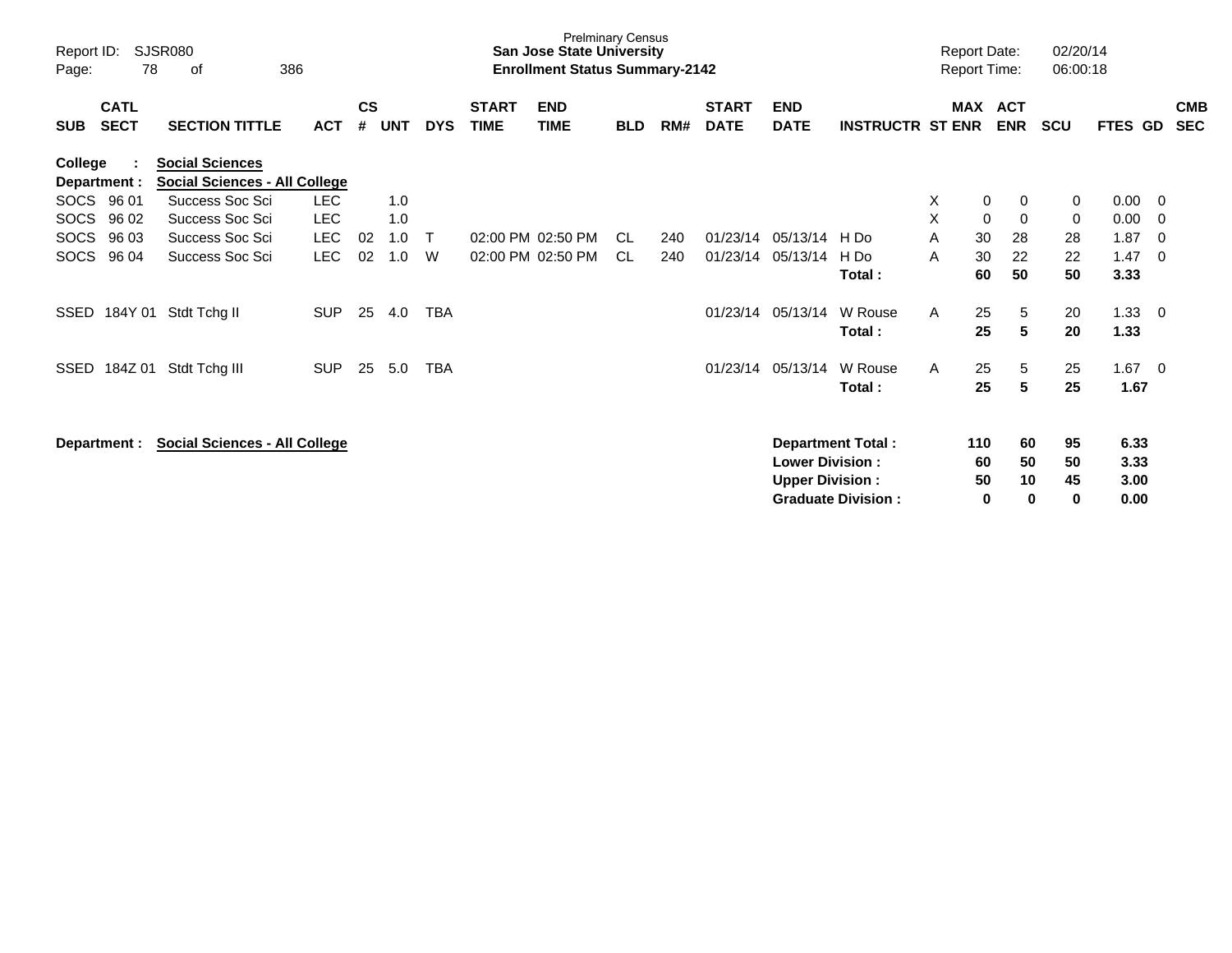Prelminary Census
**San Jose State University**
**Enrollment Status Summary-2142**

Report ID: SJSR080
Page: 78 of 386

Report Date: 02/20/14
Report Time: 06:00:18

**College : Social Sciences**
**Department : Social Sciences - All College**

| SUB | CATL SECT | SECTION TITTLE | ACT | CS # | UNT | DYS | START TIME | END TIME | BLD | RM# | START DATE | END DATE | INSTRUCTR | ST | MAX ENR | ACT ENR | SCU | FTES | GD | CMB SEC |
|---|---|---|---|---|---|---|---|---|---|---|---|---|---|---|---|---|---|---|---|---|
| SOCS | 96 01 | Success Soc Sci | LEC | | 1.0 | | | | | | | | | X | 0 | 0 | 0 | 0.00 | 0 | |
| SOCS | 96 02 | Success Soc Sci | LEC | | 1.0 | | | | | | | | | X | 0 | 0 | 0 | 0.00 | 0 | |
| SOCS | 96 03 | Success Soc Sci | LEC | 02 | 1.0 | T | 02:00 PM | 02:50 PM | CL | 240 | 01/23/14 | 05/13/14 | H Do | A | 30 | 28 | 28 | 1.87 | 0 | |
| SOCS | 96 04 | Success Soc Sci | LEC | 02 | 1.0 | W | 02:00 PM | 02:50 PM | CL | 240 | 01/23/14 | 05/13/14 | H Do | A | 30 | 22 | 22 | 1.47 | 0 | |
| | | | | | | | | | | | | | **Total :** | | **60** | **50** | **50** | **3.33** | | |
| SSED | 184Y 01 | Stdt Tchg II | SUP | 25 | 4.0 | TBA | | | | | 01/23/14 | 05/13/14 | W Rouse | A | 25 | 5 | 20 | 1.33 | 0 | |
| | | | | | | | | | | | | | **Total :** | | **25** | **5** | **20** | **1.33** | | |
| SSED | 184Z 01 | Stdt Tchg III | SUP | 25 | 5.0 | TBA | | | | | 01/23/14 | 05/13/14 | W Rouse | A | 25 | 5 | 25 | 1.67 | 0 | |
| | | | | | | | | | | | | | **Total :** | | **25** | **5** | **25** | **1.67** | | |

**Department : Social Sciences - All College**

| | MAX ENR | ACT ENR | SCU | FTES |
|---|---|---|---|---|
| **Department Total :** | **110** | **60** | **95** | **6.33** |
| **Lower Division :** | **60** | **50** | **50** | **3.33** |
| **Upper Division :** | **50** | **10** | **45** | **3.00** |
| **Graduate Division :** | **0** | **0** | **0** | **0.00** |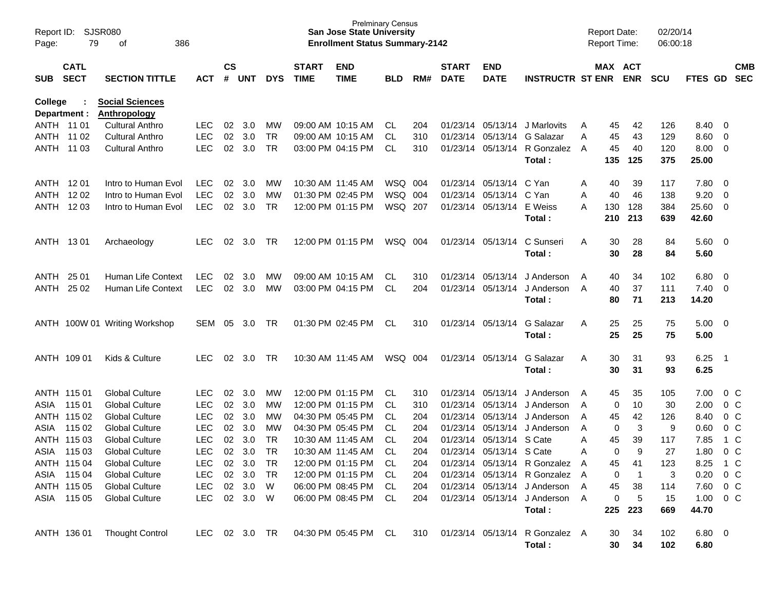Prelminary Census
**San Jose State University**
**Enrollment Status Summary-2142**

Report ID: SJSR080
Report Date: 02/20/14
Report Time: 06:00:18

**College : Social Sciences**
**Department : Anthropology**

| SUB | CATL SECT | SECTION TITTLE | ACT | CS # | UNT | DYS | START TIME | END TIME | BLD | RM# | START DATE | END DATE | INSTRUCTR | ST | MAX ENR | ACT ENR | SCU | FTES | GD | CMB SEC |
|---|---|---|---|---|---|---|---|---|---|---|---|---|---|---|---|---|---|---|---|---|
| ANTH | 11 01 | Cultural Anthro | LEC | 02 | 3.0 | MW | 09:00 AM | 10:15 AM | CL | 204 | 01/23/14 | 05/13/14 | J Marlovits | A | 45 | 42 | 126 | 8.40 | 0 | |
| ANTH | 11 02 | Cultural Anthro | LEC | 02 | 3.0 | TR | 09:00 AM | 10:15 AM | CL | 310 | 01/23/14 | 05/13/14 | G Salazar | A | 45 | 43 | 129 | 8.60 | 0 | |
| ANTH | 11 03 | Cultural Anthro | LEC | 02 | 3.0 | TR | 03:00 PM | 04:15 PM | CL | 310 | 01/23/14 | 05/13/14 | R Gonzalez | A | 45 | 40 | 120 | 8.00 | 0 | |
| | | | | | | | | | | | | | **Total :** | | **135** | **125** | **375** | **25.00** | | |
| ANTH | 12 01 | Intro to Human Evol | LEC | 02 | 3.0 | MW | 10:30 AM | 11:45 AM | WSQ | 004 | 01/23/14 | 05/13/14 | C Yan | A | 40 | 39 | 117 | 7.80 | 0 | |
| ANTH | 12 02 | Intro to Human Evol | LEC | 02 | 3.0 | MW | 01:30 PM | 02:45 PM | WSQ | 004 | 01/23/14 | 05/13/14 | C Yan | A | 40 | 46 | 138 | 9.20 | 0 | |
| ANTH | 12 03 | Intro to Human Evol | LEC | 02 | 3.0 | TR | 12:00 PM | 01:15 PM | WSQ | 207 | 01/23/14 | 05/13/14 | E Weiss | A | 130 | 128 | 384 | 25.60 | 0 | |
| | | | | | | | | | | | | | **Total :** | | **210** | **213** | **639** | **42.60** | | |
| ANTH | 13 01 | Archaeology | LEC | 02 | 3.0 | TR | 12:00 PM | 01:15 PM | WSQ | 004 | 01/23/14 | 05/13/14 | C Sunseri | A | 30 | 28 | 84 | 5.60 | 0 | |
| | | | | | | | | | | | | | **Total :** | | **30** | **28** | **84** | **5.60** | | |
| ANTH | 25 01 | Human Life Context | LEC | 02 | 3.0 | MW | 09:00 AM | 10:15 AM | CL | 310 | 01/23/14 | 05/13/14 | J Anderson | A | 40 | 34 | 102 | 6.80 | 0 | |
| ANTH | 25 02 | Human Life Context | LEC | 02 | 3.0 | MW | 03:00 PM | 04:15 PM | CL | 204 | 01/23/14 | 05/13/14 | J Anderson | A | 40 | 37 | 111 | 7.40 | 0 | |
| | | | | | | | | | | | | | **Total :** | | **80** | **71** | **213** | **14.20** | | |
| ANTH | 100W 01 | Writing Workshop | SEM | 05 | 3.0 | TR | 01:30 PM | 02:45 PM | CL | 310 | 01/23/14 | 05/13/14 | G Salazar | A | 25 | 25 | 75 | 5.00 | 0 | |
| | | | | | | | | | | | | | **Total :** | | **25** | **25** | **75** | **5.00** | | |
| ANTH | 109 01 | Kids & Culture | LEC | 02 | 3.0 | TR | 10:30 AM | 11:45 AM | WSQ | 004 | 01/23/14 | 05/13/14 | G Salazar | A | 30 | 31 | 93 | 6.25 | 1 | |
| | | | | | | | | | | | | | **Total :** | | **30** | **31** | **93** | **6.25** | | |
| ANTH | 115 01 | Global Culture | LEC | 02 | 3.0 | MW | 12:00 PM | 01:15 PM | CL | 310 | 01/23/14 | 05/13/14 | J Anderson | A | 45 | 35 | 105 | 7.00 | 0 | C |
| ASIA | 115 01 | Global Culture | LEC | 02 | 3.0 | MW | 12:00 PM | 01:15 PM | CL | 310 | 01/23/14 | 05/13/14 | J Anderson | A | 0 | 10 | 30 | 2.00 | 0 | C |
| ANTH | 115 02 | Global Culture | LEC | 02 | 3.0 | MW | 04:30 PM | 05:45 PM | CL | 204 | 01/23/14 | 05/13/14 | J Anderson | A | 45 | 42 | 126 | 8.40 | 0 | C |
| ASIA | 115 02 | Global Culture | LEC | 02 | 3.0 | MW | 04:30 PM | 05:45 PM | CL | 204 | 01/23/14 | 05/13/14 | J Anderson | A | 0 | 3 | 9 | 0.60 | 0 | C |
| ANTH | 115 03 | Global Culture | LEC | 02 | 3.0 | TR | 10:30 AM | 11:45 AM | CL | 204 | 01/23/14 | 05/13/14 | S Cate | A | 45 | 39 | 117 | 7.85 | 1 | C |
| ASIA | 115 03 | Global Culture | LEC | 02 | 3.0 | TR | 10:30 AM | 11:45 AM | CL | 204 | 01/23/14 | 05/13/14 | S Cate | A | 0 | 9 | 27 | 1.80 | 0 | C |
| ANTH | 115 04 | Global Culture | LEC | 02 | 3.0 | TR | 12:00 PM | 01:15 PM | CL | 204 | 01/23/14 | 05/13/14 | R Gonzalez | A | 45 | 41 | 123 | 8.25 | 1 | C |
| ASIA | 115 04 | Global Culture | LEC | 02 | 3.0 | TR | 12:00 PM | 01:15 PM | CL | 204 | 01/23/14 | 05/13/14 | R Gonzalez | A | 0 | 1 | 3 | 0.20 | 0 | C |
| ANTH | 115 05 | Global Culture | LEC | 02 | 3.0 | W | 06:00 PM | 08:45 PM | CL | 204 | 01/23/14 | 05/13/14 | J Anderson | A | 45 | 38 | 114 | 7.60 | 0 | C |
| ASIA | 115 05 | Global Culture | LEC | 02 | 3.0 | W | 06:00 PM | 08:45 PM | CL | 204 | 01/23/14 | 05/13/14 | J Anderson | A | 0 | 5 | 15 | 1.00 | 0 | C |
| | | | | | | | | | | | | | **Total :** | | **225** | **223** | **669** | **44.70** | | |
| ANTH | 136 01 | Thought Control | LEC | 02 | 3.0 | TR | 04:30 PM | 05:45 PM | CL | 310 | 01/23/14 | 05/13/14 | R Gonzalez | A | 30 | 34 | 102 | 6.80 | 0 | |
| | | | | | | | | | | | | | **Total :** | | **30** | **34** | **102** | **6.80** | | |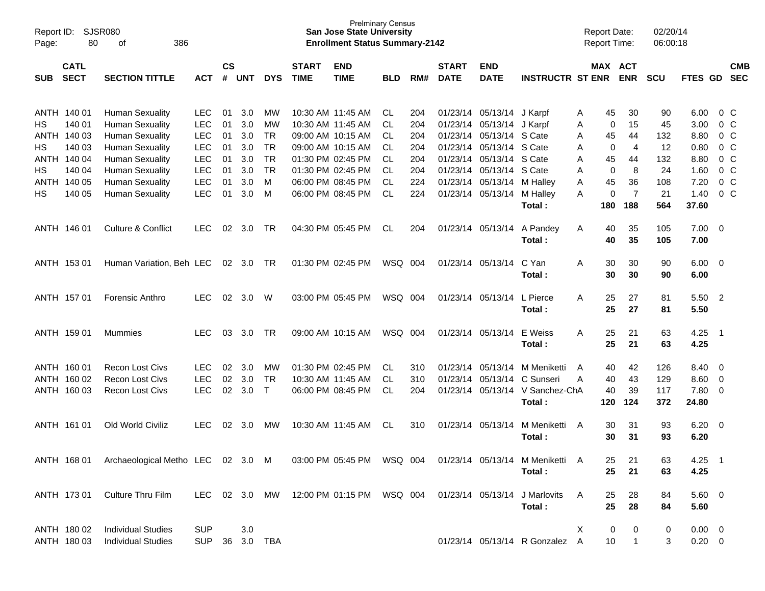| SUB | CATL SECT | SECTION TITTLE | ACT | CS # | UNT | DYS | START TIME | END TIME | BLD | RM# | START DATE | END DATE | INSTRUCTR | ST | MAX ENR | ACT ENR | SCU | FTES | GD | CMB SEC |
|---|---|---|---|---|---|---|---|---|---|---|---|---|---|---|---|---|---|---|---|---|
| ANTH | 140 01 | Human Sexuality | LEC | 01 | 3.0 | MW | 10:30 AM | 11:45 AM | CL | 204 | 01/23/14 | 05/13/14 | J Karpf | A | 45 | 30 | 90 | 6.00 | 0 | C |
| HS | 140 01 | Human Sexuality | LEC | 01 | 3.0 | MW | 10:30 AM | 11:45 AM | CL | 204 | 01/23/14 | 05/13/14 | J Karpf | A | 0 | 15 | 45 | 3.00 | 0 | C |
| ANTH | 140 03 | Human Sexuality | LEC | 01 | 3.0 | TR | 09:00 AM | 10:15 AM | CL | 204 | 01/23/14 | 05/13/14 | S Cate | A | 45 | 44 | 132 | 8.80 | 0 | C |
| HS | 140 03 | Human Sexuality | LEC | 01 | 3.0 | TR | 09:00 AM | 10:15 AM | CL | 204 | 01/23/14 | 05/13/14 | S Cate | A | 0 | 4 | 12 | 0.80 | 0 | C |
| ANTH | 140 04 | Human Sexuality | LEC | 01 | 3.0 | TR | 01:30 PM | 02:45 PM | CL | 204 | 01/23/14 | 05/13/14 | S Cate | A | 45 | 44 | 132 | 8.80 | 0 | C |
| HS | 140 04 | Human Sexuality | LEC | 01 | 3.0 | TR | 01:30 PM | 02:45 PM | CL | 204 | 01/23/14 | 05/13/14 | S Cate | A | 0 | 8 | 24 | 1.60 | 0 | C |
| ANTH | 140 05 | Human Sexuality | LEC | 01 | 3.0 | M | 06:00 PM | 08:45 PM | CL | 224 | 01/23/14 | 05/13/14 | M Halley | A | 45 | 36 | 108 | 7.20 | 0 | C |
| HS | 140 05 | Human Sexuality | LEC | 01 | 3.0 | M | 06:00 PM | 08:45 PM | CL | 224 | 01/23/14 | 05/13/14 | M Halley | A | 0 | 7 | 21 | 1.40 | 0 | C |
| | | | | | | | | | | | | | **Total :** | | **180** | **188** | **564** | **37.60** | | |
| ANTH | 146 01 | Culture & Conflict | LEC | 02 | 3.0 | TR | 04:30 PM | 05:45 PM | CL | 204 | 01/23/14 | 05/13/14 | A Pandey | A | 40 | 35 | 105 | 7.00 | 0 | |
| | | | | | | | | | | | | | **Total :** | | **40** | **35** | **105** | **7.00** | | |
| ANTH | 153 01 | Human Variation, Beh | LEC | 02 | 3.0 | TR | 01:30 PM | 02:45 PM | WSQ | 004 | 01/23/14 | 05/13/14 | C Yan | A | 30 | 30 | 90 | 6.00 | 0 | |
| | | | | | | | | | | | | | **Total :** | | **30** | **30** | **90** | **6.00** | | |
| ANTH | 157 01 | Forensic Anthro | LEC | 02 | 3.0 | W | 03:00 PM | 05:45 PM | WSQ | 004 | 01/23/14 | 05/13/14 | L Pierce | A | 25 | 27 | 81 | 5.50 | 2 | |
| | | | | | | | | | | | | | **Total :** | | **25** | **27** | **81** | **5.50** | | |
| ANTH | 159 01 | Mummies | LEC | 03 | 3.0 | TR | 09:00 AM | 10:15 AM | WSQ | 004 | 01/23/14 | 05/13/14 | E Weiss | A | 25 | 21 | 63 | 4.25 | 1 | |
| | | | | | | | | | | | | | **Total :** | | **25** | **21** | **63** | **4.25** | | |
| ANTH | 160 01 | Recon Lost Civs | LEC | 02 | 3.0 | MW | 01:30 PM | 02:45 PM | CL | 310 | 01/23/14 | 05/13/14 | M Meniketti | A | 40 | 42 | 126 | 8.40 | 0 | |
| ANTH | 160 02 | Recon Lost Civs | LEC | 02 | 3.0 | TR | 10:30 AM | 11:45 AM | CL | 310 | 01/23/14 | 05/13/14 | C Sunseri | A | 40 | 43 | 129 | 8.60 | 0 | |
| ANTH | 160 03 | Recon Lost Civs | LEC | 02 | 3.0 | T | 06:00 PM | 08:45 PM | CL | 204 | 01/23/14 | 05/13/14 | V Sanchez-Ch | A | 40 | 39 | 117 | 7.80 | 0 | |
| | | | | | | | | | | | | | **Total :** | | **120** | **124** | **372** | **24.80** | | |
| ANTH | 161 01 | Old World Civiliz | LEC | 02 | 3.0 | MW | 10:30 AM | 11:45 AM | CL | 310 | 01/23/14 | 05/13/14 | M Meniketti | A | 30 | 31 | 93 | 6.20 | 0 | |
| | | | | | | | | | | | | | **Total :** | | **30** | **31** | **93** | **6.20** | | |
| ANTH | 168 01 | Archaeological Metho | LEC | 02 | 3.0 | M | 03:00 PM | 05:45 PM | WSQ | 004 | 01/23/14 | 05/13/14 | M Meniketti | A | 25 | 21 | 63 | 4.25 | 1 | |
| | | | | | | | | | | | | | **Total :** | | **25** | **21** | **63** | **4.25** | | |
| ANTH | 173 01 | Culture Thru Film | LEC | 02 | 3.0 | MW | 12:00 PM | 01:15 PM | WSQ | 004 | 01/23/14 | 05/13/14 | J Marlovits | A | 25 | 28 | 84 | 5.60 | 0 | |
| | | | | | | | | | | | | | **Total :** | | **25** | **28** | **84** | **5.60** | | |
| ANTH | 180 02 | Individual Studies | SUP | | 3.0 | | | | | | | | | X | 0 | 0 | 0 | 0.00 | 0 | |
| ANTH | 180 03 | Individual Studies | SUP | 36 | 3.0 | TBA | | | | | 01/23/14 | 05/13/14 | R Gonzalez | A | 10 | 1 | 3 | 0.20 | 0 | |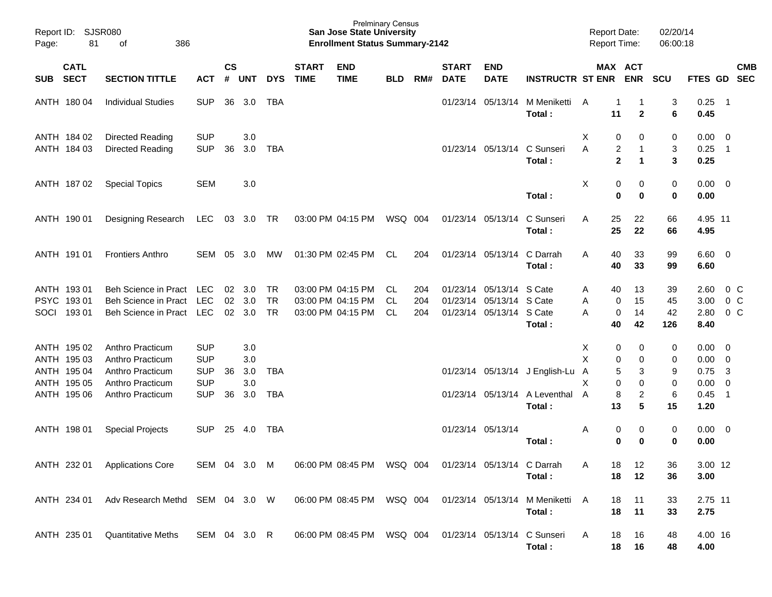Prelminary Census
**San Jose State University**
**Enrollment Status Summary-2142**

Report ID: SJSR080 | Report Date: 02/20/14 | Report Time: 06:00:18

| SUB | CATL SECT | SECTION TITTLE | ACT | CS # | UNT | DYS | START TIME | END TIME | BLD | RM# | START DATE | END DATE | INSTRUCTR | ST | MAX ENR | ACT ENR | SCU | FTES | GD | CMB SEC |
|---|---|---|---|---|---|---|---|---|---|---|---|---|---|---|---|---|---|---|---|---|
| ANTH | 180 04 | Individual Studies | SUP | 36 | 3.0 | TBA | | | | | 01/23/14 | 05/13/14 | M Meniketti | A | 1 | 1 | 3 | 0.25 | 1 | |
| | | | | | | | | | | | | | **Total :** | | **11** | **2** | **6** | **0.45** | | |
| ANTH | 184 02 | Directed Reading | SUP | | 3.0 | | | | | | | | | X | 0 | 0 | 0 | 0.00 | 0 | |
| ANTH | 184 03 | Directed Reading | SUP | 36 | 3.0 | TBA | | | | | 01/23/14 | 05/13/14 | C Sunseri | A | 2 | 1 | 3 | 0.25 | 1 | |
| | | | | | | | | | | | | | **Total :** | | **2** | **1** | **3** | **0.25** | | |
| ANTH | 187 02 | Special Topics | SEM | | 3.0 | | | | | | | | | X | 0 | 0 | 0 | 0.00 | 0 | |
| | | | | | | | | | | | | | **Total :** | | **0** | **0** | **0** | **0.00** | | |
| ANTH | 190 01 | Designing Research | LEC | 03 | 3.0 | TR | 03:00 PM | 04:15 PM | WSQ | 004 | 01/23/14 | 05/13/14 | C Sunseri | A | 25 | 22 | 66 | 4.95 | 11 | |
| | | | | | | | | | | | | | **Total :** | | **25** | **22** | **66** | **4.95** | | |
| ANTH | 191 01 | Frontiers Anthro | SEM | 05 | 3.0 | MW | 01:30 PM | 02:45 PM | CL | 204 | 01/23/14 | 05/13/14 | C Darrah | A | 40 | 33 | 99 | 6.60 | 0 | |
| | | | | | | | | | | | | | **Total :** | | **40** | **33** | **99** | **6.60** | | |
| ANTH | 193 01 | Beh Science in Pract | LEC | 02 | 3.0 | TR | 03:00 PM | 04:15 PM | CL | 204 | 01/23/14 | 05/13/14 | S Cate | A | 40 | 13 | 39 | 2.60 | 0 | C |
| PSYC | 193 01 | Beh Science in Pract | LEC | 02 | 3.0 | TR | 03:00 PM | 04:15 PM | CL | 204 | 01/23/14 | 05/13/14 | S Cate | A | 0 | 15 | 45 | 3.00 | 0 | C |
| SOCI | 193 01 | Beh Science in Pract | LEC | 02 | 3.0 | TR | 03:00 PM | 04:15 PM | CL | 204 | 01/23/14 | 05/13/14 | S Cate | A | 0 | 14 | 42 | 2.80 | 0 | C |
| | | | | | | | | | | | | | **Total :** | | **40** | **42** | **126** | **8.40** | | |
| ANTH | 195 02 | Anthro Practicum | SUP | | 3.0 | | | | | | | | | X | 0 | 0 | 0 | 0.00 | 0 | |
| ANTH | 195 03 | Anthro Practicum | SUP | | 3.0 | | | | | | | | | X | 0 | 0 | 0 | 0.00 | 0 | |
| ANTH | 195 04 | Anthro Practicum | SUP | 36 | 3.0 | TBA | | | | | 01/23/14 | 05/13/14 | J English-Lu | A | 5 | 3 | 9 | 0.75 | 3 | |
| ANTH | 195 05 | Anthro Practicum | SUP | | 3.0 | | | | | | | | | X | 0 | 0 | 0 | 0.00 | 0 | |
| ANTH | 195 06 | Anthro Practicum | SUP | 36 | 3.0 | TBA | | | | | 01/23/14 | 05/13/14 | A Leventhal | A | 8 | 2 | 6 | 0.45 | 1 | |
| | | | | | | | | | | | | | **Total :** | | **13** | **5** | **15** | **1.20** | | |
| ANTH | 198 01 | Special Projects | SUP | 25 | 4.0 | TBA | | | | | 01/23/14 | 05/13/14 | | A | 0 | 0 | 0 | 0.00 | 0 | |
| | | | | | | | | | | | | | **Total :** | | **0** | **0** | **0** | **0.00** | | |
| ANTH | 232 01 | Applications Core | SEM | 04 | 3.0 | M | 06:00 PM | 08:45 PM | WSQ | 004 | 01/23/14 | 05/13/14 | C Darrah | A | 18 | 12 | 36 | 3.00 | 12 | |
| | | | | | | | | | | | | | **Total :** | | **18** | **12** | **36** | **3.00** | | |
| ANTH | 234 01 | Adv Research Methd | SEM | 04 | 3.0 | W | 06:00 PM | 08:45 PM | WSQ | 004 | 01/23/14 | 05/13/14 | M Meniketti | A | 18 | 11 | 33 | 2.75 | 11 | |
| | | | | | | | | | | | | | **Total :** | | **18** | **11** | **33** | **2.75** | | |
| ANTH | 235 01 | Quantitative Meths | SEM | 04 | 3.0 | R | 06:00 PM | 08:45 PM | WSQ | 004 | 01/23/14 | 05/13/14 | C Sunseri | A | 18 | 16 | 48 | 4.00 | 16 | |
| | | | | | | | | | | | | | **Total :** | | **18** | **16** | **48** | **4.00** | | |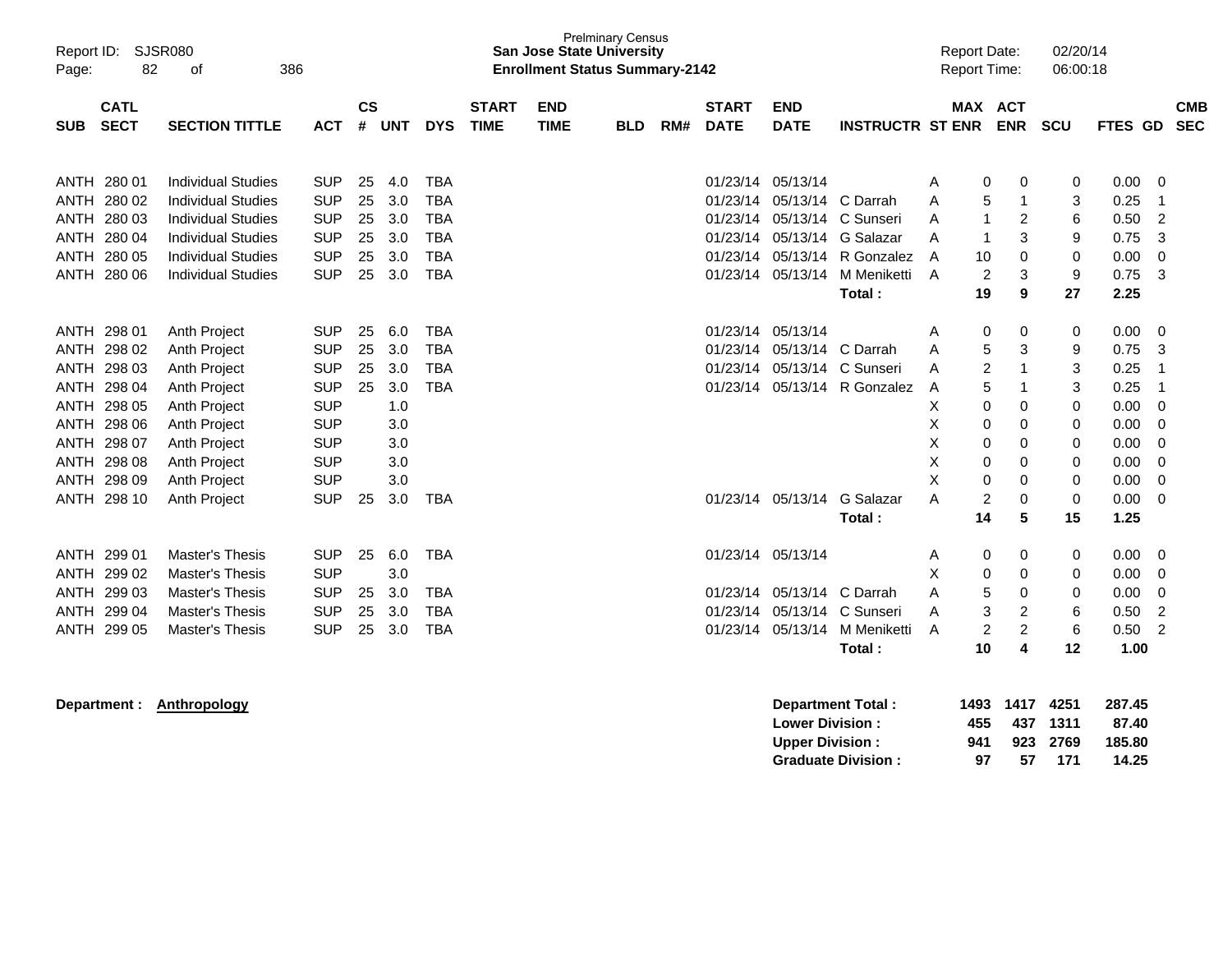| SUB | CATL SECT | SECTION TITTLE | ACT | CS # | UNT | DYS | START TIME | END TIME | BLD | RM# | START DATE | END DATE | INSTRUCTR | ST | MAX ENR | ACT ENR | SCU | FTES | GD | CMB SEC |
|---|---|---|---|---|---|---|---|---|---|---|---|---|---|---|---|---|---|---|---|---|
| ANTH | 280 01 | Individual Studies | SUP | 25 | 4.0 | TBA | | | | | 01/23/14 | 05/13/14 | | A | 0 | 0 | 0 | 0.00 | 0 | |
| ANTH | 280 02 | Individual Studies | SUP | 25 | 3.0 | TBA | | | | | 01/23/14 | 05/13/14 | C Darrah | A | 5 | 1 | 3 | 0.25 | 1 | |
| ANTH | 280 03 | Individual Studies | SUP | 25 | 3.0 | TBA | | | | | 01/23/14 | 05/13/14 | C Sunseri | A | 1 | 2 | 6 | 0.50 | 2 | |
| ANTH | 280 04 | Individual Studies | SUP | 25 | 3.0 | TBA | | | | | 01/23/14 | 05/13/14 | G Salazar | A | 1 | 3 | 9 | 0.75 | 3 | |
| ANTH | 280 05 | Individual Studies | SUP | 25 | 3.0 | TBA | | | | | 01/23/14 | 05/13/14 | R Gonzalez | A | 10 | 0 | 0 | 0.00 | 0 | |
| ANTH | 280 06 | Individual Studies | SUP | 25 | 3.0 | TBA | | | | | 01/23/14 | 05/13/14 | M Meniketti | A | 2 | 3 | 9 | 0.75 | 3 | |
| | | | | | | | | | | | | | **Total :** | | **19** | **9** | **27** | **2.25** | | |
| ANTH | 298 01 | Anth Project | SUP | 25 | 6.0 | TBA | | | | | 01/23/14 | 05/13/14 | | A | 0 | 0 | 0 | 0.00 | 0 | |
| ANTH | 298 02 | Anth Project | SUP | 25 | 3.0 | TBA | | | | | 01/23/14 | 05/13/14 | C Darrah | A | 5 | 3 | 9 | 0.75 | 3 | |
| ANTH | 298 03 | Anth Project | SUP | 25 | 3.0 | TBA | | | | | 01/23/14 | 05/13/14 | C Sunseri | A | 2 | 1 | 3 | 0.25 | 1 | |
| ANTH | 298 04 | Anth Project | SUP | 25 | 3.0 | TBA | | | | | 01/23/14 | 05/13/14 | R Gonzalez | A | 5 | 1 | 3 | 0.25 | 1 | |
| ANTH | 298 05 | Anth Project | SUP | | 1.0 | | | | | | | | | X | 0 | 0 | 0 | 0.00 | 0 | |
| ANTH | 298 06 | Anth Project | SUP | | 3.0 | | | | | | | | | X | 0 | 0 | 0 | 0.00 | 0 | |
| ANTH | 298 07 | Anth Project | SUP | | 3.0 | | | | | | | | | X | 0 | 0 | 0 | 0.00 | 0 | |
| ANTH | 298 08 | Anth Project | SUP | | 3.0 | | | | | | | | | X | 0 | 0 | 0 | 0.00 | 0 | |
| ANTH | 298 09 | Anth Project | SUP | | 3.0 | | | | | | | | | X | 0 | 0 | 0 | 0.00 | 0 | |
| ANTH | 298 10 | Anth Project | SUP | 25 | 3.0 | TBA | | | | | 01/23/14 | 05/13/14 | G Salazar | A | 2 | 0 | 0 | 0.00 | 0 | |
| | | | | | | | | | | | | | **Total :** | | **14** | **5** | **15** | **1.25** | | |
| ANTH | 299 01 | Master's Thesis | SUP | 25 | 6.0 | TBA | | | | | 01/23/14 | 05/13/14 | | A | 0 | 0 | 0 | 0.00 | 0 | |
| ANTH | 299 02 | Master's Thesis | SUP | | 3.0 | | | | | | | | | X | 0 | 0 | 0 | 0.00 | 0 | |
| ANTH | 299 03 | Master's Thesis | SUP | 25 | 3.0 | TBA | | | | | 01/23/14 | 05/13/14 | C Darrah | A | 5 | 0 | 0 | 0.00 | 0 | |
| ANTH | 299 04 | Master's Thesis | SUP | 25 | 3.0 | TBA | | | | | 01/23/14 | 05/13/14 | C Sunseri | A | 3 | 2 | 6 | 0.50 | 2 | |
| ANTH | 299 05 | Master's Thesis | SUP | 25 | 3.0 | TBA | | | | | 01/23/14 | 05/13/14 | M Meniketti | A | 2 | 2 | 6 | 0.50 | 2 | |
| | | | | | | | | | | | | | **Total :** | | **10** | **4** | **12** | **1.00** | | |

**Department : Anthropology**

| | MAX ENR | ACT ENR | SCU | FTES |
|---|---|---|---|---|
| **Department Total :** | **1493** | **1417** | **4251** | **287.45** |
| **Lower Division :** | **455** | **437** | **1311** | **87.40** |
| **Upper Division :** | **941** | **923** | **2769** | **185.80** |
| **Graduate Division :** | **97** | **57** | **171** | **14.25** |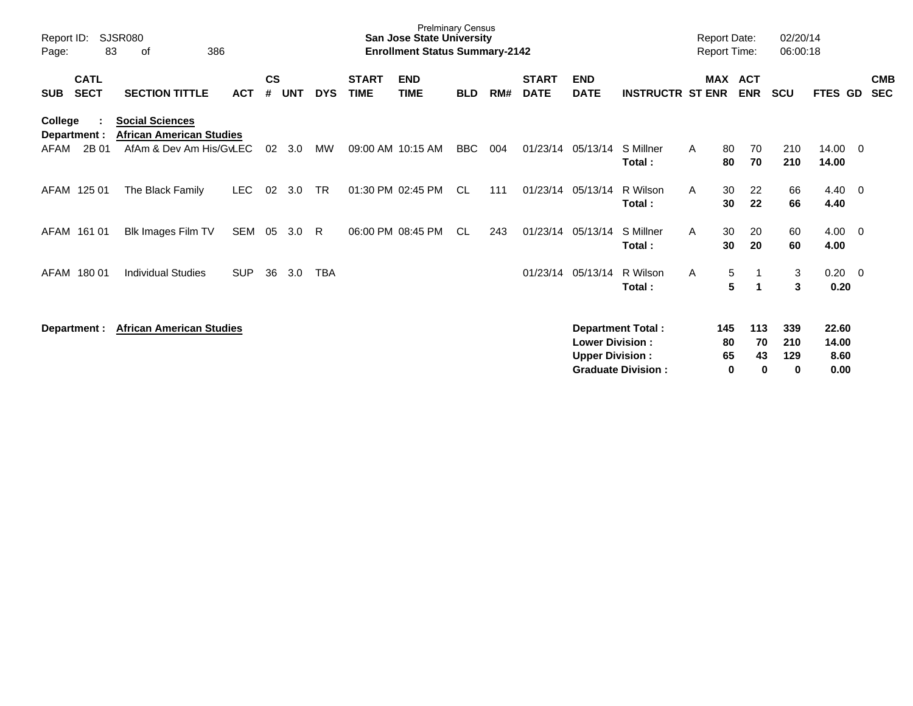Prelminary Census
**San Jose State University**
**Enrollment Status Summary-2142**

Report ID: SJSR080
Report Date: 02/20/14
Report Time: 06:00:18

| SUB | CATL SECT | SECTION TITTLE | ACT | CS # | UNT | DYS | START TIME | END TIME | BLD | RM# | START DATE | END DATE | INSTRUCTR | ST | MAX ENR | ACT ENR | SCU | FTES | GD | CMB SEC |
|---|---|---|---|---|---|---|---|---|---|---|---|---|---|---|---|---|---|---|---|---|
| **College :** | | **Social Sciences** | | | | | | | | | | | | | | | | | | |
| **Department :** | | **African American Studies** | | | | | | | | | | | | | | | | | | |
| AFAM | 2B 01 | AfAm & Dev Am His/Gv | LEC | 02 | 3.0 | MW | 09:00 AM | 10:15 AM | BBC | 004 | 01/23/14 | 05/13/14 | S Millner | A | 80 | 70 | 210 | 14.00 | 0 | |
| | | | | | | | | | | | | | **Total :** | | **80** | **70** | **210** | **14.00** | | |
| AFAM | 125 01 | The Black Family | LEC | 02 | 3.0 | TR | 01:30 PM | 02:45 PM | CL | 111 | 01/23/14 | 05/13/14 | R Wilson | A | 30 | 22 | 66 | 4.40 | 0 | |
| | | | | | | | | | | | | | **Total :** | | **30** | **22** | **66** | **4.40** | | |
| AFAM | 161 01 | Blk Images Film TV | SEM | 05 | 3.0 | R | 06:00 PM | 08:45 PM | CL | 243 | 01/23/14 | 05/13/14 | S Millner | A | 30 | 20 | 60 | 4.00 | 0 | |
| | | | | | | | | | | | | | **Total :** | | **30** | **20** | **60** | **4.00** | | |
| AFAM | 180 01 | Individual Studies | SUP | 36 | 3.0 | TBA | | | | | 01/23/14 | 05/13/14 | R Wilson | A | 5 | 1 | 3 | 0.20 | 0 | |
| | | | | | | | | | | | | | **Total :** | | **5** | **1** | **3** | **0.20** | | |

**Department : African American Studies**

| | MAX ENR | ACT ENR | SCU | FTES |
|---|---|---|---|---|
| **Department Total :** | **145** | **113** | **339** | **22.60** |
| **Lower Division :** | **80** | **70** | **210** | **14.00** |
| **Upper Division :** | **65** | **43** | **129** | **8.60** |
| **Graduate Division :** | **0** | **0** | **0** | **0.00** |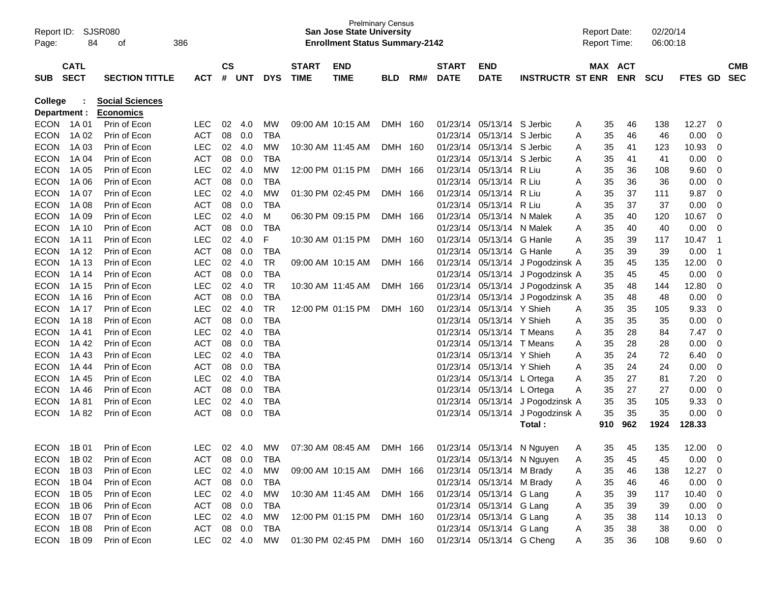Prelminary Census
**San Jose State University**
**Enrollment Status Summary-2142**

Report ID: SJSR080
Report Date: 02/20/14
Report Time: 06:00:18

**College : Social Sciences**
**Department : Economics**

| SUB | CATL SECT | SECTION TITTLE | ACT | CS # | UNT | DYS | START TIME | END TIME | BLD | RM# | START DATE | END DATE | INSTRUCTR | ST | MAX ENR | ACT ENR | SCU | FTES | GD | CMB SEC |
|---|---|---|---|---|---|---|---|---|---|---|---|---|---|---|---|---|---|---|---|---|
| ECON | 1A 01 | Prin of Econ | LEC | 02 | 4.0 | MW | 09:00 AM | 10:15 AM | DMH | 160 | 01/23/14 | 05/13/14 | S Jerbic | A | 35 | 46 | 138 | 12.27 | 0 | |
| ECON | 1A 02 | Prin of Econ | ACT | 08 | 0.0 | TBA | | | | | 01/23/14 | 05/13/14 | S Jerbic | A | 35 | 46 | 46 | 0.00 | 0 | |
| ECON | 1A 03 | Prin of Econ | LEC | 02 | 4.0 | MW | 10:30 AM | 11:45 AM | DMH | 160 | 01/23/14 | 05/13/14 | S Jerbic | A | 35 | 41 | 123 | 10.93 | 0 | |
| ECON | 1A 04 | Prin of Econ | ACT | 08 | 0.0 | TBA | | | | | 01/23/14 | 05/13/14 | S Jerbic | A | 35 | 41 | 41 | 0.00 | 0 | |
| ECON | 1A 05 | Prin of Econ | LEC | 02 | 4.0 | MW | 12:00 PM | 01:15 PM | DMH | 166 | 01/23/14 | 05/13/14 | R Liu | A | 35 | 36 | 108 | 9.60 | 0 | |
| ECON | 1A 06 | Prin of Econ | ACT | 08 | 0.0 | TBA | | | | | 01/23/14 | 05/13/14 | R Liu | A | 35 | 36 | 36 | 0.00 | 0 | |
| ECON | 1A 07 | Prin of Econ | LEC | 02 | 4.0 | MW | 01:30 PM | 02:45 PM | DMH | 166 | 01/23/14 | 05/13/14 | R Liu | A | 35 | 37 | 111 | 9.87 | 0 | |
| ECON | 1A 08 | Prin of Econ | ACT | 08 | 0.0 | TBA | | | | | 01/23/14 | 05/13/14 | R Liu | A | 35 | 37 | 37 | 0.00 | 0 | |
| ECON | 1A 09 | Prin of Econ | LEC | 02 | 4.0 | M | 06:30 PM | 09:15 PM | DMH | 166 | 01/23/14 | 05/13/14 | N Malek | A | 35 | 40 | 120 | 10.67 | 0 | |
| ECON | 1A 10 | Prin of Econ | ACT | 08 | 0.0 | TBA | | | | | 01/23/14 | 05/13/14 | N Malek | A | 35 | 40 | 40 | 0.00 | 0 | |
| ECON | 1A 11 | Prin of Econ | LEC | 02 | 4.0 | F | 10:30 AM | 01:15 PM | DMH | 160 | 01/23/14 | 05/13/14 | G Hanle | A | 35 | 39 | 117 | 10.47 | 1 | |
| ECON | 1A 12 | Prin of Econ | ACT | 08 | 0.0 | TBA | | | | | 01/23/14 | 05/13/14 | G Hanle | A | 35 | 39 | 39 | 0.00 | 1 | |
| ECON | 1A 13 | Prin of Econ | LEC | 02 | 4.0 | TR | 09:00 AM | 10:15 AM | DMH | 166 | 01/23/14 | 05/13/14 | J Pogodzinsk | A | 35 | 45 | 135 | 12.00 | 0 | |
| ECON | 1A 14 | Prin of Econ | ACT | 08 | 0.0 | TBA | | | | | 01/23/14 | 05/13/14 | J Pogodzinsk | A | 35 | 45 | 45 | 0.00 | 0 | |
| ECON | 1A 15 | Prin of Econ | LEC | 02 | 4.0 | TR | 10:30 AM | 11:45 AM | DMH | 166 | 01/23/14 | 05/13/14 | J Pogodzinsk | A | 35 | 48 | 144 | 12.80 | 0 | |
| ECON | 1A 16 | Prin of Econ | ACT | 08 | 0.0 | TBA | | | | | 01/23/14 | 05/13/14 | J Pogodzinsk | A | 35 | 48 | 48 | 0.00 | 0 | |
| ECON | 1A 17 | Prin of Econ | LEC | 02 | 4.0 | TR | 12:00 PM | 01:15 PM | DMH | 160 | 01/23/14 | 05/13/14 | Y Shieh | A | 35 | 35 | 105 | 9.33 | 0 | |
| ECON | 1A 18 | Prin of Econ | ACT | 08 | 0.0 | TBA | | | | | 01/23/14 | 05/13/14 | Y Shieh | A | 35 | 35 | 35 | 0.00 | 0 | |
| ECON | 1A 41 | Prin of Econ | LEC | 02 | 4.0 | TBA | | | | | 01/23/14 | 05/13/14 | T Means | A | 35 | 28 | 84 | 7.47 | 0 | |
| ECON | 1A 42 | Prin of Econ | ACT | 08 | 0.0 | TBA | | | | | 01/23/14 | 05/13/14 | T Means | A | 35 | 28 | 28 | 0.00 | 0 | |
| ECON | 1A 43 | Prin of Econ | LEC | 02 | 4.0 | TBA | | | | | 01/23/14 | 05/13/14 | Y Shieh | A | 35 | 24 | 72 | 6.40 | 0 | |
| ECON | 1A 44 | Prin of Econ | ACT | 08 | 0.0 | TBA | | | | | 01/23/14 | 05/13/14 | Y Shieh | A | 35 | 24 | 24 | 0.00 | 0 | |
| ECON | 1A 45 | Prin of Econ | LEC | 02 | 4.0 | TBA | | | | | 01/23/14 | 05/13/14 | L Ortega | A | 35 | 27 | 81 | 7.20 | 0 | |
| ECON | 1A 46 | Prin of Econ | ACT | 08 | 0.0 | TBA | | | | | 01/23/14 | 05/13/14 | L Ortega | A | 35 | 27 | 27 | 0.00 | 0 | |
| ECON | 1A 81 | Prin of Econ | LEC | 02 | 4.0 | TBA | | | | | 01/23/14 | 05/13/14 | J Pogodzinsk | A | 35 | 35 | 105 | 9.33 | 0 | |
| ECON | 1A 82 | Prin of Econ | ACT | 08 | 0.0 | TBA | | | | | 01/23/14 | 05/13/14 | J Pogodzinsk | A | 35 | 35 | 35 | 0.00 | 0 | |
| | | | | | | | | | | | | | Total : | | 910 | 962 | 1924 | 128.33 | | |
| ECON | 1B 01 | Prin of Econ | LEC | 02 | 4.0 | MW | 07:30 AM | 08:45 AM | DMH | 166 | 01/23/14 | 05/13/14 | N Nguyen | A | 35 | 45 | 135 | 12.00 | 0 | |
| ECON | 1B 02 | Prin of Econ | ACT | 08 | 0.0 | TBA | | | | | 01/23/14 | 05/13/14 | N Nguyen | A | 35 | 45 | 45 | 0.00 | 0 | |
| ECON | 1B 03 | Prin of Econ | LEC | 02 | 4.0 | MW | 09:00 AM | 10:15 AM | DMH | 166 | 01/23/14 | 05/13/14 | M Brady | A | 35 | 46 | 138 | 12.27 | 0 | |
| ECON | 1B 04 | Prin of Econ | ACT | 08 | 0.0 | TBA | | | | | 01/23/14 | 05/13/14 | M Brady | A | 35 | 46 | 46 | 0.00 | 0 | |
| ECON | 1B 05 | Prin of Econ | LEC | 02 | 4.0 | MW | 10:30 AM | 11:45 AM | DMH | 166 | 01/23/14 | 05/13/14 | G Lang | A | 35 | 39 | 117 | 10.40 | 0 | |
| ECON | 1B 06 | Prin of Econ | ACT | 08 | 0.0 | TBA | | | | | 01/23/14 | 05/13/14 | G Lang | A | 35 | 39 | 39 | 0.00 | 0 | |
| ECON | 1B 07 | Prin of Econ | LEC | 02 | 4.0 | MW | 12:00 PM | 01:15 PM | DMH | 160 | 01/23/14 | 05/13/14 | G Lang | A | 35 | 38 | 114 | 10.13 | 0 | |
| ECON | 1B 08 | Prin of Econ | ACT | 08 | 0.0 | TBA | | | | | 01/23/14 | 05/13/14 | G Lang | A | 35 | 38 | 38 | 0.00 | 0 | |
| ECON | 1B 09 | Prin of Econ | LEC | 02 | 4.0 | MW | 01:30 PM | 02:45 PM | DMH | 160 | 01/23/14 | 05/13/14 | G Cheng | A | 35 | 36 | 108 | 9.60 | 0 | |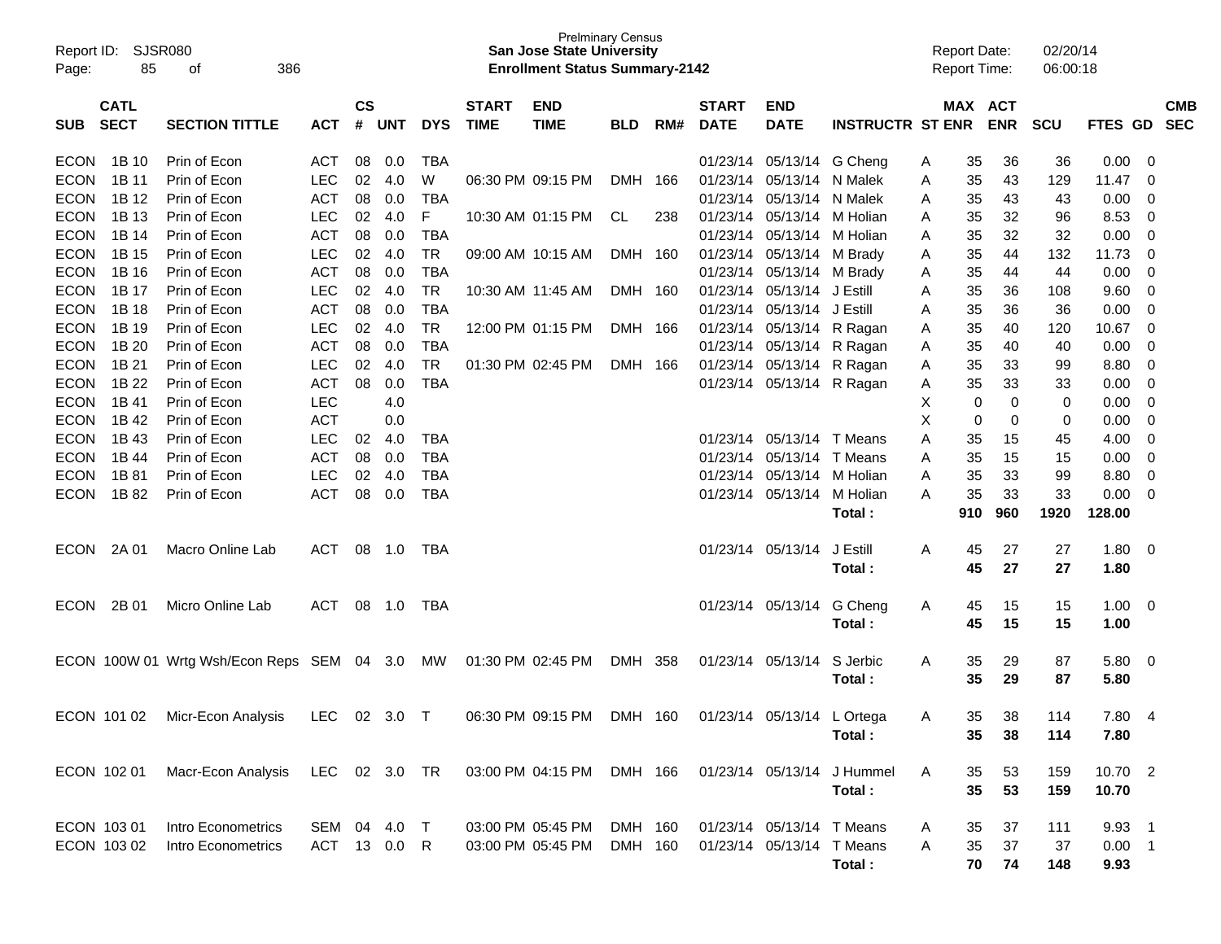Prelminary Census
**San Jose State University**
**Enrollment Status Summary-2142**

Report ID: SJSR080
Report Date: 02/20/14
Report Time: 06:00:18

| SUB | CATL SECT | SECTION TITTLE | ACT | CS # | UNT | DYS | START TIME | END TIME | BLD | RM# | START DATE | END DATE | INSTRUCTR | ST | MAX ENR | ACT ENR | SCU | FTES | GD | CMB SEC |
|---|---|---|---|---|---|---|---|---|---|---|---|---|---|---|---|---|---|---|---|---|
| ECON | 1B 10 | Prin of Econ | ACT | 08 | 0.0 | TBA | | | | | 01/23/14 | 05/13/14 | G Cheng | A | 35 | 36 | 36 | 0.00 | 0 | |
| ECON | 1B 11 | Prin of Econ | LEC | 02 | 4.0 | W | 06:30 PM | 09:15 PM | DMH | 166 | 01/23/14 | 05/13/14 | N Malek | A | 35 | 43 | 129 | 11.47 | 0 | |
| ECON | 1B 12 | Prin of Econ | ACT | 08 | 0.0 | TBA | | | | | 01/23/14 | 05/13/14 | N Malek | A | 35 | 43 | 43 | 0.00 | 0 | |
| ECON | 1B 13 | Prin of Econ | LEC | 02 | 4.0 | F | 10:30 AM | 01:15 PM | CL | 238 | 01/23/14 | 05/13/14 | M Holian | A | 35 | 32 | 96 | 8.53 | 0 | |
| ECON | 1B 14 | Prin of Econ | ACT | 08 | 0.0 | TBA | | | | | 01/23/14 | 05/13/14 | M Holian | A | 35 | 32 | 32 | 0.00 | 0 | |
| ECON | 1B 15 | Prin of Econ | LEC | 02 | 4.0 | TR | 09:00 AM | 10:15 AM | DMH | 160 | 01/23/14 | 05/13/14 | M Brady | A | 35 | 44 | 132 | 11.73 | 0 | |
| ECON | 1B 16 | Prin of Econ | ACT | 08 | 0.0 | TBA | | | | | 01/23/14 | 05/13/14 | M Brady | A | 35 | 44 | 44 | 0.00 | 0 | |
| ECON | 1B 17 | Prin of Econ | LEC | 02 | 4.0 | TR | 10:30 AM | 11:45 AM | DMH | 160 | 01/23/14 | 05/13/14 | J Estill | A | 35 | 36 | 108 | 9.60 | 0 | |
| ECON | 1B 18 | Prin of Econ | ACT | 08 | 0.0 | TBA | | | | | 01/23/14 | 05/13/14 | J Estill | A | 35 | 36 | 36 | 0.00 | 0 | |
| ECON | 1B 19 | Prin of Econ | LEC | 02 | 4.0 | TR | 12:00 PM | 01:15 PM | DMH | 166 | 01/23/14 | 05/13/14 | R Ragan | A | 35 | 40 | 120 | 10.67 | 0 | |
| ECON | 1B 20 | Prin of Econ | ACT | 08 | 0.0 | TBA | | | | | 01/23/14 | 05/13/14 | R Ragan | A | 35 | 40 | 40 | 0.00 | 0 | |
| ECON | 1B 21 | Prin of Econ | LEC | 02 | 4.0 | TR | 01:30 PM | 02:45 PM | DMH | 166 | 01/23/14 | 05/13/14 | R Ragan | A | 35 | 33 | 99 | 8.80 | 0 | |
| ECON | 1B 22 | Prin of Econ | ACT | 08 | 0.0 | TBA | | | | | 01/23/14 | 05/13/14 | R Ragan | A | 35 | 33 | 33 | 0.00 | 0 | |
| ECON | 1B 41 | Prin of Econ | LEC | | 4.0 | | | | | | | | | X | 0 | 0 | 0 | 0.00 | 0 | |
| ECON | 1B 42 | Prin of Econ | ACT | | 0.0 | | | | | | | | | X | 0 | 0 | 0 | 0.00 | 0 | |
| ECON | 1B 43 | Prin of Econ | LEC | 02 | 4.0 | TBA | | | | | 01/23/14 | 05/13/14 | T Means | A | 35 | 15 | 45 | 4.00 | 0 | |
| ECON | 1B 44 | Prin of Econ | ACT | 08 | 0.0 | TBA | | | | | 01/23/14 | 05/13/14 | T Means | A | 35 | 15 | 15 | 0.00 | 0 | |
| ECON | 1B 81 | Prin of Econ | LEC | 02 | 4.0 | TBA | | | | | 01/23/14 | 05/13/14 | M Holian | A | 35 | 33 | 99 | 8.80 | 0 | |
| ECON | 1B 82 | Prin of Econ | ACT | 08 | 0.0 | TBA | | | | | 01/23/14 | 05/13/14 | M Holian | A | 35 | 33 | 33 | 0.00 | 0 | |
| | | | | | | | | | | | | | **Total :** | | **910** | **960** | **1920** | **128.00** | | |
| ECON | 2A 01 | Macro Online Lab | ACT | 08 | 1.0 | TBA | | | | | 01/23/14 | 05/13/14 | J Estill | A | 45 | 27 | 27 | 1.80 | 0 | |
| | | | | | | | | | | | | | **Total :** | | **45** | **27** | **27** | **1.80** | | |
| ECON | 2B 01 | Micro Online Lab | ACT | 08 | 1.0 | TBA | | | | | 01/23/14 | 05/13/14 | G Cheng | A | 45 | 15 | 15 | 1.00 | 0 | |
| | | | | | | | | | | | | | **Total :** | | **45** | **15** | **15** | **1.00** | | |
| ECON | 100W 01 | Wrtg Wsh/Econ Reps | SEM | 04 | 3.0 | MW | 01:30 PM | 02:45 PM | DMH | 358 | 01/23/14 | 05/13/14 | S Jerbic | A | 35 | 29 | 87 | 5.80 | 0 | |
| | | | | | | | | | | | | | **Total :** | | **35** | **29** | **87** | **5.80** | | |
| ECON | 101 02 | Micr-Econ Analysis | LEC | 02 | 3.0 | T | 06:30 PM | 09:15 PM | DMH | 160 | 01/23/14 | 05/13/14 | L Ortega | A | 35 | 38 | 114 | 7.80 | 4 | |
| | | | | | | | | | | | | | **Total :** | | **35** | **38** | **114** | **7.80** | | |
| ECON | 102 01 | Macr-Econ Analysis | LEC | 02 | 3.0 | TR | 03:00 PM | 04:15 PM | DMH | 166 | 01/23/14 | 05/13/14 | J Hummel | A | 35 | 53 | 159 | 10.70 | 2 | |
| | | | | | | | | | | | | | **Total :** | | **35** | **53** | **159** | **10.70** | | |
| ECON | 103 01 | Intro Econometrics | SEM | 04 | 4.0 | T | 03:00 PM | 05:45 PM | DMH | 160 | 01/23/14 | 05/13/14 | T Means | A | 35 | 37 | 111 | 9.93 | 1 | |
| ECON | 103 02 | Intro Econometrics | ACT | 13 | 0.0 | R | 03:00 PM | 05:45 PM | DMH | 160 | 01/23/14 | 05/13/14 | T Means | A | 35 | 37 | 37 | 0.00 | 1 | |
| | | | | | | | | | | | | | **Total :** | | **70** | **74** | **148** | **9.93** | | |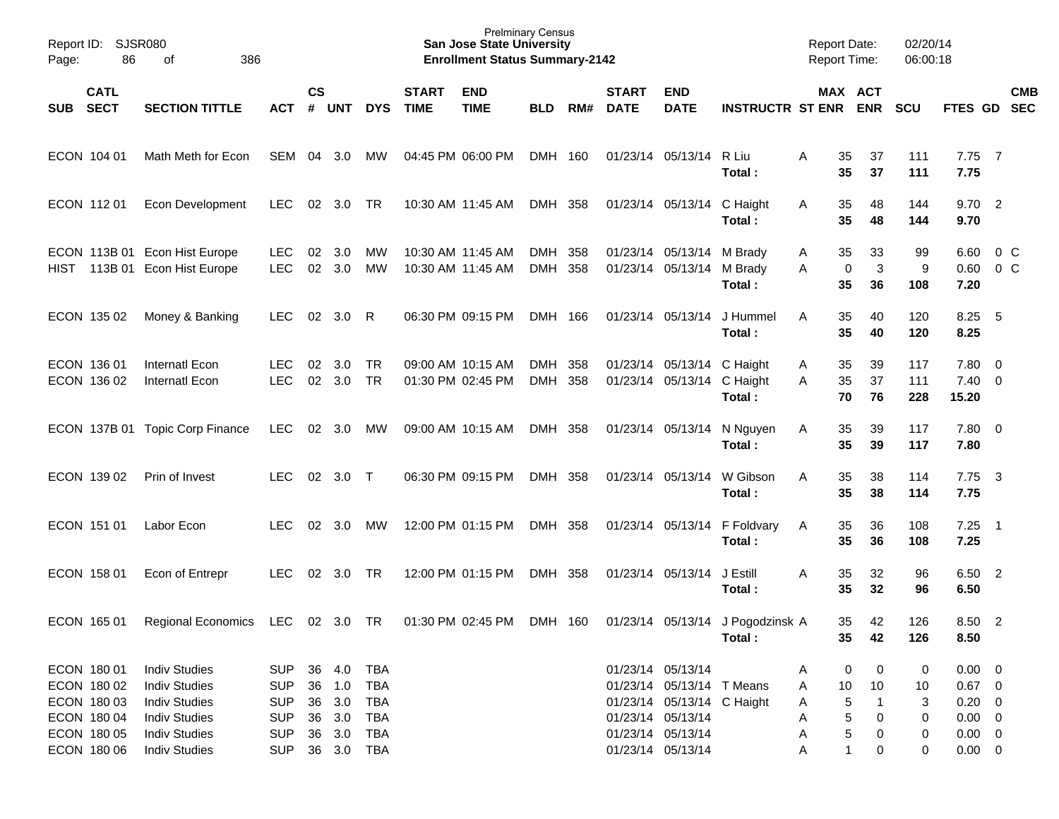Prelminary Census
**San Jose State University**
**Enrollment Status Summary-2142**

Report ID: SJSR080
Report Date: 02/20/14
Report Time: 06:00:18

| SUB | CATL SECT | SECTION TITTLE | ACT | CS # | UNT | DYS | START TIME | END TIME | BLD | RM# | START DATE | END DATE | INSTRUCTR | ST | MAX ENR | ACT ENR | SCU | FTES | GD | CMB SEC |
|---|---|---|---|---|---|---|---|---|---|---|---|---|---|---|---|---|---|---|---|---|
| ECON | 104 01 | Math Meth for Econ | SEM | 04 | 3.0 | MW | 04:45 PM | 06:00 PM | DMH | 160 | 01/23/14 | 05/13/14 | R Liu | A | 35 | 37 | 111 | 7.75 | 7 | |
| | | | | | | | | | | | | | **Total :** | | **35** | **37** | **111** | **7.75** | | |
| ECON | 112 01 | Econ Development | LEC | 02 | 3.0 | TR | 10:30 AM | 11:45 AM | DMH | 358 | 01/23/14 | 05/13/14 | C Haight | A | 35 | 48 | 144 | 9.70 | 2 | |
| | | | | | | | | | | | | | **Total :** | | **35** | **48** | **144** | **9.70** | | |
| ECON | 113B 01 | Econ Hist Europe | LEC | 02 | 3.0 | MW | 10:30 AM | 11:45 AM | DMH | 358 | 01/23/14 | 05/13/14 | M Brady | A | 35 | 33 | 99 | 6.60 | 0 | C |
| HIST | 113B 01 | Econ Hist Europe | LEC | 02 | 3.0 | MW | 10:30 AM | 11:45 AM | DMH | 358 | 01/23/14 | 05/13/14 | M Brady | A | 0 | 3 | 9 | 0.60 | 0 | C |
| | | | | | | | | | | | | | **Total :** | | **35** | **36** | **108** | **7.20** | | |
| ECON | 135 02 | Money & Banking | LEC | 02 | 3.0 | R | 06:30 PM | 09:15 PM | DMH | 166 | 01/23/14 | 05/13/14 | J Hummel | A | 35 | 40 | 120 | 8.25 | 5 | |
| | | | | | | | | | | | | | **Total :** | | **35** | **40** | **120** | **8.25** | | |
| ECON | 136 01 | Internatl Econ | LEC | 02 | 3.0 | TR | 09:00 AM | 10:15 AM | DMH | 358 | 01/23/14 | 05/13/14 | C Haight | A | 35 | 39 | 117 | 7.80 | 0 | |
| ECON | 136 02 | Internatl Econ | LEC | 02 | 3.0 | TR | 01:30 PM | 02:45 PM | DMH | 358 | 01/23/14 | 05/13/14 | C Haight | A | 35 | 37 | 111 | 7.40 | 0 | |
| | | | | | | | | | | | | | **Total :** | | **70** | **76** | **228** | **15.20** | | |
| ECON | 137B 01 | Topic Corp Finance | LEC | 02 | 3.0 | MW | 09:00 AM | 10:15 AM | DMH | 358 | 01/23/14 | 05/13/14 | N Nguyen | A | 35 | 39 | 117 | 7.80 | 0 | |
| | | | | | | | | | | | | | **Total :** | | **35** | **39** | **117** | **7.80** | | |
| ECON | 139 02 | Prin of Invest | LEC | 02 | 3.0 | T | 06:30 PM | 09:15 PM | DMH | 358 | 01/23/14 | 05/13/14 | W Gibson | A | 35 | 38 | 114 | 7.75 | 3 | |
| | | | | | | | | | | | | | **Total :** | | **35** | **38** | **114** | **7.75** | | |
| ECON | 151 01 | Labor Econ | LEC | 02 | 3.0 | MW | 12:00 PM | 01:15 PM | DMH | 358 | 01/23/14 | 05/13/14 | F Foldvary | A | 35 | 36 | 108 | 7.25 | 1 | |
| | | | | | | | | | | | | | **Total :** | | **35** | **36** | **108** | **7.25** | | |
| ECON | 158 01 | Econ of Entrepr | LEC | 02 | 3.0 | TR | 12:00 PM | 01:15 PM | DMH | 358 | 01/23/14 | 05/13/14 | J Estill | A | 35 | 32 | 96 | 6.50 | 2 | |
| | | | | | | | | | | | | | **Total :** | | **35** | **32** | **96** | **6.50** | | |
| ECON | 165 01 | Regional Economics | LEC | 02 | 3.0 | TR | 01:30 PM | 02:45 PM | DMH | 160 | 01/23/14 | 05/13/14 | J Pogodzinsk | A | 35 | 42 | 126 | 8.50 | 2 | |
| | | | | | | | | | | | | | **Total :** | | **35** | **42** | **126** | **8.50** | | |
| ECON | 180 01 | Indiv Studies | SUP | 36 | 4.0 | TBA | | | | | 01/23/14 | 05/13/14 | | A | 0 | 0 | 0 | 0.00 | 0 | |
| ECON | 180 02 | Indiv Studies | SUP | 36 | 1.0 | TBA | | | | | 01/23/14 | 05/13/14 | T Means | A | 10 | 10 | 10 | 0.67 | 0 | |
| ECON | 180 03 | Indiv Studies | SUP | 36 | 3.0 | TBA | | | | | 01/23/14 | 05/13/14 | C Haight | A | 5 | 1 | 3 | 0.20 | 0 | |
| ECON | 180 04 | Indiv Studies | SUP | 36 | 3.0 | TBA | | | | | 01/23/14 | 05/13/14 | | A | 5 | 0 | 0 | 0.00 | 0 | |
| ECON | 180 05 | Indiv Studies | SUP | 36 | 3.0 | TBA | | | | | 01/23/14 | 05/13/14 | | A | 5 | 0 | 0 | 0.00 | 0 | |
| ECON | 180 06 | Indiv Studies | SUP | 36 | 3.0 | TBA | | | | | 01/23/14 | 05/13/14 | | A | 1 | 0 | 0 | 0.00 | 0 | |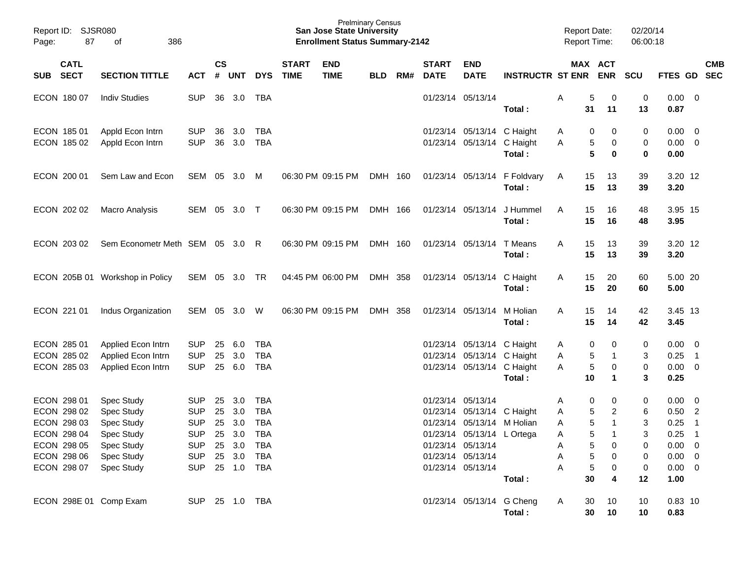Prelminary Census
**San Jose State University**
**Enrollment Status Summary-2142**

Report ID: SJSR080
Report Date: 02/20/14
Report Time: 06:00:18

| SUB | CATL SECT | SECTION TITTLE | ACT | CS # | UNT | DYS | START TIME | END TIME | BLD | RM# | START DATE | END DATE | INSTRUCTR | ST | MAX ENR | ACT ENR | SCU | FTES | GD | CMB SEC |
|---|---|---|---|---|---|---|---|---|---|---|---|---|---|---|---|---|---|---|---|---|
| ECON | 180 07 | Indiv Studies | SUP | 36 | 3.0 | TBA | | | | | 01/23/14 | 05/13/14 | | A | 5 | 0 | 0 | 0.00 | 0 | |
| | | | | | | | | | | | | | **Total :** | | **31** | **11** | **13** | **0.87** | | |
| ECON | 185 01 | Appld Econ Intrn | SUP | 36 | 3.0 | TBA | | | | | 01/23/14 | 05/13/14 | C Haight | A | 0 | 0 | 0 | 0.00 | 0 | |
| ECON | 185 02 | Appld Econ Intrn | SUP | 36 | 3.0 | TBA | | | | | 01/23/14 | 05/13/14 | C Haight | A | 5 | 0 | 0 | 0.00 | 0 | |
| | | | | | | | | | | | | | **Total :** | | **5** | **0** | **0** | **0.00** | | |
| ECON | 200 01 | Sem Law and Econ | SEM | 05 | 3.0 | M | 06:30 PM | 09:15 PM | DMH | 160 | 01/23/14 | 05/13/14 | F Foldvary | A | 15 | 13 | 39 | 3.20 | 12 | |
| | | | | | | | | | | | | | **Total :** | | **15** | **13** | **39** | **3.20** | | |
| ECON | 202 02 | Macro Analysis | SEM | 05 | 3.0 | T | 06:30 PM | 09:15 PM | DMH | 166 | 01/23/14 | 05/13/14 | J Hummel | A | 15 | 16 | 48 | 3.95 | 15 | |
| | | | | | | | | | | | | | **Total :** | | **15** | **16** | **48** | **3.95** | | |
| ECON | 203 02 | Sem Econometr Meth | SEM | 05 | 3.0 | R | 06:30 PM | 09:15 PM | DMH | 160 | 01/23/14 | 05/13/14 | T Means | A | 15 | 13 | 39 | 3.20 | 12 | |
| | | | | | | | | | | | | | **Total :** | | **15** | **13** | **39** | **3.20** | | |
| ECON | 205B 01 | Workshop in Policy | SEM | 05 | 3.0 | TR | 04:45 PM | 06:00 PM | DMH | 358 | 01/23/14 | 05/13/14 | C Haight | A | 15 | 20 | 60 | 5.00 | 20 | |
| | | | | | | | | | | | | | **Total :** | | **15** | **20** | **60** | **5.00** | | |
| ECON | 221 01 | Indus Organization | SEM | 05 | 3.0 | W | 06:30 PM | 09:15 PM | DMH | 358 | 01/23/14 | 05/13/14 | M Holian | A | 15 | 14 | 42 | 3.45 | 13 | |
| | | | | | | | | | | | | | **Total :** | | **15** | **14** | **42** | **3.45** | | |
| ECON | 285 01 | Applied Econ Intrn | SUP | 25 | 6.0 | TBA | | | | | 01/23/14 | 05/13/14 | C Haight | A | 0 | 0 | 0 | 0.00 | 0 | |
| ECON | 285 02 | Applied Econ Intrn | SUP | 25 | 3.0 | TBA | | | | | 01/23/14 | 05/13/14 | C Haight | A | 5 | 1 | 3 | 0.25 | 1 | |
| ECON | 285 03 | Applied Econ Intrn | SUP | 25 | 6.0 | TBA | | | | | 01/23/14 | 05/13/14 | C Haight | A | 5 | 0 | 0 | 0.00 | 0 | |
| | | | | | | | | | | | | | **Total :** | | **10** | **1** | **3** | **0.25** | | |
| ECON | 298 01 | Spec Study | SUP | 25 | 3.0 | TBA | | | | | 01/23/14 | 05/13/14 | | A | 0 | 0 | 0 | 0.00 | 0 | |
| ECON | 298 02 | Spec Study | SUP | 25 | 3.0 | TBA | | | | | 01/23/14 | 05/13/14 | C Haight | A | 5 | 2 | 6 | 0.50 | 2 | |
| ECON | 298 03 | Spec Study | SUP | 25 | 3.0 | TBA | | | | | 01/23/14 | 05/13/14 | M Holian | A | 5 | 1 | 3 | 0.25 | 1 | |
| ECON | 298 04 | Spec Study | SUP | 25 | 3.0 | TBA | | | | | 01/23/14 | 05/13/14 | L Ortega | A | 5 | 1 | 3 | 0.25 | 1 | |
| ECON | 298 05 | Spec Study | SUP | 25 | 3.0 | TBA | | | | | 01/23/14 | 05/13/14 | | A | 5 | 0 | 0 | 0.00 | 0 | |
| ECON | 298 06 | Spec Study | SUP | 25 | 3.0 | TBA | | | | | 01/23/14 | 05/13/14 | | A | 5 | 0 | 0 | 0.00 | 0 | |
| ECON | 298 07 | Spec Study | SUP | 25 | 1.0 | TBA | | | | | 01/23/14 | 05/13/14 | | A | 5 | 0 | 0 | 0.00 | 0 | |
| | | | | | | | | | | | | | **Total :** | | **30** | **4** | **12** | **1.00** | | |
| ECON | 298E 01 | Comp Exam | SUP | 25 | 1.0 | TBA | | | | | 01/23/14 | 05/13/14 | G Cheng | A | 30 | 10 | 10 | 0.83 | 10 | |
| | | | | | | | | | | | | | **Total :** | | **30** | **10** | **10** | **0.83** | | |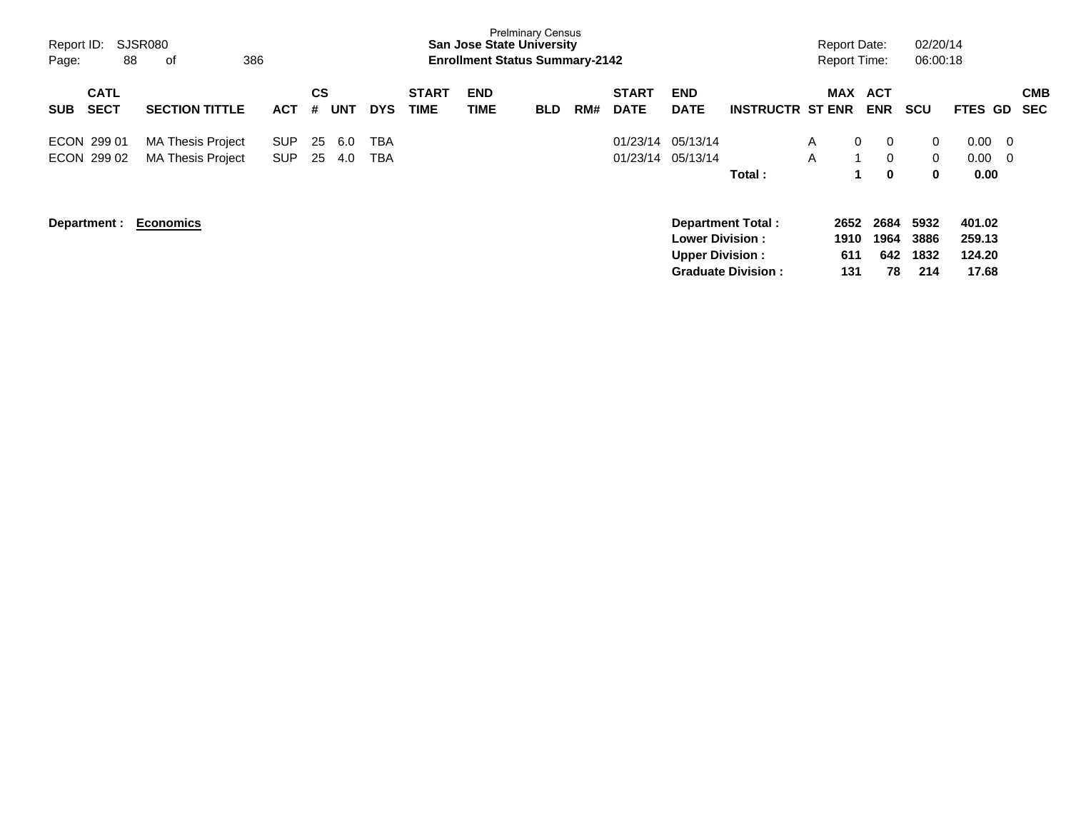Prelminary Census
**San Jose State University**
**Enrollment Status Summary-2142**

Report ID: SJSR080
Report Date: 02/20/14
Report Time: 06:00:18

| SUB | CATL SECT | SECTION TITTLE | ACT | CS # | UNT | DYS | START TIME | END TIME | BLD | RM# | START DATE | END DATE | INSTRUCTR | ST | MAX ENR | ACT ENR | SCU | FTES | GD | CMB SEC |
|---|---|---|---|---|---|---|---|---|---|---|---|---|---|---|---|---|---|---|---|---|
| ECON | 299 01 | MA Thesis Project | SUP | 25 | 6.0 | TBA | | | | | 01/23/14 | 05/13/14 | | A | 0 | 0 | 0 | 0.00 | 0 | |
| ECON | 299 02 | MA Thesis Project | SUP | 25 | 4.0 | TBA | | | | | 01/23/14 | 05/13/14 | | A | 1 | 0 | 0 | 0.00 | 0 | |
| | | | | | | | | | | | | | **Total :** | | **1** | **0** | **0** | **0.00** | | |

**Department : Economics**

| | MAX ENR | ACT ENR | SCU | FTES |
|---|---|---|---|---|
| **Department Total :** | **2652** | **2684** | **5932** | **401.02** |
| **Lower Division :** | **1910** | **1964** | **3886** | **259.13** |
| **Upper Division :** | **611** | **642** | **1832** | **124.20** |
| **Graduate Division :** | **131** | **78** | **214** | **17.68** |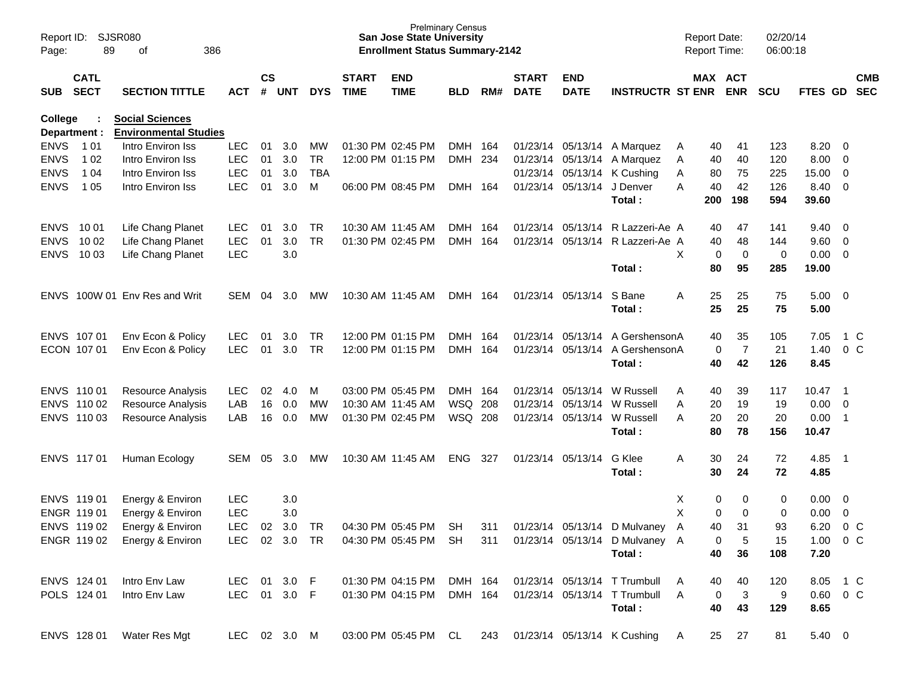Prelminary Census
**San Jose State University**
**Enrollment Status Summary-2142**

Report ID: SJSR080
Report Date: 02/20/14
Report Time: 06:00:18

| SUB | CATL SECT | SECTION TITTLE | ACT | CS # | UNT | DYS | START TIME | END TIME | BLD | RM# | START DATE | END DATE | INSTRUCTR | ST | MAX ENR | ACT ENR | SCU | FTES | GD | CMB SEC |
|---|---|---|---|---|---|---|---|---|---|---|---|---|---|---|---|---|---|---|---|---|
| **College :** | | **Social Sciences** | | | | | | | | | | | | | | | | | | |
| **Department :** | | **Environmental Studies** | | | | | | | | | | | | | | | | | | |
| ENVS | 1 01 | Intro Environ Iss | LEC | 01 | 3.0 | MW | 01:30 PM | 02:45 PM | DMH | 164 | 01/23/14 | 05/13/14 | A Marquez | A | 40 | 41 | 123 | 8.20 | 0 | |
| ENVS | 1 02 | Intro Environ Iss | LEC | 01 | 3.0 | TR | 12:00 PM | 01:15 PM | DMH | 234 | 01/23/14 | 05/13/14 | A Marquez | A | 40 | 40 | 120 | 8.00 | 0 | |
| ENVS | 1 04 | Intro Environ Iss | LEC | 01 | 3.0 | TBA | | | | | 01/23/14 | 05/13/14 | K Cushing | A | 80 | 75 | 225 | 15.00 | 0 | |
| ENVS | 1 05 | Intro Environ Iss | LEC | 01 | 3.0 | M | 06:00 PM | 08:45 PM | DMH | 164 | 01/23/14 | 05/13/14 | J Denver | A | 40 | 42 | 126 | 8.40 | 0 | |
| | | | | | | | | | | | | | **Total :** | | **200** | **198** | **594** | **39.60** | | |
| ENVS | 10 01 | Life Chang Planet | LEC | 01 | 3.0 | TR | 10:30 AM | 11:45 AM | DMH | 164 | 01/23/14 | 05/13/14 | R Lazzeri-Ae | A | 40 | 47 | 141 | 9.40 | 0 | |
| ENVS | 10 02 | Life Chang Planet | LEC | 01 | 3.0 | TR | 01:30 PM | 02:45 PM | DMH | 164 | 01/23/14 | 05/13/14 | R Lazzeri-Ae | A | 40 | 48 | 144 | 9.60 | 0 | |
| ENVS | 10 03 | Life Chang Planet | LEC | | 3.0 | | | | | | | | | X | 0 | 0 | 0 | 0.00 | 0 | |
| | | | | | | | | | | | | | **Total :** | | **80** | **95** | **285** | **19.00** | | |
| ENVS | 100W 01 | Env Res and Writ | SEM | 04 | 3.0 | MW | 10:30 AM | 11:45 AM | DMH | 164 | 01/23/14 | 05/13/14 | S Bane | A | 25 | 25 | 75 | 5.00 | 0 | |
| | | | | | | | | | | | | | **Total :** | | **25** | **25** | **75** | **5.00** | | |
| ENVS | 107 01 | Env Econ & Policy | LEC | 01 | 3.0 | TR | 12:00 PM | 01:15 PM | DMH | 164 | 01/23/14 | 05/13/14 | A Gershenson | A | 40 | 35 | 105 | 7.05 | 1 | C |
| ECON | 107 01 | Env Econ & Policy | LEC | 01 | 3.0 | TR | 12:00 PM | 01:15 PM | DMH | 164 | 01/23/14 | 05/13/14 | A Gershenson | A | 0 | 7 | 21 | 1.40 | 0 | C |
| | | | | | | | | | | | | | **Total :** | | **40** | **42** | **126** | **8.45** | | |
| ENVS | 110 01 | Resource Analysis | LEC | 02 | 4.0 | M | 03:00 PM | 05:45 PM | DMH | 164 | 01/23/14 | 05/13/14 | W Russell | A | 40 | 39 | 117 | 10.47 | 1 | |
| ENVS | 110 02 | Resource Analysis | LAB | 16 | 0.0 | MW | 10:30 AM | 11:45 AM | WSQ | 208 | 01/23/14 | 05/13/14 | W Russell | A | 20 | 19 | 19 | 0.00 | 0 | |
| ENVS | 110 03 | Resource Analysis | LAB | 16 | 0.0 | MW | 01:30 PM | 02:45 PM | WSQ | 208 | 01/23/14 | 05/13/14 | W Russell | A | 20 | 20 | 20 | 0.00 | 1 | |
| | | | | | | | | | | | | | **Total :** | | **80** | **78** | **156** | **10.47** | | |
| ENVS | 117 01 | Human Ecology | SEM | 05 | 3.0 | MW | 10:30 AM | 11:45 AM | ENG | 327 | 01/23/14 | 05/13/14 | G Klee | A | 30 | 24 | 72 | 4.85 | 1 | |
| | | | | | | | | | | | | | **Total :** | | **30** | **24** | **72** | **4.85** | | |
| ENVS | 119 01 | Energy & Environ | LEC | | 3.0 | | | | | | | | | X | 0 | 0 | 0 | 0.00 | 0 | |
| ENGR | 119 01 | Energy & Environ | LEC | | 3.0 | | | | | | | | | X | 0 | 0 | 0 | 0.00 | 0 | |
| ENVS | 119 02 | Energy & Environ | LEC | 02 | 3.0 | TR | 04:30 PM | 05:45 PM | SH | 311 | 01/23/14 | 05/13/14 | D Mulvaney | A | 40 | 31 | 93 | 6.20 | 0 | C |
| ENGR | 119 02 | Energy & Environ | LEC | 02 | 3.0 | TR | 04:30 PM | 05:45 PM | SH | 311 | 01/23/14 | 05/13/14 | D Mulvaney | A | 0 | 5 | 15 | 1.00 | 0 | C |
| | | | | | | | | | | | | | **Total :** | | **40** | **36** | **108** | **7.20** | | |
| ENVS | 124 01 | Intro Env Law | LEC | 01 | 3.0 | F | 01:30 PM | 04:15 PM | DMH | 164 | 01/23/14 | 05/13/14 | T Trumbull | A | 40 | 40 | 120 | 8.05 | 1 | C |
| POLS | 124 01 | Intro Env Law | LEC | 01 | 3.0 | F | 01:30 PM | 04:15 PM | DMH | 164 | 01/23/14 | 05/13/14 | T Trumbull | A | 0 | 3 | 9 | 0.60 | 0 | C |
| | | | | | | | | | | | | | **Total :** | | **40** | **43** | **129** | **8.65** | | |
| ENVS | 128 01 | Water Res Mgt | LEC | 02 | 3.0 | M | 03:00 PM | 05:45 PM | CL | 243 | 01/23/14 | 05/13/14 | K Cushing | A | 25 | 27 | 81 | 5.40 | 0 | |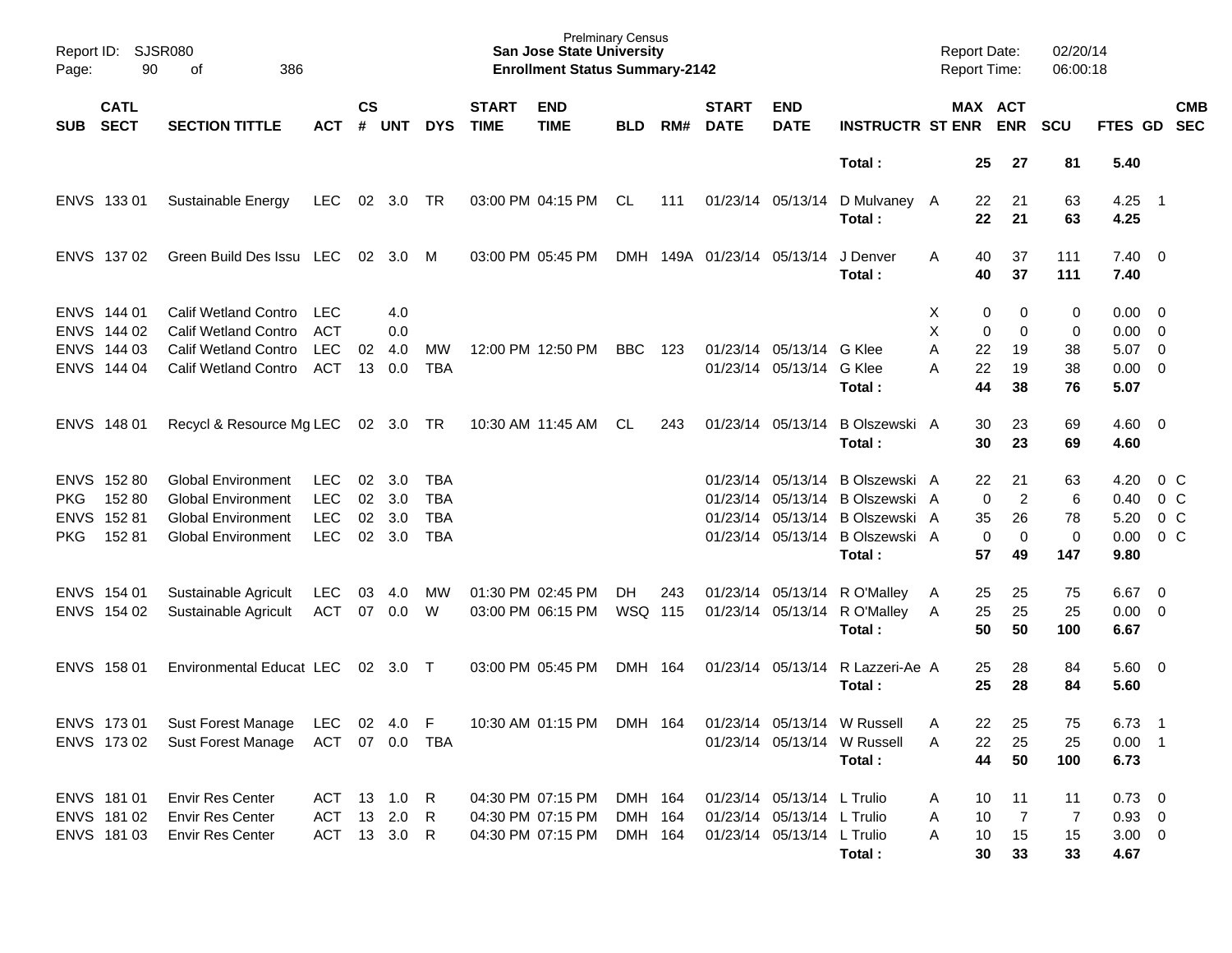| SUB | CATL SECT | SECTION TITTLE | ACT | CS # | UNT | DYS | START TIME | END TIME | BLD | RM# | START DATE | END DATE | INSTRUCTR | ST | MAX ENR | ACT ENR | SCU | FTES | GD | CMB SEC |
|---|---|---|---|---|---|---|---|---|---|---|---|---|---|---|---|---|---|---|---|---|
| | | | | | | | | | | | | | **Total :** | | **25** | **27** | **81** | **5.40** | | |
| ENVS | 133 01 | Sustainable Energy | LEC | 02 | 3.0 | TR | 03:00 PM | 04:15 PM | CL | 111 | 01/23/14 | 05/13/14 | D Mulvaney | A | 22 | 21 | 63 | 4.25 | 1 | |
| | | | | | | | | | | | | | **Total :** | | **22** | **21** | **63** | **4.25** | | |
| ENVS | 137 02 | Green Build Des Issu | LEC | 02 | 3.0 | M | 03:00 PM | 05:45 PM | DMH | 149A | 01/23/14 | 05/13/14 | J Denver | A | 40 | 37 | 111 | 7.40 | 0 | |
| | | | | | | | | | | | | | **Total :** | | **40** | **37** | **111** | **7.40** | | |
| ENVS | 144 01 | Calif Wetland Contro | LEC | | 4.0 | | | | | | | | | X | 0 | 0 | 0 | 0.00 | 0 | |
| ENVS | 144 02 | Calif Wetland Contro | ACT | | 0.0 | | | | | | | | | X | 0 | 0 | 0 | 0.00 | 0 | |
| ENVS | 144 03 | Calif Wetland Contro | LEC | 02 | 4.0 | MW | 12:00 PM | 12:50 PM | BBC | 123 | 01/23/14 | 05/13/14 | G Klee | A | 22 | 19 | 38 | 5.07 | 0 | |
| ENVS | 144 04 | Calif Wetland Contro | ACT | 13 | 0.0 | TBA | | | | | 01/23/14 | 05/13/14 | G Klee | A | 22 | 19 | 38 | 0.00 | 0 | |
| | | | | | | | | | | | | | **Total :** | | **44** | **38** | **76** | **5.07** | | |
| ENVS | 148 01 | Recycl & Resource Mg | LEC | 02 | 3.0 | TR | 10:30 AM | 11:45 AM | CL | 243 | 01/23/14 | 05/13/14 | B Olszewski | A | 30 | 23 | 69 | 4.60 | 0 | |
| | | | | | | | | | | | | | **Total :** | | **30** | **23** | **69** | **4.60** | | |
| ENVS | 152 80 | Global Environment | LEC | 02 | 3.0 | TBA | | | | | 01/23/14 | 05/13/14 | B Olszewski | A | 22 | 21 | 63 | 4.20 | 0 | C |
| PKG | 152 80 | Global Environment | LEC | 02 | 3.0 | TBA | | | | | 01/23/14 | 05/13/14 | B Olszewski | A | 0 | 2 | 6 | 0.40 | 0 | C |
| ENVS | 152 81 | Global Environment | LEC | 02 | 3.0 | TBA | | | | | 01/23/14 | 05/13/14 | B Olszewski | A | 35 | 26 | 78 | 5.20 | 0 | C |
| PKG | 152 81 | Global Environment | LEC | 02 | 3.0 | TBA | | | | | 01/23/14 | 05/13/14 | B Olszewski | A | 0 | 0 | 0 | 0.00 | 0 | C |
| | | | | | | | | | | | | | **Total :** | | **57** | **49** | **147** | **9.80** | | |
| ENVS | 154 01 | Sustainable Agricult | LEC | 03 | 4.0 | MW | 01:30 PM | 02:45 PM | DH | 243 | 01/23/14 | 05/13/14 | R O'Malley | A | 25 | 25 | 75 | 6.67 | 0 | |
| ENVS | 154 02 | Sustainable Agricult | ACT | 07 | 0.0 | W | 03:00 PM | 06:15 PM | WSQ | 115 | 01/23/14 | 05/13/14 | R O'Malley | A | 25 | 25 | 25 | 0.00 | 0 | |
| | | | | | | | | | | | | | **Total :** | | **50** | **50** | **100** | **6.67** | | |
| ENVS | 158 01 | Environmental Educat | LEC | 02 | 3.0 | T | 03:00 PM | 05:45 PM | DMH | 164 | 01/23/14 | 05/13/14 | R Lazzeri-Ae | A | 25 | 28 | 84 | 5.60 | 0 | |
| | | | | | | | | | | | | | **Total :** | | **25** | **28** | **84** | **5.60** | | |
| ENVS | 173 01 | Sust Forest Manage | LEC | 02 | 4.0 | F | 10:30 AM | 01:15 PM | DMH | 164 | 01/23/14 | 05/13/14 | W Russell | A | 22 | 25 | 75 | 6.73 | 1 | |
| ENVS | 173 02 | Sust Forest Manage | ACT | 07 | 0.0 | TBA | | | | | 01/23/14 | 05/13/14 | W Russell | A | 22 | 25 | 25 | 0.00 | 1 | |
| | | | | | | | | | | | | | **Total :** | | **44** | **50** | **100** | **6.73** | | |
| ENVS | 181 01 | Envir Res Center | ACT | 13 | 1.0 | R | 04:30 PM | 07:15 PM | DMH | 164 | 01/23/14 | 05/13/14 | L Trulio | A | 10 | 11 | 11 | 0.73 | 0 | |
| ENVS | 181 02 | Envir Res Center | ACT | 13 | 2.0 | R | 04:30 PM | 07:15 PM | DMH | 164 | 01/23/14 | 05/13/14 | L Trulio | A | 10 | 7 | 7 | 0.93 | 0 | |
| ENVS | 181 03 | Envir Res Center | ACT | 13 | 3.0 | R | 04:30 PM | 07:15 PM | DMH | 164 | 01/23/14 | 05/13/14 | L Trulio | A | 10 | 15 | 15 | 3.00 | 0 | |
| | | | | | | | | | | | | | **Total :** | | **30** | **33** | **33** | **4.67** | | |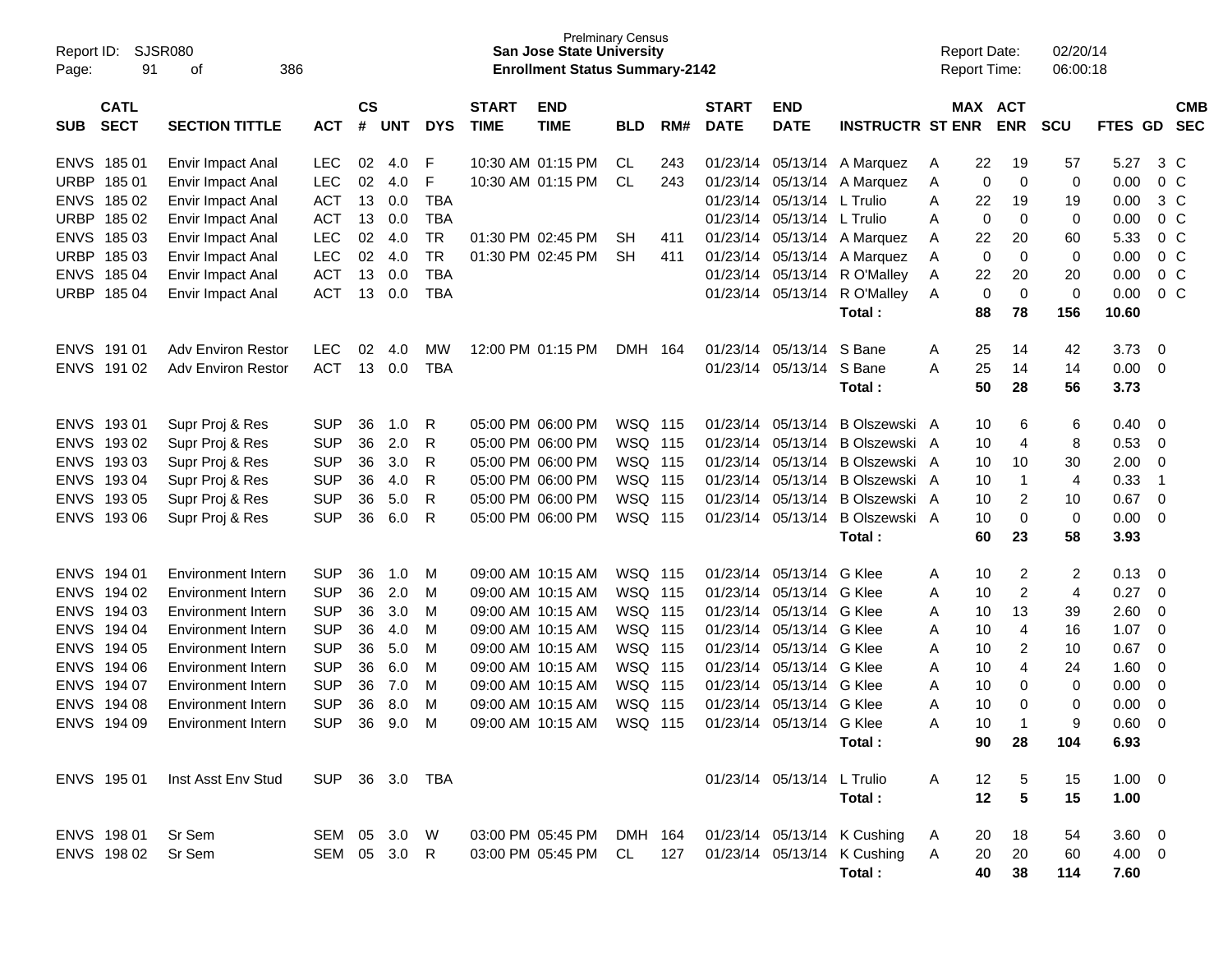| SUB | CATL SECT | SECTION TITTLE | ACT | CS # | UNT | DYS | START TIME | END TIME | BLD | RM# | START DATE | END DATE | INSTRUCTR | ST | MAX ENR | ACT ENR | SCU | FTES | GD | CMB SEC |
|---|---|---|---|---|---|---|---|---|---|---|---|---|---|---|---|---|---|---|---|---|
| ENVS | 185 01 | Envir Impact Anal | LEC | 02 | 4.0 | F | 10:30 AM | 01:15 PM | CL | 243 | 01/23/14 | 05/13/14 | A Marquez | A | 22 | 19 | 57 | 5.27 | 3 | C |
| URBP | 185 01 | Envir Impact Anal | LEC | 02 | 4.0 | F | 10:30 AM | 01:15 PM | CL | 243 | 01/23/14 | 05/13/14 | A Marquez | A | 0 | 0 | 0 | 0.00 | 0 | C |
| ENVS | 185 02 | Envir Impact Anal | ACT | 13 | 0.0 | TBA | | | | | 01/23/14 | 05/13/14 | L Trulio | A | 22 | 19 | 19 | 0.00 | 3 | C |
| URBP | 185 02 | Envir Impact Anal | ACT | 13 | 0.0 | TBA | | | | | 01/23/14 | 05/13/14 | L Trulio | A | 0 | 0 | 0 | 0.00 | 0 | C |
| ENVS | 185 03 | Envir Impact Anal | LEC | 02 | 4.0 | TR | 01:30 PM | 02:45 PM | SH | 411 | 01/23/14 | 05/13/14 | A Marquez | A | 22 | 20 | 60 | 5.33 | 0 | C |
| URBP | 185 03 | Envir Impact Anal | LEC | 02 | 4.0 | TR | 01:30 PM | 02:45 PM | SH | 411 | 01/23/14 | 05/13/14 | A Marquez | A | 0 | 0 | 0 | 0.00 | 0 | C |
| ENVS | 185 04 | Envir Impact Anal | ACT | 13 | 0.0 | TBA | | | | | 01/23/14 | 05/13/14 | R O'Malley | A | 22 | 20 | 20 | 0.00 | 0 | C |
| URBP | 185 04 | Envir Impact Anal | ACT | 13 | 0.0 | TBA | | | | | 01/23/14 | 05/13/14 | R O'Malley | A | 0 | 0 | 0 | 0.00 | 0 | C |
| | | | | | | | | | | | | | **Total :** | | **88** | **78** | **156** | **10.60** | | |
| ENVS | 191 01 | Adv Environ Restor | LEC | 02 | 4.0 | MW | 12:00 PM | 01:15 PM | DMH | 164 | 01/23/14 | 05/13/14 | S Bane | A | 25 | 14 | 42 | 3.73 | 0 | |
| ENVS | 191 02 | Adv Environ Restor | ACT | 13 | 0.0 | TBA | | | | | 01/23/14 | 05/13/14 | S Bane | A | 25 | 14 | 14 | 0.00 | 0 | |
| | | | | | | | | | | | | | **Total :** | | **50** | **28** | **56** | **3.73** | | |
| ENVS | 193 01 | Supr Proj & Res | SUP | 36 | 1.0 | R | 05:00 PM | 06:00 PM | WSQ | 115 | 01/23/14 | 05/13/14 | B Olszewski | A | 10 | 6 | 6 | 0.40 | 0 | |
| ENVS | 193 02 | Supr Proj & Res | SUP | 36 | 2.0 | R | 05:00 PM | 06:00 PM | WSQ | 115 | 01/23/14 | 05/13/14 | B Olszewski | A | 10 | 4 | 8 | 0.53 | 0 | |
| ENVS | 193 03 | Supr Proj & Res | SUP | 36 | 3.0 | R | 05:00 PM | 06:00 PM | WSQ | 115 | 01/23/14 | 05/13/14 | B Olszewski | A | 10 | 10 | 30 | 2.00 | 0 | |
| ENVS | 193 04 | Supr Proj & Res | SUP | 36 | 4.0 | R | 05:00 PM | 06:00 PM | WSQ | 115 | 01/23/14 | 05/13/14 | B Olszewski | A | 10 | 1 | 4 | 0.33 | 1 | |
| ENVS | 193 05 | Supr Proj & Res | SUP | 36 | 5.0 | R | 05:00 PM | 06:00 PM | WSQ | 115 | 01/23/14 | 05/13/14 | B Olszewski | A | 10 | 2 | 10 | 0.67 | 0 | |
| ENVS | 193 06 | Supr Proj & Res | SUP | 36 | 6.0 | R | 05:00 PM | 06:00 PM | WSQ | 115 | 01/23/14 | 05/13/14 | B Olszewski | A | 10 | 0 | 0 | 0.00 | 0 | |
| | | | | | | | | | | | | | **Total :** | | **60** | **23** | **58** | **3.93** | | |
| ENVS | 194 01 | Environment Intern | SUP | 36 | 1.0 | M | 09:00 AM | 10:15 AM | WSQ | 115 | 01/23/14 | 05/13/14 | G Klee | A | 10 | 2 | 2 | 0.13 | 0 | |
| ENVS | 194 02 | Environment Intern | SUP | 36 | 2.0 | M | 09:00 AM | 10:15 AM | WSQ | 115 | 01/23/14 | 05/13/14 | G Klee | A | 10 | 2 | 4 | 0.27 | 0 | |
| ENVS | 194 03 | Environment Intern | SUP | 36 | 3.0 | M | 09:00 AM | 10:15 AM | WSQ | 115 | 01/23/14 | 05/13/14 | G Klee | A | 10 | 13 | 39 | 2.60 | 0 | |
| ENVS | 194 04 | Environment Intern | SUP | 36 | 4.0 | M | 09:00 AM | 10:15 AM | WSQ | 115 | 01/23/14 | 05/13/14 | G Klee | A | 10 | 4 | 16 | 1.07 | 0 | |
| ENVS | 194 05 | Environment Intern | SUP | 36 | 5.0 | M | 09:00 AM | 10:15 AM | WSQ | 115 | 01/23/14 | 05/13/14 | G Klee | A | 10 | 2 | 10 | 0.67 | 0 | |
| ENVS | 194 06 | Environment Intern | SUP | 36 | 6.0 | M | 09:00 AM | 10:15 AM | WSQ | 115 | 01/23/14 | 05/13/14 | G Klee | A | 10 | 4 | 24 | 1.60 | 0 | |
| ENVS | 194 07 | Environment Intern | SUP | 36 | 7.0 | M | 09:00 AM | 10:15 AM | WSQ | 115 | 01/23/14 | 05/13/14 | G Klee | A | 10 | 0 | 0 | 0.00 | 0 | |
| ENVS | 194 08 | Environment Intern | SUP | 36 | 8.0 | M | 09:00 AM | 10:15 AM | WSQ | 115 | 01/23/14 | 05/13/14 | G Klee | A | 10 | 0 | 0 | 0.00 | 0 | |
| ENVS | 194 09 | Environment Intern | SUP | 36 | 9.0 | M | 09:00 AM | 10:15 AM | WSQ | 115 | 01/23/14 | 05/13/14 | G Klee | A | 10 | 1 | 9 | 0.60 | 0 | |
| | | | | | | | | | | | | | **Total :** | | **90** | **28** | **104** | **6.93** | | |
| ENVS | 195 01 | Inst Asst Env Stud | SUP | 36 | 3.0 | TBA | | | | | 01/23/14 | 05/13/14 | L Trulio | A | 12 | 5 | 15 | 1.00 | 0 | |
| | | | | | | | | | | | | | **Total :** | | **12** | **5** | **15** | **1.00** | | |
| ENVS | 198 01 | Sr Sem | SEM | 05 | 3.0 | W | 03:00 PM | 05:45 PM | DMH | 164 | 01/23/14 | 05/13/14 | K Cushing | A | 20 | 18 | 54 | 3.60 | 0 | |
| ENVS | 198 02 | Sr Sem | SEM | 05 | 3.0 | R | 03:00 PM | 05:45 PM | CL | 127 | 01/23/14 | 05/13/14 | K Cushing | A | 20 | 20 | 60 | 4.00 | 0 | |
| | | | | | | | | | | | | | **Total :** | | **40** | **38** | **114** | **7.60** | | |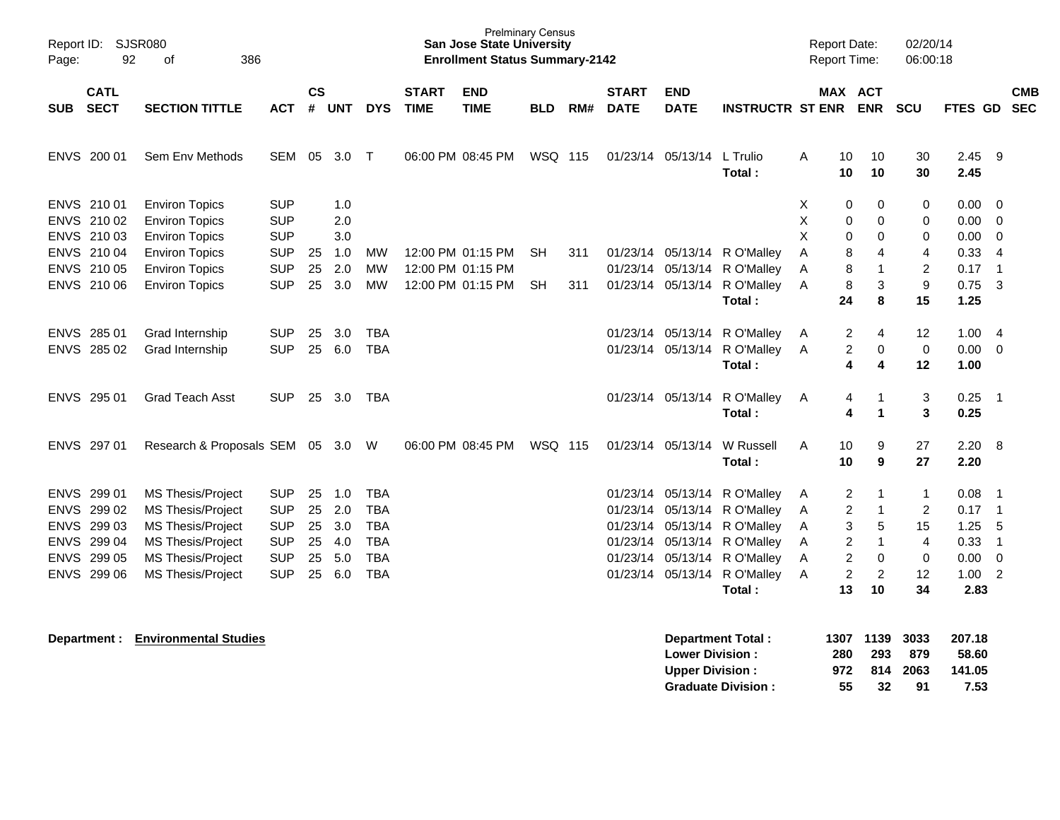Prelminary Census
**San Jose State University**
**Enrollment Status Summary-2142**

Report ID: SJSR080
Page: 92 of 386

Report Date: 02/20/14
Report Time: 06:00:18

| SUB | CATL SECT | SECTION TITTLE | ACT | CS # | UNT | DYS | START TIME | END TIME | BLD | RM# | START DATE | END DATE | INSTRUCTR | ST | MAX ENR | ACT ENR | SCU | FTES | GD | CMB SEC |
|---|---|---|---|---|---|---|---|---|---|---|---|---|---|---|---|---|---|---|---|---|
| ENVS | 200 01 | Sem Env Methods | SEM | 05 | 3.0 | T | 06:00 PM | 08:45 PM | WSQ | 115 | 01/23/14 | 05/13/14 | L Trulio | A | 10 | 10 | 30 | 2.45 | 9 | |
| | | | | | | | | | | | | | **Total :** | | **10** | **10** | **30** | **2.45** | | |
| ENVS | 210 01 | Environ Topics | SUP | | 1.0 | | | | | | | | | X | 0 | 0 | 0 | 0.00 | 0 | |
| ENVS | 210 02 | Environ Topics | SUP | | 2.0 | | | | | | | | | X | 0 | 0 | 0 | 0.00 | 0 | |
| ENVS | 210 03 | Environ Topics | SUP | | 3.0 | | | | | | | | | X | 0 | 0 | 0 | 0.00 | 0 | |
| ENVS | 210 04 | Environ Topics | SUP | 25 | 1.0 | MW | 12:00 PM | 01:15 PM | SH | 311 | 01/23/14 | 05/13/14 | R O'Malley | A | 8 | 4 | 4 | 0.33 | 4 | |
| ENVS | 210 05 | Environ Topics | SUP | 25 | 2.0 | MW | 12:00 PM | 01:15 PM | | | 01/23/14 | 05/13/14 | R O'Malley | A | 8 | 1 | 2 | 0.17 | 1 | |
| ENVS | 210 06 | Environ Topics | SUP | 25 | 3.0 | MW | 12:00 PM | 01:15 PM | SH | 311 | 01/23/14 | 05/13/14 | R O'Malley | A | 8 | 3 | 9 | 0.75 | 3 | |
| | | | | | | | | | | | | | **Total :** | | **24** | **8** | **15** | **1.25** | | |
| ENVS | 285 01 | Grad Internship | SUP | 25 | 3.0 | TBA | | | | | 01/23/14 | 05/13/14 | R O'Malley | A | 2 | 4 | 12 | 1.00 | 4 | |
| ENVS | 285 02 | Grad Internship | SUP | 25 | 6.0 | TBA | | | | | 01/23/14 | 05/13/14 | R O'Malley | A | 2 | 0 | 0 | 0.00 | 0 | |
| | | | | | | | | | | | | | **Total :** | | **4** | **4** | **12** | **1.00** | | |
| ENVS | 295 01 | Grad Teach Asst | SUP | 25 | 3.0 | TBA | | | | | 01/23/14 | 05/13/14 | R O'Malley | A | 4 | 1 | 3 | 0.25 | 1 | |
| | | | | | | | | | | | | | **Total :** | | **4** | **1** | **3** | **0.25** | | |
| ENVS | 297 01 | Research & Proposals | SEM | 05 | 3.0 | W | 06:00 PM | 08:45 PM | WSQ | 115 | 01/23/14 | 05/13/14 | W Russell | A | 10 | 9 | 27 | 2.20 | 8 | |
| | | | | | | | | | | | | | **Total :** | | **10** | **9** | **27** | **2.20** | | |
| ENVS | 299 01 | MS Thesis/Project | SUP | 25 | 1.0 | TBA | | | | | 01/23/14 | 05/13/14 | R O'Malley | A | 2 | 1 | 1 | 0.08 | 1 | |
| ENVS | 299 02 | MS Thesis/Project | SUP | 25 | 2.0 | TBA | | | | | 01/23/14 | 05/13/14 | R O'Malley | A | 2 | 1 | 2 | 0.17 | 1 | |
| ENVS | 299 03 | MS Thesis/Project | SUP | 25 | 3.0 | TBA | | | | | 01/23/14 | 05/13/14 | R O'Malley | A | 3 | 5 | 15 | 1.25 | 5 | |
| ENVS | 299 04 | MS Thesis/Project | SUP | 25 | 4.0 | TBA | | | | | 01/23/14 | 05/13/14 | R O'Malley | A | 2 | 1 | 4 | 0.33 | 1 | |
| ENVS | 299 05 | MS Thesis/Project | SUP | 25 | 5.0 | TBA | | | | | 01/23/14 | 05/13/14 | R O'Malley | A | 2 | 0 | 0 | 0.00 | 0 | |
| ENVS | 299 06 | MS Thesis/Project | SUP | 25 | 6.0 | TBA | | | | | 01/23/14 | 05/13/14 | R O'Malley | A | 2 | 2 | 12 | 1.00 | 2 | |
| | | | | | | | | | | | | | **Total :** | | **13** | **10** | **34** | **2.83** | | |

**Department : Environmental Studies**

| | MAX ENR | ACT ENR | SCU | FTES |
|---|---|---|---|---|
| **Department Total :** | **1307** | **1139** | **3033** | **207.18** |
| **Lower Division :** | **280** | **293** | **879** | **58.60** |
| **Upper Division :** | **972** | **814** | **2063** | **141.05** |
| **Graduate Division :** | **55** | **32** | **91** | **7.53** |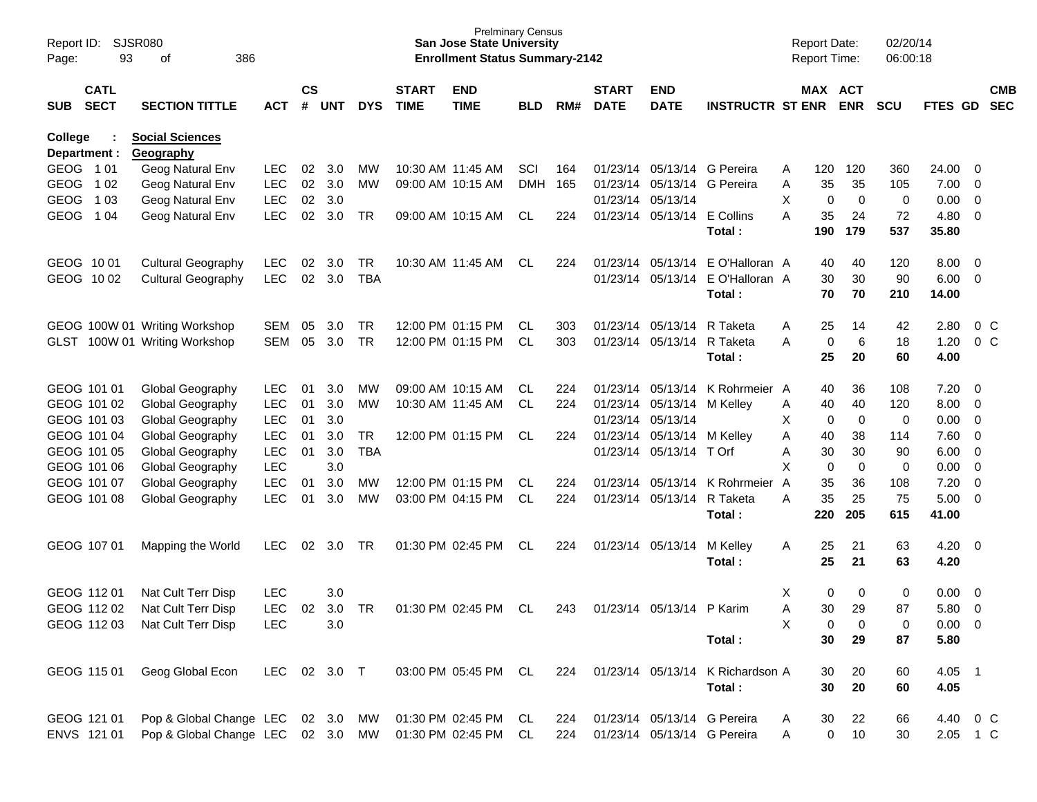**College : Social Sciences**
**Department : Geography**

| SUB | CATL SECT | SECTION TITTLE | ACT | CS # | UNT | DYS | START TIME | END TIME | BLD | RM# | START DATE | END DATE | INSTRUCTR | ST | MAX ENR | ACT ENR | SCU | FTES | GD | CMB SEC |
|---|---|---|---|---|---|---|---|---|---|---|---|---|---|---|---|---|---|---|---|---|
| GEOG | 1 01 | Geog Natural Env | LEC | 02 | 3.0 | MW | 10:30 AM | 11:45 AM | SCI | 164 | 01/23/14 | 05/13/14 | G Pereira | A | 120 | 120 | 360 | 24.00 | 0 | |
| GEOG | 1 02 | Geog Natural Env | LEC | 02 | 3.0 | MW | 09:00 AM | 10:15 AM | DMH | 165 | 01/23/14 | 05/13/14 | G Pereira | A | 35 | 35 | 105 | 7.00 | 0 | |
| GEOG | 1 03 | Geog Natural Env | LEC | 02 | 3.0 | | | | | | 01/23/14 | 05/13/14 | | X | 0 | 0 | 0 | 0.00 | 0 | |
| GEOG | 1 04 | Geog Natural Env | LEC | 02 | 3.0 | TR | 09:00 AM | 10:15 AM | CL | 224 | 01/23/14 | 05/13/14 | E Collins | A | 35 | 24 | 72 | 4.80 | 0 | |
| | | | | | | | | | | | | | **Total :** | | **190** | **179** | **537** | **35.80** | | |
| GEOG | 10 01 | Cultural Geography | LEC | 02 | 3.0 | TR | 10:30 AM | 11:45 AM | CL | 224 | 01/23/14 | 05/13/14 | E O'Halloran | A | 40 | 40 | 120 | 8.00 | 0 | |
| GEOG | 10 02 | Cultural Geography | LEC | 02 | 3.0 | TBA | | | | | 01/23/14 | 05/13/14 | E O'Halloran | A | 30 | 30 | 90 | 6.00 | 0 | |
| | | | | | | | | | | | | | **Total :** | | **70** | **70** | **210** | **14.00** | | |
| GEOG | 100W 01 | Writing Workshop | SEM | 05 | 3.0 | TR | 12:00 PM | 01:15 PM | CL | 303 | 01/23/14 | 05/13/14 | R Taketa | A | 25 | 14 | 42 | 2.80 | 0 | C |
| GLST | 100W 01 | Writing Workshop | SEM | 05 | 3.0 | TR | 12:00 PM | 01:15 PM | CL | 303 | 01/23/14 | 05/13/14 | R Taketa | A | 0 | 6 | 18 | 1.20 | 0 | C |
| | | | | | | | | | | | | | **Total :** | | **25** | **20** | **60** | **4.00** | | |
| GEOG | 101 01 | Global Geography | LEC | 01 | 3.0 | MW | 09:00 AM | 10:15 AM | CL | 224 | 01/23/14 | 05/13/14 | K Rohrmeier | A | 40 | 36 | 108 | 7.20 | 0 | |
| GEOG | 101 02 | Global Geography | LEC | 01 | 3.0 | MW | 10:30 AM | 11:45 AM | CL | 224 | 01/23/14 | 05/13/14 | M Kelley | A | 40 | 40 | 120 | 8.00 | 0 | |
| GEOG | 101 03 | Global Geography | LEC | 01 | 3.0 | | | | | | 01/23/14 | 05/13/14 | | X | 0 | 0 | 0 | 0.00 | 0 | |
| GEOG | 101 04 | Global Geography | LEC | 01 | 3.0 | TR | 12:00 PM | 01:15 PM | CL | 224 | 01/23/14 | 05/13/14 | M Kelley | A | 40 | 38 | 114 | 7.60 | 0 | |
| GEOG | 101 05 | Global Geography | LEC | 01 | 3.0 | TBA | | | | | 01/23/14 | 05/13/14 | T Orf | A | 30 | 30 | 90 | 6.00 | 0 | |
| GEOG | 101 06 | Global Geography | LEC | | 3.0 | | | | | | | | | X | 0 | 0 | 0 | 0.00 | 0 | |
| GEOG | 101 07 | Global Geography | LEC | 01 | 3.0 | MW | 12:00 PM | 01:15 PM | CL | 224 | 01/23/14 | 05/13/14 | K Rohrmeier | A | 35 | 36 | 108 | 7.20 | 0 | |
| GEOG | 101 08 | Global Geography | LEC | 01 | 3.0 | MW | 03:00 PM | 04:15 PM | CL | 224 | 01/23/14 | 05/13/14 | R Taketa | A | 35 | 25 | 75 | 5.00 | 0 | |
| | | | | | | | | | | | | | **Total :** | | **220** | **205** | **615** | **41.00** | | |
| GEOG | 107 01 | Mapping the World | LEC | 02 | 3.0 | TR | 01:30 PM | 02:45 PM | CL | 224 | 01/23/14 | 05/13/14 | M Kelley | A | 25 | 21 | 63 | 4.20 | 0 | |
| | | | | | | | | | | | | | **Total :** | | **25** | **21** | **63** | **4.20** | | |
| GEOG | 112 01 | Nat Cult Terr Disp | LEC | | 3.0 | | | | | | | | | X | 0 | 0 | 0 | 0.00 | 0 | |
| GEOG | 112 02 | Nat Cult Terr Disp | LEC | 02 | 3.0 | TR | 01:30 PM | 02:45 PM | CL | 243 | 01/23/14 | 05/13/14 | P Karim | A | 30 | 29 | 87 | 5.80 | 0 | |
| GEOG | 112 03 | Nat Cult Terr Disp | LEC | | 3.0 | | | | | | | | | X | 0 | 0 | 0 | 0.00 | 0 | |
| | | | | | | | | | | | | | **Total :** | | **30** | **29** | **87** | **5.80** | | |
| GEOG | 115 01 | Geog Global Econ | LEC | 02 | 3.0 | T | 03:00 PM | 05:45 PM | CL | 224 | 01/23/14 | 05/13/14 | K Richardson | A | 30 | 20 | 60 | 4.05 | 1 | |
| | | | | | | | | | | | | | **Total :** | | **30** | **20** | **60** | **4.05** | | |
| GEOG | 121 01 | Pop & Global Change | LEC | 02 | 3.0 | MW | 01:30 PM | 02:45 PM | CL | 224 | 01/23/14 | 05/13/14 | G Pereira | A | 30 | 22 | 66 | 4.40 | 0 | C |
| ENVS | 121 01 | Pop & Global Change | LEC | 02 | 3.0 | MW | 01:30 PM | 02:45 PM | CL | 224 | 01/23/14 | 05/13/14 | G Pereira | A | 0 | 10 | 30 | 2.05 | 1 | C |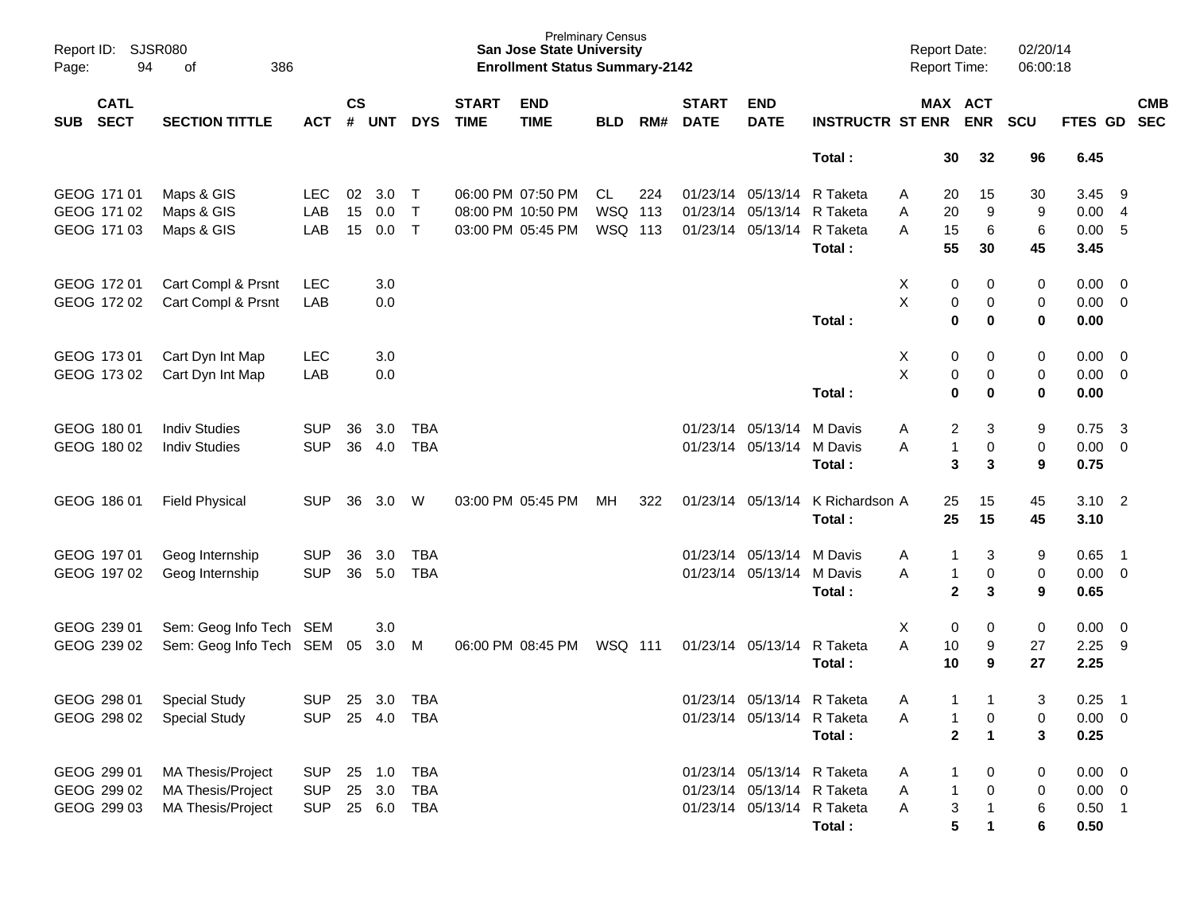| SUB | CATL SECT | SECTION TITTLE | ACT | CS # | UNT | DYS | START TIME | END TIME | BLD | RM# | START DATE | END DATE | INSTRUCTR | ST | MAX ENR | ACT ENR | SCU | FTES | GD | CMB SEC |
|---|---|---|---|---|---|---|---|---|---|---|---|---|---|---|---|---|---|---|---|---|
| | | | | | | | | | | | | | **Total :** | | **30** | **32** | **96** | **6.45** | | |
| GEOG | 171 01 | Maps & GIS | LEC | 02 | 3.0 | T | 06:00 PM | 07:50 PM | CL | 224 | 01/23/14 | 05/13/14 | R Taketa | A | 20 | 15 | 30 | 3.45 | 9 | |
| GEOG | 171 02 | Maps & GIS | LAB | 15 | 0.0 | T | 08:00 PM | 10:50 PM | WSQ | 113 | 01/23/14 | 05/13/14 | R Taketa | A | 20 | 9 | 9 | 0.00 | 4 | |
| GEOG | 171 03 | Maps & GIS | LAB | 15 | 0.0 | T | 03:00 PM | 05:45 PM | WSQ | 113 | 01/23/14 | 05/13/14 | R Taketa | A | 15 | 6 | 6 | 0.00 | 5 | |
| | | | | | | | | | | | | | **Total :** | | **55** | **30** | **45** | **3.45** | | |
| GEOG | 172 01 | Cart Compl & Prsnt | LEC | | 3.0 | | | | | | | | | X | 0 | 0 | 0 | 0.00 | 0 | |
| GEOG | 172 02 | Cart Compl & Prsnt | LAB | | 0.0 | | | | | | | | | X | 0 | 0 | 0 | 0.00 | 0 | |
| | | | | | | | | | | | | | **Total :** | | **0** | **0** | **0** | **0.00** | | |
| GEOG | 173 01 | Cart Dyn Int Map | LEC | | 3.0 | | | | | | | | | X | 0 | 0 | 0 | 0.00 | 0 | |
| GEOG | 173 02 | Cart Dyn Int Map | LAB | | 0.0 | | | | | | | | | X | 0 | 0 | 0 | 0.00 | 0 | |
| | | | | | | | | | | | | | **Total :** | | **0** | **0** | **0** | **0.00** | | |
| GEOG | 180 01 | Indiv Studies | SUP | 36 | 3.0 | TBA | | | | | 01/23/14 | 05/13/14 | M Davis | A | 2 | 3 | 9 | 0.75 | 3 | |
| GEOG | 180 02 | Indiv Studies | SUP | 36 | 4.0 | TBA | | | | | 01/23/14 | 05/13/14 | M Davis | A | 1 | 0 | 0 | 0.00 | 0 | |
| | | | | | | | | | | | | | **Total :** | | **3** | **3** | **9** | **0.75** | | |
| GEOG | 186 01 | Field Physical | SUP | 36 | 3.0 | W | 03:00 PM | 05:45 PM | MH | 322 | 01/23/14 | 05/13/14 | K Richardson | A | 25 | 15 | 45 | 3.10 | 2 | |
| | | | | | | | | | | | | | **Total :** | | **25** | **15** | **45** | **3.10** | | |
| GEOG | 197 01 | Geog Internship | SUP | 36 | 3.0 | TBA | | | | | 01/23/14 | 05/13/14 | M Davis | A | 1 | 3 | 9 | 0.65 | 1 | |
| GEOG | 197 02 | Geog Internship | SUP | 36 | 5.0 | TBA | | | | | 01/23/14 | 05/13/14 | M Davis | A | 1 | 0 | 0 | 0.00 | 0 | |
| | | | | | | | | | | | | | **Total :** | | **2** | **3** | **9** | **0.65** | | |
| GEOG | 239 01 | Sem: Geog Info Tech | SEM | | 3.0 | | | | | | | | | X | 0 | 0 | 0 | 0.00 | 0 | |
| GEOG | 239 02 | Sem: Geog Info Tech | SEM | 05 | 3.0 | M | 06:00 PM | 08:45 PM | WSQ | 111 | 01/23/14 | 05/13/14 | R Taketa | A | 10 | 9 | 27 | 2.25 | 9 | |
| | | | | | | | | | | | | | **Total :** | | **10** | **9** | **27** | **2.25** | | |
| GEOG | 298 01 | Special Study | SUP | 25 | 3.0 | TBA | | | | | 01/23/14 | 05/13/14 | R Taketa | A | 1 | 1 | 3 | 0.25 | 1 | |
| GEOG | 298 02 | Special Study | SUP | 25 | 4.0 | TBA | | | | | 01/23/14 | 05/13/14 | R Taketa | A | 1 | 0 | 0 | 0.00 | 0 | |
| | | | | | | | | | | | | | **Total :** | | **2** | **1** | **3** | **0.25** | | |
| GEOG | 299 01 | MA Thesis/Project | SUP | 25 | 1.0 | TBA | | | | | 01/23/14 | 05/13/14 | R Taketa | A | 1 | 0 | 0 | 0.00 | 0 | |
| GEOG | 299 02 | MA Thesis/Project | SUP | 25 | 3.0 | TBA | | | | | 01/23/14 | 05/13/14 | R Taketa | A | 1 | 0 | 0 | 0.00 | 0 | |
| GEOG | 299 03 | MA Thesis/Project | SUP | 25 | 6.0 | TBA | | | | | 01/23/14 | 05/13/14 | R Taketa | A | 3 | 1 | 6 | 0.50 | 1 | |
| | | | | | | | | | | | | | **Total :** | | **5** | **1** | **6** | **0.50** | | |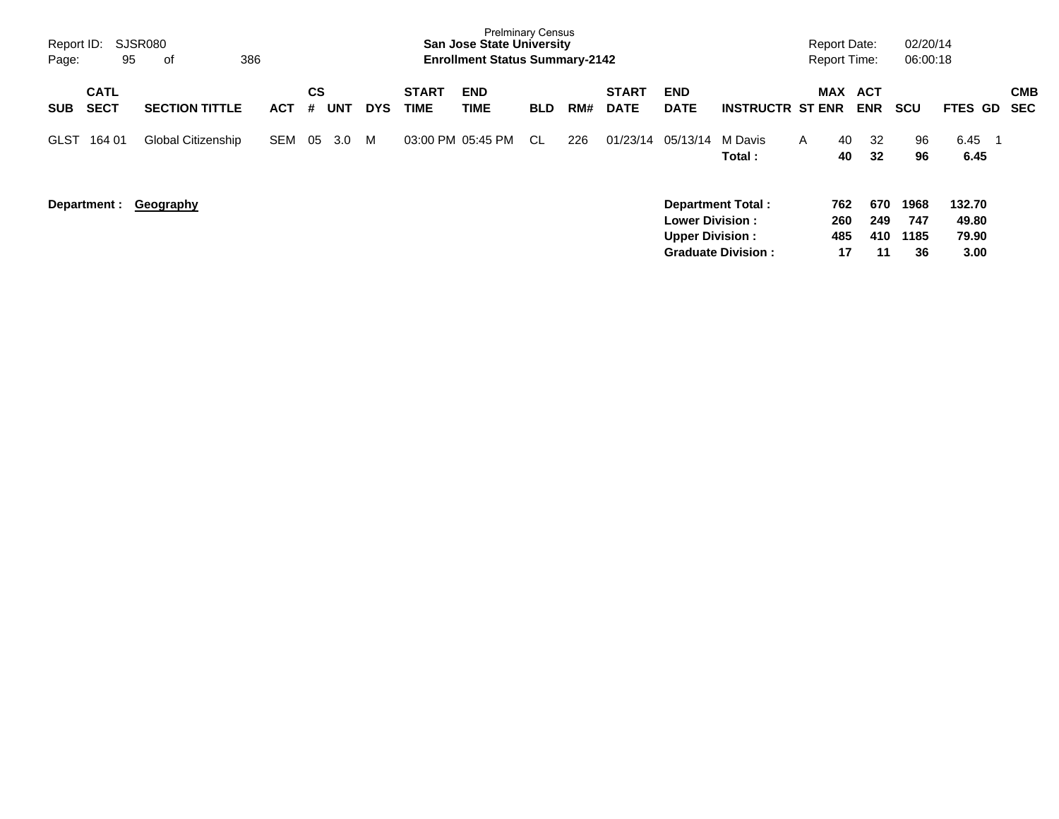Prelminary Census
**San Jose State University**
**Enrollment Status Summary-2142**

Report ID: SJSR080
Report Date: 02/20/14
Report Time: 06:00:18

| SUB | CATL SECT | SECTION TITTLE | ACT | CS # | UNT | DYS | START TIME | END TIME | BLD | RM# | START DATE | END DATE | INSTRUCTR | ST | MAX ENR | ACT ENR | SCU | FTES | GD | CMB SEC |
|---|---|---|---|---|---|---|---|---|---|---|---|---|---|---|---|---|---|---|---|---|
| GLST | 164 01 | Global Citizenship | SEM | 05 | 3.0 | M | 03:00 PM | 05:45 PM | CL | 226 | 01/23/14 | 05/13/14 | M Davis | A | 40 | 32 | 96 | 6.45 | 1 | |
| | | | | | | | | | | | | | **Total :** | | **40** | **32** | **96** | **6.45** | | |

**Department :** **Geography**

| | MAX ENR | ACT ENR | SCU | FTES |
|---|---|---|---|---|
| **Department Total :** | **762** | **670** | **1968** | **132.70** |
| **Lower Division :** | **260** | **249** | **747** | **49.80** |
| **Upper Division :** | **485** | **410** | **1185** | **79.90** |
| **Graduate Division :** | **17** | **11** | **36** | **3.00** |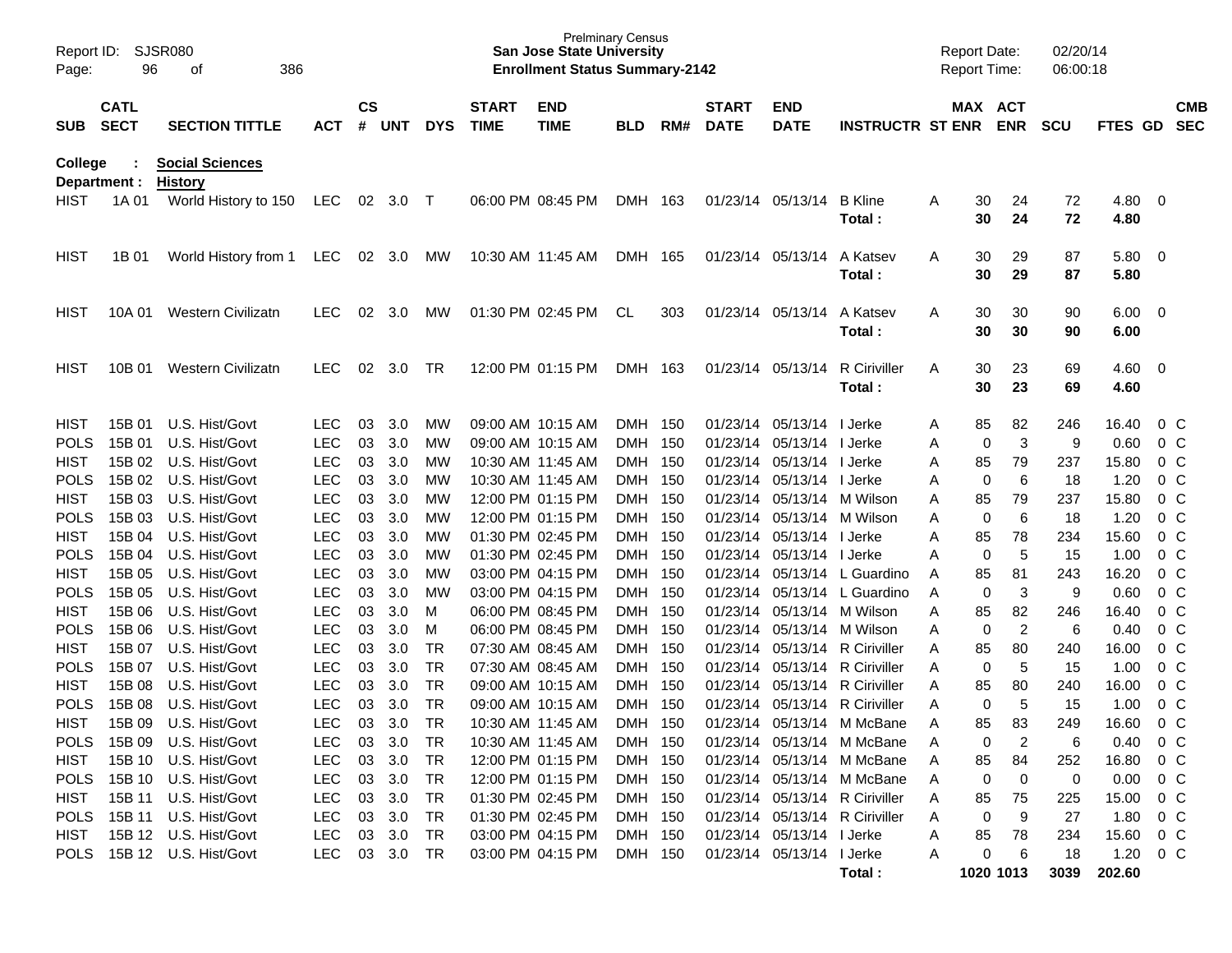Prelminary Census
**San Jose State University**
**Enrollment Status Summary-2142**

Report ID: SJSR080
Report Date: 02/20/14
Report Time: 06:00:18

**College : Social Sciences**
**Department : History**

| SUB | CATL SECT | SECTION TITTLE | ACT | CS # | UNT | DYS | START TIME | END TIME | BLD | RM# | START DATE | END DATE | INSTRUCTR | ST | MAX ENR | ACT ENR | SCU | FTES | GD | CMB SEC |
|---|---|---|---|---|---|---|---|---|---|---|---|---|---|---|---|---|---|---|---|---|
| HIST | 1A 01 | World History to 150 | LEC | 02 | 3.0 | T | 06:00 PM | 08:45 PM | DMH | 163 | 01/23/14 | 05/13/14 | B Kline | A | 30 | 24 | 72 | 4.80 | 0 | |
| | | | | | | | | | | | | | **Total :** | | **30** | **24** | **72** | **4.80** | | |
| HIST | 1B 01 | World History from 1 | LEC | 02 | 3.0 | MW | 10:30 AM | 11:45 AM | DMH | 165 | 01/23/14 | 05/13/14 | A Katsev | A | 30 | 29 | 87 | 5.80 | 0 | |
| | | | | | | | | | | | | | **Total :** | | **30** | **29** | **87** | **5.80** | | |
| HIST | 10A 01 | Western Civilizatn | LEC | 02 | 3.0 | MW | 01:30 PM | 02:45 PM | CL | 303 | 01/23/14 | 05/13/14 | A Katsev | A | 30 | 30 | 90 | 6.00 | 0 | |
| | | | | | | | | | | | | | **Total :** | | **30** | **30** | **90** | **6.00** | | |
| HIST | 10B 01 | Western Civilizatn | LEC | 02 | 3.0 | TR | 12:00 PM | 01:15 PM | DMH | 163 | 01/23/14 | 05/13/14 | R Ciriviller | A | 30 | 23 | 69 | 4.60 | 0 | |
| | | | | | | | | | | | | | **Total :** | | **30** | **23** | **69** | **4.60** | | |
| HIST | 15B 01 | U.S. Hist/Govt | LEC | 03 | 3.0 | MW | 09:00 AM | 10:15 AM | DMH | 150 | 01/23/14 | 05/13/14 | I Jerke | A | 85 | 82 | 246 | 16.40 | 0 | C |
| POLS | 15B 01 | U.S. Hist/Govt | LEC | 03 | 3.0 | MW | 09:00 AM | 10:15 AM | DMH | 150 | 01/23/14 | 05/13/14 | I Jerke | A | 0 | 3 | 9 | 0.60 | 0 | C |
| HIST | 15B 02 | U.S. Hist/Govt | LEC | 03 | 3.0 | MW | 10:30 AM | 11:45 AM | DMH | 150 | 01/23/14 | 05/13/14 | I Jerke | A | 85 | 79 | 237 | 15.80 | 0 | C |
| POLS | 15B 02 | U.S. Hist/Govt | LEC | 03 | 3.0 | MW | 10:30 AM | 11:45 AM | DMH | 150 | 01/23/14 | 05/13/14 | I Jerke | A | 0 | 6 | 18 | 1.20 | 0 | C |
| HIST | 15B 03 | U.S. Hist/Govt | LEC | 03 | 3.0 | MW | 12:00 PM | 01:15 PM | DMH | 150 | 01/23/14 | 05/13/14 | M Wilson | A | 85 | 79 | 237 | 15.80 | 0 | C |
| POLS | 15B 03 | U.S. Hist/Govt | LEC | 03 | 3.0 | MW | 12:00 PM | 01:15 PM | DMH | 150 | 01/23/14 | 05/13/14 | M Wilson | A | 0 | 6 | 18 | 1.20 | 0 | C |
| HIST | 15B 04 | U.S. Hist/Govt | LEC | 03 | 3.0 | MW | 01:30 PM | 02:45 PM | DMH | 150 | 01/23/14 | 05/13/14 | I Jerke | A | 85 | 78 | 234 | 15.60 | 0 | C |
| POLS | 15B 04 | U.S. Hist/Govt | LEC | 03 | 3.0 | MW | 01:30 PM | 02:45 PM | DMH | 150 | 01/23/14 | 05/13/14 | I Jerke | A | 0 | 5 | 15 | 1.00 | 0 | C |
| HIST | 15B 05 | U.S. Hist/Govt | LEC | 03 | 3.0 | MW | 03:00 PM | 04:15 PM | DMH | 150 | 01/23/14 | 05/13/14 | L Guardino | A | 85 | 81 | 243 | 16.20 | 0 | C |
| POLS | 15B 05 | U.S. Hist/Govt | LEC | 03 | 3.0 | MW | 03:00 PM | 04:15 PM | DMH | 150 | 01/23/14 | 05/13/14 | L Guardino | A | 0 | 3 | 9 | 0.60 | 0 | C |
| HIST | 15B 06 | U.S. Hist/Govt | LEC | 03 | 3.0 | M | 06:00 PM | 08:45 PM | DMH | 150 | 01/23/14 | 05/13/14 | M Wilson | A | 85 | 82 | 246 | 16.40 | 0 | C |
| POLS | 15B 06 | U.S. Hist/Govt | LEC | 03 | 3.0 | M | 06:00 PM | 08:45 PM | DMH | 150 | 01/23/14 | 05/13/14 | M Wilson | A | 0 | 2 | 6 | 0.40 | 0 | C |
| HIST | 15B 07 | U.S. Hist/Govt | LEC | 03 | 3.0 | TR | 07:30 AM | 08:45 AM | DMH | 150 | 01/23/14 | 05/13/14 | R Ciriviller | A | 85 | 80 | 240 | 16.00 | 0 | C |
| POLS | 15B 07 | U.S. Hist/Govt | LEC | 03 | 3.0 | TR | 07:30 AM | 08:45 AM | DMH | 150 | 01/23/14 | 05/13/14 | R Ciriviller | A | 0 | 5 | 15 | 1.00 | 0 | C |
| HIST | 15B 08 | U.S. Hist/Govt | LEC | 03 | 3.0 | TR | 09:00 AM | 10:15 AM | DMH | 150 | 01/23/14 | 05/13/14 | R Ciriviller | A | 85 | 80 | 240 | 16.00 | 0 | C |
| POLS | 15B 08 | U.S. Hist/Govt | LEC | 03 | 3.0 | TR | 09:00 AM | 10:15 AM | DMH | 150 | 01/23/14 | 05/13/14 | R Ciriviller | A | 0 | 5 | 15 | 1.00 | 0 | C |
| HIST | 15B 09 | U.S. Hist/Govt | LEC | 03 | 3.0 | TR | 10:30 AM | 11:45 AM | DMH | 150 | 01/23/14 | 05/13/14 | M McBane | A | 85 | 83 | 249 | 16.60 | 0 | C |
| POLS | 15B 09 | U.S. Hist/Govt | LEC | 03 | 3.0 | TR | 10:30 AM | 11:45 AM | DMH | 150 | 01/23/14 | 05/13/14 | M McBane | A | 0 | 2 | 6 | 0.40 | 0 | C |
| HIST | 15B 10 | U.S. Hist/Govt | LEC | 03 | 3.0 | TR | 12:00 PM | 01:15 PM | DMH | 150 | 01/23/14 | 05/13/14 | M McBane | A | 85 | 84 | 252 | 16.80 | 0 | C |
| POLS | 15B 10 | U.S. Hist/Govt | LEC | 03 | 3.0 | TR | 12:00 PM | 01:15 PM | DMH | 150 | 01/23/14 | 05/13/14 | M McBane | A | 0 | 0 | 0 | 0.00 | 0 | C |
| HIST | 15B 11 | U.S. Hist/Govt | LEC | 03 | 3.0 | TR | 01:30 PM | 02:45 PM | DMH | 150 | 01/23/14 | 05/13/14 | R Ciriviller | A | 85 | 75 | 225 | 15.00 | 0 | C |
| POLS | 15B 11 | U.S. Hist/Govt | LEC | 03 | 3.0 | TR | 01:30 PM | 02:45 PM | DMH | 150 | 01/23/14 | 05/13/14 | R Ciriviller | A | 0 | 9 | 27 | 1.80 | 0 | C |
| HIST | 15B 12 | U.S. Hist/Govt | LEC | 03 | 3.0 | TR | 03:00 PM | 04:15 PM | DMH | 150 | 01/23/14 | 05/13/14 | I Jerke | A | 85 | 78 | 234 | 15.60 | 0 | C |
| POLS | 15B 12 | U.S. Hist/Govt | LEC | 03 | 3.0 | TR | 03:00 PM | 04:15 PM | DMH | 150 | 01/23/14 | 05/13/14 | I Jerke | A | 0 | 6 | 18 | 1.20 | 0 | C |
| | | | | | | | | | | | | | **Total :** | | **1020** | **1013** | **3039** | **202.60** | | |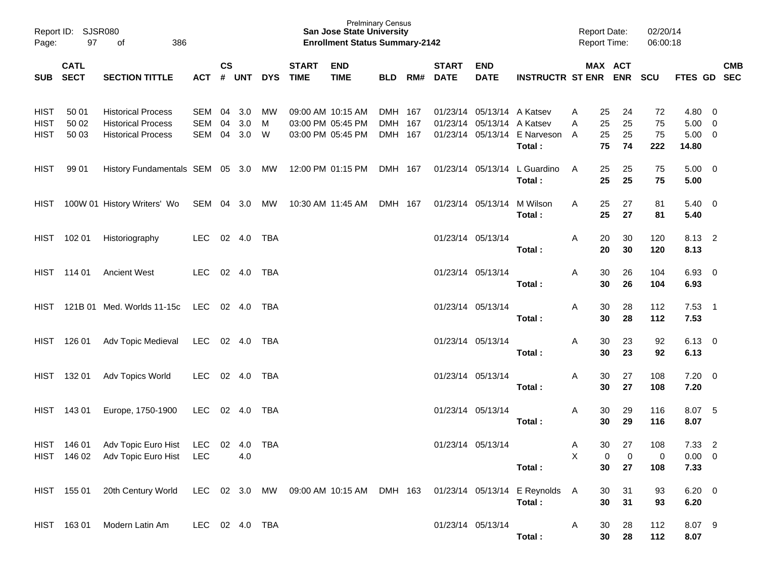Report ID: SJSR080

**Prelminary Census**
**San Jose State University**
**Enrollment Status Summary-2142**

Report Date: 02/20/14
Report Time: 06:00:18

| SUB | CATL SECT | SECTION TITTLE | ACT | CS # | UNT | DYS | START TIME | END TIME | BLD | RM# | START DATE | END DATE | INSTRUCTR | ST | MAX ENR | ACT ENR | SCU | FTES | GD | CMB SEC |
|---|---|---|---|---|---|---|---|---|---|---|---|---|---|---|---|---|---|---|---|---|
| HIST | 50 01 | Historical Process | SEM | 04 | 3.0 | MW | 09:00 AM | 10:15 AM | DMH | 167 | 01/23/14 | 05/13/14 | A Katsev | A | 25 | 24 | 72 | 4.80 | 0 | |
| HIST | 50 02 | Historical Process | SEM | 04 | 3.0 | M | 03:00 PM | 05:45 PM | DMH | 167 | 01/23/14 | 05/13/14 | A Katsev | A | 25 | 25 | 75 | 5.00 | 0 | |
| HIST | 50 03 | Historical Process | SEM | 04 | 3.0 | W | 03:00 PM | 05:45 PM | DMH | 167 | 01/23/14 | 05/13/14 | E Narveson | A | 25 | 25 | 75 | 5.00 | 0 | |
| | | | | | | | | | | | | | **Total :** | | **75** | **74** | **222** | **14.80** | | |
| HIST | 99 01 | History Fundamentals | SEM | 05 | 3.0 | MW | 12:00 PM | 01:15 PM | DMH | 167 | 01/23/14 | 05/13/14 | L Guardino | A | 25 | 25 | 75 | 5.00 | 0 | |
| | | | | | | | | | | | | | **Total :** | | **25** | **25** | **75** | **5.00** | | |
| HIST | 100W 01 | History Writers' Wo | SEM | 04 | 3.0 | MW | 10:30 AM | 11:45 AM | DMH | 167 | 01/23/14 | 05/13/14 | M Wilson | A | 25 | 27 | 81 | 5.40 | 0 | |
| | | | | | | | | | | | | | **Total :** | | **25** | **27** | **81** | **5.40** | | |
| HIST | 102 01 | Historiography | LEC | 02 | 4.0 | TBA | | | | | 01/23/14 | 05/13/14 | | A | 20 | 30 | 120 | 8.13 | 2 | |
| | | | | | | | | | | | | | **Total :** | | **20** | **30** | **120** | **8.13** | | |
| HIST | 114 01 | Ancient West | LEC | 02 | 4.0 | TBA | | | | | 01/23/14 | 05/13/14 | | A | 30 | 26 | 104 | 6.93 | 0 | |
| | | | | | | | | | | | | | **Total :** | | **30** | **26** | **104** | **6.93** | | |
| HIST | 121B 01 | Med. Worlds 11-15c | LEC | 02 | 4.0 | TBA | | | | | 01/23/14 | 05/13/14 | | A | 30 | 28 | 112 | 7.53 | 1 | |
| | | | | | | | | | | | | | **Total :** | | **30** | **28** | **112** | **7.53** | | |
| HIST | 126 01 | Adv Topic Medieval | LEC | 02 | 4.0 | TBA | | | | | 01/23/14 | 05/13/14 | | A | 30 | 23 | 92 | 6.13 | 0 | |
| | | | | | | | | | | | | | **Total :** | | **30** | **23** | **92** | **6.13** | | |
| HIST | 132 01 | Adv Topics World | LEC | 02 | 4.0 | TBA | | | | | 01/23/14 | 05/13/14 | | A | 30 | 27 | 108 | 7.20 | 0 | |
| | | | | | | | | | | | | | **Total :** | | **30** | **27** | **108** | **7.20** | | |
| HIST | 143 01 | Europe, 1750-1900 | LEC | 02 | 4.0 | TBA | | | | | 01/23/14 | 05/13/14 | | A | 30 | 29 | 116 | 8.07 | 5 | |
| | | | | | | | | | | | | | **Total :** | | **30** | **29** | **116** | **8.07** | | |
| HIST | 146 01 | Adv Topic Euro Hist | LEC | 02 | 4.0 | TBA | | | | | 01/23/14 | 05/13/14 | | A | 30 | 27 | 108 | 7.33 | 2 | |
| HIST | 146 02 | Adv Topic Euro Hist | LEC | | 4.0 | | | | | | | | | X | 0 | 0 | 0 | 0.00 | 0 | |
| | | | | | | | | | | | | | **Total :** | | **30** | **27** | **108** | **7.33** | | |
| HIST | 155 01 | 20th Century World | LEC | 02 | 3.0 | MW | 09:00 AM | 10:15 AM | DMH | 163 | 01/23/14 | 05/13/14 | E Reynolds | A | 30 | 31 | 93 | 6.20 | 0 | |
| | | | | | | | | | | | | | **Total :** | | **30** | **31** | **93** | **6.20** | | |
| HIST | 163 01 | Modern Latin Am | LEC | 02 | 4.0 | TBA | | | | | 01/23/14 | 05/13/14 | | A | 30 | 28 | 112 | 8.07 | 9 | |
| | | | | | | | | | | | | | **Total :** | | **30** | **28** | **112** | **8.07** | | |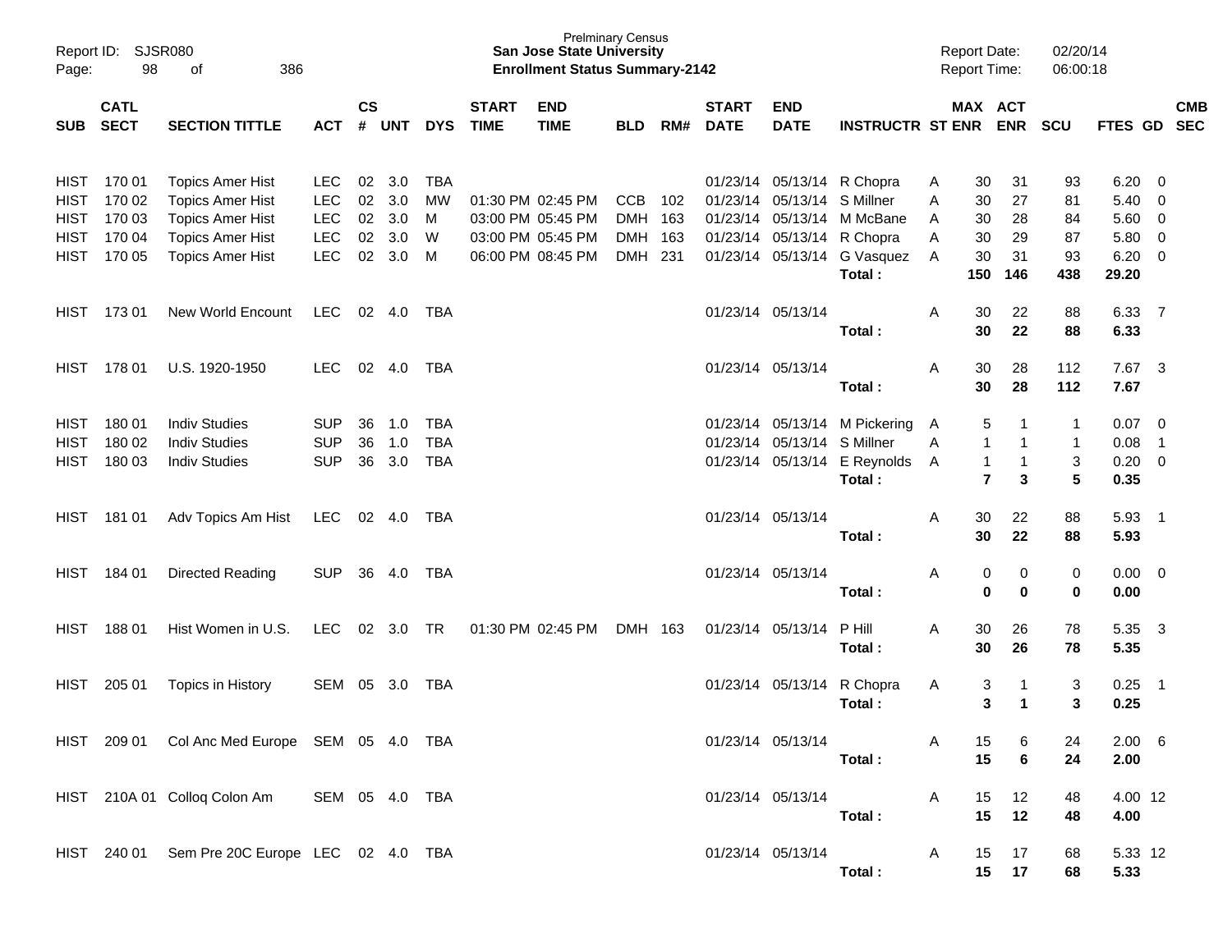| SUB | CATL SECT | SECTION TITTLE | ACT | CS # | UNT | DYS | START TIME | END TIME | BLD | RM# | START DATE | END DATE | INSTRUCTR | ST | MAX ENR | ACT ENR | SCU | FTES | GD | CMB SEC |
|---|---|---|---|---|---|---|---|---|---|---|---|---|---|---|---|---|---|---|---|---|
| HIST | 170 01 | Topics Amer Hist | LEC | 02 | 3.0 | TBA | | | | | 01/23/14 | 05/13/14 | R Chopra | A | 30 | 31 | 93 | 6.20 | 0 | |
| HIST | 170 02 | Topics Amer Hist | LEC | 02 | 3.0 | MW | 01:30 PM | 02:45 PM | CCB | 102 | 01/23/14 | 05/13/14 | S Millner | A | 30 | 27 | 81 | 5.40 | 0 | |
| HIST | 170 03 | Topics Amer Hist | LEC | 02 | 3.0 | M | 03:00 PM | 05:45 PM | DMH | 163 | 01/23/14 | 05/13/14 | M McBane | A | 30 | 28 | 84 | 5.60 | 0 | |
| HIST | 170 04 | Topics Amer Hist | LEC | 02 | 3.0 | W | 03:00 PM | 05:45 PM | DMH | 163 | 01/23/14 | 05/13/14 | R Chopra | A | 30 | 29 | 87 | 5.80 | 0 | |
| HIST | 170 05 | Topics Amer Hist | LEC | 02 | 3.0 | M | 06:00 PM | 08:45 PM | DMH | 231 | 01/23/14 | 05/13/14 | G Vasquez | A | 30 | 31 | 93 | 6.20 | 0 | |
| | | | | | | | | | | | | | **Total :** | | **150** | **146** | **438** | **29.20** | | |
| HIST | 173 01 | New World Encount | LEC | 02 | 4.0 | TBA | | | | | 01/23/14 | 05/13/14 | | A | 30 | 22 | 88 | 6.33 | 7 | |
| | | | | | | | | | | | | | **Total :** | | **30** | **22** | **88** | **6.33** | | |
| HIST | 178 01 | U.S. 1920-1950 | LEC | 02 | 4.0 | TBA | | | | | 01/23/14 | 05/13/14 | | A | 30 | 28 | 112 | 7.67 | 3 | |
| | | | | | | | | | | | | | **Total :** | | **30** | **28** | **112** | **7.67** | | |
| HIST | 180 01 | Indiv Studies | SUP | 36 | 1.0 | TBA | | | | | 01/23/14 | 05/13/14 | M Pickering | A | 5 | 1 | 1 | 0.07 | 0 | |
| HIST | 180 02 | Indiv Studies | SUP | 36 | 1.0 | TBA | | | | | 01/23/14 | 05/13/14 | S Millner | A | 1 | 1 | 1 | 0.08 | 1 | |
| HIST | 180 03 | Indiv Studies | SUP | 36 | 3.0 | TBA | | | | | 01/23/14 | 05/13/14 | E Reynolds | A | 1 | 1 | 3 | 0.20 | 0 | |
| | | | | | | | | | | | | | **Total :** | | **7** | **3** | **5** | **0.35** | | |
| HIST | 181 01 | Adv Topics Am Hist | LEC | 02 | 4.0 | TBA | | | | | 01/23/14 | 05/13/14 | | A | 30 | 22 | 88 | 5.93 | 1 | |
| | | | | | | | | | | | | | **Total :** | | **30** | **22** | **88** | **5.93** | | |
| HIST | 184 01 | Directed Reading | SUP | 36 | 4.0 | TBA | | | | | 01/23/14 | 05/13/14 | | A | 0 | 0 | 0 | 0.00 | 0 | |
| | | | | | | | | | | | | | **Total :** | | **0** | **0** | **0** | **0.00** | | |
| HIST | 188 01 | Hist Women in U.S. | LEC | 02 | 3.0 | TR | 01:30 PM | 02:45 PM | DMH | 163 | 01/23/14 | 05/13/14 | P Hill | A | 30 | 26 | 78 | 5.35 | 3 | |
| | | | | | | | | | | | | | **Total :** | | **30** | **26** | **78** | **5.35** | | |
| HIST | 205 01 | Topics in History | SEM | 05 | 3.0 | TBA | | | | | 01/23/14 | 05/13/14 | R Chopra | A | 3 | 1 | 3 | 0.25 | 1 | |
| | | | | | | | | | | | | | **Total :** | | **3** | **1** | **3** | **0.25** | | |
| HIST | 209 01 | Col Anc Med Europe | SEM | 05 | 4.0 | TBA | | | | | 01/23/14 | 05/13/14 | | A | 15 | 6 | 24 | 2.00 | 6 | |
| | | | | | | | | | | | | | **Total :** | | **15** | **6** | **24** | **2.00** | | |
| HIST | 210A 01 | Colloq Colon Am | SEM | 05 | 4.0 | TBA | | | | | 01/23/14 | 05/13/14 | | A | 15 | 12 | 48 | 4.00 | 12 | |
| | | | | | | | | | | | | | **Total :** | | **15** | **12** | **48** | **4.00** | | |
| HIST | 240 01 | Sem Pre 20C Europe | LEC | 02 | 4.0 | TBA | | | | | 01/23/14 | 05/13/14 | | A | 15 | 17 | 68 | 5.33 | 12 | |
| | | | | | | | | | | | | | **Total :** | | **15** | **17** | **68** | **5.33** | | |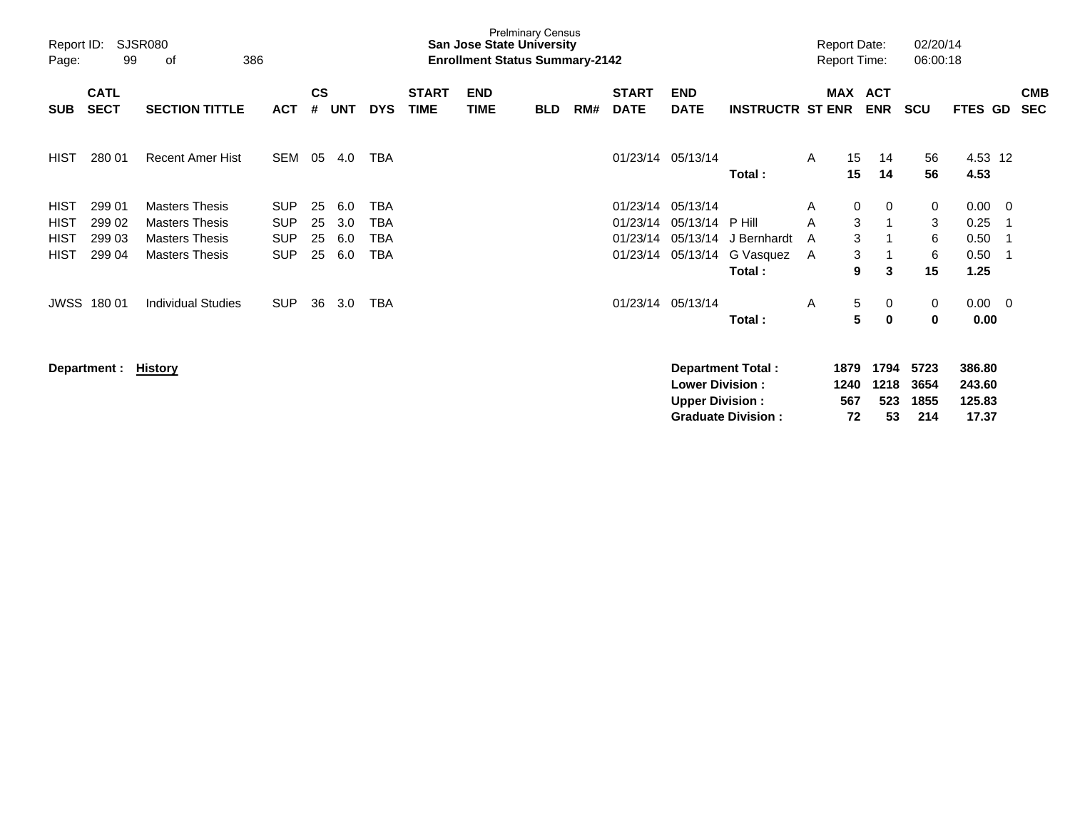Prelminary Census
**San Jose State University**
**Enrollment Status Summary-2142**

Report ID: SJSR080
Report Date: 02/20/14
Report Time: 06:00:18

| SUB | CATL SECT | SECTION TITTLE | ACT | CS # | UNT | DYS | START TIME | END TIME | BLD | RM# | START DATE | END DATE | INSTRUCTR | ST | MAX ENR | ACT ENR | SCU | FTES | GD | CMB SEC |
|---|---|---|---|---|---|---|---|---|---|---|---|---|---|---|---|---|---|---|---|---|
| HIST | 280 01 | Recent Amer Hist | SEM | 05 | 4.0 | TBA | | | | | 01/23/14 | 05/13/14 | | A | 15 | 14 | 56 | 4.53 | 12 | |
| | | | | | | | | | | | | | **Total :** | | **15** | **14** | **56** | **4.53** | | |
| HIST | 299 01 | Masters Thesis | SUP | 25 | 6.0 | TBA | | | | | 01/23/14 | 05/13/14 | | A | 0 | 0 | 0 | 0.00 | 0 | |
| HIST | 299 02 | Masters Thesis | SUP | 25 | 3.0 | TBA | | | | | 01/23/14 | 05/13/14 | P Hill | A | 3 | 1 | 3 | 0.25 | 1 | |
| HIST | 299 03 | Masters Thesis | SUP | 25 | 6.0 | TBA | | | | | 01/23/14 | 05/13/14 | J Bernhardt | A | 3 | 1 | 6 | 0.50 | 1 | |
| HIST | 299 04 | Masters Thesis | SUP | 25 | 6.0 | TBA | | | | | 01/23/14 | 05/13/14 | G Vasquez | A | 3 | 1 | 6 | 0.50 | 1 | |
| | | | | | | | | | | | | | **Total :** | | **9** | **3** | **15** | **1.25** | | |
| JWSS | 180 01 | Individual Studies | SUP | 36 | 3.0 | TBA | | | | | 01/23/14 | 05/13/14 | | A | 5 | 0 | 0 | 0.00 | 0 | |
| | | | | | | | | | | | | | **Total :** | | **5** | **0** | **0** | **0.00** | | |

**Department : History**

| | MAX ENR | ACT ENR | SCU | FTES |
|---|---|---|---|---|
| **Department Total :** | **1879** | **1794** | **5723** | **386.80** |
| **Lower Division :** | **1240** | **1218** | **3654** | **243.60** |
| **Upper Division :** | **567** | **523** | **1855** | **125.83** |
| **Graduate Division :** | **72** | **53** | **214** | **17.37** |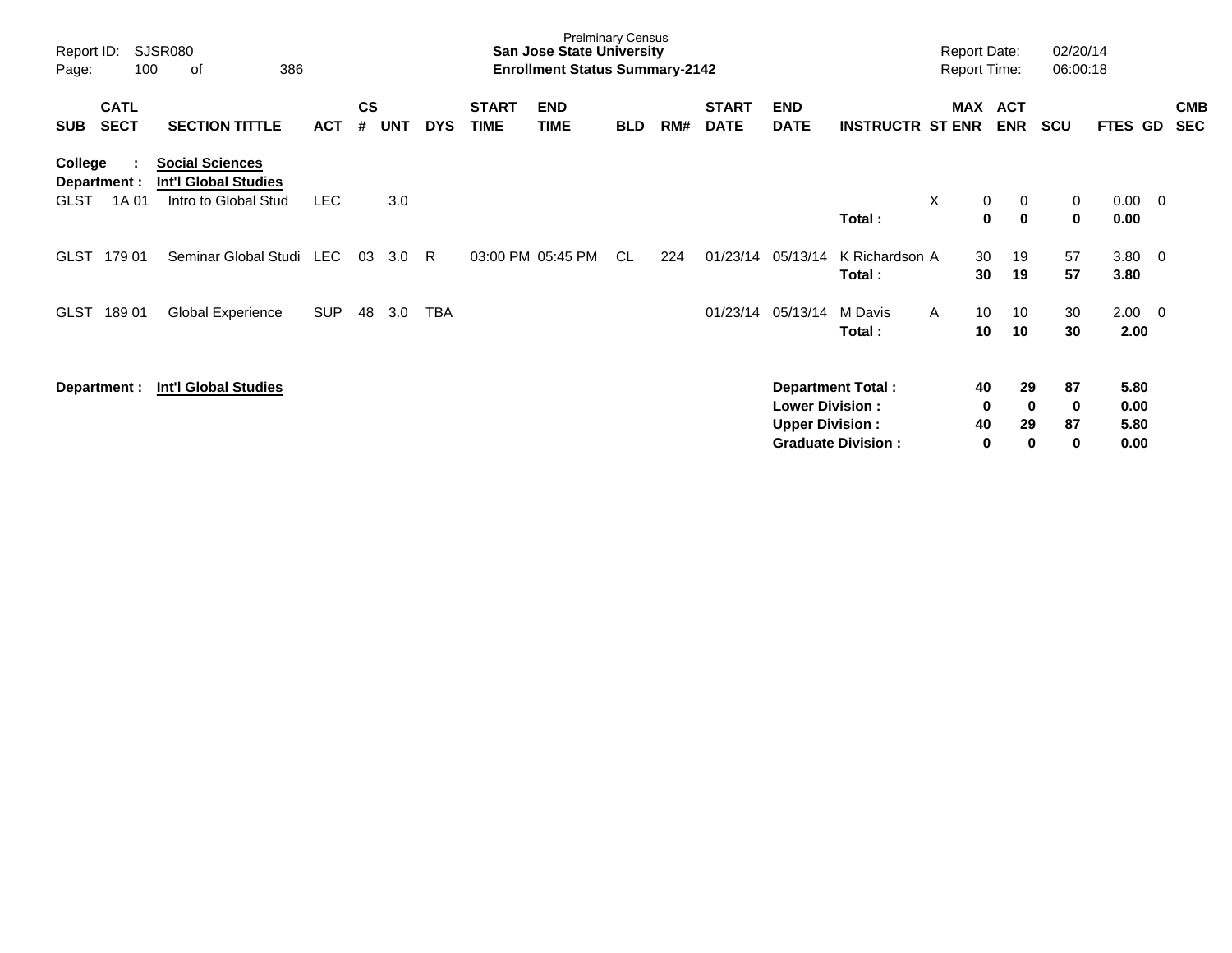Prelminary Census
**San Jose State University**
**Enrollment Status Summary-2142**

Report ID: SJSR080
Report Date: 02/20/14
Report Time: 06:00:18

| SUB | CATL SECT | SECTION TITTLE | ACT | CS # | UNT | DYS | START TIME | END TIME | BLD | RM# | START DATE | END DATE | INSTRUCTR | ST | MAX ENR | ACT ENR | SCU | FTES | GD | CMB SEC |
|---|---|---|---|---|---|---|---|---|---|---|---|---|---|---|---|---|---|---|---|---|
| **College :** | | **Social Sciences** | | | | | | | | | | | | | | | | | | |
| **Department :** | | **Int'l Global Studies** | | | | | | | | | | | | | | | | | | |
| GLST | 1A 01 | Intro to Global Stud | LEC | | 3.0 | | | | | | | | | X | 0 | 0 | 0 | 0.00 | 0 | |
| | | | | | | | | | | | | | **Total :** | | **0** | **0** | **0** | **0.00** | | |
| GLST | 179 01 | Seminar Global Studi | LEC | 03 | 3.0 | R | 03:00 PM | 05:45 PM | CL | 224 | 01/23/14 | 05/13/14 | K Richardson | A | 30 | 19 | 57 | 3.80 | 0 | |
| | | | | | | | | | | | | | **Total :** | | **30** | **19** | **57** | **3.80** | | |
| GLST | 189 01 | Global Experience | SUP | 48 | 3.0 | TBA | | | | | 01/23/14 | 05/13/14 | M Davis | A | 10 | 10 | 30 | 2.00 | 0 | |
| | | | | | | | | | | | | | **Total :** | | **10** | **10** | **30** | **2.00** | | |

**Department : Int'l Global Studies**

| | MAX ENR | ACT ENR | SCU | FTES |
|---|---|---|---|---|
| **Department Total :** | **40** | **29** | **87** | **5.80** |
| **Lower Division :** | **0** | **0** | **0** | **0.00** |
| **Upper Division :** | **40** | **29** | **87** | **5.80** |
| **Graduate Division :** | **0** | **0** | **0** | **0.00** |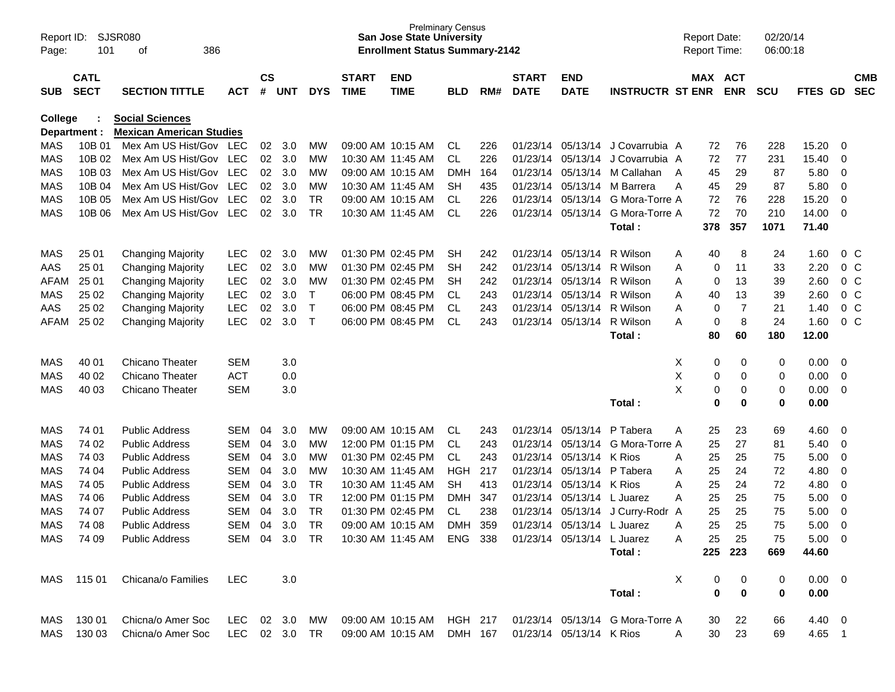Prelminary Census
**San Jose State University**
**Enrollment Status Summary-2142**

Report ID: SJSR080
Report Date: 02/20/14
Report Time: 06:00:18

**College : Social Sciences**
**Department : Mexican American Studies**

| SUB | CATL SECT | SECTION TITTLE | ACT | CS # | UNT | DYS | START TIME | END TIME | BLD | RM# | START DATE | END DATE | INSTRUCTR | ST | MAX ENR | ACT ENR | SCU | FTES | GD | CMB SEC |
|---|---|---|---|---|---|---|---|---|---|---|---|---|---|---|---|---|---|---|---|---|
| MAS | 10B 01 | Mex Am US Hist/Gov | LEC | 02 | 3.0 | MW | 09:00 AM | 10:15 AM | CL | 226 | 01/23/14 | 05/13/14 | J Covarrubia | A | 72 | 76 | 228 | 15.20 | 0 | |
| MAS | 10B 02 | Mex Am US Hist/Gov | LEC | 02 | 3.0 | MW | 10:30 AM | 11:45 AM | CL | 226 | 01/23/14 | 05/13/14 | J Covarrubia | A | 72 | 77 | 231 | 15.40 | 0 | |
| MAS | 10B 03 | Mex Am US Hist/Gov | LEC | 02 | 3.0 | MW | 09:00 AM | 10:15 AM | DMH | 164 | 01/23/14 | 05/13/14 | M Callahan | A | 45 | 29 | 87 | 5.80 | 0 | |
| MAS | 10B 04 | Mex Am US Hist/Gov | LEC | 02 | 3.0 | MW | 10:30 AM | 11:45 AM | SH | 435 | 01/23/14 | 05/13/14 | M Barrera | A | 45 | 29 | 87 | 5.80 | 0 | |
| MAS | 10B 05 | Mex Am US Hist/Gov | LEC | 02 | 3.0 | TR | 09:00 AM | 10:15 AM | CL | 226 | 01/23/14 | 05/13/14 | G Mora-Torre | A | 72 | 76 | 228 | 15.20 | 0 | |
| MAS | 10B 06 | Mex Am US Hist/Gov | LEC | 02 | 3.0 | TR | 10:30 AM | 11:45 AM | CL | 226 | 01/23/14 | 05/13/14 | G Mora-Torre | A | 72 | 70 | 210 | 14.00 | 0 | |
| | | | | | | | | | | | | | **Total :** | | **378** | **357** | **1071** | **71.40** | | |
| MAS | 25 01 | Changing Majority | LEC | 02 | 3.0 | MW | 01:30 PM | 02:45 PM | SH | 242 | 01/23/14 | 05/13/14 | R Wilson | A | 40 | 8 | 24 | 1.60 | 0 | C |
| AAS | 25 01 | Changing Majority | LEC | 02 | 3.0 | MW | 01:30 PM | 02:45 PM | SH | 242 | 01/23/14 | 05/13/14 | R Wilson | A | 0 | 11 | 33 | 2.20 | 0 | C |
| AFAM | 25 01 | Changing Majority | LEC | 02 | 3.0 | MW | 01:30 PM | 02:45 PM | SH | 242 | 01/23/14 | 05/13/14 | R Wilson | A | 0 | 13 | 39 | 2.60 | 0 | C |
| MAS | 25 02 | Changing Majority | LEC | 02 | 3.0 | T | 06:00 PM | 08:45 PM | CL | 243 | 01/23/14 | 05/13/14 | R Wilson | A | 40 | 13 | 39 | 2.60 | 0 | C |
| AAS | 25 02 | Changing Majority | LEC | 02 | 3.0 | T | 06:00 PM | 08:45 PM | CL | 243 | 01/23/14 | 05/13/14 | R Wilson | A | 0 | 7 | 21 | 1.40 | 0 | C |
| AFAM | 25 02 | Changing Majority | LEC | 02 | 3.0 | T | 06:00 PM | 08:45 PM | CL | 243 | 01/23/14 | 05/13/14 | R Wilson | A | 0 | 8 | 24 | 1.60 | 0 | C |
| | | | | | | | | | | | | | **Total :** | | **80** | **60** | **180** | **12.00** | | |
| MAS | 40 01 | Chicano Theater | SEM | | 3.0 | | | | | | | | | X | 0 | 0 | 0 | 0.00 | 0 | |
| MAS | 40 02 | Chicano Theater | ACT | | 0.0 | | | | | | | | | X | 0 | 0 | 0 | 0.00 | 0 | |
| MAS | 40 03 | Chicano Theater | SEM | | 3.0 | | | | | | | | | X | 0 | 0 | 0 | 0.00 | 0 | |
| | | | | | | | | | | | | | **Total :** | | **0** | **0** | **0** | **0.00** | | |
| MAS | 74 01 | Public Address | SEM | 04 | 3.0 | MW | 09:00 AM | 10:15 AM | CL | 243 | 01/23/14 | 05/13/14 | P Tabera | A | 25 | 23 | 69 | 4.60 | 0 | |
| MAS | 74 02 | Public Address | SEM | 04 | 3.0 | MW | 12:00 PM | 01:15 PM | CL | 243 | 01/23/14 | 05/13/14 | G Mora-Torre | A | 25 | 27 | 81 | 5.40 | 0 | |
| MAS | 74 03 | Public Address | SEM | 04 | 3.0 | MW | 01:30 PM | 02:45 PM | CL | 243 | 01/23/14 | 05/13/14 | K Rios | A | 25 | 25 | 75 | 5.00 | 0 | |
| MAS | 74 04 | Public Address | SEM | 04 | 3.0 | MW | 10:30 AM | 11:45 AM | HGH | 217 | 01/23/14 | 05/13/14 | P Tabera | A | 25 | 24 | 72 | 4.80 | 0 | |
| MAS | 74 05 | Public Address | SEM | 04 | 3.0 | TR | 10:30 AM | 11:45 AM | SH | 413 | 01/23/14 | 05/13/14 | K Rios | A | 25 | 24 | 72 | 4.80 | 0 | |
| MAS | 74 06 | Public Address | SEM | 04 | 3.0 | TR | 12:00 PM | 01:15 PM | DMH | 347 | 01/23/14 | 05/13/14 | L Juarez | A | 25 | 25 | 75 | 5.00 | 0 | |
| MAS | 74 07 | Public Address | SEM | 04 | 3.0 | TR | 01:30 PM | 02:45 PM | CL | 238 | 01/23/14 | 05/13/14 | J Curry-Rodr | A | 25 | 25 | 75 | 5.00 | 0 | |
| MAS | 74 08 | Public Address | SEM | 04 | 3.0 | TR | 09:00 AM | 10:15 AM | DMH | 359 | 01/23/14 | 05/13/14 | L Juarez | A | 25 | 25 | 75 | 5.00 | 0 | |
| MAS | 74 09 | Public Address | SEM | 04 | 3.0 | TR | 10:30 AM | 11:45 AM | ENG | 338 | 01/23/14 | 05/13/14 | L Juarez | A | 25 | 25 | 75 | 5.00 | 0 | |
| | | | | | | | | | | | | | **Total :** | | **225** | **223** | **669** | **44.60** | | |
| MAS | 115 01 | Chicana/o Families | LEC | | 3.0 | | | | | | | | | X | 0 | 0 | 0 | 0.00 | 0 | |
| | | | | | | | | | | | | | **Total :** | | **0** | **0** | **0** | **0.00** | | |
| MAS | 130 01 | Chicna/o Amer Soc | LEC | 02 | 3.0 | MW | 09:00 AM | 10:15 AM | HGH | 217 | 01/23/14 | 05/13/14 | G Mora-Torre | A | 30 | 22 | 66 | 4.40 | 0 | |
| MAS | 130 03 | Chicna/o Amer Soc | LEC | 02 | 3.0 | TR | 09:00 AM | 10:15 AM | DMH | 167 | 01/23/14 | 05/13/14 | K Rios | A | 30 | 23 | 69 | 4.65 | 1 | |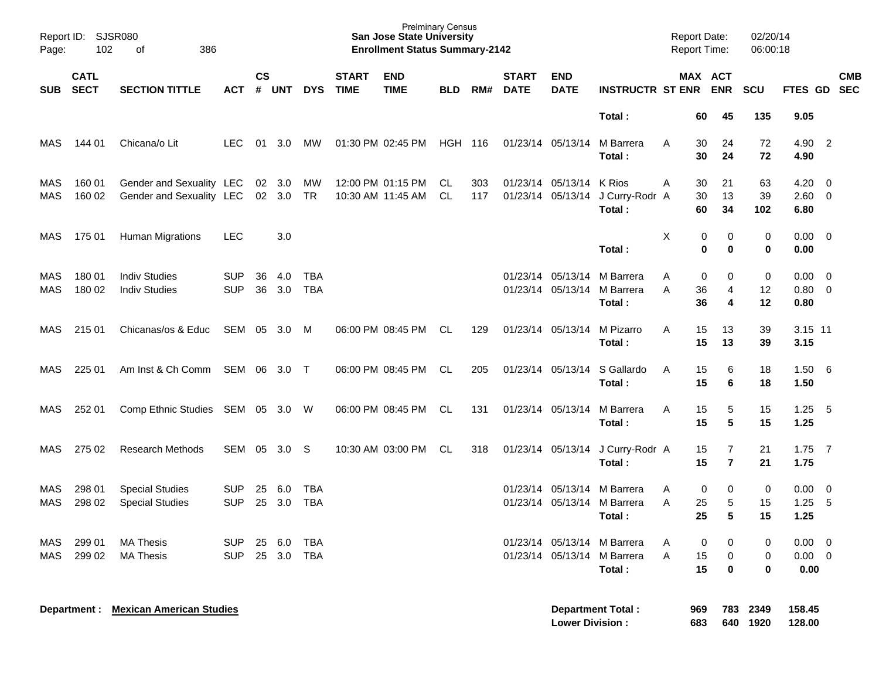| SUB | CATL SECT | SECTION TITTLE | ACT | CS # | UNT | DYS | START TIME | END TIME | BLD | RM# | START DATE | END DATE | INSTRUCTR | ST | MAX ENR | ACT ENR | SCU | FTES | GD | CMB SEC |
|---|---|---|---|---|---|---|---|---|---|---|---|---|---|---|---|---|---|---|---|---|
| | | | | | | | | | | | | | **Total :** | | **60** | **45** | **135** | **9.05** | | |
| MAS | 144 01 | Chicana/o Lit | LEC | 01 | 3.0 | MW | 01:30 PM | 02:45 PM | HGH | 116 | 01/23/14 | 05/13/14 | M Barrera | A | 30 | 24 | 72 | 4.90 | 2 | |
| | | | | | | | | | | | | | **Total :** | | **30** | **24** | **72** | **4.90** | | |
| MAS | 160 01 | Gender and Sexuality | LEC | 02 | 3.0 | MW | 12:00 PM | 01:15 PM | CL | 303 | 01/23/14 | 05/13/14 | K Rios | A | 30 | 21 | 63 | 4.20 | 0 | |
| MAS | 160 02 | Gender and Sexuality | LEC | 02 | 3.0 | TR | 10:30 AM | 11:45 AM | CL | 117 | 01/23/14 | 05/13/14 | J Curry-Rodr | A | 30 | 13 | 39 | 2.60 | 0 | |
| | | | | | | | | | | | | | **Total :** | | **60** | **34** | **102** | **6.80** | | |
| MAS | 175 01 | Human Migrations | LEC | | 3.0 | | | | | | | | | X | 0 | 0 | 0 | 0.00 | 0 | |
| | | | | | | | | | | | | | **Total :** | | **0** | **0** | **0** | **0.00** | | |
| MAS | 180 01 | Indiv Studies | SUP | 36 | 4.0 | TBA | | | | | 01/23/14 | 05/13/14 | M Barrera | A | 0 | 0 | 0 | 0.00 | 0 | |
| MAS | 180 02 | Indiv Studies | SUP | 36 | 3.0 | TBA | | | | | 01/23/14 | 05/13/14 | M Barrera | A | 36 | 4 | 12 | 0.80 | 0 | |
| | | | | | | | | | | | | | **Total :** | | **36** | **4** | **12** | **0.80** | | |
| MAS | 215 01 | Chicanas/os & Educ | SEM | 05 | 3.0 | M | 06:00 PM | 08:45 PM | CL | 129 | 01/23/14 | 05/13/14 | M Pizarro | A | 15 | 13 | 39 | 3.15 | 11 | |
| | | | | | | | | | | | | | **Total :** | | **15** | **13** | **39** | **3.15** | | |
| MAS | 225 01 | Am Inst & Ch Comm | SEM | 06 | 3.0 | T | 06:00 PM | 08:45 PM | CL | 205 | 01/23/14 | 05/13/14 | S Gallardo | A | 15 | 6 | 18 | 1.50 | 6 | |
| | | | | | | | | | | | | | **Total :** | | **15** | **6** | **18** | **1.50** | | |
| MAS | 252 01 | Comp Ethnic Studies | SEM | 05 | 3.0 | W | 06:00 PM | 08:45 PM | CL | 131 | 01/23/14 | 05/13/14 | M Barrera | A | 15 | 5 | 15 | 1.25 | 5 | |
| | | | | | | | | | | | | | **Total :** | | **15** | **5** | **15** | **1.25** | | |
| MAS | 275 02 | Research Methods | SEM | 05 | 3.0 | S | 10:30 AM | 03:00 PM | CL | 318 | 01/23/14 | 05/13/14 | J Curry-Rodr | A | 15 | 7 | 21 | 1.75 | 7 | |
| | | | | | | | | | | | | | **Total :** | | **15** | **7** | **21** | **1.75** | | |
| MAS | 298 01 | Special Studies | SUP | 25 | 6.0 | TBA | | | | | 01/23/14 | 05/13/14 | M Barrera | A | 0 | 0 | 0 | 0.00 | 0 | |
| MAS | 298 02 | Special Studies | SUP | 25 | 3.0 | TBA | | | | | 01/23/14 | 05/13/14 | M Barrera | A | 25 | 5 | 15 | 1.25 | 5 | |
| | | | | | | | | | | | | | **Total :** | | **25** | **5** | **15** | **1.25** | | |
| MAS | 299 01 | MA Thesis | SUP | 25 | 6.0 | TBA | | | | | 01/23/14 | 05/13/14 | M Barrera | A | 0 | 0 | 0 | 0.00 | 0 | |
| MAS | 299 02 | MA Thesis | SUP | 25 | 3.0 | TBA | | | | | 01/23/14 | 05/13/14 | M Barrera | A | 15 | 0 | 0 | 0.00 | 0 | |
| | | | | | | | | | | | | | **Total :** | | **15** | **0** | **0** | **0.00** | | |

**Department : Mexican American Studies**

| | MAX ENR | ACT ENR | SCU | FTES |
|---|---|---|---|---|
| **Department Total :** | **969** | **783** | **2349** | **158.45** |
| **Lower Division :** | **683** | **640** | **1920** | **128.00** |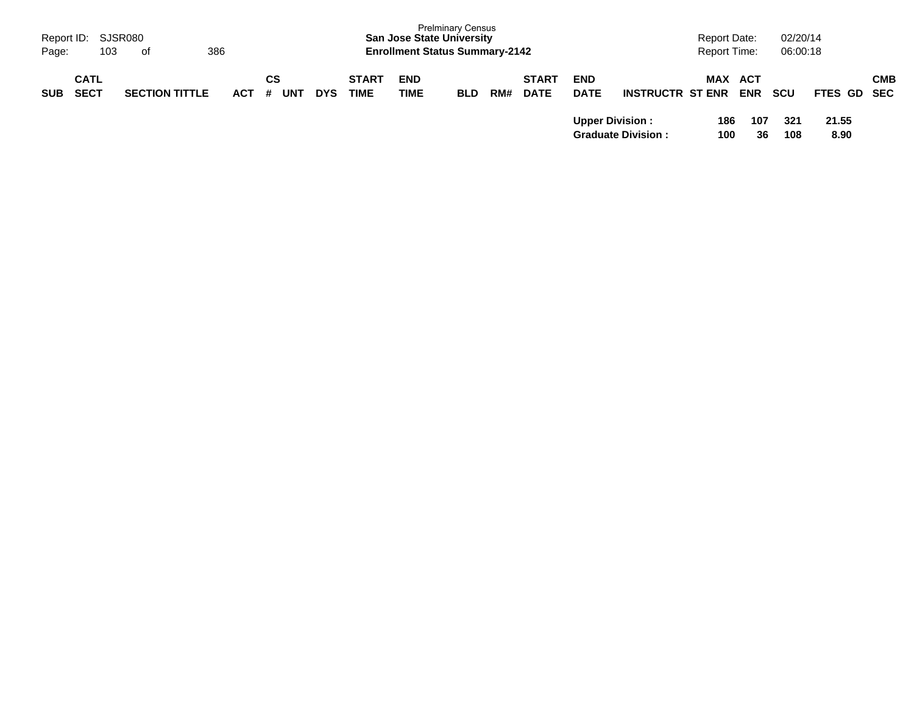| SUB | CATL SECT | SECTION TITTLE | ACT | CS # | UNT | DYS | START TIME | END TIME | BLD | RM# | START DATE | END DATE | INSTRUCTR | ST | MAX ENR | ACT ENR | SCU | FTES | GD | CMB SEC |
|---|---|---|---|---|---|---|---|---|---|---|---|---|---|---|---|---|---|---|---|---|
| | | | | | | | | | | | | **Upper Division :** | | | **186** | **107** | **321** | **21.55** | | |
| | | | | | | | | | | | | **Graduate Division :** | | | **100** | **36** | **108** | **8.90** | | |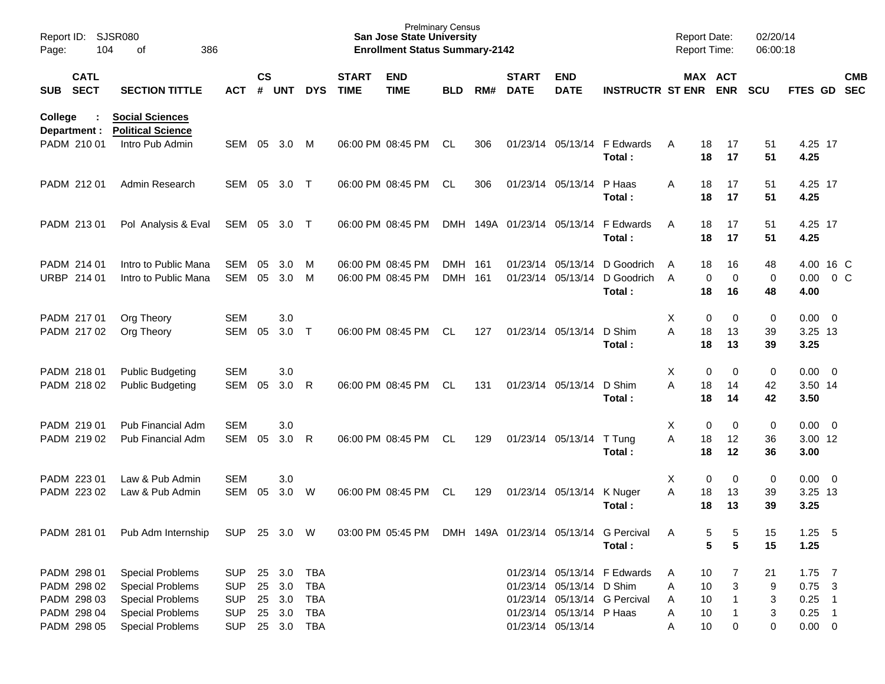Prelminary Census
**San Jose State University**
**Enrollment Status Summary-2142**

Report ID: SJSR080
Report Date: 02/20/14
Report Time: 06:00:18

**College : Social Sciences**
**Department : Political Science**

| SUB | CATL SECT | SECTION TITTLE | ACT | CS # | UNT | DYS | START TIME | END TIME | BLD | RM# | START DATE | END DATE | INSTRUCTR | ST | MAX ENR | ACT ENR | SCU | FTES | GD | CMB SEC |
|---|---|---|---|---|---|---|---|---|---|---|---|---|---|---|---|---|---|---|---|---|
| PADM | 210 01 | Intro Pub Admin | SEM | 05 | 3.0 | M | 06:00 PM | 08:45 PM | CL | 306 | 01/23/14 | 05/13/14 | F Edwards | A | 18 | 17 | 51 | 4.25 | 17 | |
| | | | | | | | | | | | | | **Total :** | | **18** | **17** | **51** | **4.25** | | |
| PADM | 212 01 | Admin Research | SEM | 05 | 3.0 | T | 06:00 PM | 08:45 PM | CL | 306 | 01/23/14 | 05/13/14 | P Haas | A | 18 | 17 | 51 | 4.25 | 17 | |
| | | | | | | | | | | | | | **Total :** | | **18** | **17** | **51** | **4.25** | | |
| PADM | 213 01 | Pol Analysis & Eval | SEM | 05 | 3.0 | T | 06:00 PM | 08:45 PM | DMH | 149A | 01/23/14 | 05/13/14 | F Edwards | A | 18 | 17 | 51 | 4.25 | 17 | |
| | | | | | | | | | | | | | **Total :** | | **18** | **17** | **51** | **4.25** | | |
| PADM | 214 01 | Intro to Public Mana | SEM | 05 | 3.0 | M | 06:00 PM | 08:45 PM | DMH | 161 | 01/23/14 | 05/13/14 | D Goodrich | A | 18 | 16 | 48 | 4.00 | 16 | C |
| URBP | 214 01 | Intro to Public Mana | SEM | 05 | 3.0 | M | 06:00 PM | 08:45 PM | DMH | 161 | 01/23/14 | 05/13/14 | D Goodrich | A | 0 | 0 | 0 | 0.00 | 0 | C |
| | | | | | | | | | | | | | **Total :** | | **18** | **16** | **48** | **4.00** | | |
| PADM | 217 01 | Org Theory | SEM | | 3.0 | | | | | | | | | X | 0 | 0 | 0 | 0.00 | 0 | |
| PADM | 217 02 | Org Theory | SEM | 05 | 3.0 | T | 06:00 PM | 08:45 PM | CL | 127 | 01/23/14 | 05/13/14 | D Shim | A | 18 | 13 | 39 | 3.25 | 13 | |
| | | | | | | | | | | | | | **Total :** | | **18** | **13** | **39** | **3.25** | | |
| PADM | 218 01 | Public Budgeting | SEM | | 3.0 | | | | | | | | | X | 0 | 0 | 0 | 0.00 | 0 | |
| PADM | 218 02 | Public Budgeting | SEM | 05 | 3.0 | R | 06:00 PM | 08:45 PM | CL | 131 | 01/23/14 | 05/13/14 | D Shim | A | 18 | 14 | 42 | 3.50 | 14 | |
| | | | | | | | | | | | | | **Total :** | | **18** | **14** | **42** | **3.50** | | |
| PADM | 219 01 | Pub Financial Adm | SEM | | 3.0 | | | | | | | | | X | 0 | 0 | 0 | 0.00 | 0 | |
| PADM | 219 02 | Pub Financial Adm | SEM | 05 | 3.0 | R | 06:00 PM | 08:45 PM | CL | 129 | 01/23/14 | 05/13/14 | T Tung | A | 18 | 12 | 36 | 3.00 | 12 | |
| | | | | | | | | | | | | | **Total :** | | **18** | **12** | **36** | **3.00** | | |
| PADM | 223 01 | Law & Pub Admin | SEM | | 3.0 | | | | | | | | | X | 0 | 0 | 0 | 0.00 | 0 | |
| PADM | 223 02 | Law & Pub Admin | SEM | 05 | 3.0 | W | 06:00 PM | 08:45 PM | CL | 129 | 01/23/14 | 05/13/14 | K Nuger | A | 18 | 13 | 39 | 3.25 | 13 | |
| | | | | | | | | | | | | | **Total :** | | **18** | **13** | **39** | **3.25** | | |
| PADM | 281 01 | Pub Adm Internship | SUP | 25 | 3.0 | W | 03:00 PM | 05:45 PM | DMH | 149A | 01/23/14 | 05/13/14 | G Percival | A | 5 | 5 | 15 | 1.25 | 5 | |
| | | | | | | | | | | | | | **Total :** | | **5** | **5** | **15** | **1.25** | | |
| PADM | 298 01 | Special Problems | SUP | 25 | 3.0 | TBA | | | | | 01/23/14 | 05/13/14 | F Edwards | A | 10 | 7 | 21 | 1.75 | 7 | |
| PADM | 298 02 | Special Problems | SUP | 25 | 3.0 | TBA | | | | | 01/23/14 | 05/13/14 | D Shim | A | 10 | 3 | 9 | 0.75 | 3 | |
| PADM | 298 03 | Special Problems | SUP | 25 | 3.0 | TBA | | | | | 01/23/14 | 05/13/14 | G Percival | A | 10 | 1 | 3 | 0.25 | 1 | |
| PADM | 298 04 | Special Problems | SUP | 25 | 3.0 | TBA | | | | | 01/23/14 | 05/13/14 | P Haas | A | 10 | 1 | 3 | 0.25 | 1 | |
| PADM | 298 05 | Special Problems | SUP | 25 | 3.0 | TBA | | | | | 01/23/14 | 05/13/14 | | A | 10 | 0 | 0 | 0.00 | 0 | |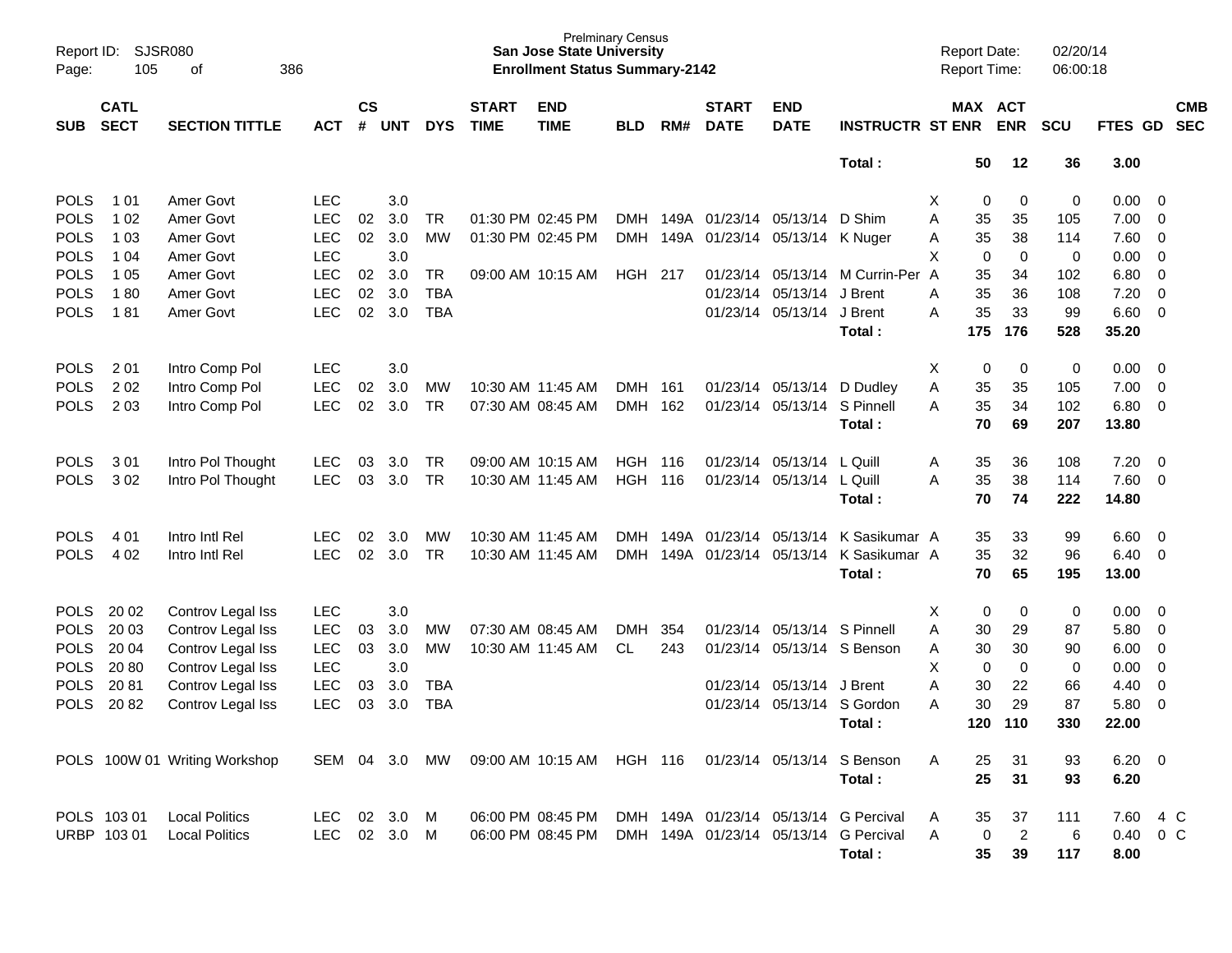Prelminary Census
**San Jose State University**
**Enrollment Status Summary-2142**

Report ID: SJSR080
Report Date: 02/20/14
Report Time: 06:00:18

| SUB | CATL SECT | SECTION TITTLE | ACT | CS # | UNT | DYS | START TIME | END TIME | BLD | RM# | START DATE | END DATE | INSTRUCTR | ST | MAX ENR | ACT ENR | SCU | FTES | GD | CMB SEC |
|---|---|---|---|---|---|---|---|---|---|---|---|---|---|---|---|---|---|---|---|---|
| | | | | | | | | | | | | | **Total :** | | **50** | **12** | **36** | **3.00** | | |
| POLS | 1 01 | Amer Govt | LEC | | 3.0 | | | | | | | | | X | 0 | 0 | 0 | 0.00 | 0 | |
| POLS | 1 02 | Amer Govt | LEC | 02 | 3.0 | TR | 01:30 PM | 02:45 PM | DMH | 149A | 01/23/14 | 05/13/14 | D Shim | A | 35 | 35 | 105 | 7.00 | 0 | |
| POLS | 1 03 | Amer Govt | LEC | 02 | 3.0 | MW | 01:30 PM | 02:45 PM | DMH | 149A | 01/23/14 | 05/13/14 | K Nuger | A | 35 | 38 | 114 | 7.60 | 0 | |
| POLS | 1 04 | Amer Govt | LEC | | 3.0 | | | | | | | | | X | 0 | 0 | 0 | 0.00 | 0 | |
| POLS | 1 05 | Amer Govt | LEC | 02 | 3.0 | TR | 09:00 AM | 10:15 AM | HGH | 217 | 01/23/14 | 05/13/14 | M Currin-Per | A | 35 | 34 | 102 | 6.80 | 0 | |
| POLS | 1 80 | Amer Govt | LEC | 02 | 3.0 | TBA | | | | | 01/23/14 | 05/13/14 | J Brent | A | 35 | 36 | 108 | 7.20 | 0 | |
| POLS | 1 81 | Amer Govt | LEC | 02 | 3.0 | TBA | | | | | 01/23/14 | 05/13/14 | J Brent | A | 35 | 33 | 99 | 6.60 | 0 | |
| | | | | | | | | | | | | | **Total :** | | **175** | **176** | **528** | **35.20** | | |
| POLS | 2 01 | Intro Comp Pol | LEC | | 3.0 | | | | | | | | | X | 0 | 0 | 0 | 0.00 | 0 | |
| POLS | 2 02 | Intro Comp Pol | LEC | 02 | 3.0 | MW | 10:30 AM | 11:45 AM | DMH | 161 | 01/23/14 | 05/13/14 | D Dudley | A | 35 | 35 | 105 | 7.00 | 0 | |
| POLS | 2 03 | Intro Comp Pol | LEC | 02 | 3.0 | TR | 07:30 AM | 08:45 AM | DMH | 162 | 01/23/14 | 05/13/14 | S Pinnell | A | 35 | 34 | 102 | 6.80 | 0 | |
| | | | | | | | | | | | | | **Total :** | | **70** | **69** | **207** | **13.80** | | |
| POLS | 3 01 | Intro Pol Thought | LEC | 03 | 3.0 | TR | 09:00 AM | 10:15 AM | HGH | 116 | 01/23/14 | 05/13/14 | L Quill | A | 35 | 36 | 108 | 7.20 | 0 | |
| POLS | 3 02 | Intro Pol Thought | LEC | 03 | 3.0 | TR | 10:30 AM | 11:45 AM | HGH | 116 | 01/23/14 | 05/13/14 | L Quill | A | 35 | 38 | 114 | 7.60 | 0 | |
| | | | | | | | | | | | | | **Total :** | | **70** | **74** | **222** | **14.80** | | |
| POLS | 4 01 | Intro Intl Rel | LEC | 02 | 3.0 | MW | 10:30 AM | 11:45 AM | DMH | 149A | 01/23/14 | 05/13/14 | K Sasikumar | A | 35 | 33 | 99 | 6.60 | 0 | |
| POLS | 4 02 | Intro Intl Rel | LEC | 02 | 3.0 | TR | 10:30 AM | 11:45 AM | DMH | 149A | 01/23/14 | 05/13/14 | K Sasikumar | A | 35 | 32 | 96 | 6.40 | 0 | |
| | | | | | | | | | | | | | **Total :** | | **70** | **65** | **195** | **13.00** | | |
| POLS | 20 02 | Controv Legal Iss | LEC | | 3.0 | | | | | | | | | X | 0 | 0 | 0 | 0.00 | 0 | |
| POLS | 20 03 | Controv Legal Iss | LEC | 03 | 3.0 | MW | 07:30 AM | 08:45 AM | DMH | 354 | 01/23/14 | 05/13/14 | S Pinnell | A | 30 | 29 | 87 | 5.80 | 0 | |
| POLS | 20 04 | Controv Legal Iss | LEC | 03 | 3.0 | MW | 10:30 AM | 11:45 AM | CL | 243 | 01/23/14 | 05/13/14 | S Benson | A | 30 | 30 | 90 | 6.00 | 0 | |
| POLS | 20 80 | Controv Legal Iss | LEC | | 3.0 | | | | | | | | | X | 0 | 0 | 0 | 0.00 | 0 | |
| POLS | 20 81 | Controv Legal Iss | LEC | 03 | 3.0 | TBA | | | | | 01/23/14 | 05/13/14 | J Brent | A | 30 | 22 | 66 | 4.40 | 0 | |
| POLS | 20 82 | Controv Legal Iss | LEC | 03 | 3.0 | TBA | | | | | 01/23/14 | 05/13/14 | S Gordon | A | 30 | 29 | 87 | 5.80 | 0 | |
| | | | | | | | | | | | | | **Total :** | | **120** | **110** | **330** | **22.00** | | |
| POLS | 100W 01 | Writing Workshop | SEM | 04 | 3.0 | MW | 09:00 AM | 10:15 AM | HGH | 116 | 01/23/14 | 05/13/14 | S Benson | A | 25 | 31 | 93 | 6.20 | 0 | |
| | | | | | | | | | | | | | **Total :** | | **25** | **31** | **93** | **6.20** | | |
| POLS | 103 01 | Local Politics | LEC | 02 | 3.0 | M | 06:00 PM | 08:45 PM | DMH | 149A | 01/23/14 | 05/13/14 | G Percival | A | 35 | 37 | 111 | 7.60 | 4 | C |
| URBP | 103 01 | Local Politics | LEC | 02 | 3.0 | M | 06:00 PM | 08:45 PM | DMH | 149A | 01/23/14 | 05/13/14 | G Percival | A | 0 | 2 | 6 | 0.40 | 0 | C |
| | | | | | | | | | | | | | **Total :** | | **35** | **39** | **117** | **8.00** | | |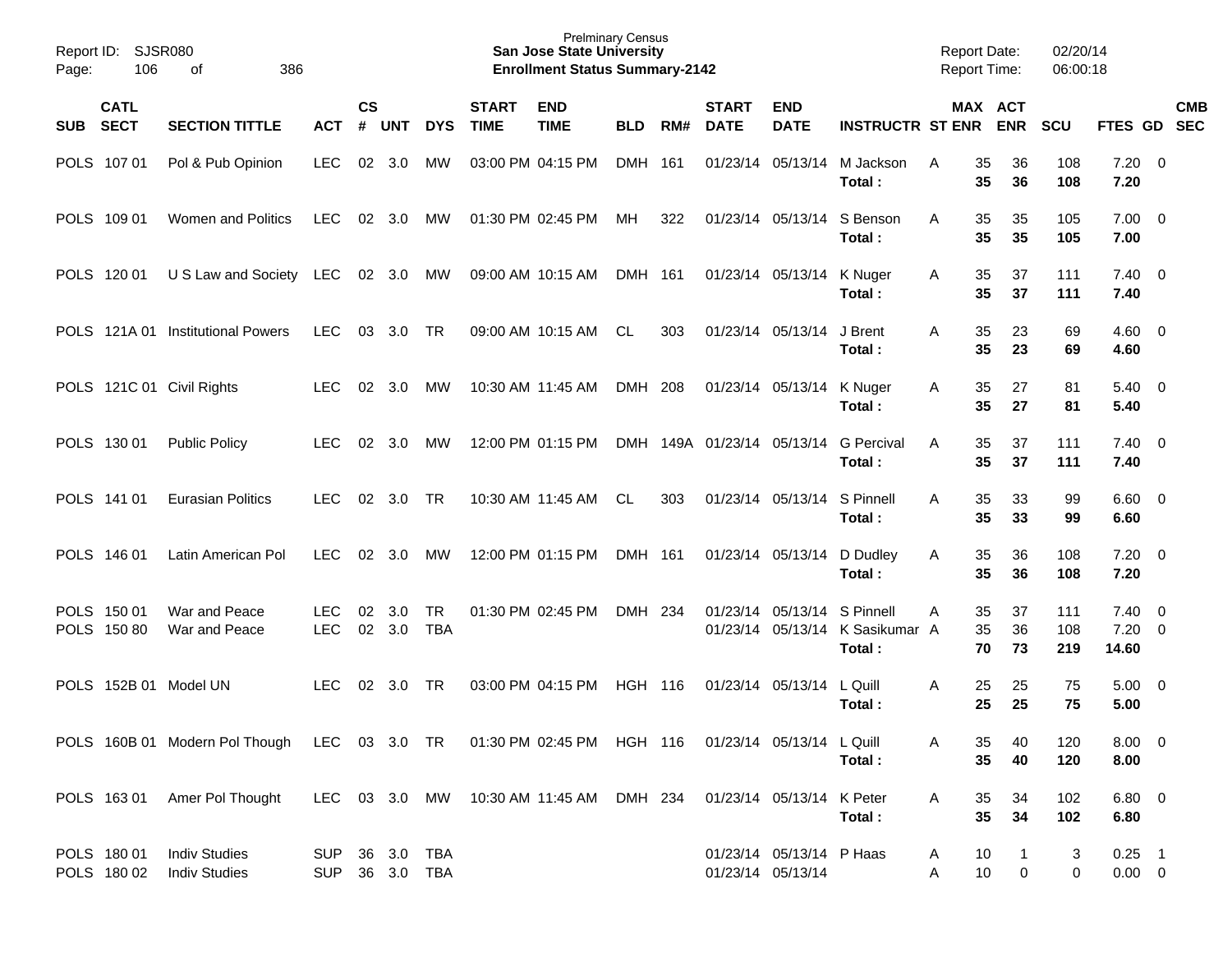| SUB | CATL SECT | SECTION TITTLE | ACT | CS # | UNT | DYS | START TIME | END TIME | BLD | RM# | START DATE | END DATE | INSTRUCTR | ST | MAX ENR | ACT ENR | SCU | FTES | GD | CMB SEC |
|---|---|---|---|---|---|---|---|---|---|---|---|---|---|---|---|---|---|---|---|---|
| POLS | 107 01 | Pol & Pub Opinion | LEC | 02 | 3.0 | MW | 03:00 PM | 04:15 PM | DMH | 161 | 01/23/14 | 05/13/14 | M Jackson | A | 35 | 36 | 108 | 7.20 | 0 | |
| | | | | | | | | | | | | | **Total :** | | **35** | **36** | **108** | **7.20** | | |
| POLS | 109 01 | Women and Politics | LEC | 02 | 3.0 | MW | 01:30 PM | 02:45 PM | MH | 322 | 01/23/14 | 05/13/14 | S Benson | A | 35 | 35 | 105 | 7.00 | 0 | |
| | | | | | | | | | | | | | **Total :** | | **35** | **35** | **105** | **7.00** | | |
| POLS | 120 01 | U S Law and Society | LEC | 02 | 3.0 | MW | 09:00 AM | 10:15 AM | DMH | 161 | 01/23/14 | 05/13/14 | K Nuger | A | 35 | 37 | 111 | 7.40 | 0 | |
| | | | | | | | | | | | | | **Total :** | | **35** | **37** | **111** | **7.40** | | |
| POLS | 121A 01 | Institutional Powers | LEC | 03 | 3.0 | TR | 09:00 AM | 10:15 AM | CL | 303 | 01/23/14 | 05/13/14 | J Brent | A | 35 | 23 | 69 | 4.60 | 0 | |
| | | | | | | | | | | | | | **Total :** | | **35** | **23** | **69** | **4.60** | | |
| POLS | 121C 01 | Civil Rights | LEC | 02 | 3.0 | MW | 10:30 AM | 11:45 AM | DMH | 208 | 01/23/14 | 05/13/14 | K Nuger | A | 35 | 27 | 81 | 5.40 | 0 | |
| | | | | | | | | | | | | | **Total :** | | **35** | **27** | **81** | **5.40** | | |
| POLS | 130 01 | Public Policy | LEC | 02 | 3.0 | MW | 12:00 PM | 01:15 PM | DMH | 149A | 01/23/14 | 05/13/14 | G Percival | A | 35 | 37 | 111 | 7.40 | 0 | |
| | | | | | | | | | | | | | **Total :** | | **35** | **37** | **111** | **7.40** | | |
| POLS | 141 01 | Eurasian Politics | LEC | 02 | 3.0 | TR | 10:30 AM | 11:45 AM | CL | 303 | 01/23/14 | 05/13/14 | S Pinnell | A | 35 | 33 | 99 | 6.60 | 0 | |
| | | | | | | | | | | | | | **Total :** | | **35** | **33** | **99** | **6.60** | | |
| POLS | 146 01 | Latin American Pol | LEC | 02 | 3.0 | MW | 12:00 PM | 01:15 PM | DMH | 161 | 01/23/14 | 05/13/14 | D Dudley | A | 35 | 36 | 108 | 7.20 | 0 | |
| | | | | | | | | | | | | | **Total :** | | **35** | **36** | **108** | **7.20** | | |
| POLS | 150 01 | War and Peace | LEC | 02 | 3.0 | TR | 01:30 PM | 02:45 PM | DMH | 234 | 01/23/14 | 05/13/14 | S Pinnell | A | 35 | 37 | 111 | 7.40 | 0 | |
| POLS | 150 80 | War and Peace | LEC | 02 | 3.0 | TBA | | | | | 01/23/14 | 05/13/14 | K Sasikumar | A | 35 | 36 | 108 | 7.20 | 0 | |
| | | | | | | | | | | | | | **Total :** | | **70** | **73** | **219** | **14.60** | | |
| POLS | 152B 01 | Model UN | LEC | 02 | 3.0 | TR | 03:00 PM | 04:15 PM | HGH | 116 | 01/23/14 | 05/13/14 | L Quill | A | 25 | 25 | 75 | 5.00 | 0 | |
| | | | | | | | | | | | | | **Total :** | | **25** | **25** | **75** | **5.00** | | |
| POLS | 160B 01 | Modern Pol Though | LEC | 03 | 3.0 | TR | 01:30 PM | 02:45 PM | HGH | 116 | 01/23/14 | 05/13/14 | L Quill | A | 35 | 40 | 120 | 8.00 | 0 | |
| | | | | | | | | | | | | | **Total :** | | **35** | **40** | **120** | **8.00** | | |
| POLS | 163 01 | Amer Pol Thought | LEC | 03 | 3.0 | MW | 10:30 AM | 11:45 AM | DMH | 234 | 01/23/14 | 05/13/14 | K Peter | A | 35 | 34 | 102 | 6.80 | 0 | |
| | | | | | | | | | | | | | **Total :** | | **35** | **34** | **102** | **6.80** | | |
| POLS | 180 01 | Indiv Studies | SUP | 36 | 3.0 | TBA | | | | | 01/23/14 | 05/13/14 | P Haas | A | 10 | 1 | 3 | 0.25 | 1 | |
| POLS | 180 02 | Indiv Studies | SUP | 36 | 3.0 | TBA | | | | | 01/23/14 | 05/13/14 | | A | 10 | 0 | 0 | 0.00 | 0 | |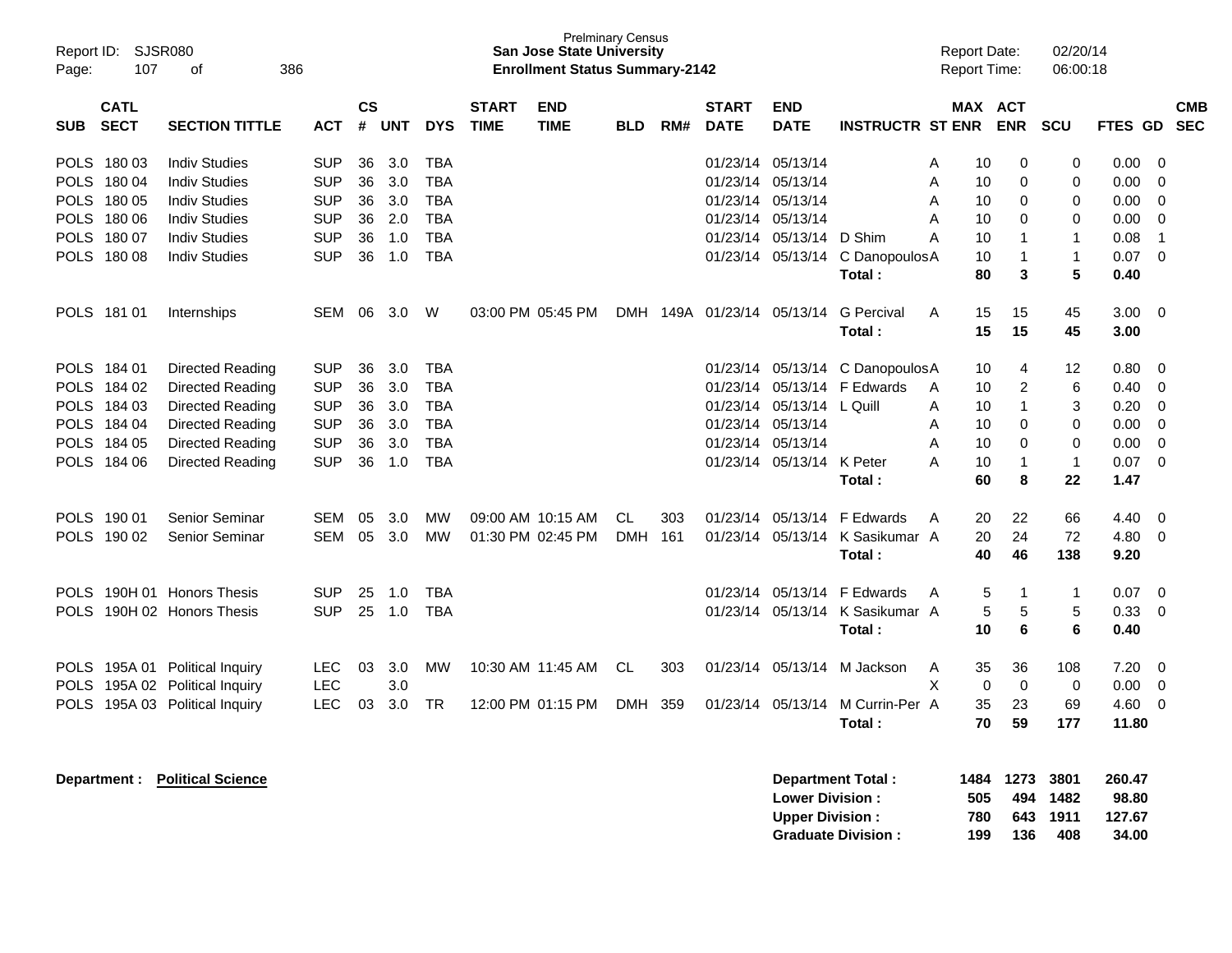Prelminary Census
**San Jose State University**
**Enrollment Status Summary-2142**

Report ID: SJSR080
Report Date: 02/20/14
Report Time: 06:00:18

| SUB | CATL SECT | SECTION TITTLE | ACT | CS # | UNT | DYS | START TIME | END TIME | BLD | RM# | START DATE | END DATE | INSTRUCTR | ST | MAX ENR | ACT ENR | SCU | FTES | GD | CMB SEC |
|---|---|---|---|---|---|---|---|---|---|---|---|---|---|---|---|---|---|---|---|---|
| POLS | 180 03 | Indiv Studies | SUP | 36 | 3.0 | TBA | | | | | 01/23/14 | 05/13/14 | | A | 10 | 0 | 0 | 0.00 | 0 | |
| POLS | 180 04 | Indiv Studies | SUP | 36 | 3.0 | TBA | | | | | 01/23/14 | 05/13/14 | | A | 10 | 0 | 0 | 0.00 | 0 | |
| POLS | 180 05 | Indiv Studies | SUP | 36 | 3.0 | TBA | | | | | 01/23/14 | 05/13/14 | | A | 10 | 0 | 0 | 0.00 | 0 | |
| POLS | 180 06 | Indiv Studies | SUP | 36 | 2.0 | TBA | | | | | 01/23/14 | 05/13/14 | | A | 10 | 0 | 0 | 0.00 | 0 | |
| POLS | 180 07 | Indiv Studies | SUP | 36 | 1.0 | TBA | | | | | 01/23/14 | 05/13/14 | D Shim | A | 10 | 1 | 1 | 0.08 | 1 | |
| POLS | 180 08 | Indiv Studies | SUP | 36 | 1.0 | TBA | | | | | 01/23/14 | 05/13/14 | C Danopoulos | A | 10 | 1 | 1 | 0.07 | 0 | |
| | | | | | | | | | | | | | **Total :** | | **80** | **3** | **5** | **0.40** | | |
| POLS | 181 01 | Internships | SEM | 06 | 3.0 | W | 03:00 PM | 05:45 PM | DMH | 149A | 01/23/14 | 05/13/14 | G Percival | A | 15 | 15 | 45 | 3.00 | 0 | |
| | | | | | | | | | | | | | **Total :** | | **15** | **15** | **45** | **3.00** | | |
| POLS | 184 01 | Directed Reading | SUP | 36 | 3.0 | TBA | | | | | 01/23/14 | 05/13/14 | C Danopoulos | A | 10 | 4 | 12 | 0.80 | 0 | |
| POLS | 184 02 | Directed Reading | SUP | 36 | 3.0 | TBA | | | | | 01/23/14 | 05/13/14 | F Edwards | A | 10 | 2 | 6 | 0.40 | 0 | |
| POLS | 184 03 | Directed Reading | SUP | 36 | 3.0 | TBA | | | | | 01/23/14 | 05/13/14 | L Quill | A | 10 | 1 | 3 | 0.20 | 0 | |
| POLS | 184 04 | Directed Reading | SUP | 36 | 3.0 | TBA | | | | | 01/23/14 | 05/13/14 | | A | 10 | 0 | 0 | 0.00 | 0 | |
| POLS | 184 05 | Directed Reading | SUP | 36 | 3.0 | TBA | | | | | 01/23/14 | 05/13/14 | | A | 10 | 0 | 0 | 0.00 | 0 | |
| POLS | 184 06 | Directed Reading | SUP | 36 | 1.0 | TBA | | | | | 01/23/14 | 05/13/14 | K Peter | A | 10 | 1 | 1 | 0.07 | 0 | |
| | | | | | | | | | | | | | **Total :** | | **60** | **8** | **22** | **1.47** | | |
| POLS | 190 01 | Senior Seminar | SEM | 05 | 3.0 | MW | 09:00 AM | 10:15 AM | CL | 303 | 01/23/14 | 05/13/14 | F Edwards | A | 20 | 22 | 66 | 4.40 | 0 | |
| POLS | 190 02 | Senior Seminar | SEM | 05 | 3.0 | MW | 01:30 PM | 02:45 PM | DMH | 161 | 01/23/14 | 05/13/14 | K Sasikumar | A | 20 | 24 | 72 | 4.80 | 0 | |
| | | | | | | | | | | | | | **Total :** | | **40** | **46** | **138** | **9.20** | | |
| POLS | 190H 01 | Honors Thesis | SUP | 25 | 1.0 | TBA | | | | | 01/23/14 | 05/13/14 | F Edwards | A | 5 | 1 | 1 | 0.07 | 0 | |
| POLS | 190H 02 | Honors Thesis | SUP | 25 | 1.0 | TBA | | | | | 01/23/14 | 05/13/14 | K Sasikumar | A | 5 | 5 | 5 | 0.33 | 0 | |
| | | | | | | | | | | | | | **Total :** | | **10** | **6** | **6** | **0.40** | | |
| POLS | 195A 01 | Political Inquiry | LEC | 03 | 3.0 | MW | 10:30 AM | 11:45 AM | CL | 303 | 01/23/14 | 05/13/14 | M Jackson | A | 35 | 36 | 108 | 7.20 | 0 | |
| POLS | 195A 02 | Political Inquiry | LEC | | 3.0 | | | | | | | | | X | 0 | 0 | 0 | 0.00 | 0 | |
| POLS | 195A 03 | Political Inquiry | LEC | 03 | 3.0 | TR | 12:00 PM | 01:15 PM | DMH | 359 | 01/23/14 | 05/13/14 | M Currin-Per | A | 35 | 23 | 69 | 4.60 | 0 | |
| | | | | | | | | | | | | | **Total :** | | **70** | **59** | **177** | **11.80** | | |

**Department : Political Science**

| | MAX ENR | ACT ENR | SCU | FTES |
|---|---|---|---|---|
| **Department Total :** | **1484** | **1273** | **3801** | **260.47** |
| **Lower Division :** | **505** | **494** | **1482** | **98.80** |
| **Upper Division :** | **780** | **643** | **1911** | **127.67** |
| **Graduate Division :** | **199** | **136** | **408** | **34.00** |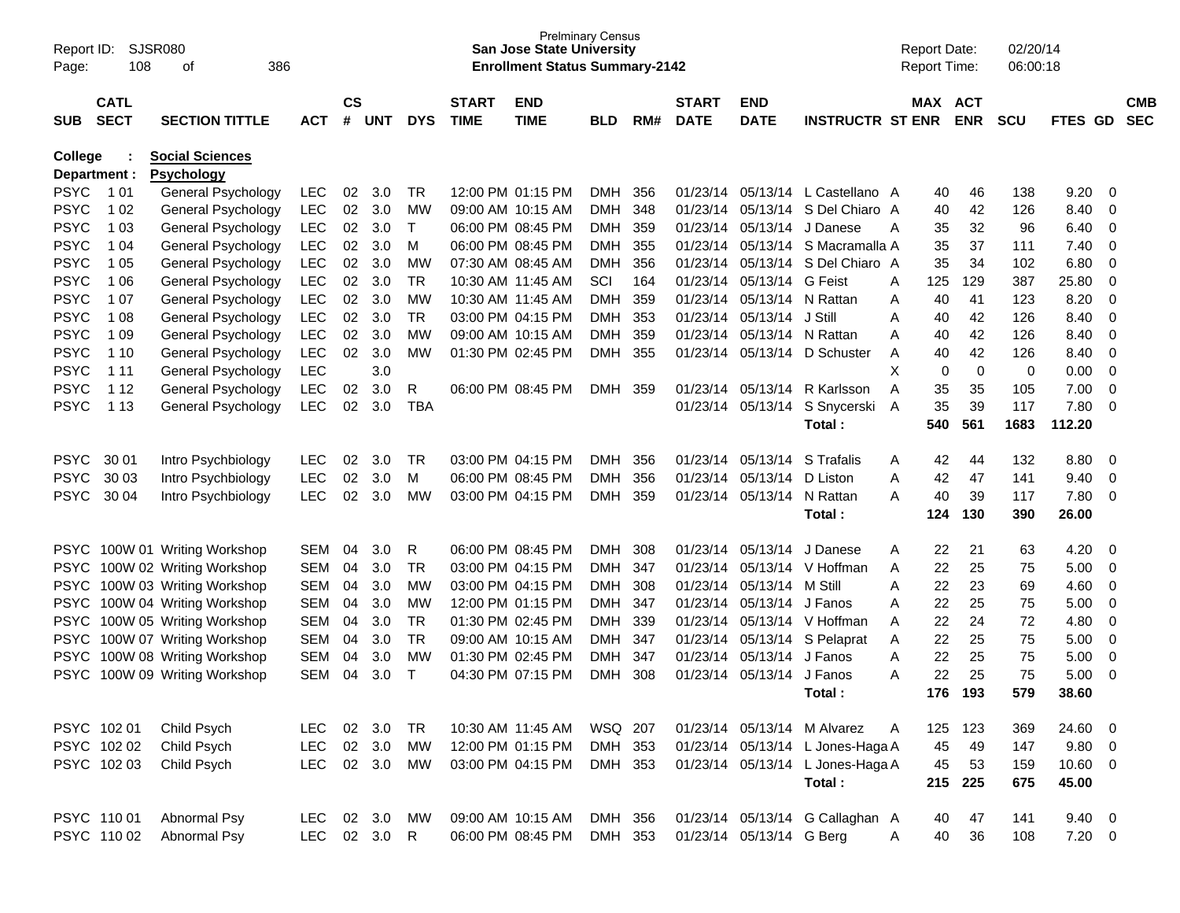Prelminary Census
**San Jose State University**
**Enrollment Status Summary-2142**

Report ID: SJSR080
Report Date: 02/20/14
Report Time: 06:00:18

**College : Social Sciences**
**Department : Psychology**

| SUB | CATL SECT | SECTION TITTLE | ACT | CS # | UNT | DYS | START TIME | END TIME | BLD | RM# | START DATE | END DATE | INSTRUCTR | ST | MAX ENR | ACT ENR | SCU | FTES | GD | CMB SEC |
|---|---|---|---|---|---|---|---|---|---|---|---|---|---|---|---|---|---|---|---|---|
| PSYC | 1 01 | General Psychology | LEC | 02 | 3.0 | TR | 12:00 PM | 01:15 PM | DMH | 356 | 01/23/14 | 05/13/14 | L Castellano | A | 40 | 46 | 138 | 9.20 | 0 | |
| PSYC | 1 02 | General Psychology | LEC | 02 | 3.0 | MW | 09:00 AM | 10:15 AM | DMH | 348 | 01/23/14 | 05/13/14 | S Del Chiaro | A | 40 | 42 | 126 | 8.40 | 0 | |
| PSYC | 1 03 | General Psychology | LEC | 02 | 3.0 | T | 06:00 PM | 08:45 PM | DMH | 359 | 01/23/14 | 05/13/14 | J Danese | A | 35 | 32 | 96 | 6.40 | 0 | |
| PSYC | 1 04 | General Psychology | LEC | 02 | 3.0 | M | 06:00 PM | 08:45 PM | DMH | 355 | 01/23/14 | 05/13/14 | S Macramalla | A | 35 | 37 | 111 | 7.40 | 0 | |
| PSYC | 1 05 | General Psychology | LEC | 02 | 3.0 | MW | 07:30 AM | 08:45 AM | DMH | 356 | 01/23/14 | 05/13/14 | S Del Chiaro | A | 35 | 34 | 102 | 6.80 | 0 | |
| PSYC | 1 06 | General Psychology | LEC | 02 | 3.0 | TR | 10:30 AM | 11:45 AM | SCI | 164 | 01/23/14 | 05/13/14 | G Feist | A | 125 | 129 | 387 | 25.80 | 0 | |
| PSYC | 1 07 | General Psychology | LEC | 02 | 3.0 | MW | 10:30 AM | 11:45 AM | DMH | 359 | 01/23/14 | 05/13/14 | N Rattan | A | 40 | 41 | 123 | 8.20 | 0 | |
| PSYC | 1 08 | General Psychology | LEC | 02 | 3.0 | TR | 03:00 PM | 04:15 PM | DMH | 353 | 01/23/14 | 05/13/14 | J Still | A | 40 | 42 | 126 | 8.40 | 0 | |
| PSYC | 1 09 | General Psychology | LEC | 02 | 3.0 | MW | 09:00 AM | 10:15 AM | DMH | 359 | 01/23/14 | 05/13/14 | N Rattan | A | 40 | 42 | 126 | 8.40 | 0 | |
| PSYC | 1 10 | General Psychology | LEC | 02 | 3.0 | MW | 01:30 PM | 02:45 PM | DMH | 355 | 01/23/14 | 05/13/14 | D Schuster | A | 40 | 42 | 126 | 8.40 | 0 | |
| PSYC | 1 11 | General Psychology | LEC | | 3.0 | | | | | | | | | X | 0 | 0 | 0 | 0.00 | 0 | |
| PSYC | 1 12 | General Psychology | LEC | 02 | 3.0 | R | 06:00 PM | 08:45 PM | DMH | 359 | 01/23/14 | 05/13/14 | R Karlsson | A | 35 | 35 | 105 | 7.00 | 0 | |
| PSYC | 1 13 | General Psychology | LEC | 02 | 3.0 | TBA | | | | | 01/23/14 | 05/13/14 | S Snycerski | A | 35 | 39 | 117 | 7.80 | 0 | |
| | | | | | | | | | | | | | **Total :** | | **540** | **561** | **1683** | **112.20** | | |
| PSYC | 30 01 | Intro Psychbiology | LEC | 02 | 3.0 | TR | 03:00 PM | 04:15 PM | DMH | 356 | 01/23/14 | 05/13/14 | S Trafalis | A | 42 | 44 | 132 | 8.80 | 0 | |
| PSYC | 30 03 | Intro Psychbiology | LEC | 02 | 3.0 | M | 06:00 PM | 08:45 PM | DMH | 356 | 01/23/14 | 05/13/14 | D Liston | A | 42 | 47 | 141 | 9.40 | 0 | |
| PSYC | 30 04 | Intro Psychbiology | LEC | 02 | 3.0 | MW | 03:00 PM | 04:15 PM | DMH | 359 | 01/23/14 | 05/13/14 | N Rattan | A | 40 | 39 | 117 | 7.80 | 0 | |
| | | | | | | | | | | | | | **Total :** | | **124** | **130** | **390** | **26.00** | | |
| PSYC | 100W 01 | Writing Workshop | SEM | 04 | 3.0 | R | 06:00 PM | 08:45 PM | DMH | 308 | 01/23/14 | 05/13/14 | J Danese | A | 22 | 21 | 63 | 4.20 | 0 | |
| PSYC | 100W 02 | Writing Workshop | SEM | 04 | 3.0 | TR | 03:00 PM | 04:15 PM | DMH | 347 | 01/23/14 | 05/13/14 | V Hoffman | A | 22 | 25 | 75 | 5.00 | 0 | |
| PSYC | 100W 03 | Writing Workshop | SEM | 04 | 3.0 | MW | 03:00 PM | 04:15 PM | DMH | 308 | 01/23/14 | 05/13/14 | M Still | A | 22 | 23 | 69 | 4.60 | 0 | |
| PSYC | 100W 04 | Writing Workshop | SEM | 04 | 3.0 | MW | 12:00 PM | 01:15 PM | DMH | 347 | 01/23/14 | 05/13/14 | J Fanos | A | 22 | 25 | 75 | 5.00 | 0 | |
| PSYC | 100W 05 | Writing Workshop | SEM | 04 | 3.0 | TR | 01:30 PM | 02:45 PM | DMH | 339 | 01/23/14 | 05/13/14 | V Hoffman | A | 22 | 24 | 72 | 4.80 | 0 | |
| PSYC | 100W 07 | Writing Workshop | SEM | 04 | 3.0 | TR | 09:00 AM | 10:15 AM | DMH | 347 | 01/23/14 | 05/13/14 | S Pelaprat | A | 22 | 25 | 75 | 5.00 | 0 | |
| PSYC | 100W 08 | Writing Workshop | SEM | 04 | 3.0 | MW | 01:30 PM | 02:45 PM | DMH | 347 | 01/23/14 | 05/13/14 | J Fanos | A | 22 | 25 | 75 | 5.00 | 0 | |
| PSYC | 100W 09 | Writing Workshop | SEM | 04 | 3.0 | T | 04:30 PM | 07:15 PM | DMH | 308 | 01/23/14 | 05/13/14 | J Fanos | A | 22 | 25 | 75 | 5.00 | 0 | |
| | | | | | | | | | | | | | **Total :** | | **176** | **193** | **579** | **38.60** | | |
| PSYC | 102 01 | Child Psych | LEC | 02 | 3.0 | TR | 10:30 AM | 11:45 AM | WSQ | 207 | 01/23/14 | 05/13/14 | M Alvarez | A | 125 | 123 | 369 | 24.60 | 0 | |
| PSYC | 102 02 | Child Psych | LEC | 02 | 3.0 | MW | 12:00 PM | 01:15 PM | DMH | 353 | 01/23/14 | 05/13/14 | L Jones-Haga | A | 45 | 49 | 147 | 9.80 | 0 | |
| PSYC | 102 03 | Child Psych | LEC | 02 | 3.0 | MW | 03:00 PM | 04:15 PM | DMH | 353 | 01/23/14 | 05/13/14 | L Jones-Haga | A | 45 | 53 | 159 | 10.60 | 0 | |
| | | | | | | | | | | | | | **Total :** | | **215** | **225** | **675** | **45.00** | | |
| PSYC | 110 01 | Abnormal Psy | LEC | 02 | 3.0 | MW | 09:00 AM | 10:15 AM | DMH | 356 | 01/23/14 | 05/13/14 | G Callaghan | A | 40 | 47 | 141 | 9.40 | 0 | |
| PSYC | 110 02 | Abnormal Psy | LEC | 02 | 3.0 | R | 06:00 PM | 08:45 PM | DMH | 353 | 01/23/14 | 05/13/14 | G Berg | A | 40 | 36 | 108 | 7.20 | 0 | |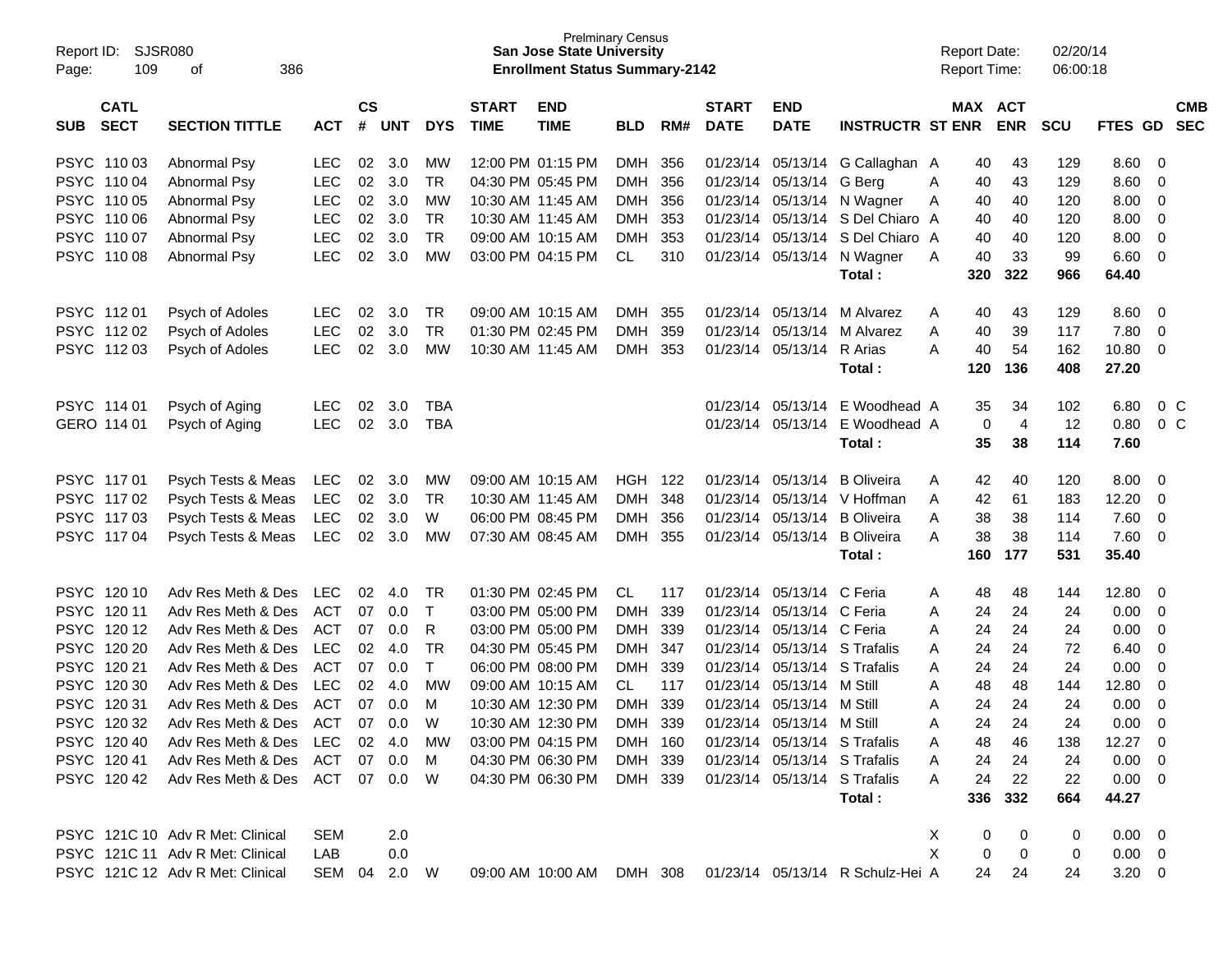Prelminary Census
**San Jose State University**
**Enrollment Status Summary-2142**

Report ID: SJSR080
Report Date: 02/20/14
Report Time: 06:00:18

| SUB | CATL SECT | SECTION TITTLE | ACT | CS # | UNT | DYS | START TIME | END TIME | BLD | RM# | START DATE | END DATE | INSTRUCTR | ST | MAX ENR | ACT ENR | SCU | FTES | GD | CMB SEC |
|---|---|---|---|---|---|---|---|---|---|---|---|---|---|---|---|---|---|---|---|---|
| PSYC | 110 03 | Abnormal Psy | LEC | 02 | 3.0 | MW | 12:00 PM | 01:15 PM | DMH | 356 | 01/23/14 | 05/13/14 | G Callaghan | A | 40 | 43 | 129 | 8.60 | 0 | |
| PSYC | 110 04 | Abnormal Psy | LEC | 02 | 3.0 | TR | 04:30 PM | 05:45 PM | DMH | 356 | 01/23/14 | 05/13/14 | G Berg | A | 40 | 43 | 129 | 8.60 | 0 | |
| PSYC | 110 05 | Abnormal Psy | LEC | 02 | 3.0 | MW | 10:30 AM | 11:45 AM | DMH | 356 | 01/23/14 | 05/13/14 | N Wagner | A | 40 | 40 | 120 | 8.00 | 0 | |
| PSYC | 110 06 | Abnormal Psy | LEC | 02 | 3.0 | TR | 10:30 AM | 11:45 AM | DMH | 353 | 01/23/14 | 05/13/14 | S Del Chiaro | A | 40 | 40 | 120 | 8.00 | 0 | |
| PSYC | 110 07 | Abnormal Psy | LEC | 02 | 3.0 | TR | 09:00 AM | 10:15 AM | DMH | 353 | 01/23/14 | 05/13/14 | S Del Chiaro | A | 40 | 40 | 120 | 8.00 | 0 | |
| PSYC | 110 08 | Abnormal Psy | LEC | 02 | 3.0 | MW | 03:00 PM | 04:15 PM | CL | 310 | 01/23/14 | 05/13/14 | N Wagner | A | 40 | 33 | 99 | 6.60 | 0 | |
| | | | | | | | | | | | | | **Total :** | | **320** | **322** | **966** | **64.40** | | |
| PSYC | 112 01 | Psych of Adoles | LEC | 02 | 3.0 | TR | 09:00 AM | 10:15 AM | DMH | 355 | 01/23/14 | 05/13/14 | M Alvarez | A | 40 | 43 | 129 | 8.60 | 0 | |
| PSYC | 112 02 | Psych of Adoles | LEC | 02 | 3.0 | TR | 01:30 PM | 02:45 PM | DMH | 359 | 01/23/14 | 05/13/14 | M Alvarez | A | 40 | 39 | 117 | 7.80 | 0 | |
| PSYC | 112 03 | Psych of Adoles | LEC | 02 | 3.0 | MW | 10:30 AM | 11:45 AM | DMH | 353 | 01/23/14 | 05/13/14 | R Arias | A | 40 | 54 | 162 | 10.80 | 0 | |
| | | | | | | | | | | | | | **Total :** | | **120** | **136** | **408** | **27.20** | | |
| PSYC | 114 01 | Psych of Aging | LEC | 02 | 3.0 | TBA | | | | | 01/23/14 | 05/13/14 | E Woodhead | A | 35 | 34 | 102 | 6.80 | 0 | C |
| GERO | 114 01 | Psych of Aging | LEC | 02 | 3.0 | TBA | | | | | 01/23/14 | 05/13/14 | E Woodhead | A | 0 | 4 | 12 | 0.80 | 0 | C |
| | | | | | | | | | | | | | **Total :** | | **35** | **38** | **114** | **7.60** | | |
| PSYC | 117 01 | Psych Tests & Meas | LEC | 02 | 3.0 | MW | 09:00 AM | 10:15 AM | HGH | 122 | 01/23/14 | 05/13/14 | B Oliveira | A | 42 | 40 | 120 | 8.00 | 0 | |
| PSYC | 117 02 | Psych Tests & Meas | LEC | 02 | 3.0 | TR | 10:30 AM | 11:45 AM | DMH | 348 | 01/23/14 | 05/13/14 | V Hoffman | A | 42 | 61 | 183 | 12.20 | 0 | |
| PSYC | 117 03 | Psych Tests & Meas | LEC | 02 | 3.0 | W | 06:00 PM | 08:45 PM | DMH | 356 | 01/23/14 | 05/13/14 | B Oliveira | A | 38 | 38 | 114 | 7.60 | 0 | |
| PSYC | 117 04 | Psych Tests & Meas | LEC | 02 | 3.0 | MW | 07:30 AM | 08:45 AM | DMH | 355 | 01/23/14 | 05/13/14 | B Oliveira | A | 38 | 38 | 114 | 7.60 | 0 | |
| | | | | | | | | | | | | | **Total :** | | **160** | **177** | **531** | **35.40** | | |
| PSYC | 120 10 | Adv Res Meth & Des | LEC | 02 | 4.0 | TR | 01:30 PM | 02:45 PM | CL | 117 | 01/23/14 | 05/13/14 | C Feria | A | 48 | 48 | 144 | 12.80 | 0 | |
| PSYC | 120 11 | Adv Res Meth & Des | ACT | 07 | 0.0 | T | 03:00 PM | 05:00 PM | DMH | 339 | 01/23/14 | 05/13/14 | C Feria | A | 24 | 24 | 24 | 0.00 | 0 | |
| PSYC | 120 12 | Adv Res Meth & Des | ACT | 07 | 0.0 | R | 03:00 PM | 05:00 PM | DMH | 339 | 01/23/14 | 05/13/14 | C Feria | A | 24 | 24 | 24 | 0.00 | 0 | |
| PSYC | 120 20 | Adv Res Meth & Des | LEC | 02 | 4.0 | TR | 04:30 PM | 05:45 PM | DMH | 347 | 01/23/14 | 05/13/14 | S Trafalis | A | 24 | 24 | 72 | 6.40 | 0 | |
| PSYC | 120 21 | Adv Res Meth & Des | ACT | 07 | 0.0 | T | 06:00 PM | 08:00 PM | DMH | 339 | 01/23/14 | 05/13/14 | S Trafalis | A | 24 | 24 | 24 | 0.00 | 0 | |
| PSYC | 120 30 | Adv Res Meth & Des | LEC | 02 | 4.0 | MW | 09:00 AM | 10:15 AM | CL | 117 | 01/23/14 | 05/13/14 | M Still | A | 48 | 48 | 144 | 12.80 | 0 | |
| PSYC | 120 31 | Adv Res Meth & Des | ACT | 07 | 0.0 | M | 10:30 AM | 12:30 PM | DMH | 339 | 01/23/14 | 05/13/14 | M Still | A | 24 | 24 | 24 | 0.00 | 0 | |
| PSYC | 120 32 | Adv Res Meth & Des | ACT | 07 | 0.0 | W | 10:30 AM | 12:30 PM | DMH | 339 | 01/23/14 | 05/13/14 | M Still | A | 24 | 24 | 24 | 0.00 | 0 | |
| PSYC | 120 40 | Adv Res Meth & Des | LEC | 02 | 4.0 | MW | 03:00 PM | 04:15 PM | DMH | 160 | 01/23/14 | 05/13/14 | S Trafalis | A | 48 | 46 | 138 | 12.27 | 0 | |
| PSYC | 120 41 | Adv Res Meth & Des | ACT | 07 | 0.0 | M | 04:30 PM | 06:30 PM | DMH | 339 | 01/23/14 | 05/13/14 | S Trafalis | A | 24 | 24 | 24 | 0.00 | 0 | |
| PSYC | 120 42 | Adv Res Meth & Des | ACT | 07 | 0.0 | W | 04:30 PM | 06:30 PM | DMH | 339 | 01/23/14 | 05/13/14 | S Trafalis | A | 24 | 22 | 22 | 0.00 | 0 | |
| | | | | | | | | | | | | | **Total :** | | **336** | **332** | **664** | **44.27** | | |
| PSYC | 121C 10 | Adv R Met: Clinical | SEM | | 2.0 | | | | | | | | | X | 0 | 0 | 0 | 0.00 | 0 | |
| PSYC | 121C 11 | Adv R Met: Clinical | LAB | | 0.0 | | | | | | | | | X | 0 | 0 | 0 | 0.00 | 0 | |
| PSYC | 121C 12 | Adv R Met: Clinical | SEM | 04 | 2.0 | W | 09:00 AM | 10:00 AM | DMH | 308 | 01/23/14 | 05/13/14 | R Schulz-Hei | A | 24 | 24 | 24 | 3.20 | 0 | |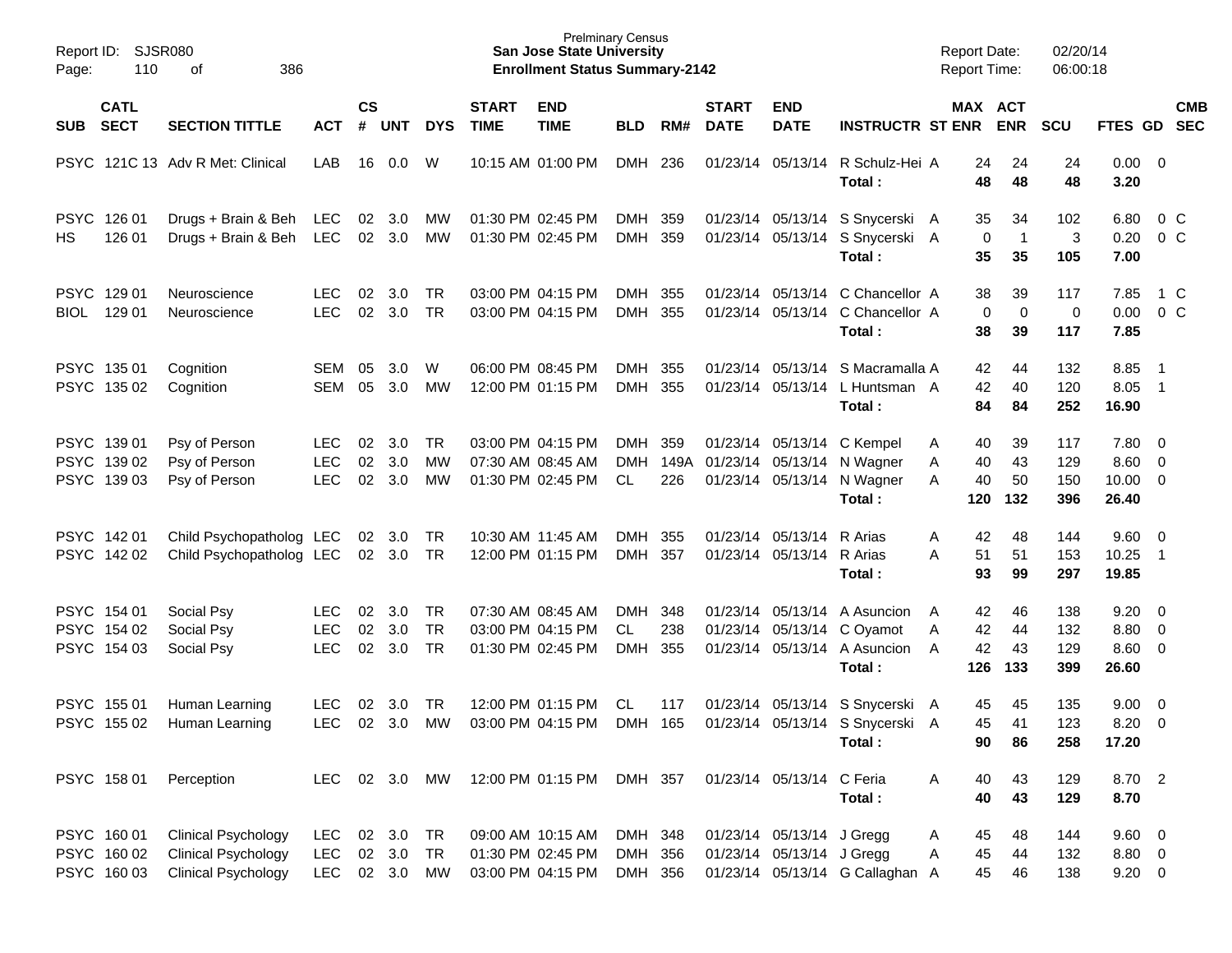Prelminary Census
**San Jose State University**
**Enrollment Status Summary-2142**

Report ID: SJSR080
Report Date: 02/20/14
Report Time: 06:00:18

| SUB | CATL SECT | SECTION TITTLE | ACT | CS # | UNT | DYS | START TIME | END TIME | BLD | RM# | START DATE | END DATE | INSTRUCTR | ST | MAX ENR | ACT ENR | SCU | FTES | GD | CMB SEC |
|---|---|---|---|---|---|---|---|---|---|---|---|---|---|---|---|---|---|---|---|---|
| PSYC | 121C 13 | Adv R Met: Clinical | LAB | 16 | 0.0 | W | 10:15 AM | 01:00 PM | DMH | 236 | 01/23/14 | 05/13/14 | R Schulz-Hei | A | 24 | 24 | 24 | 0.00 | 0 | |
| | | | | | | | | | | | | | **Total :** | | **48** | **48** | **48** | **3.20** | | |
| PSYC | 126 01 | Drugs + Brain & Beh | LEC | 02 | 3.0 | MW | 01:30 PM | 02:45 PM | DMH | 359 | 01/23/14 | 05/13/14 | S Snycerski | A | 35 | 34 | 102 | 6.80 | 0 | C |
| HS | 126 01 | Drugs + Brain & Beh | LEC | 02 | 3.0 | MW | 01:30 PM | 02:45 PM | DMH | 359 | 01/23/14 | 05/13/14 | S Snycerski | A | 0 | 1 | 3 | 0.20 | 0 | C |
| | | | | | | | | | | | | | **Total :** | | **35** | **35** | **105** | **7.00** | | |
| PSYC | 129 01 | Neuroscience | LEC | 02 | 3.0 | TR | 03:00 PM | 04:15 PM | DMH | 355 | 01/23/14 | 05/13/14 | C Chancellor | A | 38 | 39 | 117 | 7.85 | 1 | C |
| BIOL | 129 01 | Neuroscience | LEC | 02 | 3.0 | TR | 03:00 PM | 04:15 PM | DMH | 355 | 01/23/14 | 05/13/14 | C Chancellor | A | 0 | 0 | 0 | 0.00 | 0 | C |
| | | | | | | | | | | | | | **Total :** | | **38** | **39** | **117** | **7.85** | | |
| PSYC | 135 01 | Cognition | SEM | 05 | 3.0 | W | 06:00 PM | 08:45 PM | DMH | 355 | 01/23/14 | 05/13/14 | S Macramalla | A | 42 | 44 | 132 | 8.85 | 1 | |
| PSYC | 135 02 | Cognition | SEM | 05 | 3.0 | MW | 12:00 PM | 01:15 PM | DMH | 355 | 01/23/14 | 05/13/14 | L Huntsman | A | 42 | 40 | 120 | 8.05 | 1 | |
| | | | | | | | | | | | | | **Total :** | | **84** | **84** | **252** | **16.90** | | |
| PSYC | 139 01 | Psy of Person | LEC | 02 | 3.0 | TR | 03:00 PM | 04:15 PM | DMH | 359 | 01/23/14 | 05/13/14 | C Kempel | A | 40 | 39 | 117 | 7.80 | 0 | |
| PSYC | 139 02 | Psy of Person | LEC | 02 | 3.0 | MW | 07:30 AM | 08:45 AM | DMH | 149A | 01/23/14 | 05/13/14 | N Wagner | A | 40 | 43 | 129 | 8.60 | 0 | |
| PSYC | 139 03 | Psy of Person | LEC | 02 | 3.0 | MW | 01:30 PM | 02:45 PM | CL | 226 | 01/23/14 | 05/13/14 | N Wagner | A | 40 | 50 | 150 | 10.00 | 0 | |
| | | | | | | | | | | | | | **Total :** | | **120** | **132** | **396** | **26.40** | | |
| PSYC | 142 01 | Child Psychopatholog | LEC | 02 | 3.0 | TR | 10:30 AM | 11:45 AM | DMH | 355 | 01/23/14 | 05/13/14 | R Arias | A | 42 | 48 | 144 | 9.60 | 0 | |
| PSYC | 142 02 | Child Psychopatholog | LEC | 02 | 3.0 | TR | 12:00 PM | 01:15 PM | DMH | 357 | 01/23/14 | 05/13/14 | R Arias | A | 51 | 51 | 153 | 10.25 | 1 | |
| | | | | | | | | | | | | | **Total :** | | **93** | **99** | **297** | **19.85** | | |
| PSYC | 154 01 | Social Psy | LEC | 02 | 3.0 | TR | 07:30 AM | 08:45 AM | DMH | 348 | 01/23/14 | 05/13/14 | A Asuncion | A | 42 | 46 | 138 | 9.20 | 0 | |
| PSYC | 154 02 | Social Psy | LEC | 02 | 3.0 | TR | 03:00 PM | 04:15 PM | CL | 238 | 01/23/14 | 05/13/14 | C Oyamot | A | 42 | 44 | 132 | 8.80 | 0 | |
| PSYC | 154 03 | Social Psy | LEC | 02 | 3.0 | TR | 01:30 PM | 02:45 PM | DMH | 355 | 01/23/14 | 05/13/14 | A Asuncion | A | 42 | 43 | 129 | 8.60 | 0 | |
| | | | | | | | | | | | | | **Total :** | | **126** | **133** | **399** | **26.60** | | |
| PSYC | 155 01 | Human Learning | LEC | 02 | 3.0 | TR | 12:00 PM | 01:15 PM | CL | 117 | 01/23/14 | 05/13/14 | S Snycerski | A | 45 | 45 | 135 | 9.00 | 0 | |
| PSYC | 155 02 | Human Learning | LEC | 02 | 3.0 | MW | 03:00 PM | 04:15 PM | DMH | 165 | 01/23/14 | 05/13/14 | S Snycerski | A | 45 | 41 | 123 | 8.20 | 0 | |
| | | | | | | | | | | | | | **Total :** | | **90** | **86** | **258** | **17.20** | | |
| PSYC | 158 01 | Perception | LEC | 02 | 3.0 | MW | 12:00 PM | 01:15 PM | DMH | 357 | 01/23/14 | 05/13/14 | C Feria | A | 40 | 43 | 129 | 8.70 | 2 | |
| | | | | | | | | | | | | | **Total :** | | **40** | **43** | **129** | **8.70** | | |
| PSYC | 160 01 | Clinical Psychology | LEC | 02 | 3.0 | TR | 09:00 AM | 10:15 AM | DMH | 348 | 01/23/14 | 05/13/14 | J Gregg | A | 45 | 48 | 144 | 9.60 | 0 | |
| PSYC | 160 02 | Clinical Psychology | LEC | 02 | 3.0 | TR | 01:30 PM | 02:45 PM | DMH | 356 | 01/23/14 | 05/13/14 | J Gregg | A | 45 | 44 | 132 | 8.80 | 0 | |
| PSYC | 160 03 | Clinical Psychology | LEC | 02 | 3.0 | MW | 03:00 PM | 04:15 PM | DMH | 356 | 01/23/14 | 05/13/14 | G Callaghan | A | 45 | 46 | 138 | 9.20 | 0 | |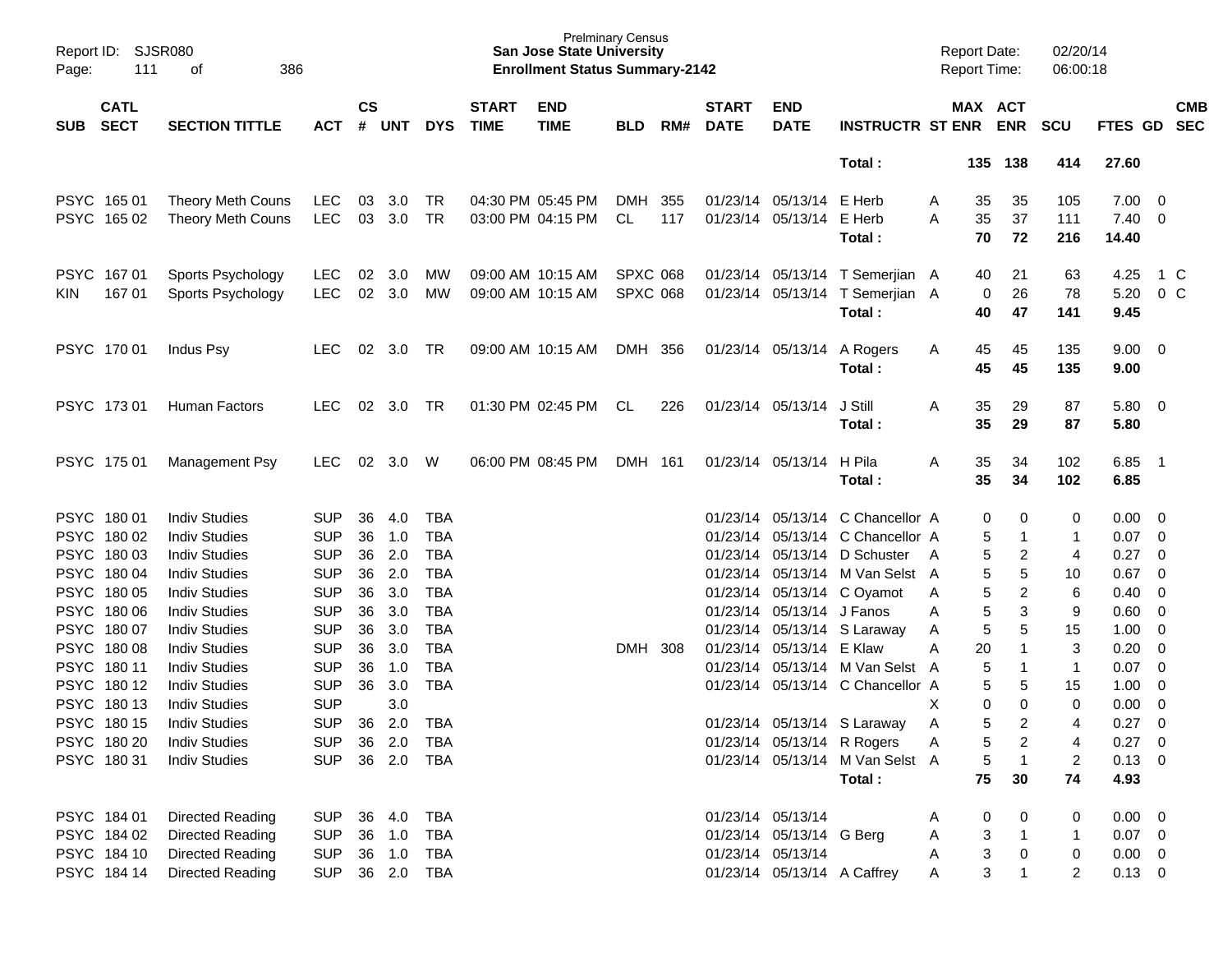Prelminary Census
**San Jose State University**
**Enrollment Status Summary-2142**

Report ID: SJSR080
Report Date: 02/20/14
Report Time: 06:00:18

| SUB | CATL SECT | SECTION TITTLE | ACT | CS # | UNT | DYS | START TIME | END TIME | BLD | RM# | START DATE | END DATE | INSTRUCTR | ST | MAX ENR | ACT ENR | SCU | FTES | GD | CMB SEC |
|---|---|---|---|---|---|---|---|---|---|---|---|---|---|---|---|---|---|---|---|---|
| | | | | | | | | | | | | | **Total :** | | **135** | **138** | **414** | **27.60** | | |
| PSYC | 165 01 | Theory Meth Couns | LEC | 03 | 3.0 | TR | 04:30 PM | 05:45 PM | DMH | 355 | 01/23/14 | 05/13/14 | E Herb | A | 35 | 35 | 105 | 7.00 | 0 | |
| PSYC | 165 02 | Theory Meth Couns | LEC | 03 | 3.0 | TR | 03:00 PM | 04:15 PM | CL | 117 | 01/23/14 | 05/13/14 | E Herb | A | 35 | 37 | 111 | 7.40 | 0 | |
| | | | | | | | | | | | | | **Total :** | | **70** | **72** | **216** | **14.40** | | |
| PSYC | 167 01 | Sports Psychology | LEC | 02 | 3.0 | MW | 09:00 AM | 10:15 AM | SPXC | 068 | 01/23/14 | 05/13/14 | T Semerjian | A | 40 | 21 | 63 | 4.25 | 1 | C |
| KIN | 167 01 | Sports Psychology | LEC | 02 | 3.0 | MW | 09:00 AM | 10:15 AM | SPXC | 068 | 01/23/14 | 05/13/14 | T Semerjian | A | 0 | 26 | 78 | 5.20 | 0 | C |
| | | | | | | | | | | | | | **Total :** | | **40** | **47** | **141** | **9.45** | | |
| PSYC | 170 01 | Indus Psy | LEC | 02 | 3.0 | TR | 09:00 AM | 10:15 AM | DMH | 356 | 01/23/14 | 05/13/14 | A Rogers | A | 45 | 45 | 135 | 9.00 | 0 | |
| | | | | | | | | | | | | | **Total :** | | **45** | **45** | **135** | **9.00** | | |
| PSYC | 173 01 | Human Factors | LEC | 02 | 3.0 | TR | 01:30 PM | 02:45 PM | CL | 226 | 01/23/14 | 05/13/14 | J Still | A | 35 | 29 | 87 | 5.80 | 0 | |
| | | | | | | | | | | | | | **Total :** | | **35** | **29** | **87** | **5.80** | | |
| PSYC | 175 01 | Management Psy | LEC | 02 | 3.0 | W | 06:00 PM | 08:45 PM | DMH | 161 | 01/23/14 | 05/13/14 | H Pila | A | 35 | 34 | 102 | 6.85 | 1 | |
| | | | | | | | | | | | | | **Total :** | | **35** | **34** | **102** | **6.85** | | |
| PSYC | 180 01 | Indiv Studies | SUP | 36 | 4.0 | TBA | | | | | 01/23/14 | 05/13/14 | C Chancellor | A | 0 | 0 | 0 | 0.00 | 0 | |
| PSYC | 180 02 | Indiv Studies | SUP | 36 | 1.0 | TBA | | | | | 01/23/14 | 05/13/14 | C Chancellor | A | 5 | 1 | 1 | 0.07 | 0 | |
| PSYC | 180 03 | Indiv Studies | SUP | 36 | 2.0 | TBA | | | | | 01/23/14 | 05/13/14 | D Schuster | A | 5 | 2 | 4 | 0.27 | 0 | |
| PSYC | 180 04 | Indiv Studies | SUP | 36 | 2.0 | TBA | | | | | 01/23/14 | 05/13/14 | M Van Selst | A | 5 | 5 | 10 | 0.67 | 0 | |
| PSYC | 180 05 | Indiv Studies | SUP | 36 | 3.0 | TBA | | | | | 01/23/14 | 05/13/14 | C Oyamot | A | 5 | 2 | 6 | 0.40 | 0 | |
| PSYC | 180 06 | Indiv Studies | SUP | 36 | 3.0 | TBA | | | | | 01/23/14 | 05/13/14 | J Fanos | A | 5 | 3 | 9 | 0.60 | 0 | |
| PSYC | 180 07 | Indiv Studies | SUP | 36 | 3.0 | TBA | | | | | 01/23/14 | 05/13/14 | S Laraway | A | 5 | 5 | 15 | 1.00 | 0 | |
| PSYC | 180 08 | Indiv Studies | SUP | 36 | 3.0 | TBA | | | DMH | 308 | 01/23/14 | 05/13/14 | E Klaw | A | 20 | 1 | 3 | 0.20 | 0 | |
| PSYC | 180 11 | Indiv Studies | SUP | 36 | 1.0 | TBA | | | | | 01/23/14 | 05/13/14 | M Van Selst | A | 5 | 1 | 1 | 0.07 | 0 | |
| PSYC | 180 12 | Indiv Studies | SUP | 36 | 3.0 | TBA | | | | | 01/23/14 | 05/13/14 | C Chancellor | A | 5 | 5 | 15 | 1.00 | 0 | |
| PSYC | 180 13 | Indiv Studies | SUP | | 3.0 | | | | | | | | | X | 0 | 0 | 0 | 0.00 | 0 | |
| PSYC | 180 15 | Indiv Studies | SUP | 36 | 2.0 | TBA | | | | | 01/23/14 | 05/13/14 | S Laraway | A | 5 | 2 | 4 | 0.27 | 0 | |
| PSYC | 180 20 | Indiv Studies | SUP | 36 | 2.0 | TBA | | | | | 01/23/14 | 05/13/14 | R Rogers | A | 5 | 2 | 4 | 0.27 | 0 | |
| PSYC | 180 31 | Indiv Studies | SUP | 36 | 2.0 | TBA | | | | | 01/23/14 | 05/13/14 | M Van Selst | A | 5 | 1 | 2 | 0.13 | 0 | |
| | | | | | | | | | | | | | **Total :** | | **75** | **30** | **74** | **4.93** | | |
| PSYC | 184 01 | Directed Reading | SUP | 36 | 4.0 | TBA | | | | | 01/23/14 | 05/13/14 | | A | 0 | 0 | 0 | 0.00 | 0 | |
| PSYC | 184 02 | Directed Reading | SUP | 36 | 1.0 | TBA | | | | | 01/23/14 | 05/13/14 | G Berg | A | 3 | 1 | 1 | 0.07 | 0 | |
| PSYC | 184 10 | Directed Reading | SUP | 36 | 1.0 | TBA | | | | | 01/23/14 | 05/13/14 | | A | 3 | 0 | 0 | 0.00 | 0 | |
| PSYC | 184 14 | Directed Reading | SUP | 36 | 2.0 | TBA | | | | | 01/23/14 | 05/13/14 | A Caffrey | A | 3 | 1 | 2 | 0.13 | 0 | |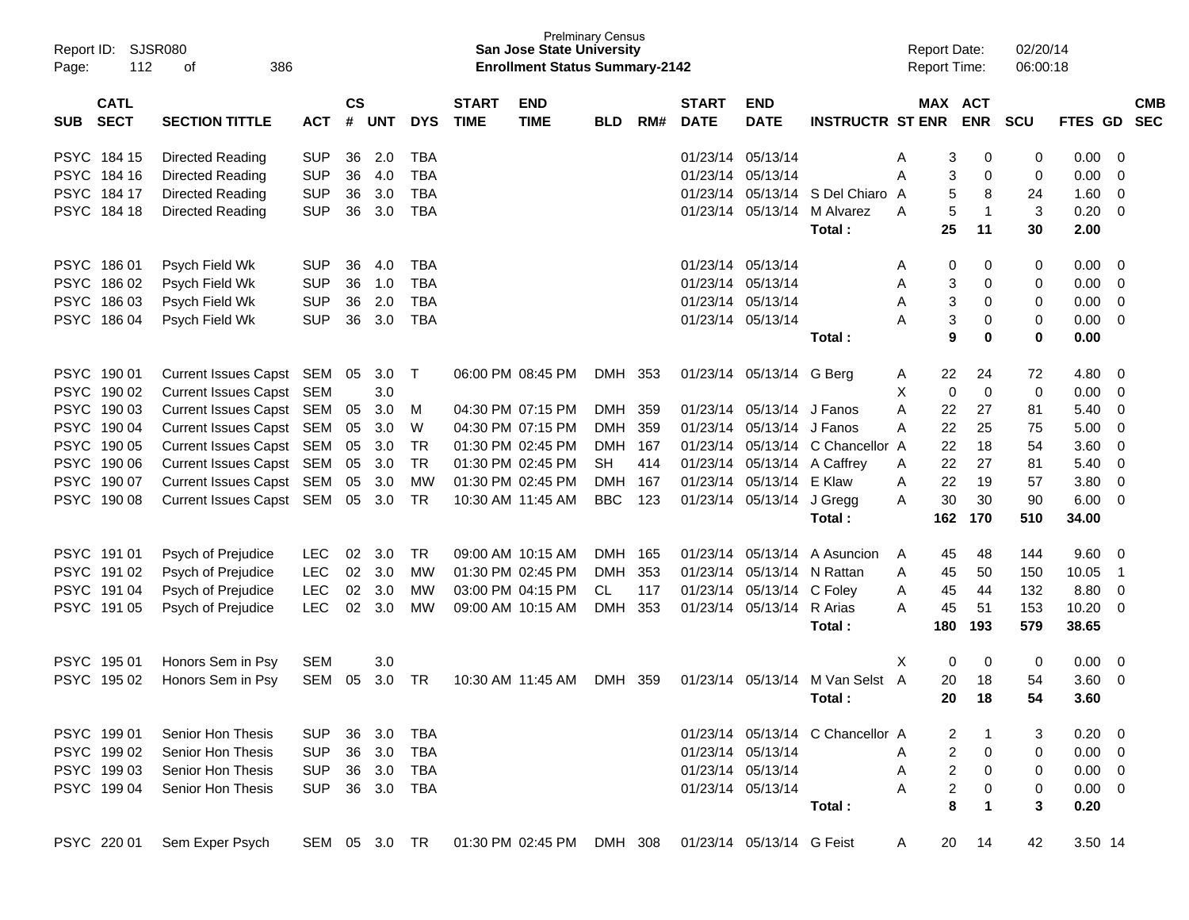| SUB | CATL SECT | SECTION TITTLE | ACT | CS # | UNT | DYS | START TIME | END TIME | BLD | RM# | START DATE | END DATE | INSTRUCTR | ST | MAX ENR | ACT ENR | SCU | FTES | GD | CMB SEC |
|---|---|---|---|---|---|---|---|---|---|---|---|---|---|---|---|---|---|---|---|---|
| PSYC | 184 15 | Directed Reading | SUP | 36 | 2.0 | TBA | | | | | 01/23/14 | 05/13/14 | | A | 3 | 0 | 0 | 0.00 | 0 | |
| PSYC | 184 16 | Directed Reading | SUP | 36 | 4.0 | TBA | | | | | 01/23/14 | 05/13/14 | | A | 3 | 0 | 0 | 0.00 | 0 | |
| PSYC | 184 17 | Directed Reading | SUP | 36 | 3.0 | TBA | | | | | 01/23/14 | 05/13/14 | S Del Chiaro | A | 5 | 8 | 24 | 1.60 | 0 | |
| PSYC | 184 18 | Directed Reading | SUP | 36 | 3.0 | TBA | | | | | 01/23/14 | 05/13/14 | M Alvarez | A | 5 | 1 | 3 | 0.20 | 0 | |
| | | | | | | | | | | | | | **Total :** | | **25** | **11** | **30** | **2.00** | | |
| PSYC | 186 01 | Psych Field Wk | SUP | 36 | 4.0 | TBA | | | | | 01/23/14 | 05/13/14 | | A | 0 | 0 | 0 | 0.00 | 0 | |
| PSYC | 186 02 | Psych Field Wk | SUP | 36 | 1.0 | TBA | | | | | 01/23/14 | 05/13/14 | | A | 3 | 0 | 0 | 0.00 | 0 | |
| PSYC | 186 03 | Psych Field Wk | SUP | 36 | 2.0 | TBA | | | | | 01/23/14 | 05/13/14 | | A | 3 | 0 | 0 | 0.00 | 0 | |
| PSYC | 186 04 | Psych Field Wk | SUP | 36 | 3.0 | TBA | | | | | 01/23/14 | 05/13/14 | | A | 3 | 0 | 0 | 0.00 | 0 | |
| | | | | | | | | | | | | | **Total :** | | **9** | **0** | **0** | **0.00** | | |
| PSYC | 190 01 | Current Issues Capst | SEM | 05 | 3.0 | T | 06:00 PM | 08:45 PM | DMH | 353 | 01/23/14 | 05/13/14 | G Berg | A | 22 | 24 | 72 | 4.80 | 0 | |
| PSYC | 190 02 | Current Issues Capst | SEM | | 3.0 | | | | | | | | | X | 0 | 0 | 0 | 0.00 | 0 | |
| PSYC | 190 03 | Current Issues Capst | SEM | 05 | 3.0 | M | 04:30 PM | 07:15 PM | DMH | 359 | 01/23/14 | 05/13/14 | J Fanos | A | 22 | 27 | 81 | 5.40 | 0 | |
| PSYC | 190 04 | Current Issues Capst | SEM | 05 | 3.0 | W | 04:30 PM | 07:15 PM | DMH | 359 | 01/23/14 | 05/13/14 | J Fanos | A | 22 | 25 | 75 | 5.00 | 0 | |
| PSYC | 190 05 | Current Issues Capst | SEM | 05 | 3.0 | TR | 01:30 PM | 02:45 PM | DMH | 167 | 01/23/14 | 05/13/14 | C Chancellor | A | 22 | 18 | 54 | 3.60 | 0 | |
| PSYC | 190 06 | Current Issues Capst | SEM | 05 | 3.0 | TR | 01:30 PM | 02:45 PM | SH | 414 | 01/23/14 | 05/13/14 | A Caffrey | A | 22 | 27 | 81 | 5.40 | 0 | |
| PSYC | 190 07 | Current Issues Capst | SEM | 05 | 3.0 | MW | 01:30 PM | 02:45 PM | DMH | 167 | 01/23/14 | 05/13/14 | E Klaw | A | 22 | 19 | 57 | 3.80 | 0 | |
| PSYC | 190 08 | Current Issues Capst | SEM | 05 | 3.0 | TR | 10:30 AM | 11:45 AM | BBC | 123 | 01/23/14 | 05/13/14 | J Gregg | A | 30 | 30 | 90 | 6.00 | 0 | |
| | | | | | | | | | | | | | **Total :** | | **162** | **170** | **510** | **34.00** | | |
| PSYC | 191 01 | Psych of Prejudice | LEC | 02 | 3.0 | TR | 09:00 AM | 10:15 AM | DMH | 165 | 01/23/14 | 05/13/14 | A Asuncion | A | 45 | 48 | 144 | 9.60 | 0 | |
| PSYC | 191 02 | Psych of Prejudice | LEC | 02 | 3.0 | MW | 01:30 PM | 02:45 PM | DMH | 353 | 01/23/14 | 05/13/14 | N Rattan | A | 45 | 50 | 150 | 10.05 | 1 | |
| PSYC | 191 04 | Psych of Prejudice | LEC | 02 | 3.0 | MW | 03:00 PM | 04:15 PM | CL | 117 | 01/23/14 | 05/13/14 | C Foley | A | 45 | 44 | 132 | 8.80 | 0 | |
| PSYC | 191 05 | Psych of Prejudice | LEC | 02 | 3.0 | MW | 09:00 AM | 10:15 AM | DMH | 353 | 01/23/14 | 05/13/14 | R Arias | A | 45 | 51 | 153 | 10.20 | 0 | |
| | | | | | | | | | | | | | **Total :** | | **180** | **193** | **579** | **38.65** | | |
| PSYC | 195 01 | Honors Sem in Psy | SEM | | 3.0 | | | | | | | | | X | 0 | 0 | 0 | 0.00 | 0 | |
| PSYC | 195 02 | Honors Sem in Psy | SEM | 05 | 3.0 | TR | 10:30 AM | 11:45 AM | DMH | 359 | 01/23/14 | 05/13/14 | M Van Selst | A | 20 | 18 | 54 | 3.60 | 0 | |
| | | | | | | | | | | | | | **Total :** | | **20** | **18** | **54** | **3.60** | | |
| PSYC | 199 01 | Senior Hon Thesis | SUP | 36 | 3.0 | TBA | | | | | 01/23/14 | 05/13/14 | C Chancellor | A | 2 | 1 | 3 | 0.20 | 0 | |
| PSYC | 199 02 | Senior Hon Thesis | SUP | 36 | 3.0 | TBA | | | | | 01/23/14 | 05/13/14 | | A | 2 | 0 | 0 | 0.00 | 0 | |
| PSYC | 199 03 | Senior Hon Thesis | SUP | 36 | 3.0 | TBA | | | | | 01/23/14 | 05/13/14 | | A | 2 | 0 | 0 | 0.00 | 0 | |
| PSYC | 199 04 | Senior Hon Thesis | SUP | 36 | 3.0 | TBA | | | | | 01/23/14 | 05/13/14 | | A | 2 | 0 | 0 | 0.00 | 0 | |
| | | | | | | | | | | | | | **Total :** | | **8** | **1** | **3** | **0.20** | | |
| PSYC | 220 01 | Sem Exper Psych | SEM | 05 | 3.0 | TR | 01:30 PM | 02:45 PM | DMH | 308 | 01/23/14 | 05/13/14 | G Feist | A | 20 | 14 | 42 | 3.50 | 14 | |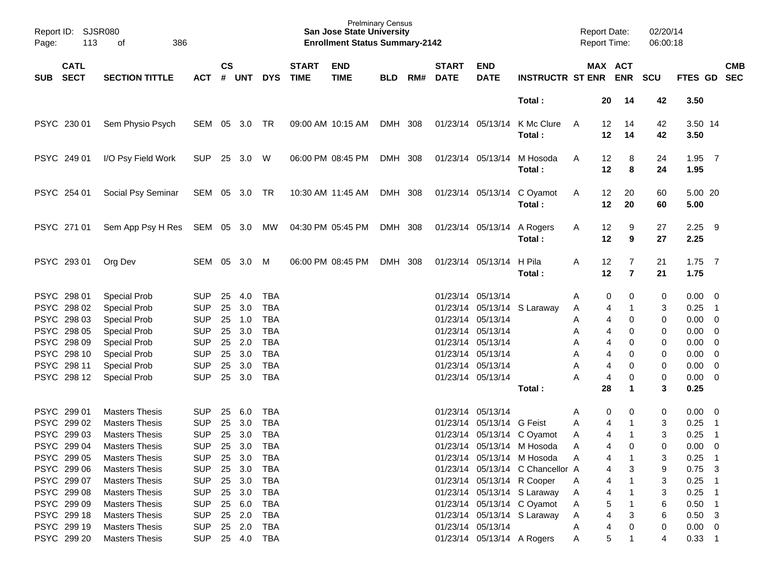| SUB | CATL SECT | SECTION TITTLE | ACT | CS # | UNT | DYS | START TIME | END TIME | BLD | RM# | START DATE | END DATE | INSTRUCTR | ST | MAX ENR | ACT ENR | SCU | FTES | GD | CMB SEC |
|---|---|---|---|---|---|---|---|---|---|---|---|---|---|---|---|---|---|---|---|---|
| | | | | | | | | | | | | | **Total :** | | **20** | **14** | **42** | **3.50** | | |
| PSYC | 230 01 | Sem Physio Psych | SEM | 05 | 3.0 | TR | 09:00 AM | 10:15 AM | DMH | 308 | 01/23/14 | 05/13/14 | K Mc Clure | A | 12 | 14 | 42 | 3.50 | 14 | |
| | | | | | | | | | | | | | **Total :** | | **12** | **14** | **42** | **3.50** | | |
| PSYC | 249 01 | I/O Psy Field Work | SUP | 25 | 3.0 | W | 06:00 PM | 08:45 PM | DMH | 308 | 01/23/14 | 05/13/14 | M Hosoda | A | 12 | 8 | 24 | 1.95 | 7 | |
| | | | | | | | | | | | | | **Total :** | | **12** | **8** | **24** | **1.95** | | |
| PSYC | 254 01 | Social Psy Seminar | SEM | 05 | 3.0 | TR | 10:30 AM | 11:45 AM | DMH | 308 | 01/23/14 | 05/13/14 | C Oyamot | A | 12 | 20 | 60 | 5.00 | 20 | |
| | | | | | | | | | | | | | **Total :** | | **12** | **20** | **60** | **5.00** | | |
| PSYC | 271 01 | Sem App Psy H Res | SEM | 05 | 3.0 | MW | 04:30 PM | 05:45 PM | DMH | 308 | 01/23/14 | 05/13/14 | A Rogers | A | 12 | 9 | 27 | 2.25 | 9 | |
| | | | | | | | | | | | | | **Total :** | | **12** | **9** | **27** | **2.25** | | |
| PSYC | 293 01 | Org Dev | SEM | 05 | 3.0 | M | 06:00 PM | 08:45 PM | DMH | 308 | 01/23/14 | 05/13/14 | H Pila | A | 12 | 7 | 21 | 1.75 | 7 | |
| | | | | | | | | | | | | | **Total :** | | **12** | **7** | **21** | **1.75** | | |
| PSYC | 298 01 | Special Prob | SUP | 25 | 4.0 | TBA | | | | | 01/23/14 | 05/13/14 | | A | 0 | 0 | 0 | 0.00 | 0 | |
| PSYC | 298 02 | Special Prob | SUP | 25 | 3.0 | TBA | | | | | 01/23/14 | 05/13/14 | S Laraway | A | 4 | 1 | 3 | 0.25 | 1 | |
| PSYC | 298 03 | Special Prob | SUP | 25 | 1.0 | TBA | | | | | 01/23/14 | 05/13/14 | | A | 4 | 0 | 0 | 0.00 | 0 | |
| PSYC | 298 05 | Special Prob | SUP | 25 | 3.0 | TBA | | | | | 01/23/14 | 05/13/14 | | A | 4 | 0 | 0 | 0.00 | 0 | |
| PSYC | 298 09 | Special Prob | SUP | 25 | 2.0 | TBA | | | | | 01/23/14 | 05/13/14 | | A | 4 | 0 | 0 | 0.00 | 0 | |
| PSYC | 298 10 | Special Prob | SUP | 25 | 3.0 | TBA | | | | | 01/23/14 | 05/13/14 | | A | 4 | 0 | 0 | 0.00 | 0 | |
| PSYC | 298 11 | Special Prob | SUP | 25 | 3.0 | TBA | | | | | 01/23/14 | 05/13/14 | | A | 4 | 0 | 0 | 0.00 | 0 | |
| PSYC | 298 12 | Special Prob | SUP | 25 | 3.0 | TBA | | | | | 01/23/14 | 05/13/14 | | A | 4 | 0 | 0 | 0.00 | 0 | |
| | | | | | | | | | | | | | **Total :** | | **28** | **1** | **3** | **0.25** | | |
| PSYC | 299 01 | Masters Thesis | SUP | 25 | 6.0 | TBA | | | | | 01/23/14 | 05/13/14 | | A | 0 | 0 | 0 | 0.00 | 0 | |
| PSYC | 299 02 | Masters Thesis | SUP | 25 | 3.0 | TBA | | | | | 01/23/14 | 05/13/14 | G Feist | A | 4 | 1 | 3 | 0.25 | 1 | |
| PSYC | 299 03 | Masters Thesis | SUP | 25 | 3.0 | TBA | | | | | 01/23/14 | 05/13/14 | C Oyamot | A | 4 | 1 | 3 | 0.25 | 1 | |
| PSYC | 299 04 | Masters Thesis | SUP | 25 | 3.0 | TBA | | | | | 01/23/14 | 05/13/14 | M Hosoda | A | 4 | 0 | 0 | 0.00 | 0 | |
| PSYC | 299 05 | Masters Thesis | SUP | 25 | 3.0 | TBA | | | | | 01/23/14 | 05/13/14 | M Hosoda | A | 4 | 1 | 3 | 0.25 | 1 | |
| PSYC | 299 06 | Masters Thesis | SUP | 25 | 3.0 | TBA | | | | | 01/23/14 | 05/13/14 | C Chancellor | A | 4 | 3 | 9 | 0.75 | 3 | |
| PSYC | 299 07 | Masters Thesis | SUP | 25 | 3.0 | TBA | | | | | 01/23/14 | 05/13/14 | R Cooper | A | 4 | 1 | 3 | 0.25 | 1 | |
| PSYC | 299 08 | Masters Thesis | SUP | 25 | 3.0 | TBA | | | | | 01/23/14 | 05/13/14 | S Laraway | A | 4 | 1 | 3 | 0.25 | 1 | |
| PSYC | 299 09 | Masters Thesis | SUP | 25 | 6.0 | TBA | | | | | 01/23/14 | 05/13/14 | C Oyamot | A | 5 | 1 | 6 | 0.50 | 1 | |
| PSYC | 299 18 | Masters Thesis | SUP | 25 | 2.0 | TBA | | | | | 01/23/14 | 05/13/14 | S Laraway | A | 4 | 3 | 6 | 0.50 | 3 | |
| PSYC | 299 19 | Masters Thesis | SUP | 25 | 2.0 | TBA | | | | | 01/23/14 | 05/13/14 | | A | 4 | 0 | 0 | 0.00 | 0 | |
| PSYC | 299 20 | Masters Thesis | SUP | 25 | 4.0 | TBA | | | | | 01/23/14 | 05/13/14 | A Rogers | A | 5 | 1 | 4 | 0.33 | 1 | |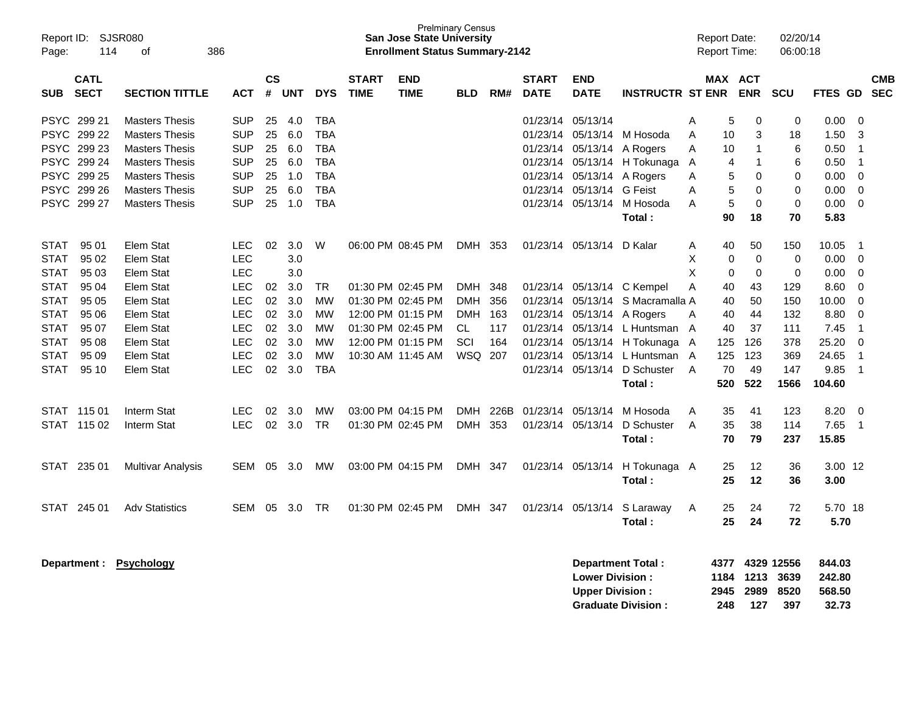Prelminary Census
**San Jose State University**
**Enrollment Status Summary-2142**

Report ID: SJSR080
Report Date: 02/20/14
Report Time: 06:00:18

| SUB | CATL SECT | SECTION TITTLE | ACT | CS # | UNT | DYS | START TIME | END TIME | BLD | RM# | START DATE | END DATE | INSTRUCTR | ST | MAX ENR | ACT ENR | SCU | FTES | GD | CMB SEC |
|---|---|---|---|---|---|---|---|---|---|---|---|---|---|---|---|---|---|---|---|---|
| PSYC | 299 21 | Masters Thesis | SUP | 25 | 4.0 | TBA | | | | | 01/23/14 | 05/13/14 | | A | 5 | 0 | 0 | 0.00 | 0 | |
| PSYC | 299 22 | Masters Thesis | SUP | 25 | 6.0 | TBA | | | | | 01/23/14 | 05/13/14 | M Hosoda | A | 10 | 3 | 18 | 1.50 | 3 | |
| PSYC | 299 23 | Masters Thesis | SUP | 25 | 6.0 | TBA | | | | | 01/23/14 | 05/13/14 | A Rogers | A | 10 | 1 | 6 | 0.50 | 1 | |
| PSYC | 299 24 | Masters Thesis | SUP | 25 | 6.0 | TBA | | | | | 01/23/14 | 05/13/14 | H Tokunaga | A | 4 | 1 | 6 | 0.50 | 1 | |
| PSYC | 299 25 | Masters Thesis | SUP | 25 | 1.0 | TBA | | | | | 01/23/14 | 05/13/14 | A Rogers | A | 5 | 0 | 0 | 0.00 | 0 | |
| PSYC | 299 26 | Masters Thesis | SUP | 25 | 6.0 | TBA | | | | | 01/23/14 | 05/13/14 | G Feist | A | 5 | 0 | 0 | 0.00 | 0 | |
| PSYC | 299 27 | Masters Thesis | SUP | 25 | 1.0 | TBA | | | | | 01/23/14 | 05/13/14 | M Hosoda | A | 5 | 0 | 0 | 0.00 | 0 | |
| | | | | | | | | | | | | | **Total :** | | **90** | **18** | **70** | **5.83** | | |
| STAT | 95 01 | Elem Stat | LEC | 02 | 3.0 | W | 06:00 PM | 08:45 PM | DMH | 353 | 01/23/14 | 05/13/14 | D Kalar | A | 40 | 50 | 150 | 10.05 | 1 | |
| STAT | 95 02 | Elem Stat | LEC | | 3.0 | | | | | | | | | X | 0 | 0 | 0 | 0.00 | 0 | |
| STAT | 95 03 | Elem Stat | LEC | | 3.0 | | | | | | | | | X | 0 | 0 | 0 | 0.00 | 0 | |
| STAT | 95 04 | Elem Stat | LEC | 02 | 3.0 | TR | 01:30 PM | 02:45 PM | DMH | 348 | 01/23/14 | 05/13/14 | C Kempel | A | 40 | 43 | 129 | 8.60 | 0 | |
| STAT | 95 05 | Elem Stat | LEC | 02 | 3.0 | MW | 01:30 PM | 02:45 PM | DMH | 356 | 01/23/14 | 05/13/14 | S Macramalla | A | 40 | 50 | 150 | 10.00 | 0 | |
| STAT | 95 06 | Elem Stat | LEC | 02 | 3.0 | MW | 12:00 PM | 01:15 PM | DMH | 163 | 01/23/14 | 05/13/14 | A Rogers | A | 40 | 44 | 132 | 8.80 | 0 | |
| STAT | 95 07 | Elem Stat | LEC | 02 | 3.0 | MW | 01:30 PM | 02:45 PM | CL | 117 | 01/23/14 | 05/13/14 | L Huntsman | A | 40 | 37 | 111 | 7.45 | 1 | |
| STAT | 95 08 | Elem Stat | LEC | 02 | 3.0 | MW | 12:00 PM | 01:15 PM | SCI | 164 | 01/23/14 | 05/13/14 | H Tokunaga | A | 125 | 126 | 378 | 25.20 | 0 | |
| STAT | 95 09 | Elem Stat | LEC | 02 | 3.0 | MW | 10:30 AM | 11:45 AM | WSQ | 207 | 01/23/14 | 05/13/14 | L Huntsman | A | 125 | 123 | 369 | 24.65 | 1 | |
| STAT | 95 10 | Elem Stat | LEC | 02 | 3.0 | TBA | | | | | 01/23/14 | 05/13/14 | D Schuster | A | 70 | 49 | 147 | 9.85 | 1 | |
| | | | | | | | | | | | | | **Total :** | | **520** | **522** | **1566** | **104.60** | | |
| STAT | 115 01 | Interm Stat | LEC | 02 | 3.0 | MW | 03:00 PM | 04:15 PM | DMH | 226B | 01/23/14 | 05/13/14 | M Hosoda | A | 35 | 41 | 123 | 8.20 | 0 | |
| STAT | 115 02 | Interm Stat | LEC | 02 | 3.0 | TR | 01:30 PM | 02:45 PM | DMH | 353 | 01/23/14 | 05/13/14 | D Schuster | A | 35 | 38 | 114 | 7.65 | 1 | |
| | | | | | | | | | | | | | **Total :** | | **70** | **79** | **237** | **15.85** | | |
| STAT | 235 01 | Multivar Analysis | SEM | 05 | 3.0 | MW | 03:00 PM | 04:15 PM | DMH | 347 | 01/23/14 | 05/13/14 | H Tokunaga | A | 25 | 12 | 36 | 3.00 | 12 | |
| | | | | | | | | | | | | | **Total :** | | **25** | **12** | **36** | **3.00** | | |
| STAT | 245 01 | Adv Statistics | SEM | 05 | 3.0 | TR | 01:30 PM | 02:45 PM | DMH | 347 | 01/23/14 | 05/13/14 | S Laraway | A | 25 | 24 | 72 | 5.70 | 18 | |
| | | | | | | | | | | | | | **Total :** | | **25** | **24** | **72** | **5.70** | | |

**Department : Psychology**

| | MAX ENR | ACT ENR | SCU | FTES |
|---|---|---|---|---|
| **Department Total :** | **4377** | **4329** | **12556** | **844.03** |
| **Lower Division :** | **1184** | **1213** | **3639** | **242.80** |
| **Upper Division :** | **2945** | **2989** | **8520** | **568.50** |
| **Graduate Division :** | **248** | **127** | **397** | **32.73** |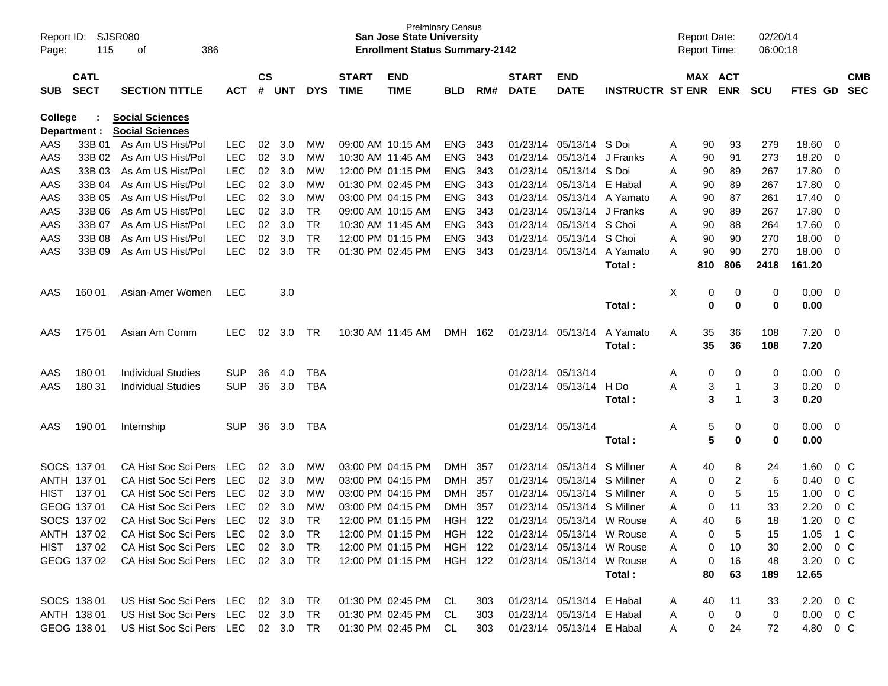Prelminary Census
**San Jose State University**
**Enrollment Status Summary-2142**

Report ID: SJSR080
Page: 115 of 386

Report Date: 02/20/14
Report Time: 06:00:18

**College : Social Sciences**
**Department : Social Sciences**

| SUB | CATL SECT | SECTION TITTLE | ACT | CS # | UNT | DYS | START TIME | END TIME | BLD | RM# | START DATE | END DATE | INSTRUCTR | ST | MAX ENR | ACT ENR | SCU | FTES | GD | CMB SEC |
|---|---|---|---|---|---|---|---|---|---|---|---|---|---|---|---|---|---|---|---|---|
| AAS | 33B 01 | As Am US Hist/Pol | LEC | 02 | 3.0 | MW | 09:00 AM | 10:15 AM | ENG | 343 | 01/23/14 | 05/13/14 | S Doi | A | 90 | 93 | 279 | 18.60 | 0 | |
| AAS | 33B 02 | As Am US Hist/Pol | LEC | 02 | 3.0 | MW | 10:30 AM | 11:45 AM | ENG | 343 | 01/23/14 | 05/13/14 | J Franks | A | 90 | 91 | 273 | 18.20 | 0 | |
| AAS | 33B 03 | As Am US Hist/Pol | LEC | 02 | 3.0 | MW | 12:00 PM | 01:15 PM | ENG | 343 | 01/23/14 | 05/13/14 | S Doi | A | 90 | 89 | 267 | 17.80 | 0 | |
| AAS | 33B 04 | As Am US Hist/Pol | LEC | 02 | 3.0 | MW | 01:30 PM | 02:45 PM | ENG | 343 | 01/23/14 | 05/13/14 | E Habal | A | 90 | 89 | 267 | 17.80 | 0 | |
| AAS | 33B 05 | As Am US Hist/Pol | LEC | 02 | 3.0 | MW | 03:00 PM | 04:15 PM | ENG | 343 | 01/23/14 | 05/13/14 | A Yamato | A | 90 | 87 | 261 | 17.40 | 0 | |
| AAS | 33B 06 | As Am US Hist/Pol | LEC | 02 | 3.0 | TR | 09:00 AM | 10:15 AM | ENG | 343 | 01/23/14 | 05/13/14 | J Franks | A | 90 | 89 | 267 | 17.80 | 0 | |
| AAS | 33B 07 | As Am US Hist/Pol | LEC | 02 | 3.0 | TR | 10:30 AM | 11:45 AM | ENG | 343 | 01/23/14 | 05/13/14 | S Choi | A | 90 | 88 | 264 | 17.60 | 0 | |
| AAS | 33B 08 | As Am US Hist/Pol | LEC | 02 | 3.0 | TR | 12:00 PM | 01:15 PM | ENG | 343 | 01/23/14 | 05/13/14 | S Choi | A | 90 | 90 | 270 | 18.00 | 0 | |
| AAS | 33B 09 | As Am US Hist/Pol | LEC | 02 | 3.0 | TR | 01:30 PM | 02:45 PM | ENG | 343 | 01/23/14 | 05/13/14 | A Yamato | A | 90 | 90 | 270 | 18.00 | 0 | |
| | | | | | | | | | | | | | **Total :** | | **810** | **806** | **2418** | **161.20** | | |
| AAS | 160 01 | Asian-Amer Women | LEC | | 3.0 | | | | | | | | | X | 0 | 0 | 0 | 0.00 | 0 | |
| | | | | | | | | | | | | | **Total :** | | **0** | **0** | **0** | **0.00** | | |
| AAS | 175 01 | Asian Am Comm | LEC | 02 | 3.0 | TR | 10:30 AM | 11:45 AM | DMH | 162 | 01/23/14 | 05/13/14 | A Yamato | A | 35 | 36 | 108 | 7.20 | 0 | |
| | | | | | | | | | | | | | **Total :** | | **35** | **36** | **108** | **7.20** | | |
| AAS | 180 01 | Individual Studies | SUP | 36 | 4.0 | TBA | | | | | 01/23/14 | 05/13/14 | | A | 0 | 0 | 0 | 0.00 | 0 | |
| AAS | 180 31 | Individual Studies | SUP | 36 | 3.0 | TBA | | | | | 01/23/14 | 05/13/14 | H Do | A | 3 | 1 | 3 | 0.20 | 0 | |
| | | | | | | | | | | | | | **Total :** | | **3** | **1** | **3** | **0.20** | | |
| AAS | 190 01 | Internship | SUP | 36 | 3.0 | TBA | | | | | 01/23/14 | 05/13/14 | | A | 5 | 0 | 0 | 0.00 | 0 | |
| | | | | | | | | | | | | | **Total :** | | **5** | **0** | **0** | **0.00** | | |
| SOCS | 137 01 | CA Hist Soc Sci Pers | LEC | 02 | 3.0 | MW | 03:00 PM | 04:15 PM | DMH | 357 | 01/23/14 | 05/13/14 | S Millner | A | 40 | 8 | 24 | 1.60 | 0 | C |
| ANTH | 137 01 | CA Hist Soc Sci Pers | LEC | 02 | 3.0 | MW | 03:00 PM | 04:15 PM | DMH | 357 | 01/23/14 | 05/13/14 | S Millner | A | 0 | 2 | 6 | 0.40 | 0 | C |
| HIST | 137 01 | CA Hist Soc Sci Pers | LEC | 02 | 3.0 | MW | 03:00 PM | 04:15 PM | DMH | 357 | 01/23/14 | 05/13/14 | S Millner | A | 0 | 5 | 15 | 1.00 | 0 | C |
| GEOG | 137 01 | CA Hist Soc Sci Pers | LEC | 02 | 3.0 | MW | 03:00 PM | 04:15 PM | DMH | 357 | 01/23/14 | 05/13/14 | S Millner | A | 0 | 11 | 33 | 2.20 | 0 | C |
| SOCS | 137 02 | CA Hist Soc Sci Pers | LEC | 02 | 3.0 | TR | 12:00 PM | 01:15 PM | HGH | 122 | 01/23/14 | 05/13/14 | W Rouse | A | 40 | 6 | 18 | 1.20 | 0 | C |
| ANTH | 137 02 | CA Hist Soc Sci Pers | LEC | 02 | 3.0 | TR | 12:00 PM | 01:15 PM | HGH | 122 | 01/23/14 | 05/13/14 | W Rouse | A | 0 | 5 | 15 | 1.05 | 1 | C |
| HIST | 137 02 | CA Hist Soc Sci Pers | LEC | 02 | 3.0 | TR | 12:00 PM | 01:15 PM | HGH | 122 | 01/23/14 | 05/13/14 | W Rouse | A | 0 | 10 | 30 | 2.00 | 0 | C |
| GEOG | 137 02 | CA Hist Soc Sci Pers | LEC | 02 | 3.0 | TR | 12:00 PM | 01:15 PM | HGH | 122 | 01/23/14 | 05/13/14 | W Rouse | A | 0 | 16 | 48 | 3.20 | 0 | C |
| | | | | | | | | | | | | | **Total :** | | **80** | **63** | **189** | **12.65** | | |
| SOCS | 138 01 | US Hist Soc Sci Pers | LEC | 02 | 3.0 | TR | 01:30 PM | 02:45 PM | CL | 303 | 01/23/14 | 05/13/14 | E Habal | A | 40 | 11 | 33 | 2.20 | 0 | C |
| ANTH | 138 01 | US Hist Soc Sci Pers | LEC | 02 | 3.0 | TR | 01:30 PM | 02:45 PM | CL | 303 | 01/23/14 | 05/13/14 | E Habal | A | 0 | 0 | 0 | 0.00 | 0 | C |
| GEOG | 138 01 | US Hist Soc Sci Pers | LEC | 02 | 3.0 | TR | 01:30 PM | 02:45 PM | CL | 303 | 01/23/14 | 05/13/14 | E Habal | A | 0 | 24 | 72 | 4.80 | 0 | C |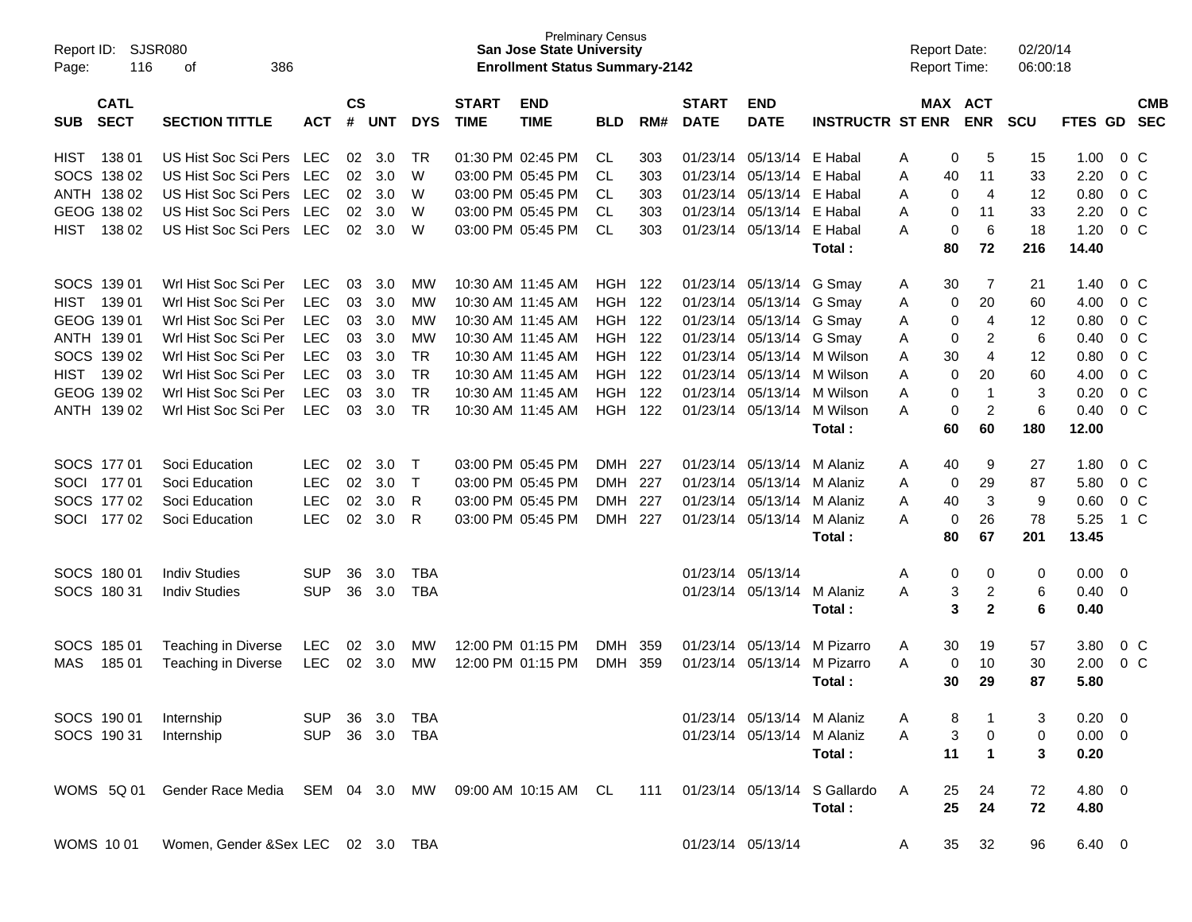Prelminary Census
**San Jose State University**
**Enrollment Status Summary-2142**

Report ID: SJSR080
Report Date: 02/20/14
Report Time: 06:00:18

| SUB | CATL SECT | SECTION TITTLE | ACT | CS # | UNT | DYS | START TIME | END TIME | BLD | RM# | START DATE | END DATE | INSTRUCTR | ST | MAX ENR | ACT ENR | SCU | FTES | GD | CMB SEC |
|---|---|---|---|---|---|---|---|---|---|---|---|---|---|---|---|---|---|---|---|---|
| HIST | 138 01 | US Hist Soc Sci Pers | LEC | 02 | 3.0 | TR | 01:30 PM | 02:45 PM | CL | 303 | 01/23/14 | 05/13/14 | E Habal | A | 0 | 5 | 15 | 1.00 | 0 | C |
| SOCS | 138 02 | US Hist Soc Sci Pers | LEC | 02 | 3.0 | W | 03:00 PM | 05:45 PM | CL | 303 | 01/23/14 | 05/13/14 | E Habal | A | 40 | 11 | 33 | 2.20 | 0 | C |
| ANTH | 138 02 | US Hist Soc Sci Pers | LEC | 02 | 3.0 | W | 03:00 PM | 05:45 PM | CL | 303 | 01/23/14 | 05/13/14 | E Habal | A | 0 | 4 | 12 | 0.80 | 0 | C |
| GEOG | 138 02 | US Hist Soc Sci Pers | LEC | 02 | 3.0 | W | 03:00 PM | 05:45 PM | CL | 303 | 01/23/14 | 05/13/14 | E Habal | A | 0 | 11 | 33 | 2.20 | 0 | C |
| HIST | 138 02 | US Hist Soc Sci Pers | LEC | 02 | 3.0 | W | 03:00 PM | 05:45 PM | CL | 303 | 01/23/14 | 05/13/14 | E Habal | A | 0 | 6 | 18 | 1.20 | 0 | C |
| | | | | | | | | | | | | | **Total :** | | **80** | **72** | **216** | **14.40** | | |
| SOCS | 139 01 | Wrl Hist Soc Sci Per | LEC | 03 | 3.0 | MW | 10:30 AM | 11:45 AM | HGH | 122 | 01/23/14 | 05/13/14 | G Smay | A | 30 | 7 | 21 | 1.40 | 0 | C |
| HIST | 139 01 | Wrl Hist Soc Sci Per | LEC | 03 | 3.0 | MW | 10:30 AM | 11:45 AM | HGH | 122 | 01/23/14 | 05/13/14 | G Smay | A | 0 | 20 | 60 | 4.00 | 0 | C |
| GEOG | 139 01 | Wrl Hist Soc Sci Per | LEC | 03 | 3.0 | MW | 10:30 AM | 11:45 AM | HGH | 122 | 01/23/14 | 05/13/14 | G Smay | A | 0 | 4 | 12 | 0.80 | 0 | C |
| ANTH | 139 01 | Wrl Hist Soc Sci Per | LEC | 03 | 3.0 | MW | 10:30 AM | 11:45 AM | HGH | 122 | 01/23/14 | 05/13/14 | G Smay | A | 0 | 2 | 6 | 0.40 | 0 | C |
| SOCS | 139 02 | Wrl Hist Soc Sci Per | LEC | 03 | 3.0 | TR | 10:30 AM | 11:45 AM | HGH | 122 | 01/23/14 | 05/13/14 | M Wilson | A | 30 | 4 | 12 | 0.80 | 0 | C |
| HIST | 139 02 | Wrl Hist Soc Sci Per | LEC | 03 | 3.0 | TR | 10:30 AM | 11:45 AM | HGH | 122 | 01/23/14 | 05/13/14 | M Wilson | A | 0 | 20 | 60 | 4.00 | 0 | C |
| GEOG | 139 02 | Wrl Hist Soc Sci Per | LEC | 03 | 3.0 | TR | 10:30 AM | 11:45 AM | HGH | 122 | 01/23/14 | 05/13/14 | M Wilson | A | 0 | 1 | 3 | 0.20 | 0 | C |
| ANTH | 139 02 | Wrl Hist Soc Sci Per | LEC | 03 | 3.0 | TR | 10:30 AM | 11:45 AM | HGH | 122 | 01/23/14 | 05/13/14 | M Wilson | A | 0 | 2 | 6 | 0.40 | 0 | C |
| | | | | | | | | | | | | | **Total :** | | **60** | **60** | **180** | **12.00** | | |
| SOCS | 177 01 | Soci Education | LEC | 02 | 3.0 | T | 03:00 PM | 05:45 PM | DMH | 227 | 01/23/14 | 05/13/14 | M Alaniz | A | 40 | 9 | 27 | 1.80 | 0 | C |
| SOCI | 177 01 | Soci Education | LEC | 02 | 3.0 | T | 03:00 PM | 05:45 PM | DMH | 227 | 01/23/14 | 05/13/14 | M Alaniz | A | 0 | 29 | 87 | 5.80 | 0 | C |
| SOCS | 177 02 | Soci Education | LEC | 02 | 3.0 | R | 03:00 PM | 05:45 PM | DMH | 227 | 01/23/14 | 05/13/14 | M Alaniz | A | 40 | 3 | 9 | 0.60 | 0 | C |
| SOCI | 177 02 | Soci Education | LEC | 02 | 3.0 | R | 03:00 PM | 05:45 PM | DMH | 227 | 01/23/14 | 05/13/14 | M Alaniz | A | 0 | 26 | 78 | 5.25 | 1 | C |
| | | | | | | | | | | | | | **Total :** | | **80** | **67** | **201** | **13.45** | | |
| SOCS | 180 01 | Indiv Studies | SUP | 36 | 3.0 | TBA | | | | | 01/23/14 | 05/13/14 | | A | 0 | 0 | 0 | 0.00 | 0 | |
| SOCS | 180 31 | Indiv Studies | SUP | 36 | 3.0 | TBA | | | | | 01/23/14 | 05/13/14 | M Alaniz | A | 3 | 2 | 6 | 0.40 | 0 | |
| | | | | | | | | | | | | | **Total :** | | **3** | **2** | **6** | **0.40** | | |
| SOCS | 185 01 | Teaching in Diverse | LEC | 02 | 3.0 | MW | 12:00 PM | 01:15 PM | DMH | 359 | 01/23/14 | 05/13/14 | M Pizarro | A | 30 | 19 | 57 | 3.80 | 0 | C |
| MAS | 185 01 | Teaching in Diverse | LEC | 02 | 3.0 | MW | 12:00 PM | 01:15 PM | DMH | 359 | 01/23/14 | 05/13/14 | M Pizarro | A | 0 | 10 | 30 | 2.00 | 0 | C |
| | | | | | | | | | | | | | **Total :** | | **30** | **29** | **87** | **5.80** | | |
| SOCS | 190 01 | Internship | SUP | 36 | 3.0 | TBA | | | | | 01/23/14 | 05/13/14 | M Alaniz | A | 8 | 1 | 3 | 0.20 | 0 | |
| SOCS | 190 31 | Internship | SUP | 36 | 3.0 | TBA | | | | | 01/23/14 | 05/13/14 | M Alaniz | A | 3 | 0 | 0 | 0.00 | 0 | |
| | | | | | | | | | | | | | **Total :** | | **11** | **1** | **3** | **0.20** | | |
| WOMS | 5Q 01 | Gender Race Media | SEM | 04 | 3.0 | MW | 09:00 AM | 10:15 AM | CL | 111 | 01/23/14 | 05/13/14 | S Gallardo | A | 25 | 24 | 72 | 4.80 | 0 | |
| | | | | | | | | | | | | | **Total :** | | **25** | **24** | **72** | **4.80** | | |
| WOMS | 10 01 | Women, Gender &Sex | LEC | 02 | 3.0 | TBA | | | | | 01/23/14 | 05/13/14 | | A | 35 | 32 | 96 | 6.40 | 0 | |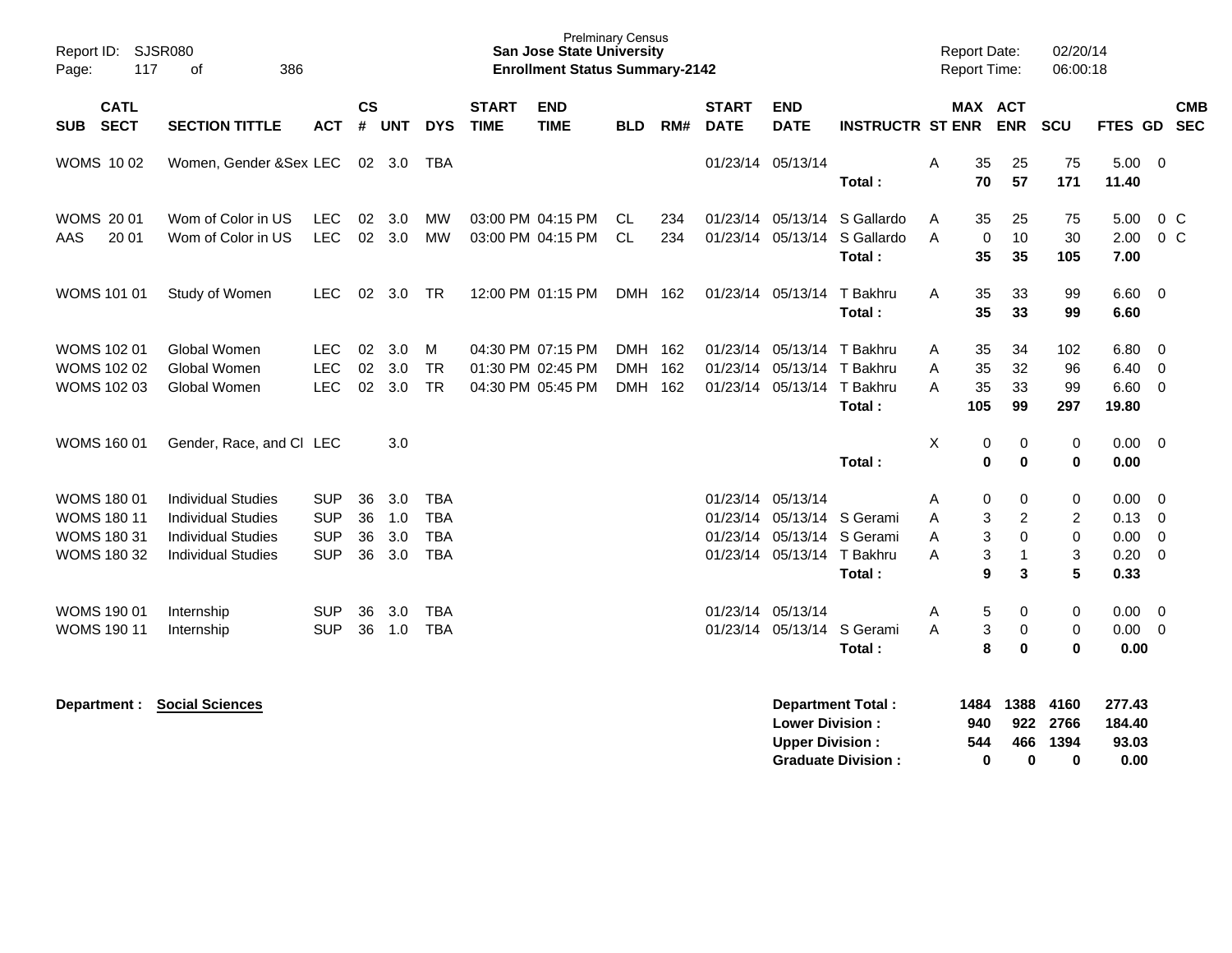Prelminary Census
**San Jose State University**
**Enrollment Status Summary-2142**

Report ID: SJSR080
Report Date: 02/20/14
Report Time: 06:00:18

| SUB | CATL SECT | SECTION TITTLE | ACT | CS # | UNT | DYS | START TIME | END TIME | BLD | RM# | START DATE | END DATE | INSTRUCTR | ST | MAX ENR | ACT ENR | SCU | FTES | GD | CMB SEC |
|---|---|---|---|---|---|---|---|---|---|---|---|---|---|---|---|---|---|---|---|---|
| WOMS | 10 02 | Women, Gender &Sex | LEC | 02 | 3.0 | TBA | | | | | 01/23/14 | 05/13/14 | | A | 35 | 25 | 75 | 5.00 | 0 | |
| | | | | | | | | | | | | | **Total :** | | **70** | **57** | **171** | **11.40** | | |
| WOMS | 20 01 | Wom of Color in US | LEC | 02 | 3.0 | MW | 03:00 PM | 04:15 PM | CL | 234 | 01/23/14 | 05/13/14 | S Gallardo | A | 35 | 25 | 75 | 5.00 | 0 | C |
| AAS | 20 01 | Wom of Color in US | LEC | 02 | 3.0 | MW | 03:00 PM | 04:15 PM | CL | 234 | 01/23/14 | 05/13/14 | S Gallardo | A | 0 | 10 | 30 | 2.00 | 0 | C |
| | | | | | | | | | | | | | **Total :** | | **35** | **35** | **105** | **7.00** | | |
| WOMS | 101 01 | Study of Women | LEC | 02 | 3.0 | TR | 12:00 PM | 01:15 PM | DMH | 162 | 01/23/14 | 05/13/14 | T Bakhru | A | 35 | 33 | 99 | 6.60 | 0 | |
| | | | | | | | | | | | | | **Total :** | | **35** | **33** | **99** | **6.60** | | |
| WOMS | 102 01 | Global Women | LEC | 02 | 3.0 | M | 04:30 PM | 07:15 PM | DMH | 162 | 01/23/14 | 05/13/14 | T Bakhru | A | 35 | 34 | 102 | 6.80 | 0 | |
| WOMS | 102 02 | Global Women | LEC | 02 | 3.0 | TR | 01:30 PM | 02:45 PM | DMH | 162 | 01/23/14 | 05/13/14 | T Bakhru | A | 35 | 32 | 96 | 6.40 | 0 | |
| WOMS | 102 03 | Global Women | LEC | 02 | 3.0 | TR | 04:30 PM | 05:45 PM | DMH | 162 | 01/23/14 | 05/13/14 | T Bakhru | A | 35 | 33 | 99 | 6.60 | 0 | |
| | | | | | | | | | | | | | **Total :** | | **105** | **99** | **297** | **19.80** | | |
| WOMS | 160 01 | Gender, Race, and Cl | LEC | | 3.0 | | | | | | | | | X | 0 | 0 | 0 | 0.00 | 0 | |
| | | | | | | | | | | | | | **Total :** | | **0** | **0** | **0** | **0.00** | | |
| WOMS | 180 01 | Individual Studies | SUP | 36 | 3.0 | TBA | | | | | 01/23/14 | 05/13/14 | | A | 0 | 0 | 0 | 0.00 | 0 | |
| WOMS | 180 11 | Individual Studies | SUP | 36 | 1.0 | TBA | | | | | 01/23/14 | 05/13/14 | S Gerami | A | 3 | 2 | 2 | 0.13 | 0 | |
| WOMS | 180 31 | Individual Studies | SUP | 36 | 3.0 | TBA | | | | | 01/23/14 | 05/13/14 | S Gerami | A | 3 | 0 | 0 | 0.00 | 0 | |
| WOMS | 180 32 | Individual Studies | SUP | 36 | 3.0 | TBA | | | | | 01/23/14 | 05/13/14 | T Bakhru | A | 3 | 1 | 3 | 0.20 | 0 | |
| | | | | | | | | | | | | | **Total :** | | **9** | **3** | **5** | **0.33** | | |
| WOMS | 190 01 | Internship | SUP | 36 | 3.0 | TBA | | | | | 01/23/14 | 05/13/14 | | A | 5 | 0 | 0 | 0.00 | 0 | |
| WOMS | 190 11 | Internship | SUP | 36 | 1.0 | TBA | | | | | 01/23/14 | 05/13/14 | S Gerami | A | 3 | 0 | 0 | 0.00 | 0 | |
| | | | | | | | | | | | | | **Total :** | | **8** | **0** | **0** | **0.00** | | |

**Department : Social Sciences**

| | MAX ENR | ACT ENR | SCU | FTES |
|---|---|---|---|---|
| **Department Total :** | **1484** | **1388** | **4160** | **277.43** |
| **Lower Division :** | **940** | **922** | **2766** | **184.40** |
| **Upper Division :** | **544** | **466** | **1394** | **93.03** |
| **Graduate Division :** | **0** | **0** | **0** | **0.00** |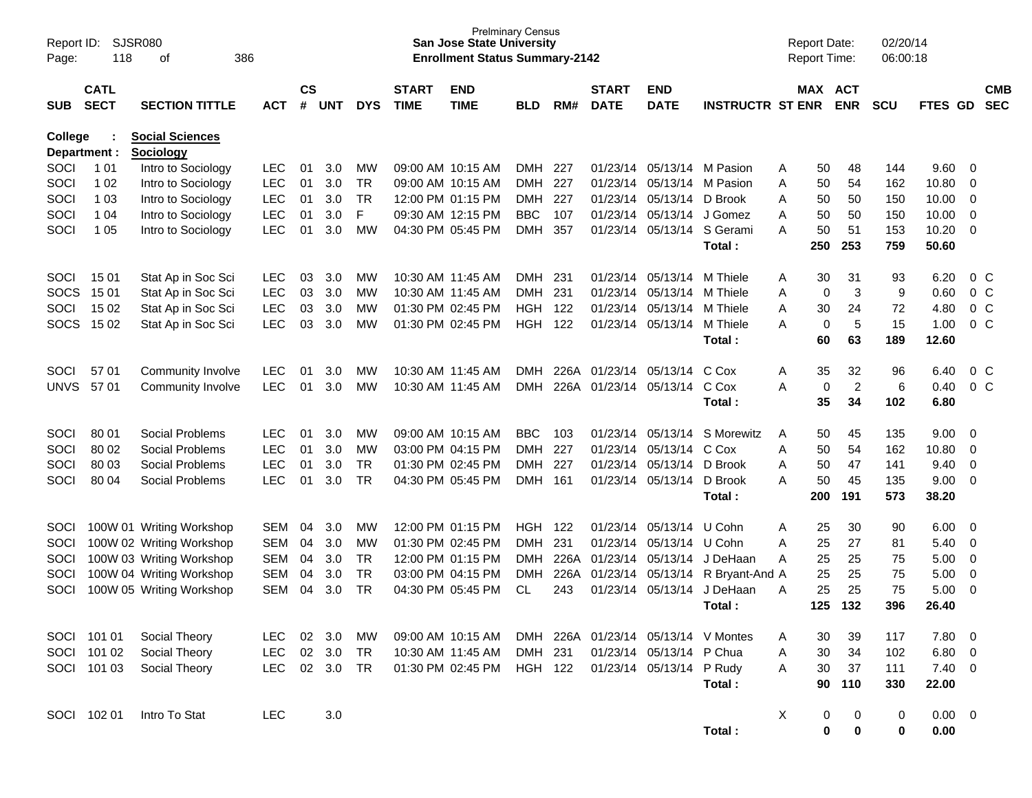Prelminary Census
**San Jose State University**
**Enrollment Status Summary-2142**

Report ID: SJSR080
Page: 118 of 386

Report Date: 02/20/14
Report Time: 06:00:18

**College : Social Sciences**
**Department : Sociology**

| SUB | CATL SECT | SECTION TITTLE | ACT | CS # | UNT | DYS | START TIME | END TIME | BLD | RM# | START DATE | END DATE | INSTRUCTR | ST | MAX ENR | ACT ENR | SCU | FTES | GD | CMB SEC |
|---|---|---|---|---|---|---|---|---|---|---|---|---|---|---|---|---|---|---|---|---|
| SOCI | 1 01 | Intro to Sociology | LEC | 01 | 3.0 | MW | 09:00 AM | 10:15 AM | DMH | 227 | 01/23/14 | 05/13/14 | M Pasion | A | 50 | 48 | 144 | 9.60 | 0 | |
| SOCI | 1 02 | Intro to Sociology | LEC | 01 | 3.0 | TR | 09:00 AM | 10:15 AM | DMH | 227 | 01/23/14 | 05/13/14 | M Pasion | A | 50 | 54 | 162 | 10.80 | 0 | |
| SOCI | 1 03 | Intro to Sociology | LEC | 01 | 3.0 | TR | 12:00 PM | 01:15 PM | DMH | 227 | 01/23/14 | 05/13/14 | D Brook | A | 50 | 50 | 150 | 10.00 | 0 | |
| SOCI | 1 04 | Intro to Sociology | LEC | 01 | 3.0 | F | 09:30 AM | 12:15 PM | BBC | 107 | 01/23/14 | 05/13/14 | J Gomez | A | 50 | 50 | 150 | 10.00 | 0 | |
| SOCI | 1 05 | Intro to Sociology | LEC | 01 | 3.0 | MW | 04:30 PM | 05:45 PM | DMH | 357 | 01/23/14 | 05/13/14 | S Gerami | A | 50 | 51 | 153 | 10.20 | 0 | |
| | | | | | | | | | | | | | **Total :** | | **250** | **253** | **759** | **50.60** | | |
| SOCI | 15 01 | Stat Ap in Soc Sci | LEC | 03 | 3.0 | MW | 10:30 AM | 11:45 AM | DMH | 231 | 01/23/14 | 05/13/14 | M Thiele | A | 30 | 31 | 93 | 6.20 | 0 | C |
| SOCS | 15 01 | Stat Ap in Soc Sci | LEC | 03 | 3.0 | MW | 10:30 AM | 11:45 AM | DMH | 231 | 01/23/14 | 05/13/14 | M Thiele | A | 0 | 3 | 9 | 0.60 | 0 | C |
| SOCI | 15 02 | Stat Ap in Soc Sci | LEC | 03 | 3.0 | MW | 01:30 PM | 02:45 PM | HGH | 122 | 01/23/14 | 05/13/14 | M Thiele | A | 30 | 24 | 72 | 4.80 | 0 | C |
| SOCS | 15 02 | Stat Ap in Soc Sci | LEC | 03 | 3.0 | MW | 01:30 PM | 02:45 PM | HGH | 122 | 01/23/14 | 05/13/14 | M Thiele | A | 0 | 5 | 15 | 1.00 | 0 | C |
| | | | | | | | | | | | | | **Total :** | | **60** | **63** | **189** | **12.60** | | |
| SOCI | 57 01 | Community Involve | LEC | 01 | 3.0 | MW | 10:30 AM | 11:45 AM | DMH | 226A | 01/23/14 | 05/13/14 | C Cox | A | 35 | 32 | 96 | 6.40 | 0 | C |
| UNVS | 57 01 | Community Involve | LEC | 01 | 3.0 | MW | 10:30 AM | 11:45 AM | DMH | 226A | 01/23/14 | 05/13/14 | C Cox | A | 0 | 2 | 6 | 0.40 | 0 | C |
| | | | | | | | | | | | | | **Total :** | | **35** | **34** | **102** | **6.80** | | |
| SOCI | 80 01 | Social Problems | LEC | 01 | 3.0 | MW | 09:00 AM | 10:15 AM | BBC | 103 | 01/23/14 | 05/13/14 | S Morewitz | A | 50 | 45 | 135 | 9.00 | 0 | |
| SOCI | 80 02 | Social Problems | LEC | 01 | 3.0 | MW | 03:00 PM | 04:15 PM | DMH | 227 | 01/23/14 | 05/13/14 | C Cox | A | 50 | 54 | 162 | 10.80 | 0 | |
| SOCI | 80 03 | Social Problems | LEC | 01 | 3.0 | TR | 01:30 PM | 02:45 PM | DMH | 227 | 01/23/14 | 05/13/14 | D Brook | A | 50 | 47 | 141 | 9.40 | 0 | |
| SOCI | 80 04 | Social Problems | LEC | 01 | 3.0 | TR | 04:30 PM | 05:45 PM | DMH | 161 | 01/23/14 | 05/13/14 | D Brook | A | 50 | 45 | 135 | 9.00 | 0 | |
| | | | | | | | | | | | | | **Total :** | | **200** | **191** | **573** | **38.20** | | |
| SOCI | 100W 01 | Writing Workshop | SEM | 04 | 3.0 | MW | 12:00 PM | 01:15 PM | HGH | 122 | 01/23/14 | 05/13/14 | U Cohn | A | 25 | 30 | 90 | 6.00 | 0 | |
| SOCI | 100W 02 | Writing Workshop | SEM | 04 | 3.0 | MW | 01:30 PM | 02:45 PM | DMH | 231 | 01/23/14 | 05/13/14 | U Cohn | A | 25 | 27 | 81 | 5.40 | 0 | |
| SOCI | 100W 03 | Writing Workshop | SEM | 04 | 3.0 | TR | 12:00 PM | 01:15 PM | DMH | 226A | 01/23/14 | 05/13/14 | J DeHaan | A | 25 | 25 | 75 | 5.00 | 0 | |
| SOCI | 100W 04 | Writing Workshop | SEM | 04 | 3.0 | TR | 03:00 PM | 04:15 PM | DMH | 226A | 01/23/14 | 05/13/14 | R Bryant-And | A | 25 | 25 | 75 | 5.00 | 0 | |
| SOCI | 100W 05 | Writing Workshop | SEM | 04 | 3.0 | TR | 04:30 PM | 05:45 PM | CL | 243 | 01/23/14 | 05/13/14 | J DeHaan | A | 25 | 25 | 75 | 5.00 | 0 | |
| | | | | | | | | | | | | | **Total :** | | **125** | **132** | **396** | **26.40** | | |
| SOCI | 101 01 | Social Theory | LEC | 02 | 3.0 | MW | 09:00 AM | 10:15 AM | DMH | 226A | 01/23/14 | 05/13/14 | V Montes | A | 30 | 39 | 117 | 7.80 | 0 | |
| SOCI | 101 02 | Social Theory | LEC | 02 | 3.0 | TR | 10:30 AM | 11:45 AM | DMH | 231 | 01/23/14 | 05/13/14 | P Chua | A | 30 | 34 | 102 | 6.80 | 0 | |
| SOCI | 101 03 | Social Theory | LEC | 02 | 3.0 | TR | 01:30 PM | 02:45 PM | HGH | 122 | 01/23/14 | 05/13/14 | P Rudy | A | 30 | 37 | 111 | 7.40 | 0 | |
| | | | | | | | | | | | | | **Total :** | | **90** | **110** | **330** | **22.00** | | |
| SOCI | 102 01 | Intro To Stat | LEC | | 3.0 | | | | | | | | | X | 0 | 0 | 0 | 0.00 | 0 | |
| | | | | | | | | | | | | | **Total :** | | **0** | **0** | **0** | **0.00** | | |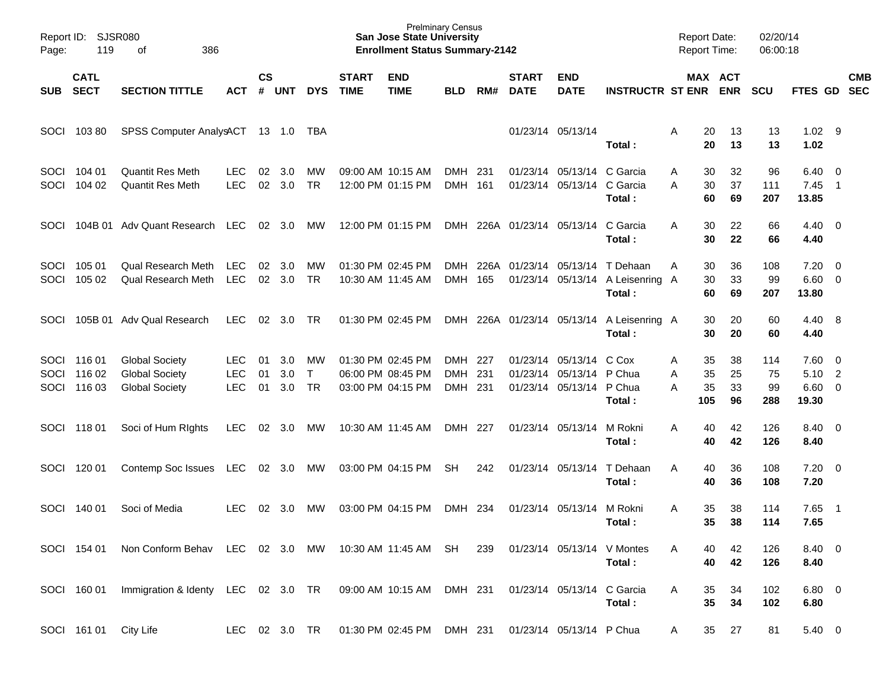Prelminary Census
**San Jose State University**
**Enrollment Status Summary-2142**

Report ID: SJSR080
Report Date: 02/20/14
Report Time: 06:00:18

| SUB | CATL SECT | SECTION TITTLE | ACT | CS # | UNT | DYS | START TIME | END TIME | BLD | RM# | START DATE | END DATE | INSTRUCTR | ST | MAX ENR | ACT ENR | SCU | FTES | GD | CMB SEC |
|---|---|---|---|---|---|---|---|---|---|---|---|---|---|---|---|---|---|---|---|---|
| SOCI | 103 80 | SPSS Computer AnalysACT | | 13 | 1.0 | TBA | | | | | 01/23/14 | 05/13/14 | | A | 20 | 13 | 13 | 1.02 | 9 | |
| | | | | | | | | | | | | | **Total :** | | **20** | **13** | **13** | **1.02** | | |
| SOCI | 104 01 | Quantit Res Meth | LEC | 02 | 3.0 | MW | 09:00 AM | 10:15 AM | DMH | 231 | 01/23/14 | 05/13/14 | C Garcia | A | 30 | 32 | 96 | 6.40 | 0 | |
| SOCI | 104 02 | Quantit Res Meth | LEC | 02 | 3.0 | TR | 12:00 PM | 01:15 PM | DMH | 161 | 01/23/14 | 05/13/14 | C Garcia | A | 30 | 37 | 111 | 7.45 | 1 | |
| | | | | | | | | | | | | | **Total :** | | **60** | **69** | **207** | **13.85** | | |
| SOCI | 104B 01 | Adv Quant Research | LEC | 02 | 3.0 | MW | 12:00 PM | 01:15 PM | DMH | 226A | 01/23/14 | 05/13/14 | C Garcia | A | 30 | 22 | 66 | 4.40 | 0 | |
| | | | | | | | | | | | | | **Total :** | | **30** | **22** | **66** | **4.40** | | |
| SOCI | 105 01 | Qual Research Meth | LEC | 02 | 3.0 | MW | 01:30 PM | 02:45 PM | DMH | 226A | 01/23/14 | 05/13/14 | T Dehaan | A | 30 | 36 | 108 | 7.20 | 0 | |
| SOCI | 105 02 | Qual Research Meth | LEC | 02 | 3.0 | TR | 10:30 AM | 11:45 AM | DMH | 165 | 01/23/14 | 05/13/14 | A Leisenring | A | 30 | 33 | 99 | 6.60 | 0 | |
| | | | | | | | | | | | | | **Total :** | | **60** | **69** | **207** | **13.80** | | |
| SOCI | 105B 01 | Adv Qual Research | LEC | 02 | 3.0 | TR | 01:30 PM | 02:45 PM | DMH | 226A | 01/23/14 | 05/13/14 | A Leisenring | A | 30 | 20 | 60 | 4.40 | 8 | |
| | | | | | | | | | | | | | **Total :** | | **30** | **20** | **60** | **4.40** | | |
| SOCI | 116 01 | Global Society | LEC | 01 | 3.0 | MW | 01:30 PM | 02:45 PM | DMH | 227 | 01/23/14 | 05/13/14 | C Cox | A | 35 | 38 | 114 | 7.60 | 0 | |
| SOCI | 116 02 | Global Society | LEC | 01 | 3.0 | T | 06:00 PM | 08:45 PM | DMH | 231 | 01/23/14 | 05/13/14 | P Chua | A | 35 | 25 | 75 | 5.10 | 2 | |
| SOCI | 116 03 | Global Society | LEC | 01 | 3.0 | TR | 03:00 PM | 04:15 PM | DMH | 231 | 01/23/14 | 05/13/14 | P Chua | A | 35 | 33 | 99 | 6.60 | 0 | |
| | | | | | | | | | | | | | **Total :** | | **105** | **96** | **288** | **19.30** | | |
| SOCI | 118 01 | Soci of Hum RIghts | LEC | 02 | 3.0 | MW | 10:30 AM | 11:45 AM | DMH | 227 | 01/23/14 | 05/13/14 | M Rokni | A | 40 | 42 | 126 | 8.40 | 0 | |
| | | | | | | | | | | | | | **Total :** | | **40** | **42** | **126** | **8.40** | | |
| SOCI | 120 01 | Contemp Soc Issues | LEC | 02 | 3.0 | MW | 03:00 PM | 04:15 PM | SH | 242 | 01/23/14 | 05/13/14 | T Dehaan | A | 40 | 36 | 108 | 7.20 | 0 | |
| | | | | | | | | | | | | | **Total :** | | **40** | **36** | **108** | **7.20** | | |
| SOCI | 140 01 | Soci of Media | LEC | 02 | 3.0 | MW | 03:00 PM | 04:15 PM | DMH | 234 | 01/23/14 | 05/13/14 | M Rokni | A | 35 | 38 | 114 | 7.65 | 1 | |
| | | | | | | | | | | | | | **Total :** | | **35** | **38** | **114** | **7.65** | | |
| SOCI | 154 01 | Non Conform Behav | LEC | 02 | 3.0 | MW | 10:30 AM | 11:45 AM | SH | 239 | 01/23/14 | 05/13/14 | V Montes | A | 40 | 42 | 126 | 8.40 | 0 | |
| | | | | | | | | | | | | | **Total :** | | **40** | **42** | **126** | **8.40** | | |
| SOCI | 160 01 | Immigration & Identy | LEC | 02 | 3.0 | TR | 09:00 AM | 10:15 AM | DMH | 231 | 01/23/14 | 05/13/14 | C Garcia | A | 35 | 34 | 102 | 6.80 | 0 | |
| | | | | | | | | | | | | | **Total :** | | **35** | **34** | **102** | **6.80** | | |
| SOCI | 161 01 | City Life | LEC | 02 | 3.0 | TR | 01:30 PM | 02:45 PM | DMH | 231 | 01/23/14 | 05/13/14 | P Chua | A | 35 | 27 | 81 | 5.40 | 0 | |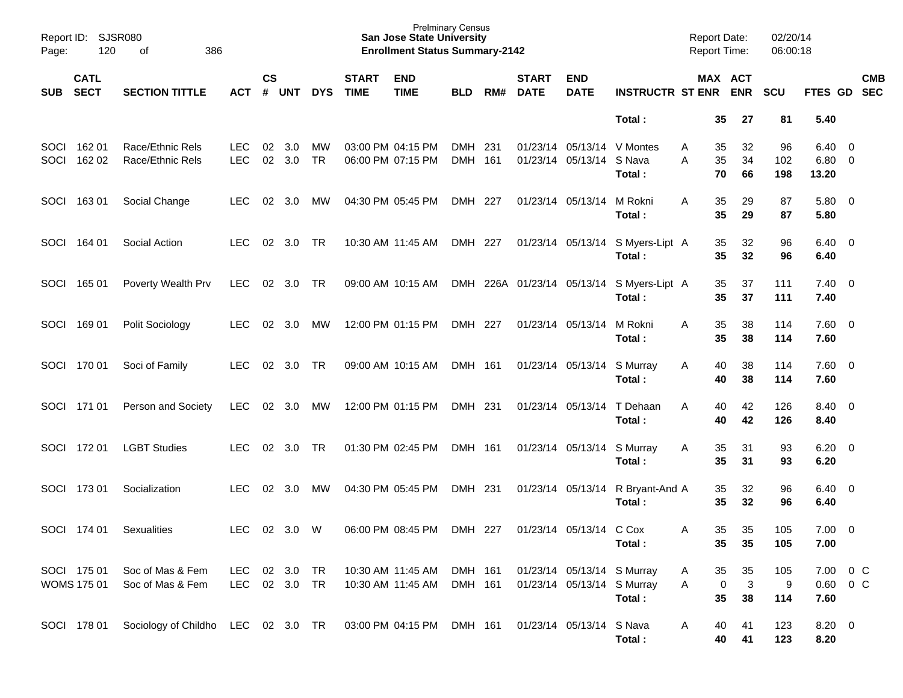| SUB | CATL SECT | SECTION TITTLE | ACT | CS # | UNT | DYS | START TIME | END TIME | BLD | RM# | START DATE | END DATE | INSTRUCTR | ST | MAX ENR | ACT ENR | SCU | FTES | GD | CMB SEC |
|---|---|---|---|---|---|---|---|---|---|---|---|---|---|---|---|---|---|---|---|---|
| | | | | | | | | | | | | | Total : | | 35 | 27 | 81 | 5.40 | | |
| SOCI | 162 01 | Race/Ethnic Rels | LEC | 02 | 3.0 | MW | 03:00 PM | 04:15 PM | DMH | 231 | 01/23/14 | 05/13/14 | V Montes | A | 35 | 32 | 96 | 6.40 | 0 | |
| SOCI | 162 02 | Race/Ethnic Rels | LEC | 02 | 3.0 | TR | 06:00 PM | 07:15 PM | DMH | 161 | 01/23/14 | 05/13/14 | S Nava | A | 35 | 34 | 102 | 6.80 | 0 | |
| | | | | | | | | | | | | | Total : | | 70 | 66 | 198 | 13.20 | | |
| SOCI | 163 01 | Social Change | LEC | 02 | 3.0 | MW | 04:30 PM | 05:45 PM | DMH | 227 | 01/23/14 | 05/13/14 | M Rokni | A | 35 | 29 | 87 | 5.80 | 0 | |
| | | | | | | | | | | | | | Total : | | 35 | 29 | 87 | 5.80 | | |
| SOCI | 164 01 | Social Action | LEC | 02 | 3.0 | TR | 10:30 AM | 11:45 AM | DMH | 227 | 01/23/14 | 05/13/14 | S Myers-Lipt | A | 35 | 32 | 96 | 6.40 | 0 | |
| | | | | | | | | | | | | | Total : | | 35 | 32 | 96 | 6.40 | | |
| SOCI | 165 01 | Poverty Wealth Prv | LEC | 02 | 3.0 | TR | 09:00 AM | 10:15 AM | DMH | 226A | 01/23/14 | 05/13/14 | S Myers-Lipt | A | 35 | 37 | 111 | 7.40 | 0 | |
| | | | | | | | | | | | | | Total : | | 35 | 37 | 111 | 7.40 | | |
| SOCI | 169 01 | Polit Sociology | LEC | 02 | 3.0 | MW | 12:00 PM | 01:15 PM | DMH | 227 | 01/23/14 | 05/13/14 | M Rokni | A | 35 | 38 | 114 | 7.60 | 0 | |
| | | | | | | | | | | | | | Total : | | 35 | 38 | 114 | 7.60 | | |
| SOCI | 170 01 | Soci of Family | LEC | 02 | 3.0 | TR | 09:00 AM | 10:15 AM | DMH | 161 | 01/23/14 | 05/13/14 | S Murray | A | 40 | 38 | 114 | 7.60 | 0 | |
| | | | | | | | | | | | | | Total : | | 40 | 38 | 114 | 7.60 | | |
| SOCI | 171 01 | Person and Society | LEC | 02 | 3.0 | MW | 12:00 PM | 01:15 PM | DMH | 231 | 01/23/14 | 05/13/14 | T Dehaan | A | 40 | 42 | 126 | 8.40 | 0 | |
| | | | | | | | | | | | | | Total : | | 40 | 42 | 126 | 8.40 | | |
| SOCI | 172 01 | LGBT Studies | LEC | 02 | 3.0 | TR | 01:30 PM | 02:45 PM | DMH | 161 | 01/23/14 | 05/13/14 | S Murray | A | 35 | 31 | 93 | 6.20 | 0 | |
| | | | | | | | | | | | | | Total : | | 35 | 31 | 93 | 6.20 | | |
| SOCI | 173 01 | Socialization | LEC | 02 | 3.0 | MW | 04:30 PM | 05:45 PM | DMH | 231 | 01/23/14 | 05/13/14 | R Bryant-And | A | 35 | 32 | 96 | 6.40 | 0 | |
| | | | | | | | | | | | | | Total : | | 35 | 32 | 96 | 6.40 | | |
| SOCI | 174 01 | Sexualities | LEC | 02 | 3.0 | W | 06:00 PM | 08:45 PM | DMH | 227 | 01/23/14 | 05/13/14 | C Cox | A | 35 | 35 | 105 | 7.00 | 0 | |
| | | | | | | | | | | | | | Total : | | 35 | 35 | 105 | 7.00 | | |
| SOCI | 175 01 | Soc of Mas & Fem | LEC | 02 | 3.0 | TR | 10:30 AM | 11:45 AM | DMH | 161 | 01/23/14 | 05/13/14 | S Murray | A | 35 | 35 | 105 | 7.00 | 0 | C |
| WOMS | 175 01 | Soc of Mas & Fem | LEC | 02 | 3.0 | TR | 10:30 AM | 11:45 AM | DMH | 161 | 01/23/14 | 05/13/14 | S Murray | A | 0 | 3 | 9 | 0.60 | 0 | C |
| | | | | | | | | | | | | | Total : | | 35 | 38 | 114 | 7.60 | | |
| SOCI | 178 01 | Sociology of Childho | LEC | 02 | 3.0 | TR | 03:00 PM | 04:15 PM | DMH | 161 | 01/23/14 | 05/13/14 | S Nava | A | 40 | 41 | 123 | 8.20 | 0 | |
| | | | | | | | | | | | | | Total : | | 40 | 41 | 123 | 8.20 | | |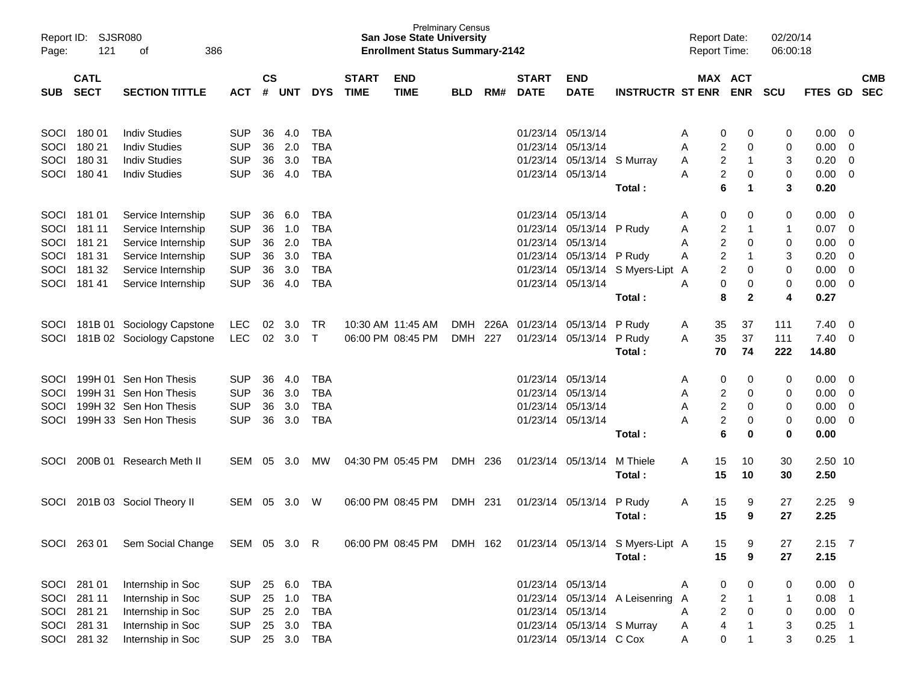Prelminary Census
**San Jose State University**
**Enrollment Status Summary-2142**

Report ID: SJSR080
Report Date: 02/20/14
Report Time: 06:00:18

| SUB | CATL SECT | SECTION TITTLE | ACT | CS # | UNT | DYS | START TIME | END TIME | BLD | RM# | START DATE | END DATE | INSTRUCTR | ST | MAX ENR | ACT ENR | SCU | FTES | GD | CMB SEC |
|---|---|---|---|---|---|---|---|---|---|---|---|---|---|---|---|---|---|---|---|---|
| SOCI | 180 01 | Indiv Studies | SUP | 36 | 4.0 | TBA | | | | | 01/23/14 | 05/13/14 | | A | 0 | 0 | 0 | 0.00 | 0 | |
| SOCI | 180 21 | Indiv Studies | SUP | 36 | 2.0 | TBA | | | | | 01/23/14 | 05/13/14 | | A | 2 | 0 | 0 | 0.00 | 0 | |
| SOCI | 180 31 | Indiv Studies | SUP | 36 | 3.0 | TBA | | | | | 01/23/14 | 05/13/14 | S Murray | A | 2 | 1 | 3 | 0.20 | 0 | |
| SOCI | 180 41 | Indiv Studies | SUP | 36 | 4.0 | TBA | | | | | 01/23/14 | 05/13/14 | | A | 2 | 0 | 0 | 0.00 | 0 | |
| | | | | | | | | | | | | | **Total :** | | **6** | **1** | **3** | **0.20** | | |
| SOCI | 181 01 | Service Internship | SUP | 36 | 6.0 | TBA | | | | | 01/23/14 | 05/13/14 | | A | 0 | 0 | 0 | 0.00 | 0 | |
| SOCI | 181 11 | Service Internship | SUP | 36 | 1.0 | TBA | | | | | 01/23/14 | 05/13/14 | P Rudy | A | 2 | 1 | 1 | 0.07 | 0 | |
| SOCI | 181 21 | Service Internship | SUP | 36 | 2.0 | TBA | | | | | 01/23/14 | 05/13/14 | | A | 2 | 0 | 0 | 0.00 | 0 | |
| SOCI | 181 31 | Service Internship | SUP | 36 | 3.0 | TBA | | | | | 01/23/14 | 05/13/14 | P Rudy | A | 2 | 1 | 3 | 0.20 | 0 | |
| SOCI | 181 32 | Service Internship | SUP | 36 | 3.0 | TBA | | | | | 01/23/14 | 05/13/14 | S Myers-Lipt | A | 2 | 0 | 0 | 0.00 | 0 | |
| SOCI | 181 41 | Service Internship | SUP | 36 | 4.0 | TBA | | | | | 01/23/14 | 05/13/14 | | A | 0 | 0 | 0 | 0.00 | 0 | |
| | | | | | | | | | | | | | **Total :** | | **8** | **2** | **4** | **0.27** | | |
| SOCI | 181B 01 | Sociology Capstone | LEC | 02 | 3.0 | TR | 10:30 AM | 11:45 AM | DMH | 226A | 01/23/14 | 05/13/14 | P Rudy | A | 35 | 37 | 111 | 7.40 | 0 | |
| SOCI | 181B 02 | Sociology Capstone | LEC | 02 | 3.0 | T | 06:00 PM | 08:45 PM | DMH | 227 | 01/23/14 | 05/13/14 | P Rudy | A | 35 | 37 | 111 | 7.40 | 0 | |
| | | | | | | | | | | | | | **Total :** | | **70** | **74** | **222** | **14.80** | | |
| SOCI | 199H 01 | Sen Hon Thesis | SUP | 36 | 4.0 | TBA | | | | | 01/23/14 | 05/13/14 | | A | 0 | 0 | 0 | 0.00 | 0 | |
| SOCI | 199H 31 | Sen Hon Thesis | SUP | 36 | 3.0 | TBA | | | | | 01/23/14 | 05/13/14 | | A | 2 | 0 | 0 | 0.00 | 0 | |
| SOCI | 199H 32 | Sen Hon Thesis | SUP | 36 | 3.0 | TBA | | | | | 01/23/14 | 05/13/14 | | A | 2 | 0 | 0 | 0.00 | 0 | |
| SOCI | 199H 33 | Sen Hon Thesis | SUP | 36 | 3.0 | TBA | | | | | 01/23/14 | 05/13/14 | | A | 2 | 0 | 0 | 0.00 | 0 | |
| | | | | | | | | | | | | | **Total :** | | **6** | **0** | **0** | **0.00** | | |
| SOCI | 200B 01 | Research Meth II | SEM | 05 | 3.0 | MW | 04:30 PM | 05:45 PM | DMH | 236 | 01/23/14 | 05/13/14 | M Thiele | A | 15 | 10 | 30 | 2.50 | 10 | |
| | | | | | | | | | | | | | **Total :** | | **15** | **10** | **30** | **2.50** | | |
| SOCI | 201B 03 | Sociol Theory II | SEM | 05 | 3.0 | W | 06:00 PM | 08:45 PM | DMH | 231 | 01/23/14 | 05/13/14 | P Rudy | A | 15 | 9 | 27 | 2.25 | 9 | |
| | | | | | | | | | | | | | **Total :** | | **15** | **9** | **27** | **2.25** | | |
| SOCI | 263 01 | Sem Social Change | SEM | 05 | 3.0 | R | 06:00 PM | 08:45 PM | DMH | 162 | 01/23/14 | 05/13/14 | S Myers-Lipt | A | 15 | 9 | 27 | 2.15 | 7 | |
| | | | | | | | | | | | | | **Total :** | | **15** | **9** | **27** | **2.15** | | |
| SOCI | 281 01 | Internship in Soc | SUP | 25 | 6.0 | TBA | | | | | 01/23/14 | 05/13/14 | | A | 0 | 0 | 0 | 0.00 | 0 | |
| SOCI | 281 11 | Internship in Soc | SUP | 25 | 1.0 | TBA | | | | | 01/23/14 | 05/13/14 | A Leisenring | A | 2 | 1 | 1 | 0.08 | 1 | |
| SOCI | 281 21 | Internship in Soc | SUP | 25 | 2.0 | TBA | | | | | 01/23/14 | 05/13/14 | | A | 2 | 0 | 0 | 0.00 | 0 | |
| SOCI | 281 31 | Internship in Soc | SUP | 25 | 3.0 | TBA | | | | | 01/23/14 | 05/13/14 | S Murray | A | 4 | 1 | 3 | 0.25 | 1 | |
| SOCI | 281 32 | Internship in Soc | SUP | 25 | 3.0 | TBA | | | | | 01/23/14 | 05/13/14 | C Cox | A | 0 | 1 | 3 | 0.25 | 1 | |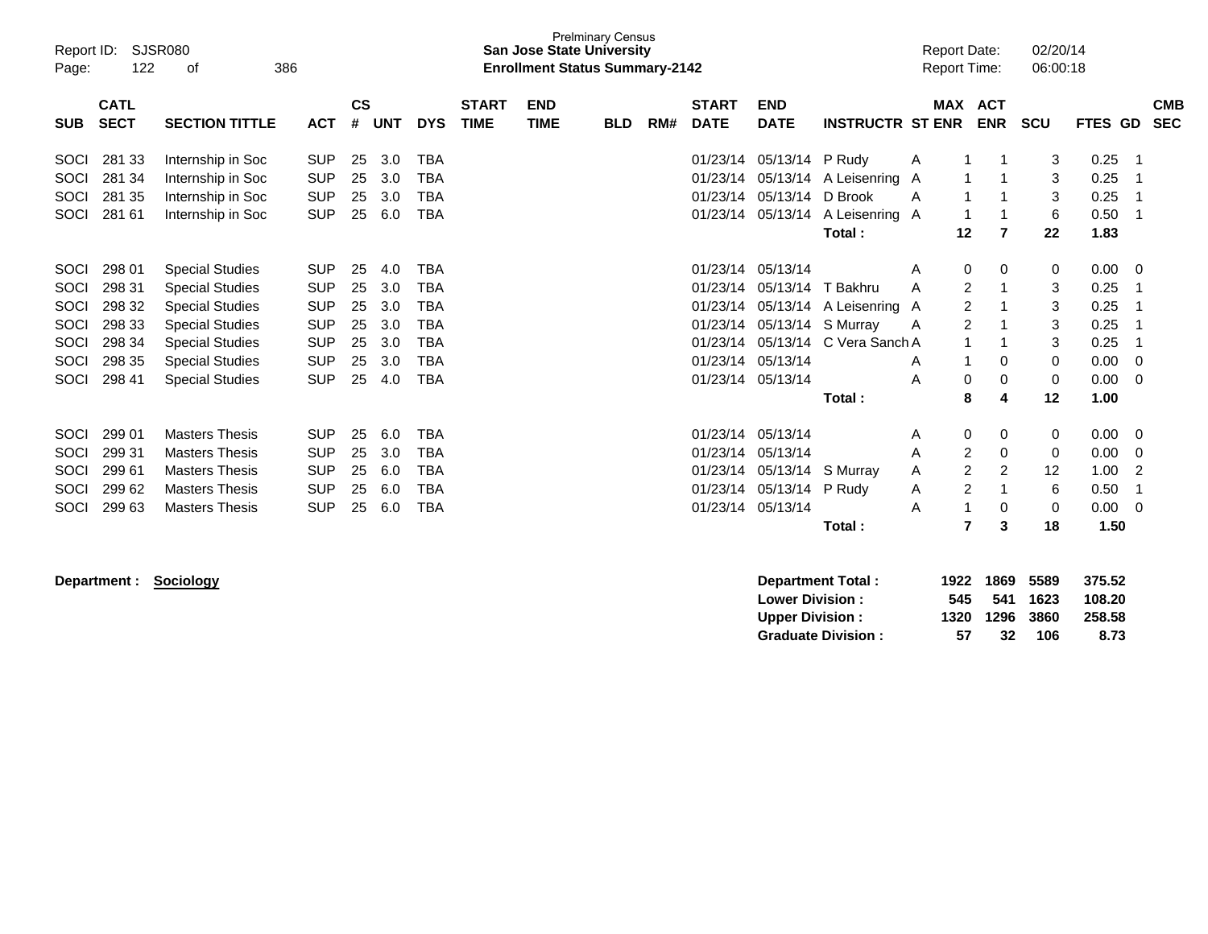| SUB | CATL SECT | SECTION TITTLE | ACT | CS # | UNT | DYS | START TIME | END TIME | BLD | RM# | START DATE | END DATE | INSTRUCTR | ST | MAX ENR | ACT ENR | SCU | FTES | GD | CMB SEC |
|---|---|---|---|---|---|---|---|---|---|---|---|---|---|---|---|---|---|---|---|---|
| SOCI | 281 33 | Internship in Soc | SUP | 25 | 3.0 | TBA | | | | | 01/23/14 | 05/13/14 | P Rudy | A | 1 | 1 | 3 | 0.25 | 1 | |
| SOCI | 281 34 | Internship in Soc | SUP | 25 | 3.0 | TBA | | | | | 01/23/14 | 05/13/14 | A Leisenring | A | 1 | 1 | 3 | 0.25 | 1 | |
| SOCI | 281 35 | Internship in Soc | SUP | 25 | 3.0 | TBA | | | | | 01/23/14 | 05/13/14 | D Brook | A | 1 | 1 | 3 | 0.25 | 1 | |
| SOCI | 281 61 | Internship in Soc | SUP | 25 | 6.0 | TBA | | | | | 01/23/14 | 05/13/14 | A Leisenring | A | 1 | 1 | 6 | 0.50 | 1 | |
| | | | | | | | | | | | | | **Total :** | | **12** | **7** | **22** | **1.83** | | |
| SOCI | 298 01 | Special Studies | SUP | 25 | 4.0 | TBA | | | | | 01/23/14 | 05/13/14 | | A | 0 | 0 | 0 | 0.00 | 0 | |
| SOCI | 298 31 | Special Studies | SUP | 25 | 3.0 | TBA | | | | | 01/23/14 | 05/13/14 | T Bakhru | A | 2 | 1 | 3 | 0.25 | 1 | |
| SOCI | 298 32 | Special Studies | SUP | 25 | 3.0 | TBA | | | | | 01/23/14 | 05/13/14 | A Leisenring | A | 2 | 1 | 3 | 0.25 | 1 | |
| SOCI | 298 33 | Special Studies | SUP | 25 | 3.0 | TBA | | | | | 01/23/14 | 05/13/14 | S Murray | A | 2 | 1 | 3 | 0.25 | 1 | |
| SOCI | 298 34 | Special Studies | SUP | 25 | 3.0 | TBA | | | | | 01/23/14 | 05/13/14 | C Vera Sanch | A | 1 | 1 | 3 | 0.25 | 1 | |
| SOCI | 298 35 | Special Studies | SUP | 25 | 3.0 | TBA | | | | | 01/23/14 | 05/13/14 | | A | 1 | 0 | 0 | 0.00 | 0 | |
| SOCI | 298 41 | Special Studies | SUP | 25 | 4.0 | TBA | | | | | 01/23/14 | 05/13/14 | | A | 0 | 0 | 0 | 0.00 | 0 | |
| | | | | | | | | | | | | | **Total :** | | **8** | **4** | **12** | **1.00** | | |
| SOCI | 299 01 | Masters Thesis | SUP | 25 | 6.0 | TBA | | | | | 01/23/14 | 05/13/14 | | A | 0 | 0 | 0 | 0.00 | 0 | |
| SOCI | 299 31 | Masters Thesis | SUP | 25 | 3.0 | TBA | | | | | 01/23/14 | 05/13/14 | | A | 2 | 0 | 0 | 0.00 | 0 | |
| SOCI | 299 61 | Masters Thesis | SUP | 25 | 6.0 | TBA | | | | | 01/23/14 | 05/13/14 | S Murray | A | 2 | 2 | 12 | 1.00 | 2 | |
| SOCI | 299 62 | Masters Thesis | SUP | 25 | 6.0 | TBA | | | | | 01/23/14 | 05/13/14 | P Rudy | A | 2 | 1 | 6 | 0.50 | 1 | |
| SOCI | 299 63 | Masters Thesis | SUP | 25 | 6.0 | TBA | | | | | 01/23/14 | 05/13/14 | | A | 1 | 0 | 0 | 0.00 | 0 | |
| | | | | | | | | | | | | | **Total :** | | **7** | **3** | **18** | **1.50** | | |

**Department : Sociology**

| | MAX ENR | ACT ENR | SCU | FTES |
|---|---|---|---|---|
| **Department Total :** | **1922** | **1869** | **5589** | **375.52** |
| **Lower Division :** | **545** | **541** | **1623** | **108.20** |
| **Upper Division :** | **1320** | **1296** | **3860** | **258.58** |
| **Graduate Division :** | **57** | **32** | **106** | **8.73** |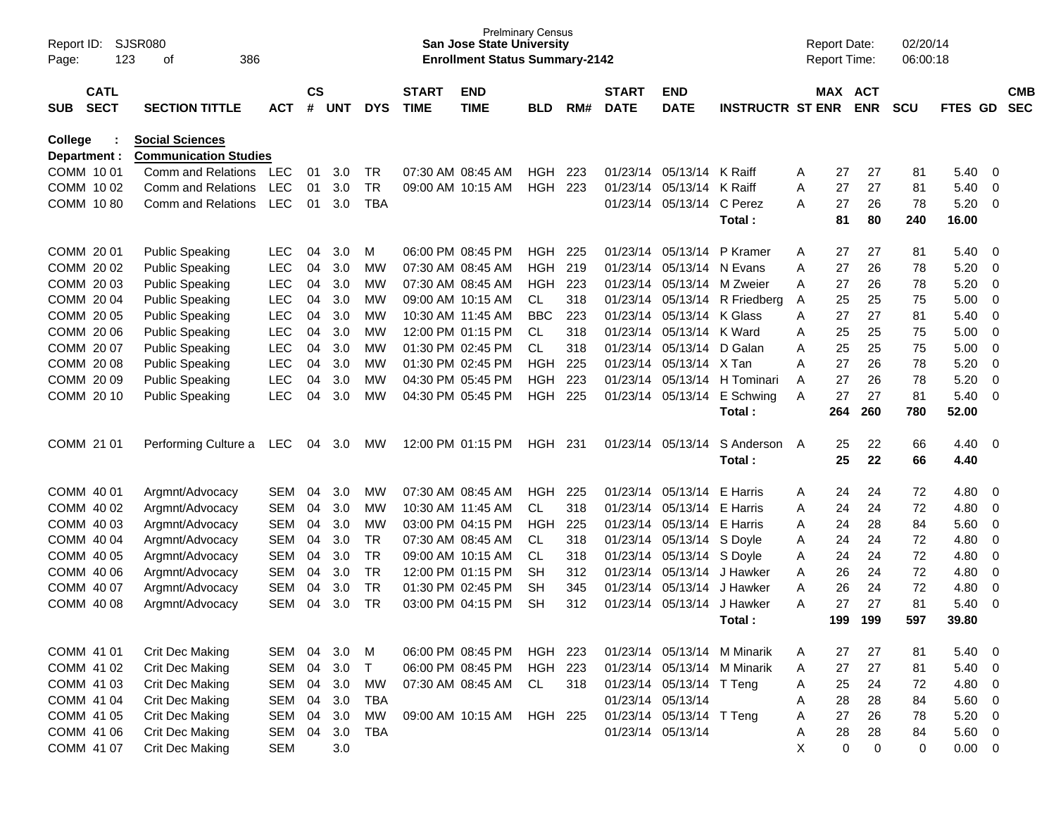Prelminary Census
**San Jose State University**
**Enrollment Status Summary-2142**

Report ID: SJSR080
Report Date: 02/20/14
Report Time: 06:00:18

| SUB | CATL SECT | SECTION TITTLE | ACT | CS # | UNT | DYS | START TIME | END TIME | BLD | RM# | START DATE | END DATE | INSTRUCTR | ST | MAX ENR | ACT ENR | SCU | FTES | GD | CMB SEC |
|---|---|---|---|---|---|---|---|---|---|---|---|---|---|---|---|---|---|---|---|---|
| **College :** | | **Social Sciences** | | | | | | | | | | | | | | | | | | |
| **Department :** | | **Communication Studies** | | | | | | | | | | | | | | | | | | |
| COMM | 10 01 | Comm and Relations | LEC | 01 | 3.0 | TR | 07:30 AM | 08:45 AM | HGH | 223 | 01/23/14 | 05/13/14 | K Raiff | A | 27 | 27 | 81 | 5.40 | 0 | |
| COMM | 10 02 | Comm and Relations | LEC | 01 | 3.0 | TR | 09:00 AM | 10:15 AM | HGH | 223 | 01/23/14 | 05/13/14 | K Raiff | A | 27 | 27 | 81 | 5.40 | 0 | |
| COMM | 10 80 | Comm and Relations | LEC | 01 | 3.0 | TBA | | | | | 01/23/14 | 05/13/14 | C Perez | A | 27 | 26 | 78 | 5.20 | 0 | |
| | | | | | | | | | | | | | **Total :** | | **81** | **80** | **240** | **16.00** | | |
| COMM | 20 01 | Public Speaking | LEC | 04 | 3.0 | M | 06:00 PM | 08:45 PM | HGH | 225 | 01/23/14 | 05/13/14 | P Kramer | A | 27 | 27 | 81 | 5.40 | 0 | |
| COMM | 20 02 | Public Speaking | LEC | 04 | 3.0 | MW | 07:30 AM | 08:45 AM | HGH | 219 | 01/23/14 | 05/13/14 | N Evans | A | 27 | 26 | 78 | 5.20 | 0 | |
| COMM | 20 03 | Public Speaking | LEC | 04 | 3.0 | MW | 07:30 AM | 08:45 AM | HGH | 223 | 01/23/14 | 05/13/14 | M Zweier | A | 27 | 26 | 78 | 5.20 | 0 | |
| COMM | 20 04 | Public Speaking | LEC | 04 | 3.0 | MW | 09:00 AM | 10:15 AM | CL | 318 | 01/23/14 | 05/13/14 | R Friedberg | A | 25 | 25 | 75 | 5.00 | 0 | |
| COMM | 20 05 | Public Speaking | LEC | 04 | 3.0 | MW | 10:30 AM | 11:45 AM | BBC | 223 | 01/23/14 | 05/13/14 | K Glass | A | 27 | 27 | 81 | 5.40 | 0 | |
| COMM | 20 06 | Public Speaking | LEC | 04 | 3.0 | MW | 12:00 PM | 01:15 PM | CL | 318 | 01/23/14 | 05/13/14 | K Ward | A | 25 | 25 | 75 | 5.00 | 0 | |
| COMM | 20 07 | Public Speaking | LEC | 04 | 3.0 | MW | 01:30 PM | 02:45 PM | CL | 318 | 01/23/14 | 05/13/14 | D Galan | A | 25 | 25 | 75 | 5.00 | 0 | |
| COMM | 20 08 | Public Speaking | LEC | 04 | 3.0 | MW | 01:30 PM | 02:45 PM | HGH | 225 | 01/23/14 | 05/13/14 | X Tan | A | 27 | 26 | 78 | 5.20 | 0 | |
| COMM | 20 09 | Public Speaking | LEC | 04 | 3.0 | MW | 04:30 PM | 05:45 PM | HGH | 223 | 01/23/14 | 05/13/14 | H Tominari | A | 27 | 26 | 78 | 5.20 | 0 | |
| COMM | 20 10 | Public Speaking | LEC | 04 | 3.0 | MW | 04:30 PM | 05:45 PM | HGH | 225 | 01/23/14 | 05/13/14 | E Schwing | A | 27 | 27 | 81 | 5.40 | 0 | |
| | | | | | | | | | | | | | **Total :** | | **264** | **260** | **780** | **52.00** | | |
| COMM | 21 01 | Performing Culture a | LEC | 04 | 3.0 | MW | 12:00 PM | 01:15 PM | HGH | 231 | 01/23/14 | 05/13/14 | S Anderson | A | 25 | 22 | 66 | 4.40 | 0 | |
| | | | | | | | | | | | | | **Total :** | | **25** | **22** | **66** | **4.40** | | |
| COMM | 40 01 | Argmnt/Advocacy | SEM | 04 | 3.0 | MW | 07:30 AM | 08:45 AM | HGH | 225 | 01/23/14 | 05/13/14 | E Harris | A | 24 | 24 | 72 | 4.80 | 0 | |
| COMM | 40 02 | Argmnt/Advocacy | SEM | 04 | 3.0 | MW | 10:30 AM | 11:45 AM | CL | 318 | 01/23/14 | 05/13/14 | E Harris | A | 24 | 24 | 72 | 4.80 | 0 | |
| COMM | 40 03 | Argmnt/Advocacy | SEM | 04 | 3.0 | MW | 03:00 PM | 04:15 PM | HGH | 225 | 01/23/14 | 05/13/14 | E Harris | A | 24 | 28 | 84 | 5.60 | 0 | |
| COMM | 40 04 | Argmnt/Advocacy | SEM | 04 | 3.0 | TR | 07:30 AM | 08:45 AM | CL | 318 | 01/23/14 | 05/13/14 | S Doyle | A | 24 | 24 | 72 | 4.80 | 0 | |
| COMM | 40 05 | Argmnt/Advocacy | SEM | 04 | 3.0 | TR | 09:00 AM | 10:15 AM | CL | 318 | 01/23/14 | 05/13/14 | S Doyle | A | 24 | 24 | 72 | 4.80 | 0 | |
| COMM | 40 06 | Argmnt/Advocacy | SEM | 04 | 3.0 | TR | 12:00 PM | 01:15 PM | SH | 312 | 01/23/14 | 05/13/14 | J Hawker | A | 26 | 24 | 72 | 4.80 | 0 | |
| COMM | 40 07 | Argmnt/Advocacy | SEM | 04 | 3.0 | TR | 01:30 PM | 02:45 PM | SH | 345 | 01/23/14 | 05/13/14 | J Hawker | A | 26 | 24 | 72 | 4.80 | 0 | |
| COMM | 40 08 | Argmnt/Advocacy | SEM | 04 | 3.0 | TR | 03:00 PM | 04:15 PM | SH | 312 | 01/23/14 | 05/13/14 | J Hawker | A | 27 | 27 | 81 | 5.40 | 0 | |
| | | | | | | | | | | | | | **Total :** | | **199** | **199** | **597** | **39.80** | | |
| COMM | 41 01 | Crit Dec Making | SEM | 04 | 3.0 | M | 06:00 PM | 08:45 PM | HGH | 223 | 01/23/14 | 05/13/14 | M Minarik | A | 27 | 27 | 81 | 5.40 | 0 | |
| COMM | 41 02 | Crit Dec Making | SEM | 04 | 3.0 | T | 06:00 PM | 08:45 PM | HGH | 223 | 01/23/14 | 05/13/14 | M Minarik | A | 27 | 27 | 81 | 5.40 | 0 | |
| COMM | 41 03 | Crit Dec Making | SEM | 04 | 3.0 | MW | 07:30 AM | 08:45 AM | CL | 318 | 01/23/14 | 05/13/14 | T Teng | A | 25 | 24 | 72 | 4.80 | 0 | |
| COMM | 41 04 | Crit Dec Making | SEM | 04 | 3.0 | TBA | | | | | 01/23/14 | 05/13/14 | | A | 28 | 28 | 84 | 5.60 | 0 | |
| COMM | 41 05 | Crit Dec Making | SEM | 04 | 3.0 | MW | 09:00 AM | 10:15 AM | HGH | 225 | 01/23/14 | 05/13/14 | T Teng | A | 27 | 26 | 78 | 5.20 | 0 | |
| COMM | 41 06 | Crit Dec Making | SEM | 04 | 3.0 | TBA | | | | | 01/23/14 | 05/13/14 | | A | 28 | 28 | 84 | 5.60 | 0 | |
| COMM | 41 07 | Crit Dec Making | SEM | | 3.0 | | | | | | | | | X | 0 | 0 | 0 | 0.00 | 0 | |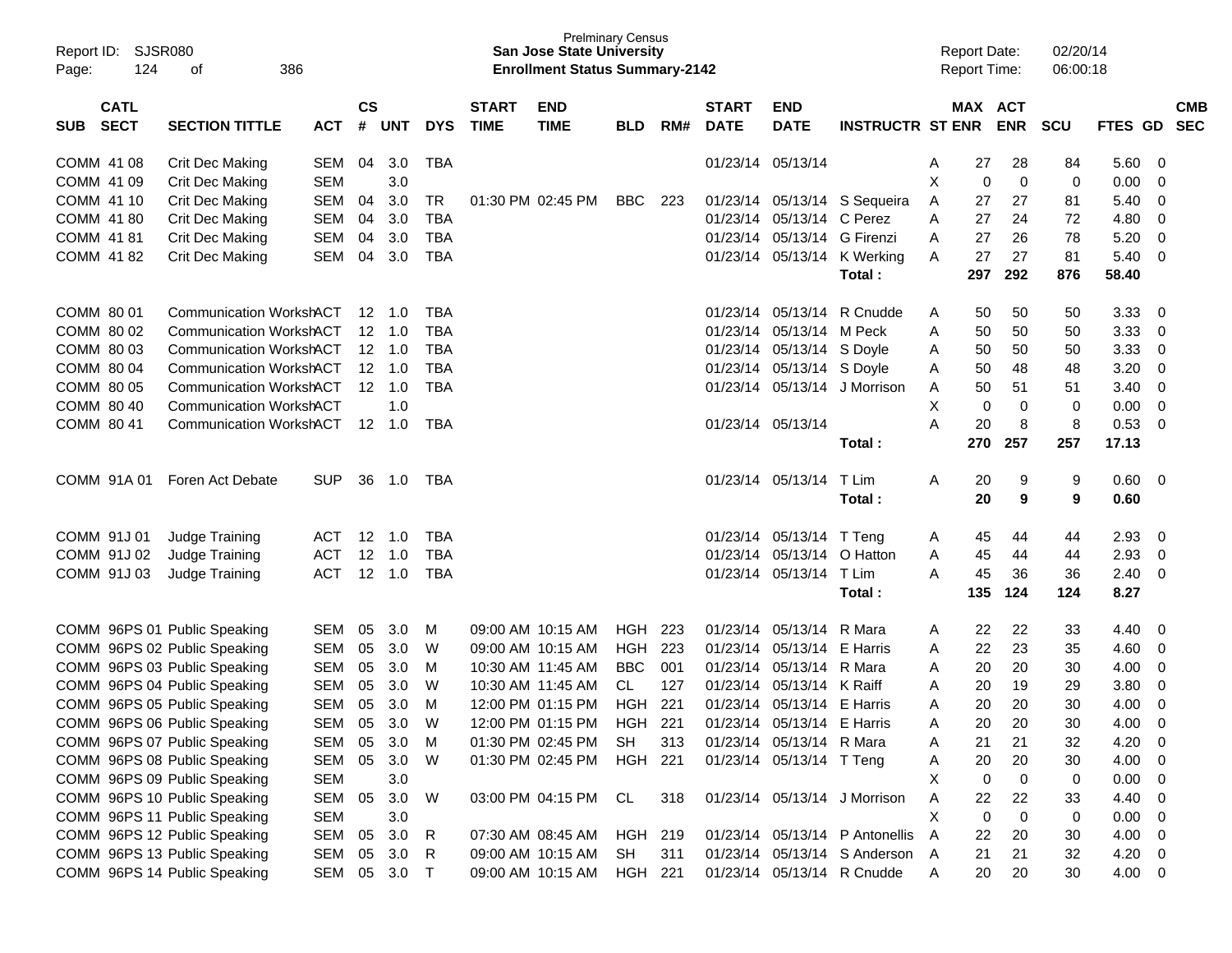Prelminary Census
**San Jose State University**
**Enrollment Status Summary-2142**

Report ID: SJSR080
Report Date: 02/20/14
Report Time: 06:00:18

| SUB | CATL SECT | SECTION TITTLE | ACT | CS # | UNT | DYS | START TIME | END TIME | BLD | RM# | START DATE | END DATE | INSTRUCTR | ST | MAX ENR | ACT ENR | SCU | FTES | GD | CMB SEC |
|---|---|---|---|---|---|---|---|---|---|---|---|---|---|---|---|---|---|---|---|---|
| COMM | 41 08 | Crit Dec Making | SEM | 04 | 3.0 | TBA | | | | | 01/23/14 | 05/13/14 | | A | 27 | 28 | 84 | 5.60 | 0 | |
| COMM | 41 09 | Crit Dec Making | SEM | | 3.0 | | | | | | | | | X | 0 | 0 | 0 | 0.00 | 0 | |
| COMM | 41 10 | Crit Dec Making | SEM | 04 | 3.0 | TR | 01:30 PM | 02:45 PM | BBC | 223 | 01/23/14 | 05/13/14 | S Sequeira | A | 27 | 27 | 81 | 5.40 | 0 | |
| COMM | 41 80 | Crit Dec Making | SEM | 04 | 3.0 | TBA | | | | | 01/23/14 | 05/13/14 | C Perez | A | 27 | 24 | 72 | 4.80 | 0 | |
| COMM | 41 81 | Crit Dec Making | SEM | 04 | 3.0 | TBA | | | | | 01/23/14 | 05/13/14 | G Firenzi | A | 27 | 26 | 78 | 5.20 | 0 | |
| COMM | 41 82 | Crit Dec Making | SEM | 04 | 3.0 | TBA | | | | | 01/23/14 | 05/13/14 | K Werking | A | 27 | 27 | 81 | 5.40 | 0 | |
| | | | | | | | | | | | | | **Total :** | | **297** | **292** | **876** | **58.40** | | |
| COMM | 80 01 | Communication WorkshACT | | 12 | 1.0 | TBA | | | | | 01/23/14 | 05/13/14 | R Cnudde | A | 50 | 50 | 50 | 3.33 | 0 | |
| COMM | 80 02 | Communication WorkshACT | | 12 | 1.0 | TBA | | | | | 01/23/14 | 05/13/14 | M Peck | A | 50 | 50 | 50 | 3.33 | 0 | |
| COMM | 80 03 | Communication WorkshACT | | 12 | 1.0 | TBA | | | | | 01/23/14 | 05/13/14 | S Doyle | A | 50 | 50 | 50 | 3.33 | 0 | |
| COMM | 80 04 | Communication WorkshACT | | 12 | 1.0 | TBA | | | | | 01/23/14 | 05/13/14 | S Doyle | A | 50 | 48 | 48 | 3.20 | 0 | |
| COMM | 80 05 | Communication WorkshACT | | 12 | 1.0 | TBA | | | | | 01/23/14 | 05/13/14 | J Morrison | A | 50 | 51 | 51 | 3.40 | 0 | |
| COMM | 80 40 | Communication WorkshACT | | | 1.0 | | | | | | | | | X | 0 | 0 | 0 | 0.00 | 0 | |
| COMM | 80 41 | Communication WorkshACT | | 12 | 1.0 | TBA | | | | | 01/23/14 | 05/13/14 | | A | 20 | 8 | 8 | 0.53 | 0 | |
| | | | | | | | | | | | | | **Total :** | | **270** | **257** | **257** | **17.13** | | |
| COMM | 91A 01 | Foren Act Debate | SUP | 36 | 1.0 | TBA | | | | | 01/23/14 | 05/13/14 | T Lim | A | 20 | 9 | 9 | 0.60 | 0 | |
| | | | | | | | | | | | | | **Total :** | | **20** | **9** | **9** | **0.60** | | |
| COMM | 91J 01 | Judge Training | ACT | 12 | 1.0 | TBA | | | | | 01/23/14 | 05/13/14 | T Teng | A | 45 | 44 | 44 | 2.93 | 0 | |
| COMM | 91J 02 | Judge Training | ACT | 12 | 1.0 | TBA | | | | | 01/23/14 | 05/13/14 | O Hatton | A | 45 | 44 | 44 | 2.93 | 0 | |
| COMM | 91J 03 | Judge Training | ACT | 12 | 1.0 | TBA | | | | | 01/23/14 | 05/13/14 | T Lim | A | 45 | 36 | 36 | 2.40 | 0 | |
| | | | | | | | | | | | | | **Total :** | | **135** | **124** | **124** | **8.27** | | |
| COMM | 96PS 01 | Public Speaking | SEM | 05 | 3.0 | M | 09:00 AM | 10:15 AM | HGH | 223 | 01/23/14 | 05/13/14 | R Mara | A | 22 | 22 | 33 | 4.40 | 0 | |
| COMM | 96PS 02 | Public Speaking | SEM | 05 | 3.0 | W | 09:00 AM | 10:15 AM | HGH | 223 | 01/23/14 | 05/13/14 | E Harris | A | 22 | 23 | 35 | 4.60 | 0 | |
| COMM | 96PS 03 | Public Speaking | SEM | 05 | 3.0 | M | 10:30 AM | 11:45 AM | BBC | 001 | 01/23/14 | 05/13/14 | R Mara | A | 20 | 20 | 30 | 4.00 | 0 | |
| COMM | 96PS 04 | Public Speaking | SEM | 05 | 3.0 | W | 10:30 AM | 11:45 AM | CL | 127 | 01/23/14 | 05/13/14 | K Raiff | A | 20 | 19 | 29 | 3.80 | 0 | |
| COMM | 96PS 05 | Public Speaking | SEM | 05 | 3.0 | M | 12:00 PM | 01:15 PM | HGH | 221 | 01/23/14 | 05/13/14 | E Harris | A | 20 | 20 | 30 | 4.00 | 0 | |
| COMM | 96PS 06 | Public Speaking | SEM | 05 | 3.0 | W | 12:00 PM | 01:15 PM | HGH | 221 | 01/23/14 | 05/13/14 | E Harris | A | 20 | 20 | 30 | 4.00 | 0 | |
| COMM | 96PS 07 | Public Speaking | SEM | 05 | 3.0 | M | 01:30 PM | 02:45 PM | SH | 313 | 01/23/14 | 05/13/14 | R Mara | A | 21 | 21 | 32 | 4.20 | 0 | |
| COMM | 96PS 08 | Public Speaking | SEM | 05 | 3.0 | W | 01:30 PM | 02:45 PM | HGH | 221 | 01/23/14 | 05/13/14 | T Teng | A | 20 | 20 | 30 | 4.00 | 0 | |
| COMM | 96PS 09 | Public Speaking | SEM | | 3.0 | | | | | | | | | X | 0 | 0 | 0 | 0.00 | 0 | |
| COMM | 96PS 10 | Public Speaking | SEM | 05 | 3.0 | W | 03:00 PM | 04:15 PM | CL | 318 | 01/23/14 | 05/13/14 | J Morrison | A | 22 | 22 | 33 | 4.40 | 0 | |
| COMM | 96PS 11 | Public Speaking | SEM | | 3.0 | | | | | | | | | X | 0 | 0 | 0 | 0.00 | 0 | |
| COMM | 96PS 12 | Public Speaking | SEM | 05 | 3.0 | R | 07:30 AM | 08:45 AM | HGH | 219 | 01/23/14 | 05/13/14 | P Antonellis | A | 22 | 20 | 30 | 4.00 | 0 | |
| COMM | 96PS 13 | Public Speaking | SEM | 05 | 3.0 | R | 09:00 AM | 10:15 AM | SH | 311 | 01/23/14 | 05/13/14 | S Anderson | A | 21 | 21 | 32 | 4.20 | 0 | |
| COMM | 96PS 14 | Public Speaking | SEM | 05 | 3.0 | T | 09:00 AM | 10:15 AM | HGH | 221 | 01/23/14 | 05/13/14 | R Cnudde | A | 20 | 20 | 30 | 4.00 | 0 | |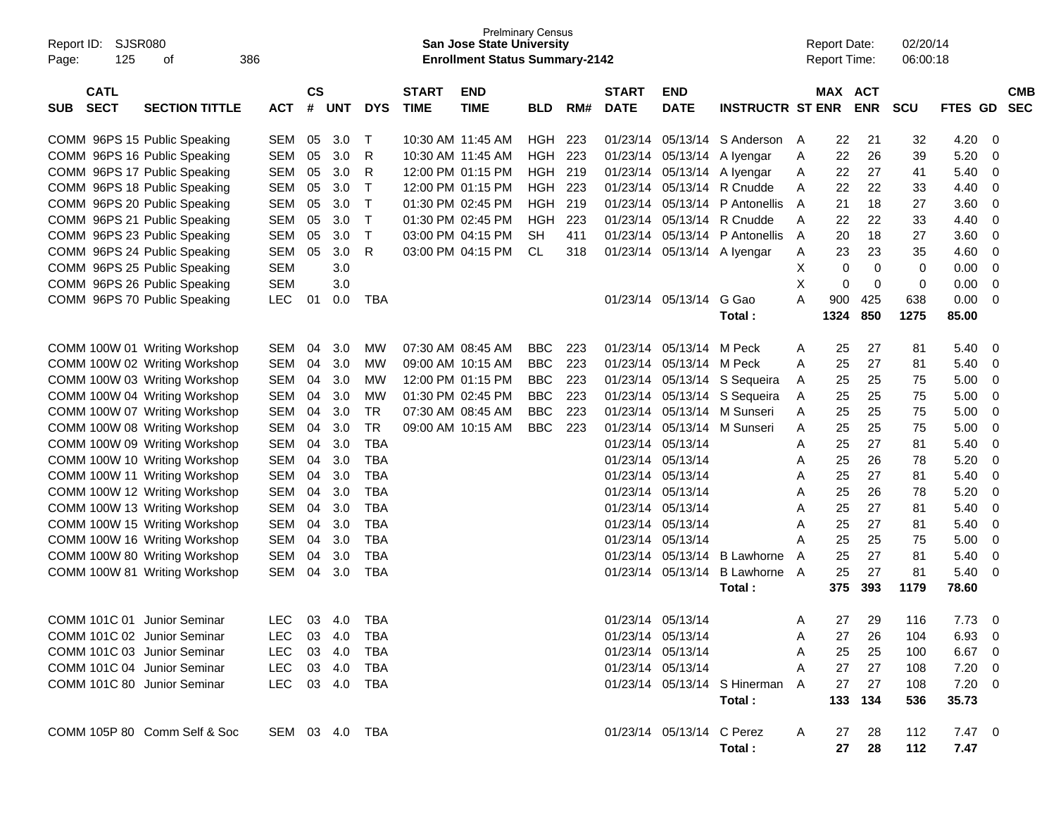| SUB | CATL SECT | SECTION TITTLE | ACT | CS # | UNT | DYS | START TIME | END TIME | BLD | RM# | START DATE | END DATE | INSTRUCTR | ST | MAX ENR | ACT ENR | SCU | FTES | GD | CMB SEC |
|---|---|---|---|---|---|---|---|---|---|---|---|---|---|---|---|---|---|---|---|---|
| COMM | 96PS 15 | Public Speaking | SEM | 05 | 3.0 | T | 10:30 AM | 11:45 AM | HGH | 223 | 01/23/14 | 05/13/14 | S Anderson | A | 22 | 21 | 32 | 4.20 | 0 | |
| COMM | 96PS 16 | Public Speaking | SEM | 05 | 3.0 | R | 10:30 AM | 11:45 AM | HGH | 223 | 01/23/14 | 05/13/14 | A Iyengar | A | 22 | 26 | 39 | 5.20 | 0 | |
| COMM | 96PS 17 | Public Speaking | SEM | 05 | 3.0 | R | 12:00 PM | 01:15 PM | HGH | 219 | 01/23/14 | 05/13/14 | A Iyengar | A | 22 | 27 | 41 | 5.40 | 0 | |
| COMM | 96PS 18 | Public Speaking | SEM | 05 | 3.0 | T | 12:00 PM | 01:15 PM | HGH | 223 | 01/23/14 | 05/13/14 | R Cnudde | A | 22 | 22 | 33 | 4.40 | 0 | |
| COMM | 96PS 20 | Public Speaking | SEM | 05 | 3.0 | T | 01:30 PM | 02:45 PM | HGH | 219 | 01/23/14 | 05/13/14 | P Antonellis | A | 21 | 18 | 27 | 3.60 | 0 | |
| COMM | 96PS 21 | Public Speaking | SEM | 05 | 3.0 | T | 01:30 PM | 02:45 PM | HGH | 223 | 01/23/14 | 05/13/14 | R Cnudde | A | 22 | 22 | 33 | 4.40 | 0 | |
| COMM | 96PS 23 | Public Speaking | SEM | 05 | 3.0 | T | 03:00 PM | 04:15 PM | SH | 411 | 01/23/14 | 05/13/14 | P Antonellis | A | 20 | 18 | 27 | 3.60 | 0 | |
| COMM | 96PS 24 | Public Speaking | SEM | 05 | 3.0 | R | 03:00 PM | 04:15 PM | CL | 318 | 01/23/14 | 05/13/14 | A Iyengar | A | 23 | 23 | 35 | 4.60 | 0 | |
| COMM | 96PS 25 | Public Speaking | SEM | | 3.0 | | | | | | | | | X | 0 | 0 | 0 | 0.00 | 0 | |
| COMM | 96PS 26 | Public Speaking | SEM | | 3.0 | | | | | | | | | X | 0 | 0 | 0 | 0.00 | 0 | |
| COMM | 96PS 70 | Public Speaking | LEC | 01 | 0.0 | TBA | | | | | 01/23/14 | 05/13/14 | G Gao | A | 900 | 425 | 638 | 0.00 | 0 | |
| | | | | | | | | | | | | | Total : | | 1324 | 850 | 1275 | 85.00 | | |
| COMM | 100W 01 | Writing Workshop | SEM | 04 | 3.0 | MW | 07:30 AM | 08:45 AM | BBC | 223 | 01/23/14 | 05/13/14 | M Peck | A | 25 | 27 | 81 | 5.40 | 0 | |
| COMM | 100W 02 | Writing Workshop | SEM | 04 | 3.0 | MW | 09:00 AM | 10:15 AM | BBC | 223 | 01/23/14 | 05/13/14 | M Peck | A | 25 | 27 | 81 | 5.40 | 0 | |
| COMM | 100W 03 | Writing Workshop | SEM | 04 | 3.0 | MW | 12:00 PM | 01:15 PM | BBC | 223 | 01/23/14 | 05/13/14 | S Sequeira | A | 25 | 25 | 75 | 5.00 | 0 | |
| COMM | 100W 04 | Writing Workshop | SEM | 04 | 3.0 | MW | 01:30 PM | 02:45 PM | BBC | 223 | 01/23/14 | 05/13/14 | S Sequeira | A | 25 | 25 | 75 | 5.00 | 0 | |
| COMM | 100W 07 | Writing Workshop | SEM | 04 | 3.0 | TR | 07:30 AM | 08:45 AM | BBC | 223 | 01/23/14 | 05/13/14 | M Sunseri | A | 25 | 25 | 75 | 5.00 | 0 | |
| COMM | 100W 08 | Writing Workshop | SEM | 04 | 3.0 | TR | 09:00 AM | 10:15 AM | BBC | 223 | 01/23/14 | 05/13/14 | M Sunseri | A | 25 | 25 | 75 | 5.00 | 0 | |
| COMM | 100W 09 | Writing Workshop | SEM | 04 | 3.0 | TBA | | | | | 01/23/14 | 05/13/14 | | A | 25 | 27 | 81 | 5.40 | 0 | |
| COMM | 100W 10 | Writing Workshop | SEM | 04 | 3.0 | TBA | | | | | 01/23/14 | 05/13/14 | | A | 25 | 26 | 78 | 5.20 | 0 | |
| COMM | 100W 11 | Writing Workshop | SEM | 04 | 3.0 | TBA | | | | | 01/23/14 | 05/13/14 | | A | 25 | 27 | 81 | 5.40 | 0 | |
| COMM | 100W 12 | Writing Workshop | SEM | 04 | 3.0 | TBA | | | | | 01/23/14 | 05/13/14 | | A | 25 | 26 | 78 | 5.20 | 0 | |
| COMM | 100W 13 | Writing Workshop | SEM | 04 | 3.0 | TBA | | | | | 01/23/14 | 05/13/14 | | A | 25 | 27 | 81 | 5.40 | 0 | |
| COMM | 100W 15 | Writing Workshop | SEM | 04 | 3.0 | TBA | | | | | 01/23/14 | 05/13/14 | | A | 25 | 27 | 81 | 5.40 | 0 | |
| COMM | 100W 16 | Writing Workshop | SEM | 04 | 3.0 | TBA | | | | | 01/23/14 | 05/13/14 | | A | 25 | 25 | 75 | 5.00 | 0 | |
| COMM | 100W 80 | Writing Workshop | SEM | 04 | 3.0 | TBA | | | | | 01/23/14 | 05/13/14 | B Lawhorne | A | 25 | 27 | 81 | 5.40 | 0 | |
| COMM | 100W 81 | Writing Workshop | SEM | 04 | 3.0 | TBA | | | | | 01/23/14 | 05/13/14 | B Lawhorne | A | 25 | 27 | 81 | 5.40 | 0 | |
| | | | | | | | | | | | | | Total : | | 375 | 393 | 1179 | 78.60 | | |
| COMM | 101C 01 | Junior Seminar | LEC | 03 | 4.0 | TBA | | | | | 01/23/14 | 05/13/14 | | A | 27 | 29 | 116 | 7.73 | 0 | |
| COMM | 101C 02 | Junior Seminar | LEC | 03 | 4.0 | TBA | | | | | 01/23/14 | 05/13/14 | | A | 27 | 26 | 104 | 6.93 | 0 | |
| COMM | 101C 03 | Junior Seminar | LEC | 03 | 4.0 | TBA | | | | | 01/23/14 | 05/13/14 | | A | 25 | 25 | 100 | 6.67 | 0 | |
| COMM | 101C 04 | Junior Seminar | LEC | 03 | 4.0 | TBA | | | | | 01/23/14 | 05/13/14 | | A | 27 | 27 | 108 | 7.20 | 0 | |
| COMM | 101C 80 | Junior Seminar | LEC | 03 | 4.0 | TBA | | | | | 01/23/14 | 05/13/14 | S Hinerman | A | 27 | 27 | 108 | 7.20 | 0 | |
| | | | | | | | | | | | | | Total : | | 133 | 134 | 536 | 35.73 | | |
| COMM | 105P 80 | Comm Self & Soc | SEM | 03 | 4.0 | TBA | | | | | 01/23/14 | 05/13/14 | C Perez | A | 27 | 28 | 112 | 7.47 | 0 | |
| | | | | | | | | | | | | | Total : | | 27 | 28 | 112 | 7.47 | | |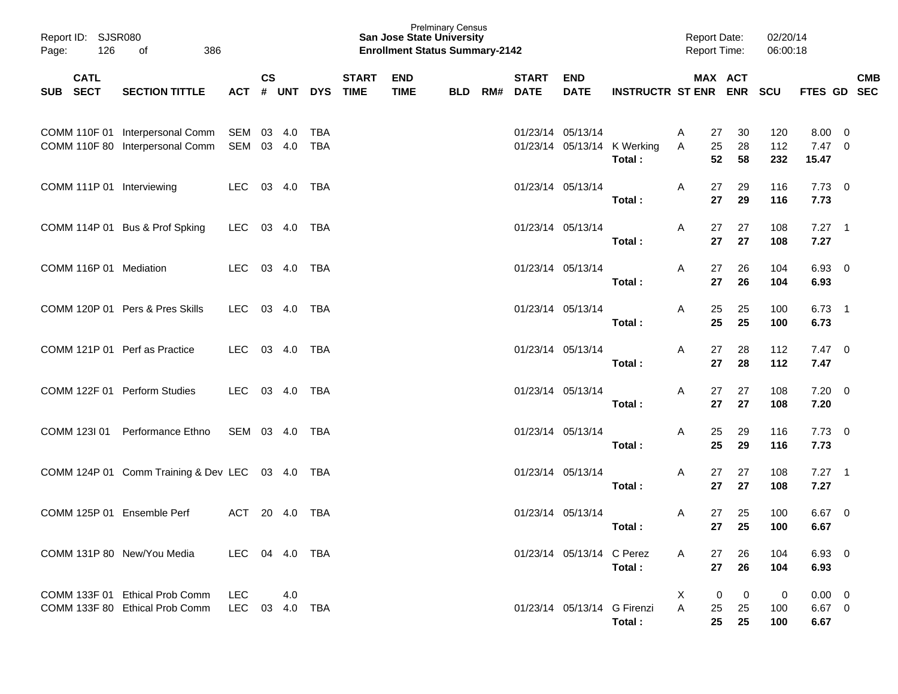Prelminary Census
**San Jose State University**
**Enrollment Status Summary-2142**

Report ID: SJSR080
Report Date: 02/20/14
Report Time: 06:00:18

| SUB | CATL SECT | SECTION TITTLE | ACT | CS # | UNT | DYS | START TIME | END TIME | BLD | RM# | START DATE | END DATE | INSTRUCTR | ST | MAX ENR | ACT ENR | SCU | FTES | GD | CMB SEC |
|---|---|---|---|---|---|---|---|---|---|---|---|---|---|---|---|---|---|---|---|---|
| COMM | 110F 01 | Interpersonal Comm | SEM | 03 | 4.0 | TBA | | | | | 01/23/14 | 05/13/14 | | A | 27 | 30 | 120 | 8.00 | 0 | |
| COMM | 110F 80 | Interpersonal Comm | SEM | 03 | 4.0 | TBA | | | | | 01/23/14 | 05/13/14 | K Werking | A | 25 | 28 | 112 | 7.47 | 0 | |
| | | | | | | | | | | | | | **Total :** | | **52** | **58** | **232** | **15.47** | | |
| COMM | 111P 01 | Interviewing | LEC | 03 | 4.0 | TBA | | | | | 01/23/14 | 05/13/14 | | A | 27 | 29 | 116 | 7.73 | 0 | |
| | | | | | | | | | | | | | **Total :** | | **27** | **29** | **116** | **7.73** | | |
| COMM | 114P 01 | Bus & Prof Spking | LEC | 03 | 4.0 | TBA | | | | | 01/23/14 | 05/13/14 | | A | 27 | 27 | 108 | 7.27 | 1 | |
| | | | | | | | | | | | | | **Total :** | | **27** | **27** | **108** | **7.27** | | |
| COMM | 116P 01 | Mediation | LEC | 03 | 4.0 | TBA | | | | | 01/23/14 | 05/13/14 | | A | 27 | 26 | 104 | 6.93 | 0 | |
| | | | | | | | | | | | | | **Total :** | | **27** | **26** | **104** | **6.93** | | |
| COMM | 120P 01 | Pers & Pres Skills | LEC | 03 | 4.0 | TBA | | | | | 01/23/14 | 05/13/14 | | A | 25 | 25 | 100 | 6.73 | 1 | |
| | | | | | | | | | | | | | **Total :** | | **25** | **25** | **100** | **6.73** | | |
| COMM | 121P 01 | Perf as Practice | LEC | 03 | 4.0 | TBA | | | | | 01/23/14 | 05/13/14 | | A | 27 | 28 | 112 | 7.47 | 0 | |
| | | | | | | | | | | | | | **Total :** | | **27** | **28** | **112** | **7.47** | | |
| COMM | 122F 01 | Perform Studies | LEC | 03 | 4.0 | TBA | | | | | 01/23/14 | 05/13/14 | | A | 27 | 27 | 108 | 7.20 | 0 | |
| | | | | | | | | | | | | | **Total :** | | **27** | **27** | **108** | **7.20** | | |
| COMM | 123I 01 | Performance Ethno | SEM | 03 | 4.0 | TBA | | | | | 01/23/14 | 05/13/14 | | A | 25 | 29 | 116 | 7.73 | 0 | |
| | | | | | | | | | | | | | **Total :** | | **25** | **29** | **116** | **7.73** | | |
| COMM | 124P 01 | Comm Training & Dev | LEC | 03 | 4.0 | TBA | | | | | 01/23/14 | 05/13/14 | | A | 27 | 27 | 108 | 7.27 | 1 | |
| | | | | | | | | | | | | | **Total :** | | **27** | **27** | **108** | **7.27** | | |
| COMM | 125P 01 | Ensemble Perf | ACT | 20 | 4.0 | TBA | | | | | 01/23/14 | 05/13/14 | | A | 27 | 25 | 100 | 6.67 | 0 | |
| | | | | | | | | | | | | | **Total :** | | **27** | **25** | **100** | **6.67** | | |
| COMM | 131P 80 | New/You Media | LEC | 04 | 4.0 | TBA | | | | | 01/23/14 | 05/13/14 | C Perez | A | 27 | 26 | 104 | 6.93 | 0 | |
| | | | | | | | | | | | | | **Total :** | | **27** | **26** | **104** | **6.93** | | |
| COMM | 133F 01 | Ethical Prob Comm | LEC | | 4.0 | | | | | | | | | X | 0 | 0 | 0 | 0.00 | 0 | |
| COMM | 133F 80 | Ethical Prob Comm | LEC | 03 | 4.0 | TBA | | | | | 01/23/14 | 05/13/14 | G Firenzi | A | 25 | 25 | 100 | 6.67 | 0 | |
| | | | | | | | | | | | | | **Total :** | | **25** | **25** | **100** | **6.67** | | |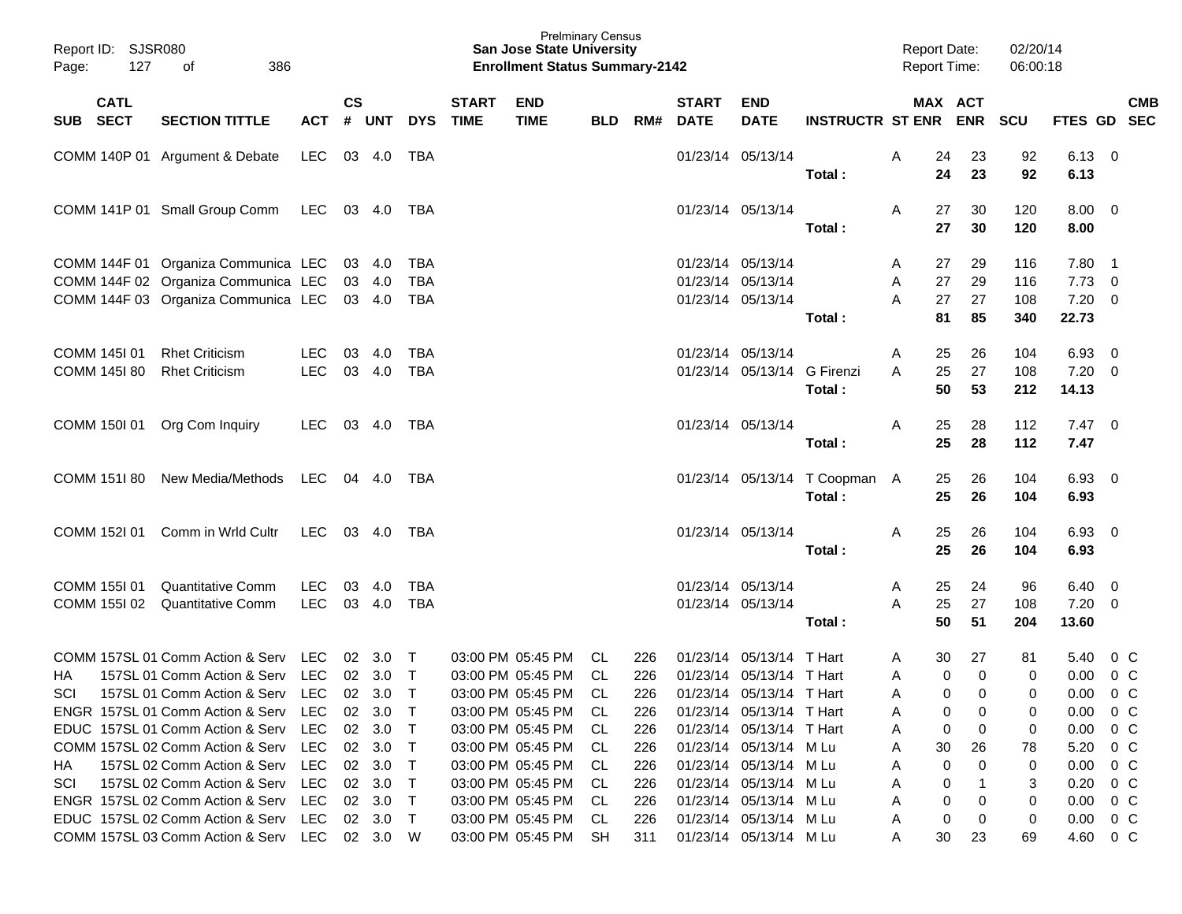Prelminary Census
**San Jose State University**
**Enrollment Status Summary-2142**

Report ID: SJSR080
Report Date: 02/20/14
Report Time: 06:00:18

| SUB | CATL SECT | SECTION TITTLE | ACT | CS # | UNT | DYS | START TIME | END TIME | BLD | RM# | START DATE | END DATE | INSTRUCTR | ST | MAX ENR | ACT ENR | SCU | FTES | GD | CMB SEC |
|---|---|---|---|---|---|---|---|---|---|---|---|---|---|---|---|---|---|---|---|---|
| COMM | 140P 01 | Argument & Debate | LEC | 03 | 4.0 | TBA | | | | | 01/23/14 | 05/13/14 | | A | 24 | 23 | 92 | 6.13 | 0 | |
| | | | | | | | | | | | | | Total : | | 24 | 23 | 92 | 6.13 | | |
| COMM | 141P 01 | Small Group Comm | LEC | 03 | 4.0 | TBA | | | | | 01/23/14 | 05/13/14 | | A | 27 | 30 | 120 | 8.00 | 0 | |
| | | | | | | | | | | | | | Total : | | 27 | 30 | 120 | 8.00 | | |
| COMM | 144F 01 | Organiza Communica | LEC | 03 | 4.0 | TBA | | | | | 01/23/14 | 05/13/14 | | A | 27 | 29 | 116 | 7.80 | 1 | |
| COMM | 144F 02 | Organiza Communica | LEC | 03 | 4.0 | TBA | | | | | 01/23/14 | 05/13/14 | | A | 27 | 29 | 116 | 7.73 | 0 | |
| COMM | 144F 03 | Organiza Communica | LEC | 03 | 4.0 | TBA | | | | | 01/23/14 | 05/13/14 | | A | 27 | 27 | 108 | 7.20 | 0 | |
| | | | | | | | | | | | | | Total : | | 81 | 85 | 340 | 22.73 | | |
| COMM | 145I 01 | Rhet Criticism | LEC | 03 | 4.0 | TBA | | | | | 01/23/14 | 05/13/14 | | A | 25 | 26 | 104 | 6.93 | 0 | |
| COMM | 145I 80 | Rhet Criticism | LEC | 03 | 4.0 | TBA | | | | | 01/23/14 | 05/13/14 | G Firenzi | A | 25 | 27 | 108 | 7.20 | 0 | |
| | | | | | | | | | | | | | Total : | | 50 | 53 | 212 | 14.13 | | |
| COMM | 150I 01 | Org Com Inquiry | LEC | 03 | 4.0 | TBA | | | | | 01/23/14 | 05/13/14 | | A | 25 | 28 | 112 | 7.47 | 0 | |
| | | | | | | | | | | | | | Total : | | 25 | 28 | 112 | 7.47 | | |
| COMM | 151I 80 | New Media/Methods | LEC | 04 | 4.0 | TBA | | | | | 01/23/14 | 05/13/14 | T Coopman | A | 25 | 26 | 104 | 6.93 | 0 | |
| | | | | | | | | | | | | | Total : | | 25 | 26 | 104 | 6.93 | | |
| COMM | 152I 01 | Comm in Wrld Cultr | LEC | 03 | 4.0 | TBA | | | | | 01/23/14 | 05/13/14 | | A | 25 | 26 | 104 | 6.93 | 0 | |
| | | | | | | | | | | | | | Total : | | 25 | 26 | 104 | 6.93 | | |
| COMM | 155I 01 | Quantitative Comm | LEC | 03 | 4.0 | TBA | | | | | 01/23/14 | 05/13/14 | | A | 25 | 24 | 96 | 6.40 | 0 | |
| COMM | 155I 02 | Quantitative Comm | LEC | 03 | 4.0 | TBA | | | | | 01/23/14 | 05/13/14 | | A | 25 | 27 | 108 | 7.20 | 0 | |
| | | | | | | | | | | | | | Total : | | 50 | 51 | 204 | 13.60 | | |
| COMM | 157SL 01 | Comm Action & Serv | LEC | 02 | 3.0 | T | 03:00 PM | 05:45 PM | CL | 226 | 01/23/14 | 05/13/14 | T Hart | A | 30 | 27 | 81 | 5.40 | 0 | C |
| HA | 157SL 01 | Comm Action & Serv | LEC | 02 | 3.0 | T | 03:00 PM | 05:45 PM | CL | 226 | 01/23/14 | 05/13/14 | T Hart | A | 0 | 0 | 0 | 0.00 | 0 | C |
| SCI | 157SL 01 | Comm Action & Serv | LEC | 02 | 3.0 | T | 03:00 PM | 05:45 PM | CL | 226 | 01/23/14 | 05/13/14 | T Hart | A | 0 | 0 | 0 | 0.00 | 0 | C |
| ENGR | 157SL 01 | Comm Action & Serv | LEC | 02 | 3.0 | T | 03:00 PM | 05:45 PM | CL | 226 | 01/23/14 | 05/13/14 | T Hart | A | 0 | 0 | 0 | 0.00 | 0 | C |
| EDUC | 157SL 01 | Comm Action & Serv | LEC | 02 | 3.0 | T | 03:00 PM | 05:45 PM | CL | 226 | 01/23/14 | 05/13/14 | T Hart | A | 0 | 0 | 0 | 0.00 | 0 | C |
| COMM | 157SL 02 | Comm Action & Serv | LEC | 02 | 3.0 | T | 03:00 PM | 05:45 PM | CL | 226 | 01/23/14 | 05/13/14 | M Lu | A | 30 | 26 | 78 | 5.20 | 0 | C |
| HA | 157SL 02 | Comm Action & Serv | LEC | 02 | 3.0 | T | 03:00 PM | 05:45 PM | CL | 226 | 01/23/14 | 05/13/14 | M Lu | A | 0 | 0 | 0 | 0.00 | 0 | C |
| SCI | 157SL 02 | Comm Action & Serv | LEC | 02 | 3.0 | T | 03:00 PM | 05:45 PM | CL | 226 | 01/23/14 | 05/13/14 | M Lu | A | 0 | 1 | 3 | 0.20 | 0 | C |
| ENGR | 157SL 02 | Comm Action & Serv | LEC | 02 | 3.0 | T | 03:00 PM | 05:45 PM | CL | 226 | 01/23/14 | 05/13/14 | M Lu | A | 0 | 0 | 0 | 0.00 | 0 | C |
| EDUC | 157SL 02 | Comm Action & Serv | LEC | 02 | 3.0 | T | 03:00 PM | 05:45 PM | CL | 226 | 01/23/14 | 05/13/14 | M Lu | A | 0 | 0 | 0 | 0.00 | 0 | C |
| COMM | 157SL 03 | Comm Action & Serv | LEC | 02 | 3.0 | W | 03:00 PM | 05:45 PM | SH | 311 | 01/23/14 | 05/13/14 | M Lu | A | 30 | 23 | 69 | 4.60 | 0 | C |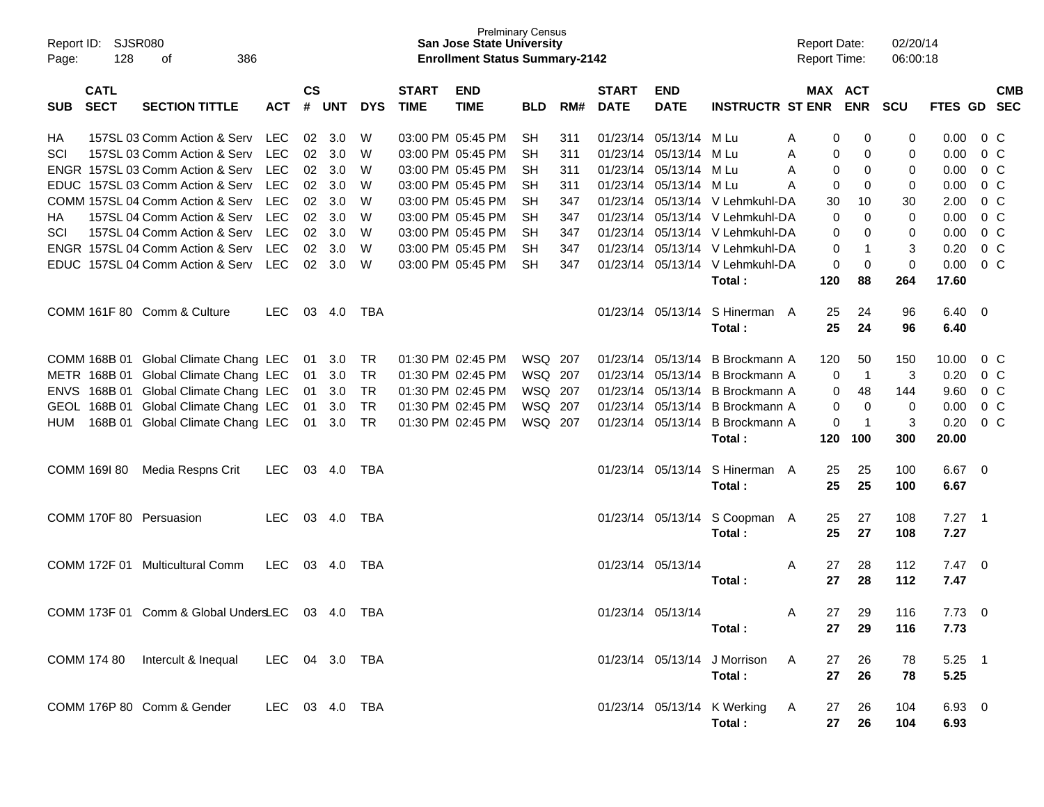| SUB | CATL SECT | SECTION TITTLE | ACT | CS # | UNT | DYS | START TIME | END TIME | BLD | RM# | START DATE | END DATE | INSTRUCTR | ST | MAX ENR | ACT ENR | SCU | FTES | GD | CMB SEC |
|---|---|---|---|---|---|---|---|---|---|---|---|---|---|---|---|---|---|---|---|---|
| HA | 157SL 03 | Comm Action & Serv | LEC | 02 | 3.0 | W | 03:00 PM | 05:45 PM | SH | 311 | 01/23/14 | 05/13/14 | M Lu | A | 0 | 0 | 0 | 0.00 | 0 | C |
| SCI | 157SL 03 | Comm Action & Serv | LEC | 02 | 3.0 | W | 03:00 PM | 05:45 PM | SH | 311 | 01/23/14 | 05/13/14 | M Lu | A | 0 | 0 | 0 | 0.00 | 0 | C |
| ENGR | 157SL 03 | Comm Action & Serv | LEC | 02 | 3.0 | W | 03:00 PM | 05:45 PM | SH | 311 | 01/23/14 | 05/13/14 | M Lu | A | 0 | 0 | 0 | 0.00 | 0 | C |
| EDUC | 157SL 03 | Comm Action & Serv | LEC | 02 | 3.0 | W | 03:00 PM | 05:45 PM | SH | 311 | 01/23/14 | 05/13/14 | M Lu | A | 0 | 0 | 0 | 0.00 | 0 | C |
| COMM | 157SL 04 | Comm Action & Serv | LEC | 02 | 3.0 | W | 03:00 PM | 05:45 PM | SH | 347 | 01/23/14 | 05/13/14 | V Lehmkuhl-D | A | 30 | 10 | 30 | 2.00 | 0 | C |
| HA | 157SL 04 | Comm Action & Serv | LEC | 02 | 3.0 | W | 03:00 PM | 05:45 PM | SH | 347 | 01/23/14 | 05/13/14 | V Lehmkuhl-D | A | 0 | 0 | 0 | 0.00 | 0 | C |
| SCI | 157SL 04 | Comm Action & Serv | LEC | 02 | 3.0 | W | 03:00 PM | 05:45 PM | SH | 347 | 01/23/14 | 05/13/14 | V Lehmkuhl-D | A | 0 | 0 | 0 | 0.00 | 0 | C |
| ENGR | 157SL 04 | Comm Action & Serv | LEC | 02 | 3.0 | W | 03:00 PM | 05:45 PM | SH | 347 | 01/23/14 | 05/13/14 | V Lehmkuhl-D | A | 0 | 1 | 3 | 0.20 | 0 | C |
| EDUC | 157SL 04 | Comm Action & Serv | LEC | 02 | 3.0 | W | 03:00 PM | 05:45 PM | SH | 347 | 01/23/14 | 05/13/14 | V Lehmkuhl-D | A | 0 | 0 | 0 | 0.00 | 0 | C |
| | | | | | | | | | | | | | **Total :** | | **120** | **88** | **264** | **17.60** | | |
| COMM | 161F 80 | Comm & Culture | LEC | 03 | 4.0 | TBA | | | | | 01/23/14 | 05/13/14 | S Hinerman | A | 25 | 24 | 96 | 6.40 | 0 | |
| | | | | | | | | | | | | | **Total :** | | **25** | **24** | **96** | **6.40** | | |
| COMM | 168B 01 | Global Climate Chang | LEC | 01 | 3.0 | TR | 01:30 PM | 02:45 PM | WSQ | 207 | 01/23/14 | 05/13/14 | B Brockmann | A | 120 | 50 | 150 | 10.00 | 0 | C |
| METR | 168B 01 | Global Climate Chang | LEC | 01 | 3.0 | TR | 01:30 PM | 02:45 PM | WSQ | 207 | 01/23/14 | 05/13/14 | B Brockmann | A | 0 | 1 | 3 | 0.20 | 0 | C |
| ENVS | 168B 01 | Global Climate Chang | LEC | 01 | 3.0 | TR | 01:30 PM | 02:45 PM | WSQ | 207 | 01/23/14 | 05/13/14 | B Brockmann | A | 0 | 48 | 144 | 9.60 | 0 | C |
| GEOL | 168B 01 | Global Climate Chang | LEC | 01 | 3.0 | TR | 01:30 PM | 02:45 PM | WSQ | 207 | 01/23/14 | 05/13/14 | B Brockmann | A | 0 | 0 | 0 | 0.00 | 0 | C |
| HUM | 168B 01 | Global Climate Chang | LEC | 01 | 3.0 | TR | 01:30 PM | 02:45 PM | WSQ | 207 | 01/23/14 | 05/13/14 | B Brockmann | A | 0 | 1 | 3 | 0.20 | 0 | C |
| | | | | | | | | | | | | | **Total :** | | **120** | **100** | **300** | **20.00** | | |
| COMM | 169I 80 | Media Respns Crit | LEC | 03 | 4.0 | TBA | | | | | 01/23/14 | 05/13/14 | S Hinerman | A | 25 | 25 | 100 | 6.67 | 0 | |
| | | | | | | | | | | | | | **Total :** | | **25** | **25** | **100** | **6.67** | | |
| COMM | 170F 80 | Persuasion | LEC | 03 | 4.0 | TBA | | | | | 01/23/14 | 05/13/14 | S Coopman | A | 25 | 27 | 108 | 7.27 | 1 | |
| | | | | | | | | | | | | | **Total :** | | **25** | **27** | **108** | **7.27** | | |
| COMM | 172F 01 | Multicultural Comm | LEC | 03 | 4.0 | TBA | | | | | 01/23/14 | 05/13/14 | | A | 27 | 28 | 112 | 7.47 | 0 | |
| | | | | | | | | | | | | | **Total :** | | **27** | **28** | **112** | **7.47** | | |
| COMM | 173F 01 | Comm & Global Unders | LEC | 03 | 4.0 | TBA | | | | | 01/23/14 | 05/13/14 | | A | 27 | 29 | 116 | 7.73 | 0 | |
| | | | | | | | | | | | | | **Total :** | | **27** | **29** | **116** | **7.73** | | |
| COMM | 174 80 | Intercult & Inequal | LEC | 04 | 3.0 | TBA | | | | | 01/23/14 | 05/13/14 | J Morrison | A | 27 | 26 | 78 | 5.25 | 1 | |
| | | | | | | | | | | | | | **Total :** | | **27** | **26** | **78** | **5.25** | | |
| COMM | 176P 80 | Comm & Gender | LEC | 03 | 4.0 | TBA | | | | | 01/23/14 | 05/13/14 | K Werking | A | 27 | 26 | 104 | 6.93 | 0 | |
| | | | | | | | | | | | | | **Total :** | | **27** | **26** | **104** | **6.93** | | |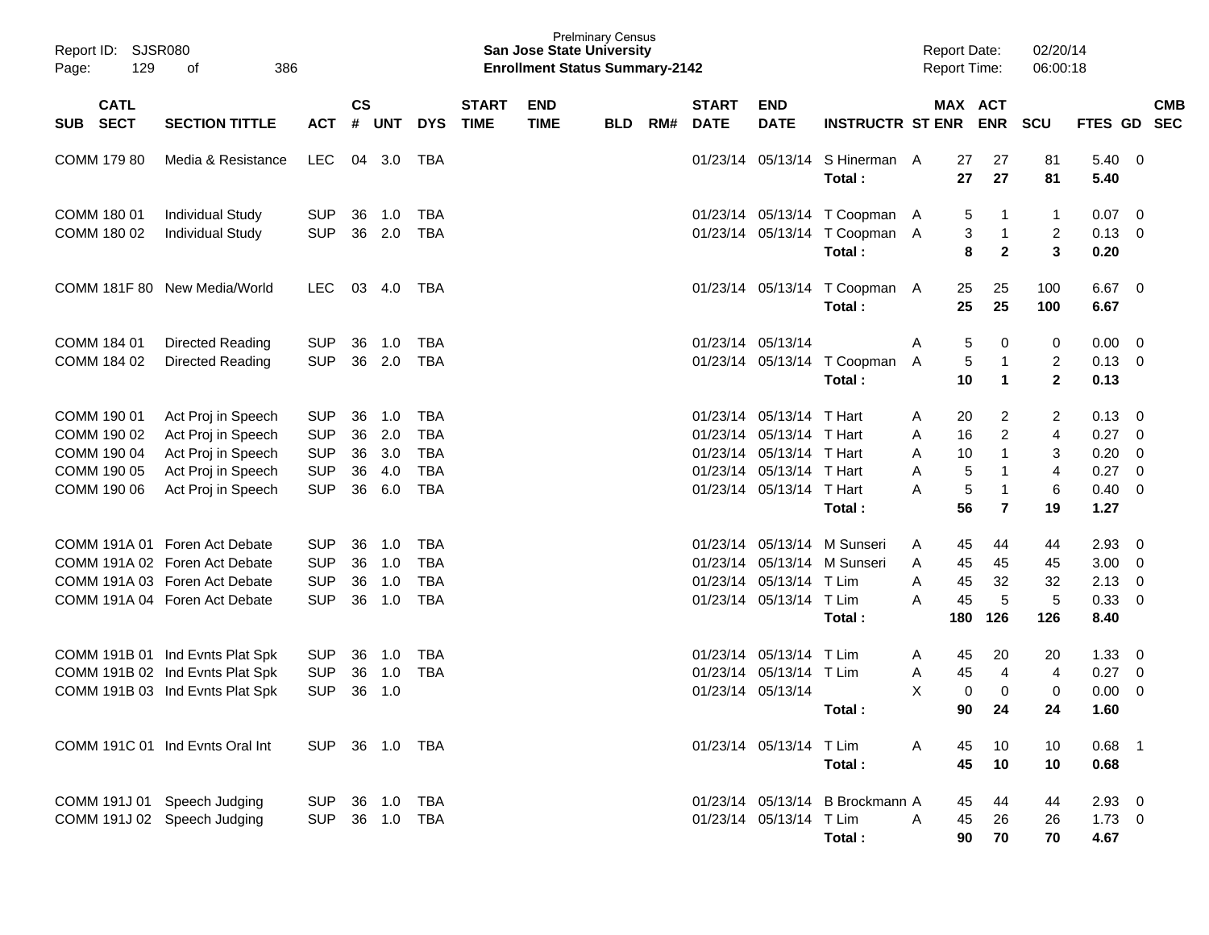Prelminary Census
**San Jose State University**
**Enrollment Status Summary-2142**

Report ID: SJSR080
Report Date: 02/20/14
Report Time: 06:00:18

| SUB | CATL SECT | SECTION TITTLE | ACT | CS # | UNT | DYS | START TIME | END TIME | BLD | RM# | START DATE | END DATE | INSTRUCTR | ST | MAX ENR | ACT ENR | SCU | FTES | GD | CMB SEC |
|---|---|---|---|---|---|---|---|---|---|---|---|---|---|---|---|---|---|---|---|---|
| COMM | 179 80 | Media & Resistance | LEC | 04 | 3.0 | TBA | | | | | 01/23/14 | 05/13/14 | S Hinerman | A | 27 | 27 | 81 | 5.40 | 0 | |
| | | | | | | | | | | | | | **Total :** | | **27** | **27** | **81** | **5.40** | | |
| COMM | 180 01 | Individual Study | SUP | 36 | 1.0 | TBA | | | | | 01/23/14 | 05/13/14 | T Coopman | A | 5 | 1 | 1 | 0.07 | 0 | |
| COMM | 180 02 | Individual Study | SUP | 36 | 2.0 | TBA | | | | | 01/23/14 | 05/13/14 | T Coopman | A | 3 | 1 | 2 | 0.13 | 0 | |
| | | | | | | | | | | | | | **Total :** | | **8** | **2** | **3** | **0.20** | | |
| COMM | 181F 80 | New Media/World | LEC | 03 | 4.0 | TBA | | | | | 01/23/14 | 05/13/14 | T Coopman | A | 25 | 25 | 100 | 6.67 | 0 | |
| | | | | | | | | | | | | | **Total :** | | **25** | **25** | **100** | **6.67** | | |
| COMM | 184 01 | Directed Reading | SUP | 36 | 1.0 | TBA | | | | | 01/23/14 | 05/13/14 | | A | 5 | 0 | 0 | 0.00 | 0 | |
| COMM | 184 02 | Directed Reading | SUP | 36 | 2.0 | TBA | | | | | 01/23/14 | 05/13/14 | T Coopman | A | 5 | 1 | 2 | 0.13 | 0 | |
| | | | | | | | | | | | | | **Total :** | | **10** | **1** | **2** | **0.13** | | |
| COMM | 190 01 | Act Proj in Speech | SUP | 36 | 1.0 | TBA | | | | | 01/23/14 | 05/13/14 | T Hart | A | 20 | 2 | 2 | 0.13 | 0 | |
| COMM | 190 02 | Act Proj in Speech | SUP | 36 | 2.0 | TBA | | | | | 01/23/14 | 05/13/14 | T Hart | A | 16 | 2 | 4 | 0.27 | 0 | |
| COMM | 190 04 | Act Proj in Speech | SUP | 36 | 3.0 | TBA | | | | | 01/23/14 | 05/13/14 | T Hart | A | 10 | 1 | 3 | 0.20 | 0 | |
| COMM | 190 05 | Act Proj in Speech | SUP | 36 | 4.0 | TBA | | | | | 01/23/14 | 05/13/14 | T Hart | A | 5 | 1 | 4 | 0.27 | 0 | |
| COMM | 190 06 | Act Proj in Speech | SUP | 36 | 6.0 | TBA | | | | | 01/23/14 | 05/13/14 | T Hart | A | 5 | 1 | 6 | 0.40 | 0 | |
| | | | | | | | | | | | | | **Total :** | | **56** | **7** | **19** | **1.27** | | |
| COMM | 191A 01 | Foren Act Debate | SUP | 36 | 1.0 | TBA | | | | | 01/23/14 | 05/13/14 | M Sunseri | A | 45 | 44 | 44 | 2.93 | 0 | |
| COMM | 191A 02 | Foren Act Debate | SUP | 36 | 1.0 | TBA | | | | | 01/23/14 | 05/13/14 | M Sunseri | A | 45 | 45 | 45 | 3.00 | 0 | |
| COMM | 191A 03 | Foren Act Debate | SUP | 36 | 1.0 | TBA | | | | | 01/23/14 | 05/13/14 | T Lim | A | 45 | 32 | 32 | 2.13 | 0 | |
| COMM | 191A 04 | Foren Act Debate | SUP | 36 | 1.0 | TBA | | | | | 01/23/14 | 05/13/14 | T Lim | A | 45 | 5 | 5 | 0.33 | 0 | |
| | | | | | | | | | | | | | **Total :** | | **180** | **126** | **126** | **8.40** | | |
| COMM | 191B 01 | Ind Evnts Plat Spk | SUP | 36 | 1.0 | TBA | | | | | 01/23/14 | 05/13/14 | T Lim | A | 45 | 20 | 20 | 1.33 | 0 | |
| COMM | 191B 02 | Ind Evnts Plat Spk | SUP | 36 | 1.0 | TBA | | | | | 01/23/14 | 05/13/14 | T Lim | A | 45 | 4 | 4 | 0.27 | 0 | |
| COMM | 191B 03 | Ind Evnts Plat Spk | SUP | 36 | 1.0 | | | | | | 01/23/14 | 05/13/14 | | X | 0 | 0 | 0 | 0.00 | 0 | |
| | | | | | | | | | | | | | **Total :** | | **90** | **24** | **24** | **1.60** | | |
| COMM | 191C 01 | Ind Evnts Oral Int | SUP | 36 | 1.0 | TBA | | | | | 01/23/14 | 05/13/14 | T Lim | A | 45 | 10 | 10 | 0.68 | 1 | |
| | | | | | | | | | | | | | **Total :** | | **45** | **10** | **10** | **0.68** | | |
| COMM | 191J 01 | Speech Judging | SUP | 36 | 1.0 | TBA | | | | | 01/23/14 | 05/13/14 | B Brockmann | A | 45 | 44 | 44 | 2.93 | 0 | |
| COMM | 191J 02 | Speech Judging | SUP | 36 | 1.0 | TBA | | | | | 01/23/14 | 05/13/14 | T Lim | A | 45 | 26 | 26 | 1.73 | 0 | |
| | | | | | | | | | | | | | **Total :** | | **90** | **70** | **70** | **4.67** | | |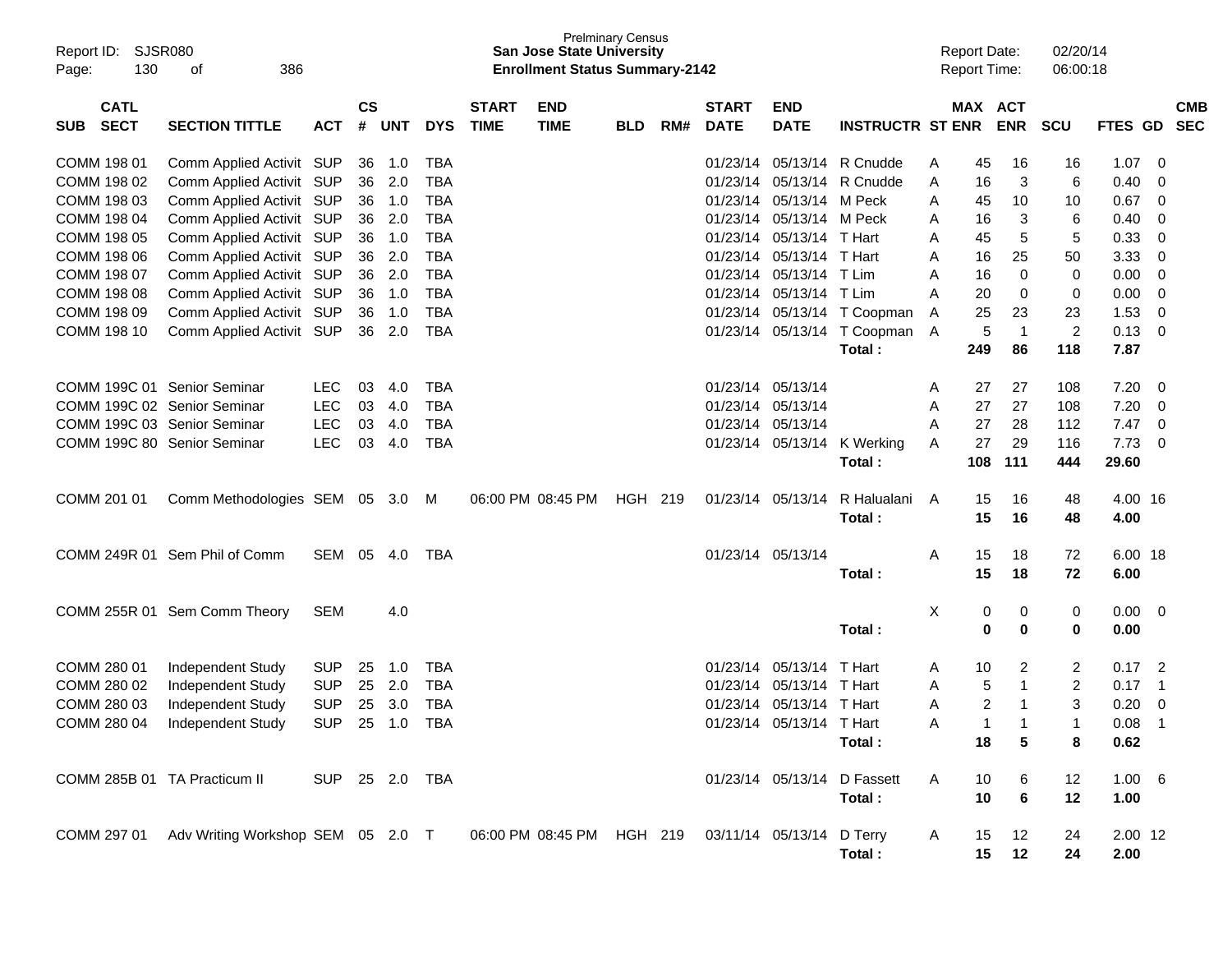Report ID: SJSR080
Page: 130 of 386

Prelminary Census
**San Jose State University**
**Enrollment Status Summary-2142**

Report Date: 02/20/14
Report Time: 06:00:18

| SUB CATL SECT | SECTION TITTLE | ACT | CS # | UNT | DYS | START TIME | END TIME | BLD | RM# | START DATE | END DATE | INSTRUCTR | ST | MAX ENR | ACT ENR | SCU | FTES | GD | CMB SEC |
|---|---|---|---|---|---|---|---|---|---|---|---|---|---|---|---|---|---|---|---|
| COMM 198 01 | Comm Applied Activit | SUP | 36 | 1.0 | TBA | | | | | 01/23/14 | 05/13/14 | R Cnudde | A | 45 | 16 | 16 | 1.07 | 0 | |
| COMM 198 02 | Comm Applied Activit | SUP | 36 | 2.0 | TBA | | | | | 01/23/14 | 05/13/14 | R Cnudde | A | 16 | 3 | 6 | 0.40 | 0 | |
| COMM 198 03 | Comm Applied Activit | SUP | 36 | 1.0 | TBA | | | | | 01/23/14 | 05/13/14 | M Peck | A | 45 | 10 | 10 | 0.67 | 0 | |
| COMM 198 04 | Comm Applied Activit | SUP | 36 | 2.0 | TBA | | | | | 01/23/14 | 05/13/14 | M Peck | A | 16 | 3 | 6 | 0.40 | 0 | |
| COMM 198 05 | Comm Applied Activit | SUP | 36 | 1.0 | TBA | | | | | 01/23/14 | 05/13/14 | T Hart | A | 45 | 5 | 5 | 0.33 | 0 | |
| COMM 198 06 | Comm Applied Activit | SUP | 36 | 2.0 | TBA | | | | | 01/23/14 | 05/13/14 | T Hart | A | 16 | 25 | 50 | 3.33 | 0 | |
| COMM 198 07 | Comm Applied Activit | SUP | 36 | 2.0 | TBA | | | | | 01/23/14 | 05/13/14 | T Lim | A | 16 | 0 | 0 | 0.00 | 0 | |
| COMM 198 08 | Comm Applied Activit | SUP | 36 | 1.0 | TBA | | | | | 01/23/14 | 05/13/14 | T Lim | A | 20 | 0 | 0 | 0.00 | 0 | |
| COMM 198 09 | Comm Applied Activit | SUP | 36 | 1.0 | TBA | | | | | 01/23/14 | 05/13/14 | T Coopman | A | 25 | 23 | 23 | 1.53 | 0 | |
| COMM 198 10 | Comm Applied Activit | SUP | 36 | 2.0 | TBA | | | | | 01/23/14 | 05/13/14 | T Coopman | A | 5 | 1 | 2 | 0.13 | 0 | |
| | | | | | | | | | | | | **Total :** | | **249** | **86** | **118** | **7.87** | | |
| COMM 199C 01 | Senior Seminar | LEC | 03 | 4.0 | TBA | | | | | 01/23/14 | 05/13/14 | | A | 27 | 27 | 108 | 7.20 | 0 | |
| COMM 199C 02 | Senior Seminar | LEC | 03 | 4.0 | TBA | | | | | 01/23/14 | 05/13/14 | | A | 27 | 27 | 108 | 7.20 | 0 | |
| COMM 199C 03 | Senior Seminar | LEC | 03 | 4.0 | TBA | | | | | 01/23/14 | 05/13/14 | | A | 27 | 28 | 112 | 7.47 | 0 | |
| COMM 199C 80 | Senior Seminar | LEC | 03 | 4.0 | TBA | | | | | 01/23/14 | 05/13/14 | K Werking | A | 27 | 29 | 116 | 7.73 | 0 | |
| | | | | | | | | | | | | **Total :** | | **108** | **111** | **444** | **29.60** | | |
| COMM 201 01 | Comm Methodologies | SEM | 05 | 3.0 | M | 06:00 PM | 08:45 PM | HGH | 219 | 01/23/14 | 05/13/14 | R Halualani | A | 15 | 16 | 48 | 4.00 | 16 | |
| | | | | | | | | | | | | **Total :** | | **15** | **16** | **48** | **4.00** | | |
| COMM 249R 01 | Sem Phil of Comm | SEM | 05 | 4.0 | TBA | | | | | 01/23/14 | 05/13/14 | | A | 15 | 18 | 72 | 6.00 | 18 | |
| | | | | | | | | | | | | **Total :** | | **15** | **18** | **72** | **6.00** | | |
| COMM 255R 01 | Sem Comm Theory | SEM | | 4.0 | | | | | | | | | X | 0 | 0 | 0 | 0.00 | 0 | |
| | | | | | | | | | | | | **Total :** | | **0** | **0** | **0** | **0.00** | | |
| COMM 280 01 | Independent Study | SUP | 25 | 1.0 | TBA | | | | | 01/23/14 | 05/13/14 | T Hart | A | 10 | 2 | 2 | 0.17 | 2 | |
| COMM 280 02 | Independent Study | SUP | 25 | 2.0 | TBA | | | | | 01/23/14 | 05/13/14 | T Hart | A | 5 | 1 | 2 | 0.17 | 1 | |
| COMM 280 03 | Independent Study | SUP | 25 | 3.0 | TBA | | | | | 01/23/14 | 05/13/14 | T Hart | A | 2 | 1 | 3 | 0.20 | 0 | |
| COMM 280 04 | Independent Study | SUP | 25 | 1.0 | TBA | | | | | 01/23/14 | 05/13/14 | T Hart | A | 1 | 1 | 1 | 0.08 | 1 | |
| | | | | | | | | | | | | **Total :** | | **18** | **5** | **8** | **0.62** | | |
| COMM 285B 01 | TA Practicum II | SUP | 25 | 2.0 | TBA | | | | | 01/23/14 | 05/13/14 | D Fassett | A | 10 | 6 | 12 | 1.00 | 6 | |
| | | | | | | | | | | | | **Total :** | | **10** | **6** | **12** | **1.00** | | |
| COMM 297 01 | Adv Writing Workshop | SEM | 05 | 2.0 | T | 06:00 PM | 08:45 PM | HGH | 219 | 03/11/14 | 05/13/14 | D Terry | A | 15 | 12 | 24 | 2.00 | 12 | |
| | | | | | | | | | | | | **Total :** | | **15** | **12** | **24** | **2.00** | | |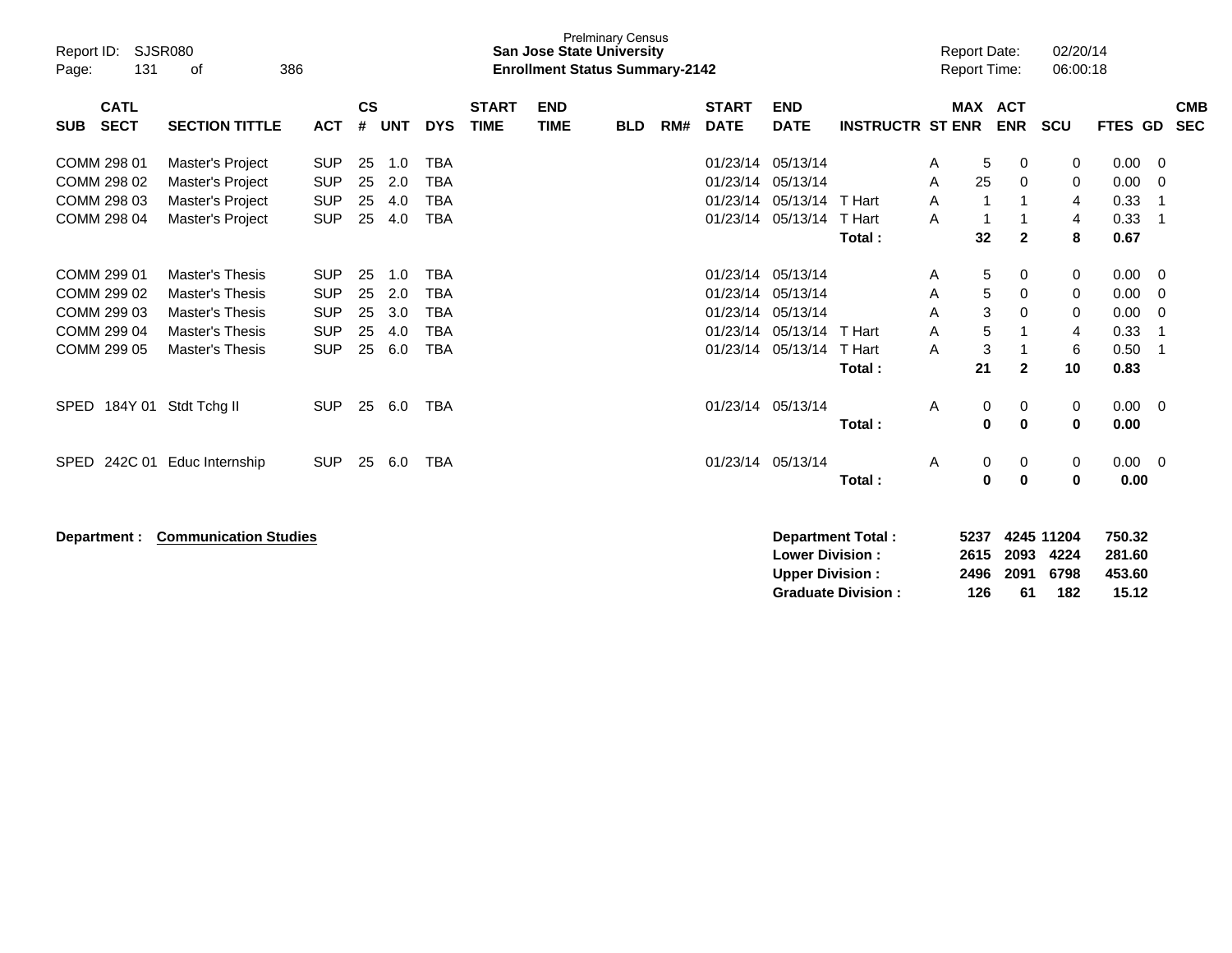| SUB | CATL SECT | SECTION TITTLE | ACT | CS # | UNT | DYS | START TIME | END TIME | BLD | RM# | START DATE | END DATE | INSTRUCTR | ST | MAX ENR | ACT ENR | SCU | FTES | GD | CMB SEC |
|---|---|---|---|---|---|---|---|---|---|---|---|---|---|---|---|---|---|---|---|---|
| COMM | 298 01 | Master's Project | SUP | 25 | 1.0 | TBA | | | | | 01/23/14 | 05/13/14 | | A | 5 | 0 | 0 | 0.00 | 0 | |
| COMM | 298 02 | Master's Project | SUP | 25 | 2.0 | TBA | | | | | 01/23/14 | 05/13/14 | | A | 25 | 0 | 0 | 0.00 | 0 | |
| COMM | 298 03 | Master's Project | SUP | 25 | 4.0 | TBA | | | | | 01/23/14 | 05/13/14 | T Hart | A | 1 | 1 | 4 | 0.33 | 1 | |
| COMM | 298 04 | Master's Project | SUP | 25 | 4.0 | TBA | | | | | 01/23/14 | 05/13/14 | T Hart | A | 1 | 1 | 4 | 0.33 | 1 | |
| | | | | | | | | | | | | | **Total :** | | **32** | **2** | **8** | **0.67** | | |
| COMM | 299 01 | Master's Thesis | SUP | 25 | 1.0 | TBA | | | | | 01/23/14 | 05/13/14 | | A | 5 | 0 | 0 | 0.00 | 0 | |
| COMM | 299 02 | Master's Thesis | SUP | 25 | 2.0 | TBA | | | | | 01/23/14 | 05/13/14 | | A | 5 | 0 | 0 | 0.00 | 0 | |
| COMM | 299 03 | Master's Thesis | SUP | 25 | 3.0 | TBA | | | | | 01/23/14 | 05/13/14 | | A | 3 | 0 | 0 | 0.00 | 0 | |
| COMM | 299 04 | Master's Thesis | SUP | 25 | 4.0 | TBA | | | | | 01/23/14 | 05/13/14 | T Hart | A | 5 | 1 | 4 | 0.33 | 1 | |
| COMM | 299 05 | Master's Thesis | SUP | 25 | 6.0 | TBA | | | | | 01/23/14 | 05/13/14 | T Hart | A | 3 | 1 | 6 | 0.50 | 1 | |
| | | | | | | | | | | | | | **Total :** | | **21** | **2** | **10** | **0.83** | | |
| SPED | 184Y 01 | Stdt Tchg II | SUP | 25 | 6.0 | TBA | | | | | 01/23/14 | 05/13/14 | | A | 0 | 0 | 0 | 0.00 | 0 | |
| | | | | | | | | | | | | | **Total :** | | **0** | **0** | **0** | **0.00** | | |
| SPED | 242C 01 | Educ Internship | SUP | 25 | 6.0 | TBA | | | | | 01/23/14 | 05/13/14 | | A | 0 | 0 | 0 | 0.00 | 0 | |
| | | | | | | | | | | | | | **Total :** | | **0** | **0** | **0** | **0.00** | | |

**Department : Communication Studies**

| | MAX ENR | ACT ENR | SCU | FTES |
|---|---|---|---|---|
| **Department Total :** | **5237** | **4245** | **11204** | **750.32** |
| **Lower Division :** | **2615** | **2093** | **4224** | **281.60** |
| **Upper Division :** | **2496** | **2091** | **6798** | **453.60** |
| **Graduate Division :** | **126** | **61** | **182** | **15.12** |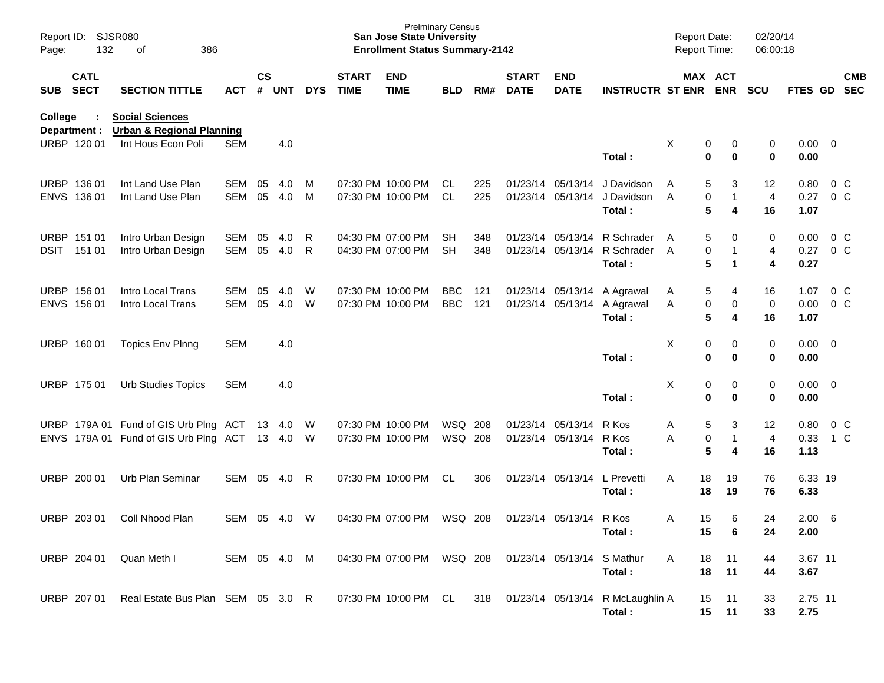Prelminary Census
**San Jose State University**
**Enrollment Status Summary-2142**

Report ID: SJSR080
Report Date: 02/20/14
Report Time: 06:00:18

**College : Social Sciences**
**Department : Urban & Regional Planning**

| SUB | CATL SECT | SECTION TITTLE | ACT | CS # | UNT | DYS | START TIME | END TIME | BLD | RM# | START DATE | END DATE | INSTRUCTR | ST | MAX ENR | ACT ENR | SCU | FTES | GD | CMB SEC |
|---|---|---|---|---|---|---|---|---|---|---|---|---|---|---|---|---|---|---|---|---|
| URBP | 120 01 | Int Hous Econ Poli | SEM | | 4.0 | | | | | | | | | X | 0 | 0 | 0 | 0.00 | 0 | |
| | | | | | | | | | | | | | **Total :** | | **0** | **0** | **0** | **0.00** | | |
| URBP | 136 01 | Int Land Use Plan | SEM | 05 | 4.0 | M | 07:30 PM | 10:00 PM | CL | 225 | 01/23/14 | 05/13/14 | J Davidson | A | 5 | 3 | 12 | 0.80 | 0 | C |
| ENVS | 136 01 | Int Land Use Plan | SEM | 05 | 4.0 | M | 07:30 PM | 10:00 PM | CL | 225 | 01/23/14 | 05/13/14 | J Davidson | A | 0 | 1 | 4 | 0.27 | 0 | C |
| | | | | | | | | | | | | | **Total :** | | **5** | **4** | **16** | **1.07** | | |
| URBP | 151 01 | Intro Urban Design | SEM | 05 | 4.0 | R | 04:30 PM | 07:00 PM | SH | 348 | 01/23/14 | 05/13/14 | R Schrader | A | 5 | 0 | 0 | 0.00 | 0 | C |
| DSIT | 151 01 | Intro Urban Design | SEM | 05 | 4.0 | R | 04:30 PM | 07:00 PM | SH | 348 | 01/23/14 | 05/13/14 | R Schrader | A | 0 | 1 | 4 | 0.27 | 0 | C |
| | | | | | | | | | | | | | **Total :** | | **5** | **1** | **4** | **0.27** | | |
| URBP | 156 01 | Intro Local Trans | SEM | 05 | 4.0 | W | 07:30 PM | 10:00 PM | BBC | 121 | 01/23/14 | 05/13/14 | A Agrawal | A | 5 | 4 | 16 | 1.07 | 0 | C |
| ENVS | 156 01 | Intro Local Trans | SEM | 05 | 4.0 | W | 07:30 PM | 10:00 PM | BBC | 121 | 01/23/14 | 05/13/14 | A Agrawal | A | 0 | 0 | 0 | 0.00 | 0 | C |
| | | | | | | | | | | | | | **Total :** | | **5** | **4** | **16** | **1.07** | | |
| URBP | 160 01 | Topics Env Plnng | SEM | | 4.0 | | | | | | | | | X | 0 | 0 | 0 | 0.00 | 0 | |
| | | | | | | | | | | | | | **Total :** | | **0** | **0** | **0** | **0.00** | | |
| URBP | 175 01 | Urb Studies Topics | SEM | | 4.0 | | | | | | | | | X | 0 | 0 | 0 | 0.00 | 0 | |
| | | | | | | | | | | | | | **Total :** | | **0** | **0** | **0** | **0.00** | | |
| URBP | 179A 01 | Fund of GIS Urb Plng | ACT | 13 | 4.0 | W | 07:30 PM | 10:00 PM | WSQ | 208 | 01/23/14 | 05/13/14 | R Kos | A | 5 | 3 | 12 | 0.80 | 0 | C |
| ENVS | 179A 01 | Fund of GIS Urb Plng | ACT | 13 | 4.0 | W | 07:30 PM | 10:00 PM | WSQ | 208 | 01/23/14 | 05/13/14 | R Kos | A | 0 | 1 | 4 | 0.33 | 1 | C |
| | | | | | | | | | | | | | **Total :** | | **5** | **4** | **16** | **1.13** | | |
| URBP | 200 01 | Urb Plan Seminar | SEM | 05 | 4.0 | R | 07:30 PM | 10:00 PM | CL | 306 | 01/23/14 | 05/13/14 | L Prevetti | A | 18 | 19 | 76 | 6.33 | 19 | |
| | | | | | | | | | | | | | **Total :** | | **18** | **19** | **76** | **6.33** | | |
| URBP | 203 01 | Coll Nhood Plan | SEM | 05 | 4.0 | W | 04:30 PM | 07:00 PM | WSQ | 208 | 01/23/14 | 05/13/14 | R Kos | A | 15 | 6 | 24 | 2.00 | 6 | |
| | | | | | | | | | | | | | **Total :** | | **15** | **6** | **24** | **2.00** | | |
| URBP | 204 01 | Quan Meth I | SEM | 05 | 4.0 | M | 04:30 PM | 07:00 PM | WSQ | 208 | 01/23/14 | 05/13/14 | S Mathur | A | 18 | 11 | 44 | 3.67 | 11 | |
| | | | | | | | | | | | | | **Total :** | | **18** | **11** | **44** | **3.67** | | |
| URBP | 207 01 | Real Estate Bus Plan | SEM | 05 | 3.0 | R | 07:30 PM | 10:00 PM | CL | 318 | 01/23/14 | 05/13/14 | R McLaughlin | A | 15 | 11 | 33 | 2.75 | 11 | |
| | | | | | | | | | | | | | **Total :** | | **15** | **11** | **33** | **2.75** | | |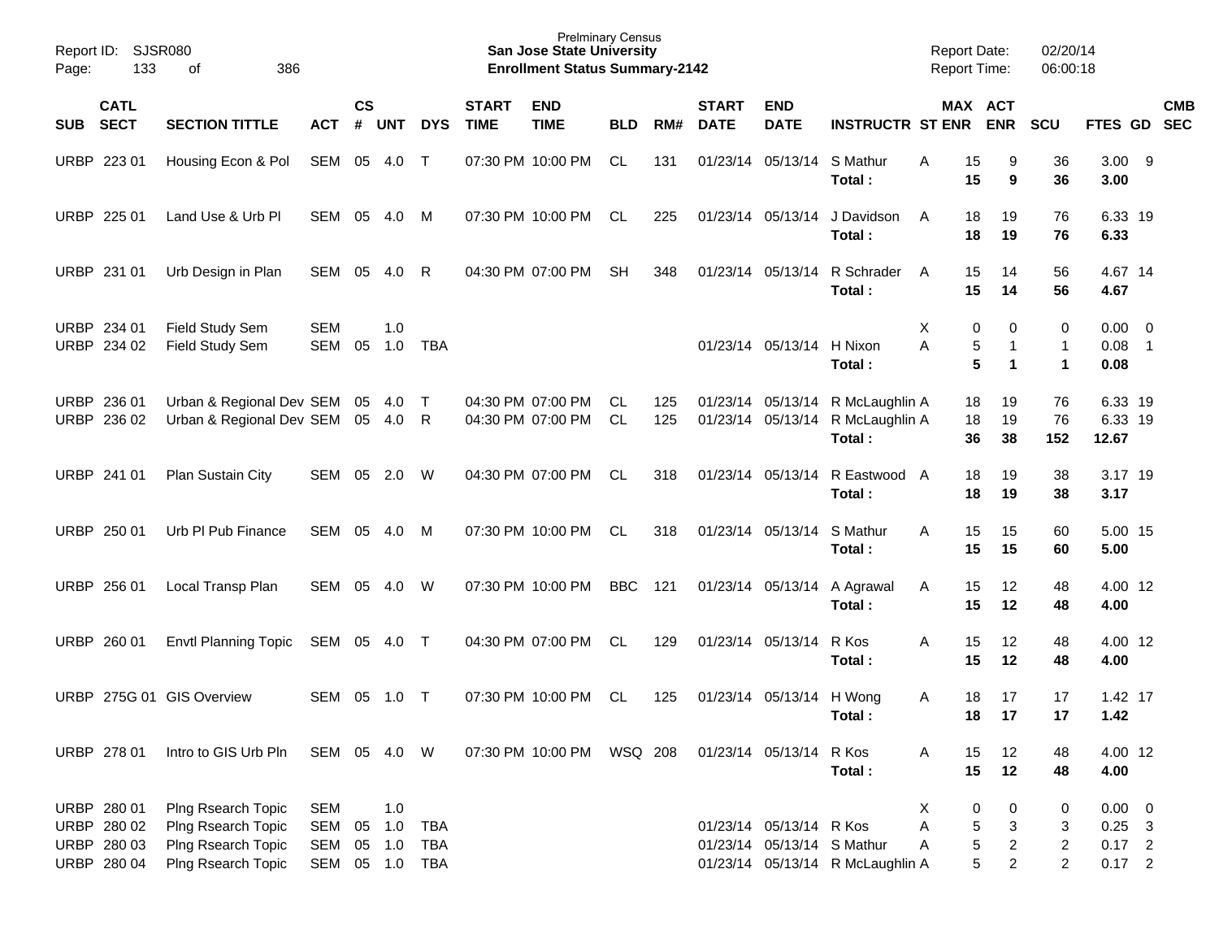Prelminary Census
**San Jose State University**
**Enrollment Status Summary-2142**

Report ID: SJSR080
Report Date: 02/20/14
Report Time: 06:00:18

| SUB | CATL SECT | SECTION TITTLE | ACT | CS # | UNT | DYS | START TIME | END TIME | BLD | RM# | START DATE | END DATE | INSTRUCTR | ST | MAX ENR | ACT ENR | SCU | FTES | GD | CMB SEC |
|---|---|---|---|---|---|---|---|---|---|---|---|---|---|---|---|---|---|---|---|---|
| URBP | 223 01 | Housing Econ & Pol | SEM | 05 | 4.0 | T | 07:30 PM | 10:00 PM | CL | 131 | 01/23/14 | 05/13/14 | S Mathur | A | 15 | 9 | 36 | 3.00 | 9 | |
| | | | | | | | | | | | | | **Total :** | | **15** | **9** | **36** | **3.00** | | |
| URBP | 225 01 | Land Use & Urb Pl | SEM | 05 | 4.0 | M | 07:30 PM | 10:00 PM | CL | 225 | 01/23/14 | 05/13/14 | J Davidson | A | 18 | 19 | 76 | 6.33 | 19 | |
| | | | | | | | | | | | | | **Total :** | | **18** | **19** | **76** | **6.33** | | |
| URBP | 231 01 | Urb Design in Plan | SEM | 05 | 4.0 | R | 04:30 PM | 07:00 PM | SH | 348 | 01/23/14 | 05/13/14 | R Schrader | A | 15 | 14 | 56 | 4.67 | 14 | |
| | | | | | | | | | | | | | **Total :** | | **15** | **14** | **56** | **4.67** | | |
| URBP | 234 01 | Field Study Sem | SEM | | 1.0 | | | | | | | | | X | 0 | 0 | 0 | 0.00 | 0 | |
| URBP | 234 02 | Field Study Sem | SEM | 05 | 1.0 | TBA | | | | | 01/23/14 | 05/13/14 | H Nixon | A | 5 | 1 | 1 | 0.08 | 1 | |
| | | | | | | | | | | | | | **Total :** | | **5** | **1** | **1** | **0.08** | | |
| URBP | 236 01 | Urban & Regional Dev | SEM | 05 | 4.0 | T | 04:30 PM | 07:00 PM | CL | 125 | 01/23/14 | 05/13/14 | R McLaughlin | A | 18 | 19 | 76 | 6.33 | 19 | |
| URBP | 236 02 | Urban & Regional Dev | SEM | 05 | 4.0 | R | 04:30 PM | 07:00 PM | CL | 125 | 01/23/14 | 05/13/14 | R McLaughlin | A | 18 | 19 | 76 | 6.33 | 19 | |
| | | | | | | | | | | | | | **Total :** | | **36** | **38** | **152** | **12.67** | | |
| URBP | 241 01 | Plan Sustain City | SEM | 05 | 2.0 | W | 04:30 PM | 07:00 PM | CL | 318 | 01/23/14 | 05/13/14 | R Eastwood | A | 18 | 19 | 38 | 3.17 | 19 | |
| | | | | | | | | | | | | | **Total :** | | **18** | **19** | **38** | **3.17** | | |
| URBP | 250 01 | Urb Pl Pub Finance | SEM | 05 | 4.0 | M | 07:30 PM | 10:00 PM | CL | 318 | 01/23/14 | 05/13/14 | S Mathur | A | 15 | 15 | 60 | 5.00 | 15 | |
| | | | | | | | | | | | | | **Total :** | | **15** | **15** | **60** | **5.00** | | |
| URBP | 256 01 | Local Transp Plan | SEM | 05 | 4.0 | W | 07:30 PM | 10:00 PM | BBC | 121 | 01/23/14 | 05/13/14 | A Agrawal | A | 15 | 12 | 48 | 4.00 | 12 | |
| | | | | | | | | | | | | | **Total :** | | **15** | **12** | **48** | **4.00** | | |
| URBP | 260 01 | Envtl Planning Topic | SEM | 05 | 4.0 | T | 04:30 PM | 07:00 PM | CL | 129 | 01/23/14 | 05/13/14 | R Kos | A | 15 | 12 | 48 | 4.00 | 12 | |
| | | | | | | | | | | | | | **Total :** | | **15** | **12** | **48** | **4.00** | | |
| URBP | 275G 01 | GIS Overview | SEM | 05 | 1.0 | T | 07:30 PM | 10:00 PM | CL | 125 | 01/23/14 | 05/13/14 | H Wong | A | 18 | 17 | 17 | 1.42 | 17 | |
| | | | | | | | | | | | | | **Total :** | | **18** | **17** | **17** | **1.42** | | |
| URBP | 278 01 | Intro to GIS Urb Pln | SEM | 05 | 4.0 | W | 07:30 PM | 10:00 PM | WSQ | 208 | 01/23/14 | 05/13/14 | R Kos | A | 15 | 12 | 48 | 4.00 | 12 | |
| | | | | | | | | | | | | | **Total :** | | **15** | **12** | **48** | **4.00** | | |
| URBP | 280 01 | Plng Rsearch Topic | SEM | | 1.0 | | | | | | | | | X | 0 | 0 | 0 | 0.00 | 0 | |
| URBP | 280 02 | Plng Rsearch Topic | SEM | 05 | 1.0 | TBA | | | | | 01/23/14 | 05/13/14 | R Kos | A | 5 | 3 | 3 | 0.25 | 3 | |
| URBP | 280 03 | Plng Rsearch Topic | SEM | 05 | 1.0 | TBA | | | | | 01/23/14 | 05/13/14 | S Mathur | A | 5 | 2 | 2 | 0.17 | 2 | |
| URBP | 280 04 | Plng Rsearch Topic | SEM | 05 | 1.0 | TBA | | | | | 01/23/14 | 05/13/14 | R McLaughlin | A | 5 | 2 | 2 | 0.17 | 2 | |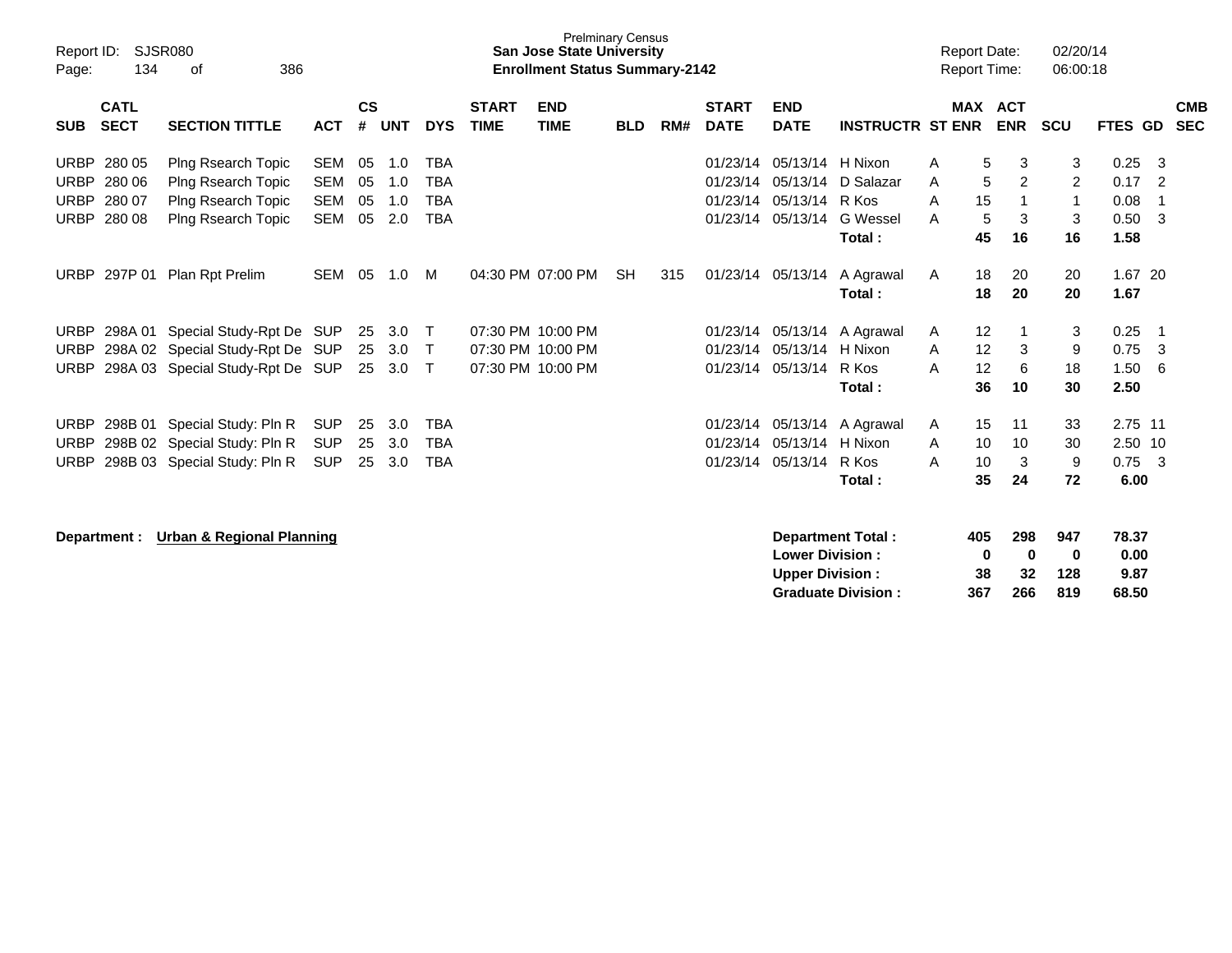Prelminary Census
**San Jose State University**
**Enrollment Status Summary-2142**

Report ID: SJSR080 | Report Date: 02/20/14 | Report Time: 06:00:18

| SUB | CATL SECT | SECTION TITTLE | ACT | CS # | UNT | DYS | START TIME | END TIME | BLD | RM# | START DATE | END DATE | INSTRUCTR | ST | MAX ENR | ACT ENR | SCU | FTES | GD | CMB SEC |
|---|---|---|---|---|---|---|---|---|---|---|---|---|---|---|---|---|---|---|---|---|
| URBP | 280 05 | Plng Rsearch Topic | SEM | 05 | 1.0 | TBA | | | | | 01/23/14 | 05/13/14 | H Nixon | A | 5 | 3 | 3 | 0.25 | 3 | |
| URBP | 280 06 | Plng Rsearch Topic | SEM | 05 | 1.0 | TBA | | | | | 01/23/14 | 05/13/14 | D Salazar | A | 5 | 2 | 2 | 0.17 | 2 | |
| URBP | 280 07 | Plng Rsearch Topic | SEM | 05 | 1.0 | TBA | | | | | 01/23/14 | 05/13/14 | R Kos | A | 15 | 1 | 1 | 0.08 | 1 | |
| URBP | 280 08 | Plng Rsearch Topic | SEM | 05 | 2.0 | TBA | | | | | 01/23/14 | 05/13/14 | G Wessel | A | 5 | 3 | 3 | 0.50 | 3 | |
| | | | | | | | | | | | | | **Total :** | | **45** | **16** | **16** | **1.58** | | |
| URBP | 297P 01 | Plan Rpt Prelim | SEM | 05 | 1.0 | M | 04:30 PM | 07:00 PM | SH | 315 | 01/23/14 | 05/13/14 | A Agrawal | A | 18 | 20 | 20 | 1.67 | 20 | |
| | | | | | | | | | | | | | **Total :** | | **18** | **20** | **20** | **1.67** | | |
| URBP | 298A 01 | Special Study-Rpt De | SUP | 25 | 3.0 | T | 07:30 PM | 10:00 PM | | | 01/23/14 | 05/13/14 | A Agrawal | A | 12 | 1 | 3 | 0.25 | 1 | |
| URBP | 298A 02 | Special Study-Rpt De | SUP | 25 | 3.0 | T | 07:30 PM | 10:00 PM | | | 01/23/14 | 05/13/14 | H Nixon | A | 12 | 3 | 9 | 0.75 | 3 | |
| URBP | 298A 03 | Special Study-Rpt De | SUP | 25 | 3.0 | T | 07:30 PM | 10:00 PM | | | 01/23/14 | 05/13/14 | R Kos | A | 12 | 6 | 18 | 1.50 | 6 | |
| | | | | | | | | | | | | | **Total :** | | **36** | **10** | **30** | **2.50** | | |
| URBP | 298B 01 | Special Study: Pln R | SUP | 25 | 3.0 | TBA | | | | | 01/23/14 | 05/13/14 | A Agrawal | A | 15 | 11 | 33 | 2.75 | 11 | |
| URBP | 298B 02 | Special Study: Pln R | SUP | 25 | 3.0 | TBA | | | | | 01/23/14 | 05/13/14 | H Nixon | A | 10 | 10 | 30 | 2.50 | 10 | |
| URBP | 298B 03 | Special Study: Pln R | SUP | 25 | 3.0 | TBA | | | | | 01/23/14 | 05/13/14 | R Kos | A | 10 | 3 | 9 | 0.75 | 3 | |
| | | | | | | | | | | | | | **Total :** | | **35** | **24** | **72** | **6.00** | | |

**Department : Urban & Regional Planning**

| | MAX ENR | ACT ENR | SCU | FTES |
|---|---|---|---|---|
| **Department Total :** | **405** | **298** | **947** | **78.37** |
| **Lower Division :** | **0** | **0** | **0** | **0.00** |
| **Upper Division :** | **38** | **32** | **128** | **9.87** |
| **Graduate Division :** | **367** | **266** | **819** | **68.50** |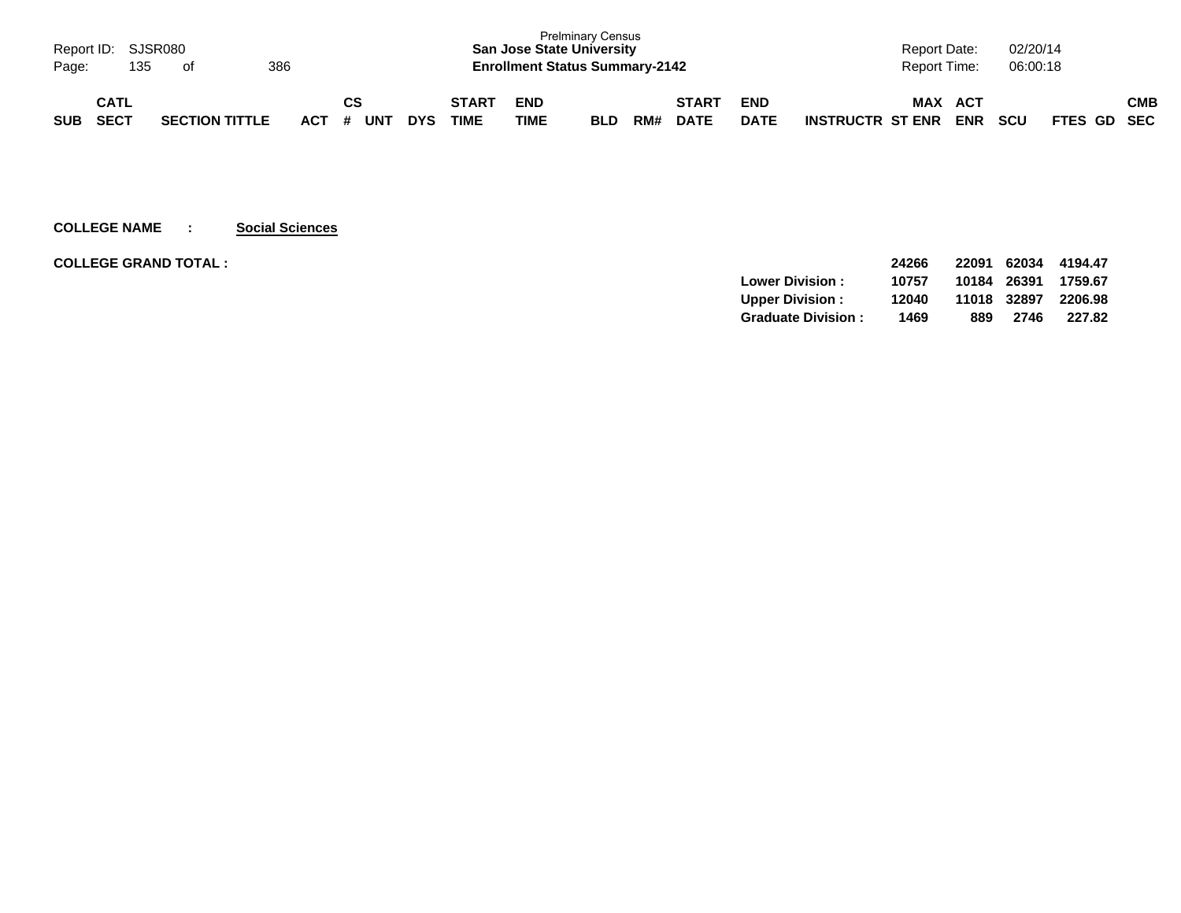| SUB | CATL SECT | SECTION TITTLE | ACT | CS # | UNT | DYS | START TIME | END TIME | BLD | RM# | START DATE | END DATE | INSTRUCTR | MAX ST ENR | ACT ENR | SCU | FTES | GD | CMB SEC |
|---|---|---|---|---|---|---|---|---|---|---|---|---|---|---|---|---|---|---|---|

**COLLEGE NAME : Social Sciences**

**COLLEGE GRAND TOTAL :**

| | MAX ST ENR | ACT ENR | SCU | FTES |
|---|---|---|---|---|
| | 24266 | 22091 | 62034 | 4194.47 |
| Lower Division : | 10757 | 10184 | 26391 | 1759.67 |
| Upper Division : | 12040 | 11018 | 32897 | 2206.98 |
| Graduate Division : | 1469 | 889 | 2746 | 227.82 |